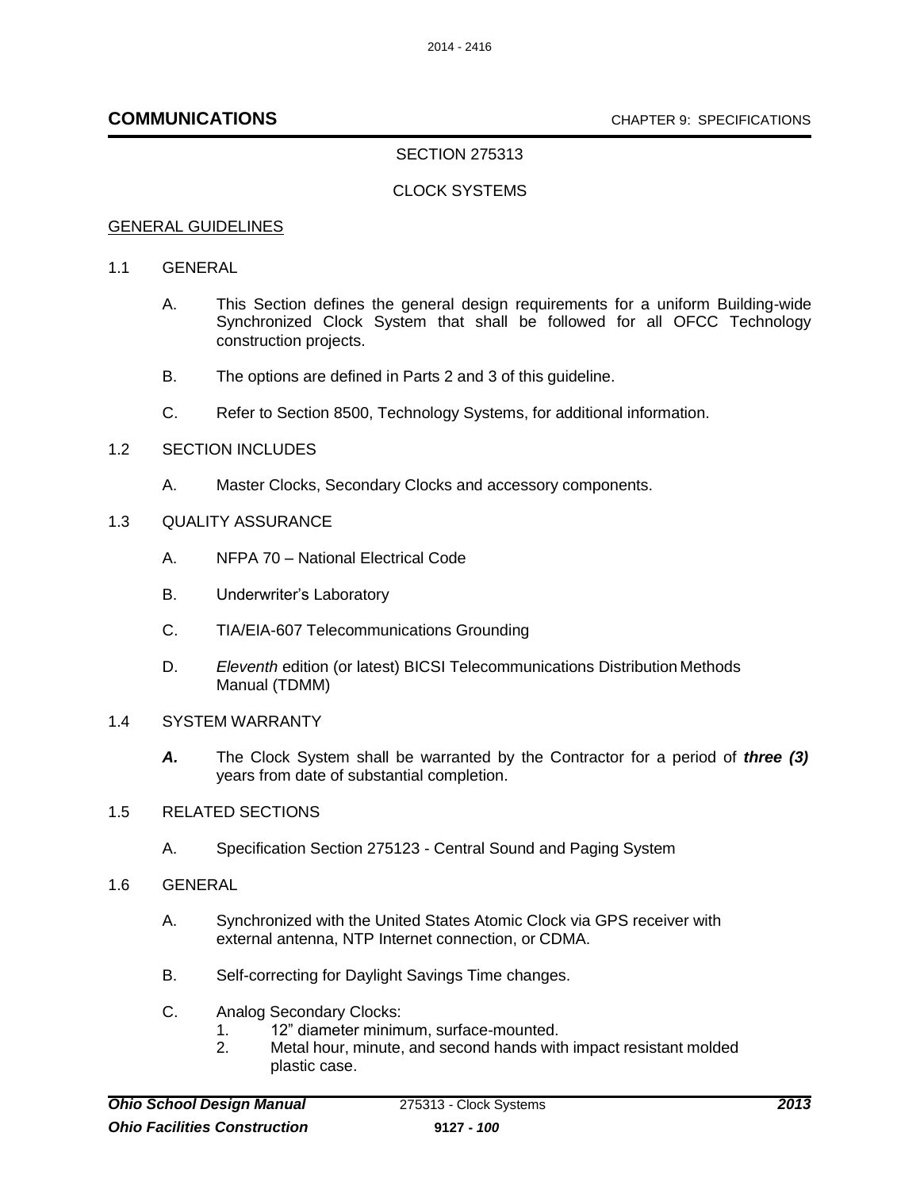# SECTION 275313

# CLOCK SYSTEMS

## GENERAL GUIDELINES

1.1 GENERAL

A. This Section defines the general design requirements for a uniform Building-wide Synchronized Clock System that shall be followed for all OFCC Technology construction projects.

B. The options are defined in Parts 2 and 3 of this guideline.

C. Refer to Section 8500, Technology Systems, for additional information.

1.2 SECTION INCLUDES

A. Master Clocks, Secondary Clocks and accessory components.

1.3 QUALITY ASSURANCE

A. NFPA 70 – National Electrical Code

B. Underwriter's Laboratory

C. TIA/EIA-607 Telecommunications Grounding

D. *Eleventh* edition (or latest) BICSI Telecommunications Distribution Methods Manual (TDMM)

1.4 SYSTEM WARRANTY

***A.*** The Clock System shall be warranted by the Contractor for a period of ***three (3)*** years from date of substantial completion.

1.5 RELATED SECTIONS

A. Specification Section 275123 - Central Sound and Paging System

1.6 GENERAL

A. Synchronized with the United States Atomic Clock via GPS receiver with external antenna, NTP Internet connection, or CDMA.

B. Self-correcting for Daylight Savings Time changes.

C. Analog Secondary Clocks:
   1. 12" diameter minimum, surface-mounted.
   2. Metal hour, minute, and second hands with impact resistant molded plastic case.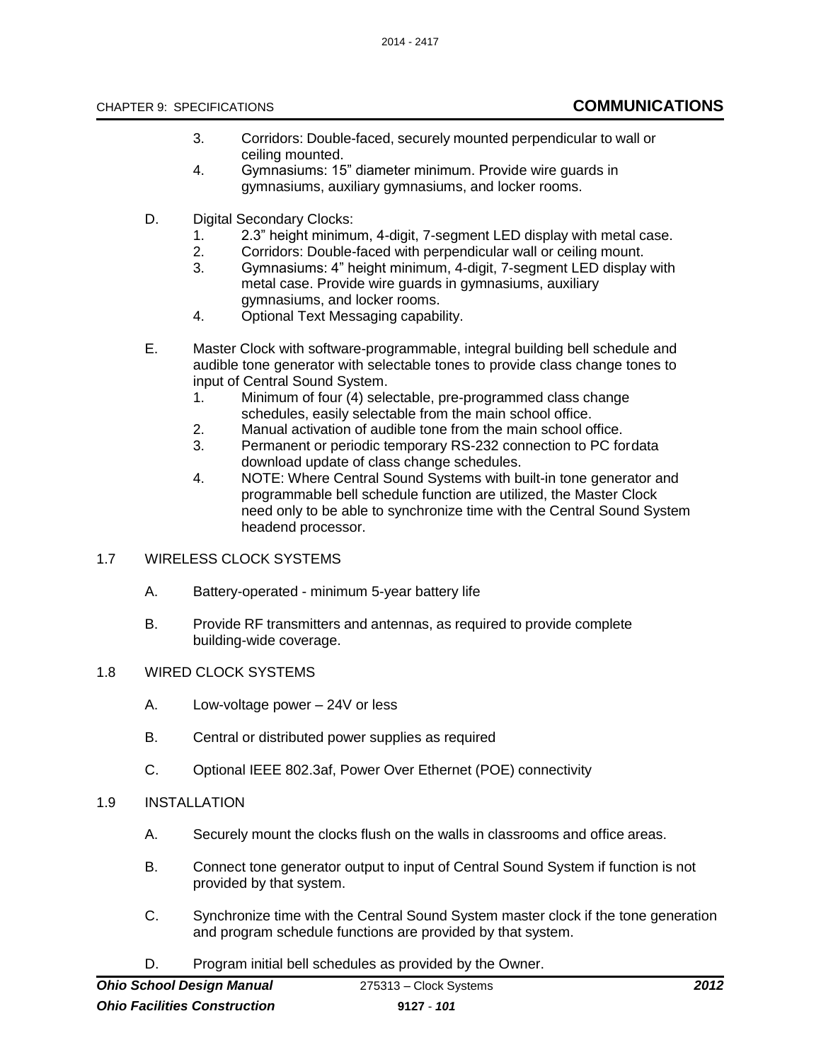3. Corridors: Double-faced, securely mounted perpendicular to wall or ceiling mounted.
4. Gymnasiums: 15" diameter minimum. Provide wire guards in gymnasiums, auxiliary gymnasiums, and locker rooms.

D. Digital Secondary Clocks:
   1. 2.3" height minimum, 4-digit, 7-segment LED display with metal case.
   2. Corridors: Double-faced with perpendicular wall or ceiling mount.
   3. Gymnasiums: 4" height minimum, 4-digit, 7-segment LED display with metal case. Provide wire guards in gymnasiums, auxiliary gymnasiums, and locker rooms.
   4. Optional Text Messaging capability.

E. Master Clock with software-programmable, integral building bell schedule and audible tone generator with selectable tones to provide class change tones to input of Central Sound System.
   1. Minimum of four (4) selectable, pre-programmed class change schedules, easily selectable from the main school office.
   2. Manual activation of audible tone from the main school office.
   3. Permanent or periodic temporary RS-232 connection to PC fordata download update of class change schedules.
   4. NOTE: Where Central Sound Systems with built-in tone generator and programmable bell schedule function are utilized, the Master Clock need only to be able to synchronize time with the Central Sound System headend processor.

## 1.7 WIRELESS CLOCK SYSTEMS

A. Battery-operated - minimum 5-year battery life

B. Provide RF transmitters and antennas, as required to provide complete building-wide coverage.

## 1.8 WIRED CLOCK SYSTEMS

A. Low-voltage power – 24V or less

B. Central or distributed power supplies as required

C. Optional IEEE 802.3af, Power Over Ethernet (POE) connectivity

## 1.9 INSTALLATION

A. Securely mount the clocks flush on the walls in classrooms and office areas.

B. Connect tone generator output to input of Central Sound System if function is not provided by that system.

C. Synchronize time with the Central Sound System master clock if the tone generation and program schedule functions are provided by that system.

D. Program initial bell schedules as provided by the Owner.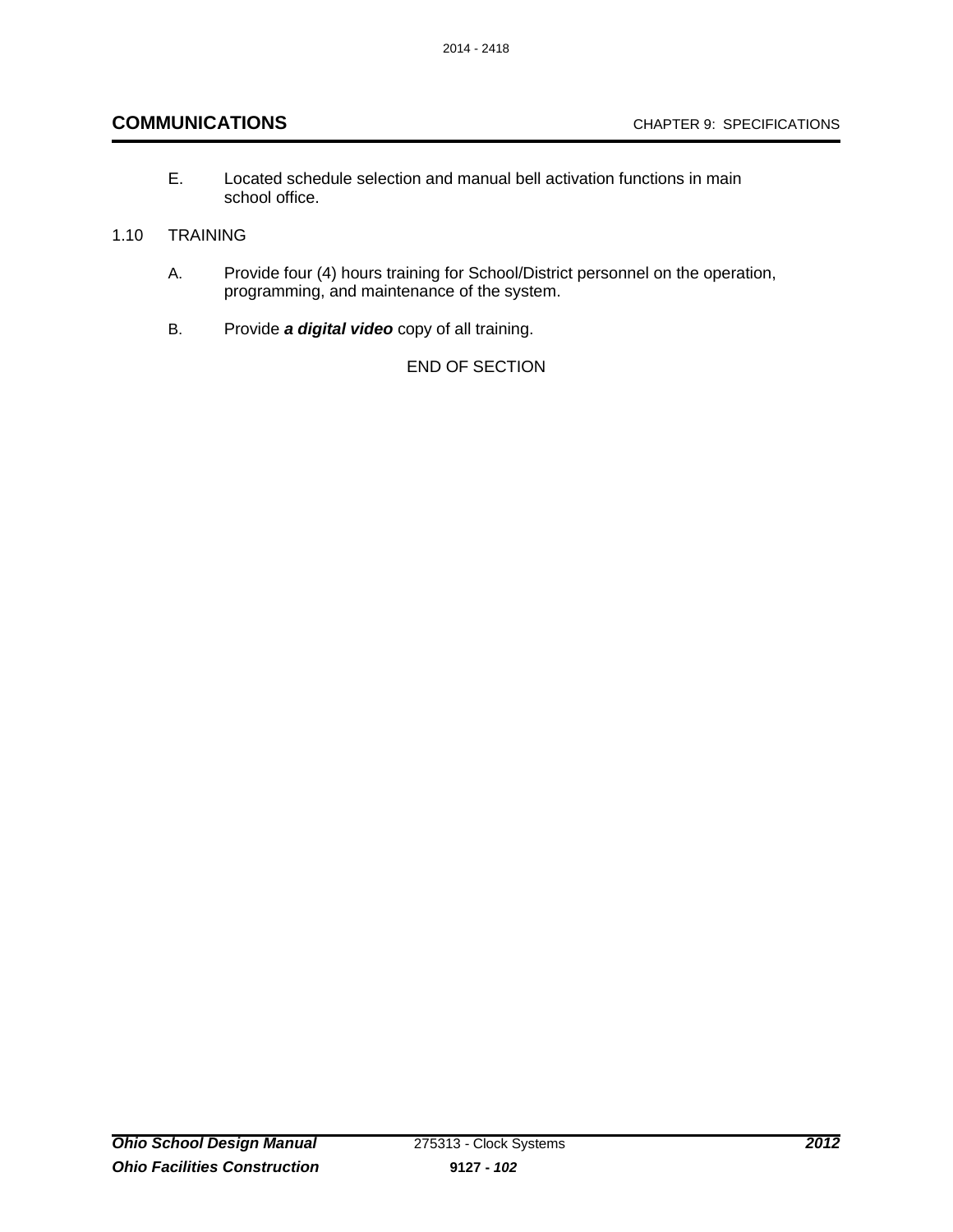E. Located schedule selection and manual bell activation functions in main school office.

1.10 TRAINING

A. Provide four (4) hours training for School/District personnel on the operation, programming, and maintenance of the system.

B. Provide ***a digital video*** copy of all training.

END OF SECTION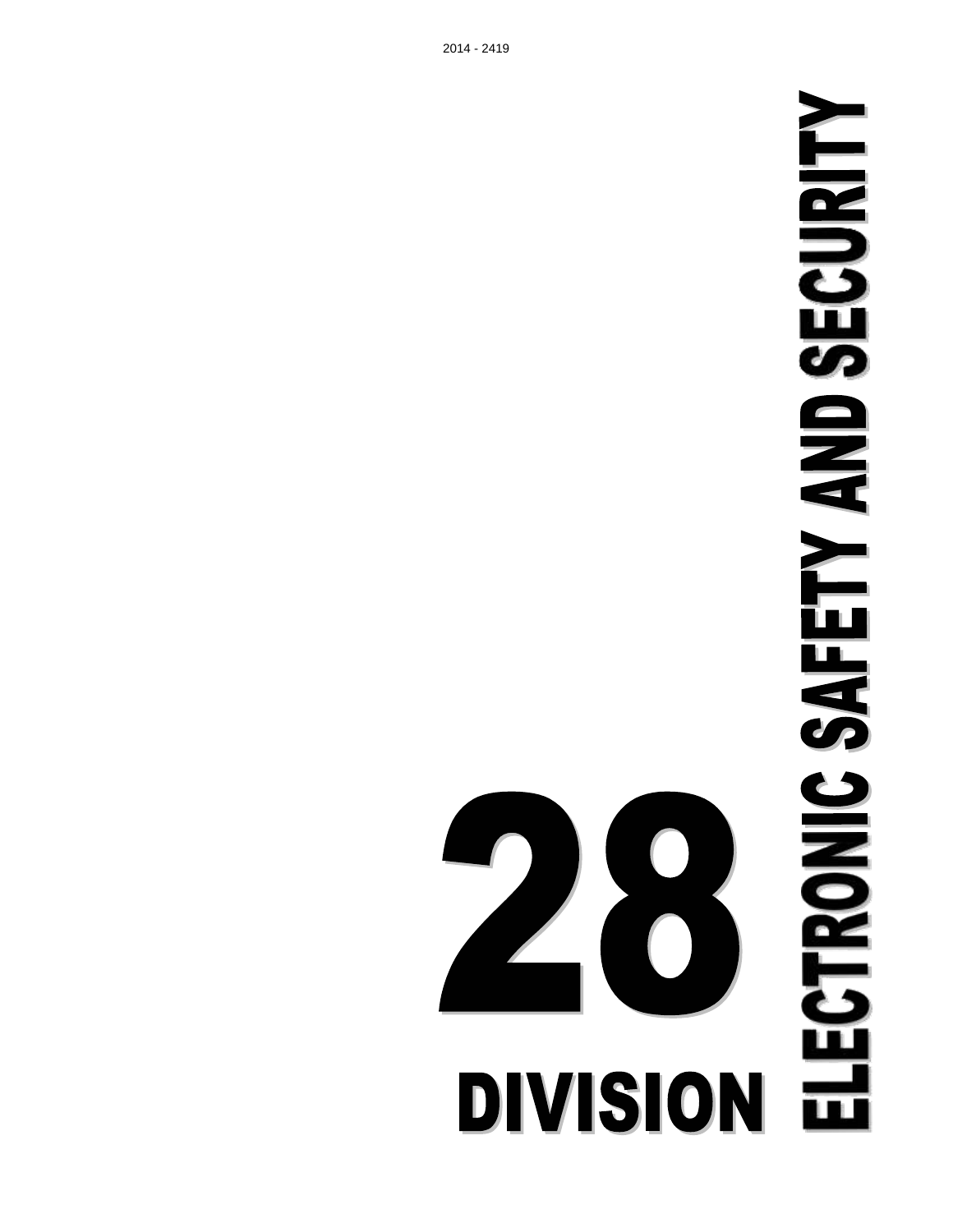# DIVISION 28

# ELECTRONIC SAFETY AND SECURITY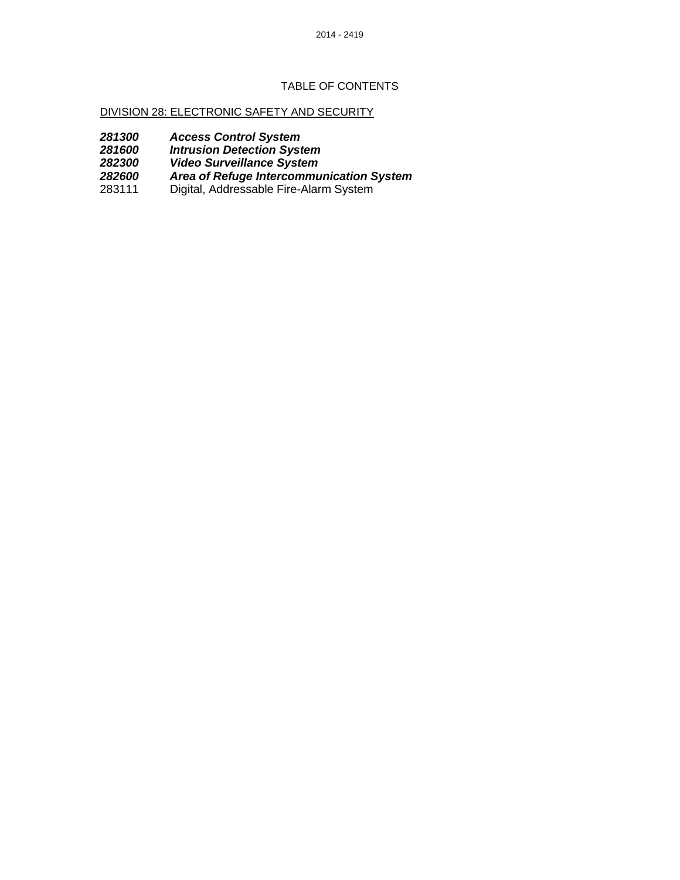# TABLE OF CONTENTS

DIVISION 28: ELECTRONIC SAFETY AND SECURITY

***281300 Access Control System***
***281600 Intrusion Detection System***
***282300 Video Surveillance System***
***282600 Area of Refuge Intercommunication System***
283111 Digital, Addressable Fire-Alarm System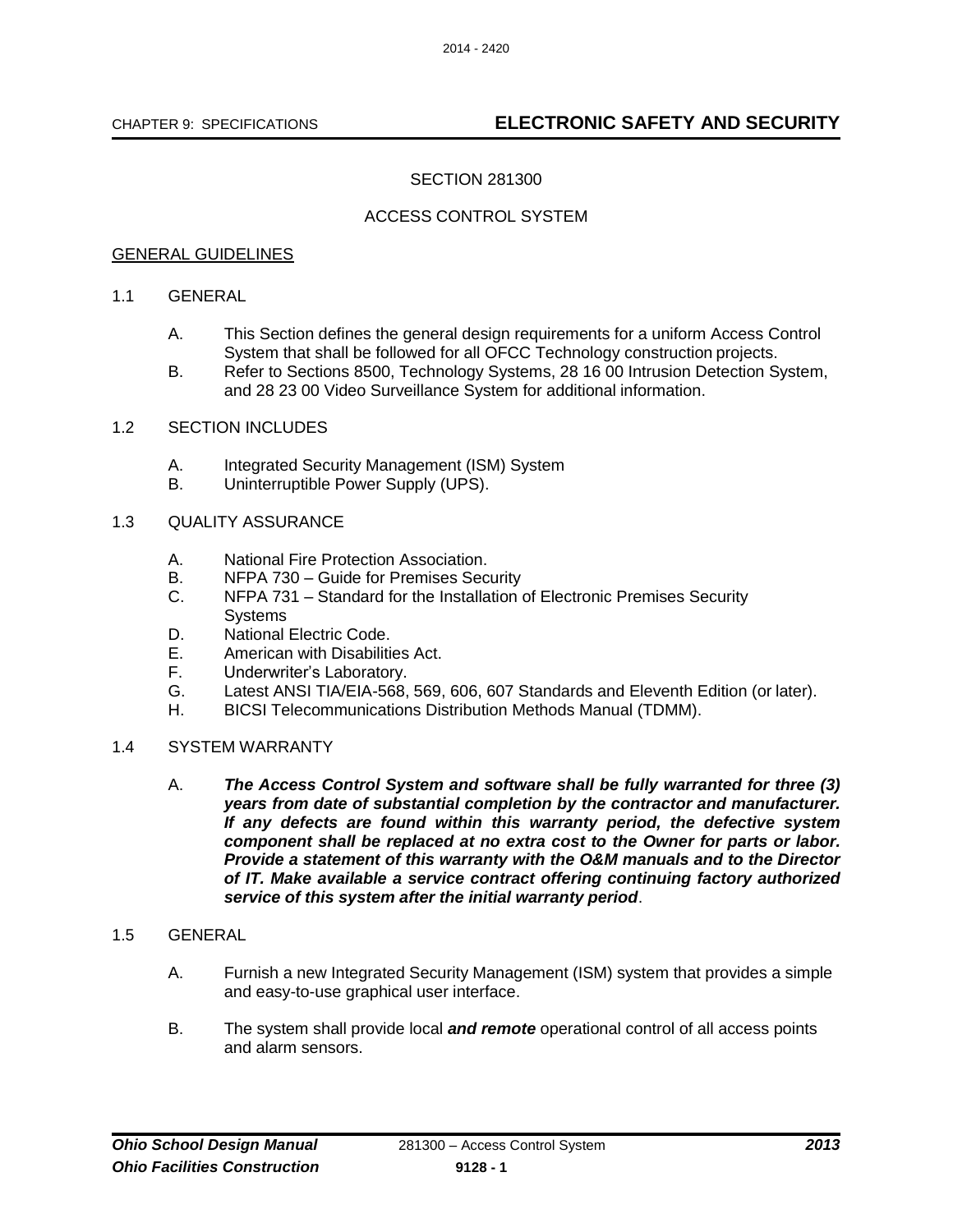## CHAPTER 9: SPECIFICATIONS — ELECTRONIC SAFETY AND SECURITY

SECTION 281300

ACCESS CONTROL SYSTEM

GENERAL GUIDELINES

1.1 GENERAL

A. This Section defines the general design requirements for a uniform Access Control System that shall be followed for all OFCC Technology construction projects.

B. Refer to Sections 8500, Technology Systems, 28 16 00 Intrusion Detection System, and 28 23 00 Video Surveillance System for additional information.

1.2 SECTION INCLUDES

A. Integrated Security Management (ISM) System

B. Uninterruptible Power Supply (UPS).

1.3 QUALITY ASSURANCE

A. National Fire Protection Association.

B. NFPA 730 – Guide for Premises Security

C. NFPA 731 – Standard for the Installation of Electronic Premises Security Systems

D. National Electric Code.

E. American with Disabilities Act.

F. Underwriter's Laboratory.

G. Latest ANSI TIA/EIA-568, 569, 606, 607 Standards and Eleventh Edition (or later).

H. BICSI Telecommunications Distribution Methods Manual (TDMM).

1.4 SYSTEM WARRANTY

A. ***The Access Control System and software shall be fully warranted for three (3) years from date of substantial completion by the contractor and manufacturer. If any defects are found within this warranty period, the defective system component shall be replaced at no extra cost to the Owner for parts or labor. Provide a statement of this warranty with the O&M manuals and to the Director of IT. Make available a service contract offering continuing factory authorized service of this system after the initial warranty period***.

1.5 GENERAL

A. Furnish a new Integrated Security Management (ISM) system that provides a simple and easy-to-use graphical user interface.

B. The system shall provide local ***and remote*** operational control of all access points and alarm sensors.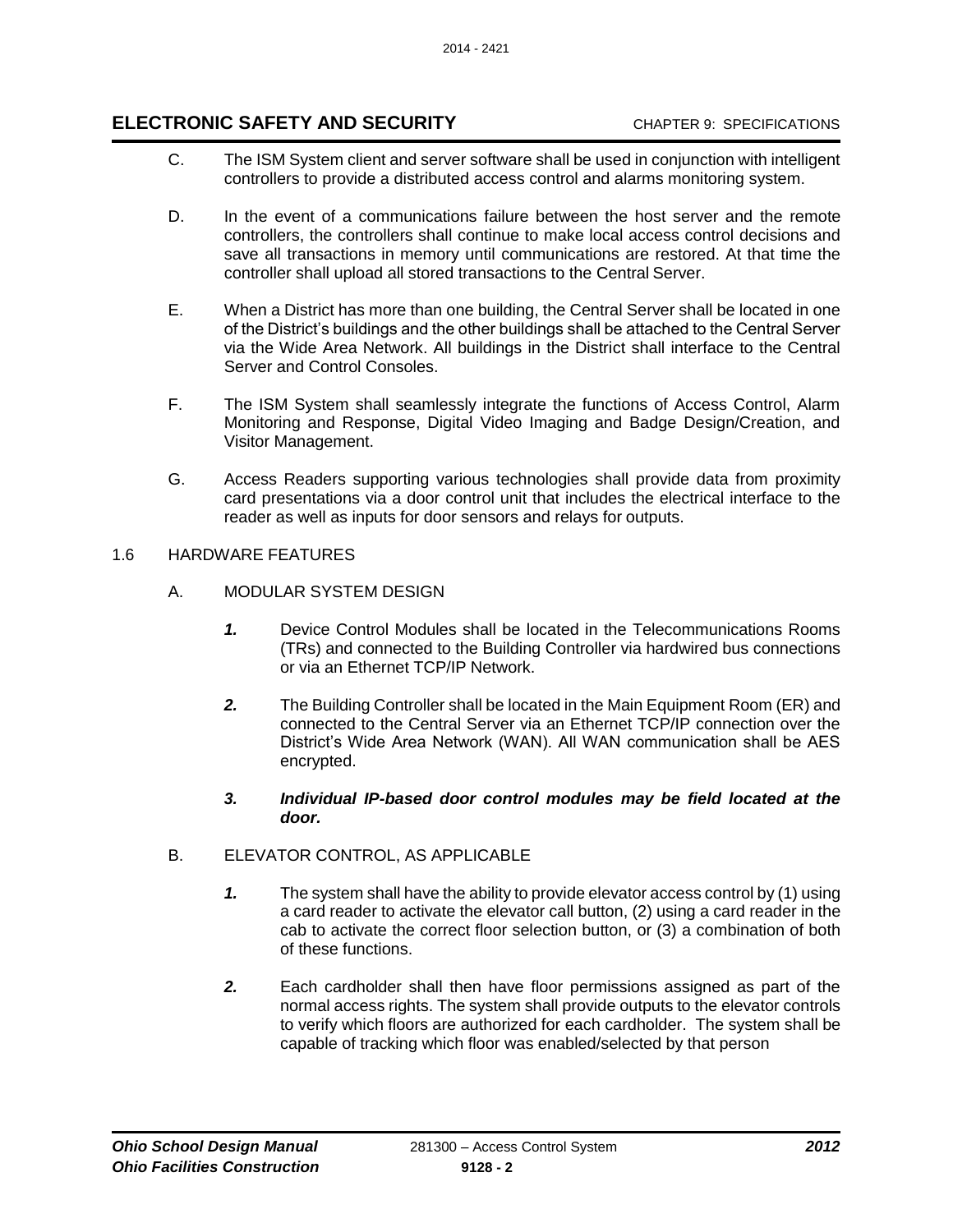C. The ISM System client and server software shall be used in conjunction with intelligent controllers to provide a distributed access control and alarms monitoring system.

D. In the event of a communications failure between the host server and the remote controllers, the controllers shall continue to make local access control decisions and save all transactions in memory until communications are restored. At that time the controller shall upload all stored transactions to the Central Server.

E. When a District has more than one building, the Central Server shall be located in one of the District's buildings and the other buildings shall be attached to the Central Server via the Wide Area Network. All buildings in the District shall interface to the Central Server and Control Consoles.

F. The ISM System shall seamlessly integrate the functions of Access Control, Alarm Monitoring and Response, Digital Video Imaging and Badge Design/Creation, and Visitor Management.

G. Access Readers supporting various technologies shall provide data from proximity card presentations via a door control unit that includes the electrical interface to the reader as well as inputs for door sensors and relays for outputs.

1.6 HARDWARE FEATURES

A. MODULAR SYSTEM DESIGN

***1.*** Device Control Modules shall be located in the Telecommunications Rooms (TRs) and connected to the Building Controller via hardwired bus connections or via an Ethernet TCP/IP Network.

***2.*** The Building Controller shall be located in the Main Equipment Room (ER) and connected to the Central Server via an Ethernet TCP/IP connection over the District's Wide Area Network (WAN). All WAN communication shall be AES encrypted.

***3. Individual IP-based door control modules may be field located at the door.***

B. ELEVATOR CONTROL, AS APPLICABLE

***1.*** The system shall have the ability to provide elevator access control by (1) using a card reader to activate the elevator call button, (2) using a card reader in the cab to activate the correct floor selection button, or (3) a combination of both of these functions.

***2.*** Each cardholder shall then have floor permissions assigned as part of the normal access rights. The system shall provide outputs to the elevator controls to verify which floors are authorized for each cardholder. The system shall be capable of tracking which floor was enabled/selected by that person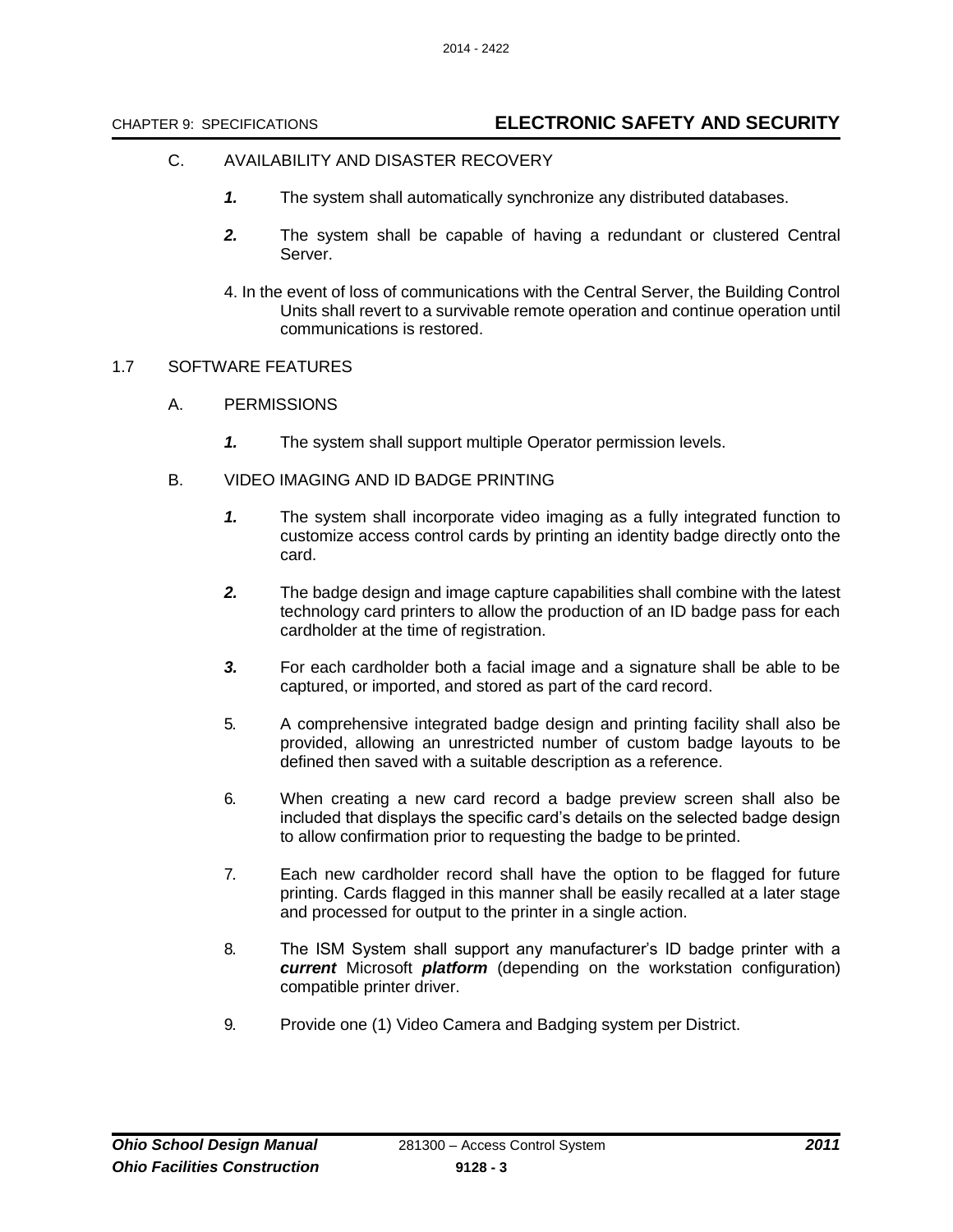C. AVAILABILITY AND DISASTER RECOVERY

***1.*** The system shall automatically synchronize any distributed databases.

***2.*** The system shall be capable of having a redundant or clustered Central Server.

4. In the event of loss of communications with the Central Server, the Building Control Units shall revert to a survivable remote operation and continue operation until communications is restored.

1.7 SOFTWARE FEATURES

A. PERMISSIONS

***1.*** The system shall support multiple Operator permission levels.

B. VIDEO IMAGING AND ID BADGE PRINTING

***1.*** The system shall incorporate video imaging as a fully integrated function to customize access control cards by printing an identity badge directly onto the card.

***2.*** The badge design and image capture capabilities shall combine with the latest technology card printers to allow the production of an ID badge pass for each cardholder at the time of registration.

***3.*** For each cardholder both a facial image and a signature shall be able to be captured, or imported, and stored as part of the card record.

5. A comprehensive integrated badge design and printing facility shall also be provided, allowing an unrestricted number of custom badge layouts to be defined then saved with a suitable description as a reference.

6. When creating a new card record a badge preview screen shall also be included that displays the specific card's details on the selected badge design to allow confirmation prior to requesting the badge to be printed.

7. Each new cardholder record shall have the option to be flagged for future printing. Cards flagged in this manner shall be easily recalled at a later stage and processed for output to the printer in a single action.

8. The ISM System shall support any manufacturer's ID badge printer with a ***current*** Microsoft ***platform*** (depending on the workstation configuration) compatible printer driver.

9. Provide one (1) Video Camera and Badging system per District.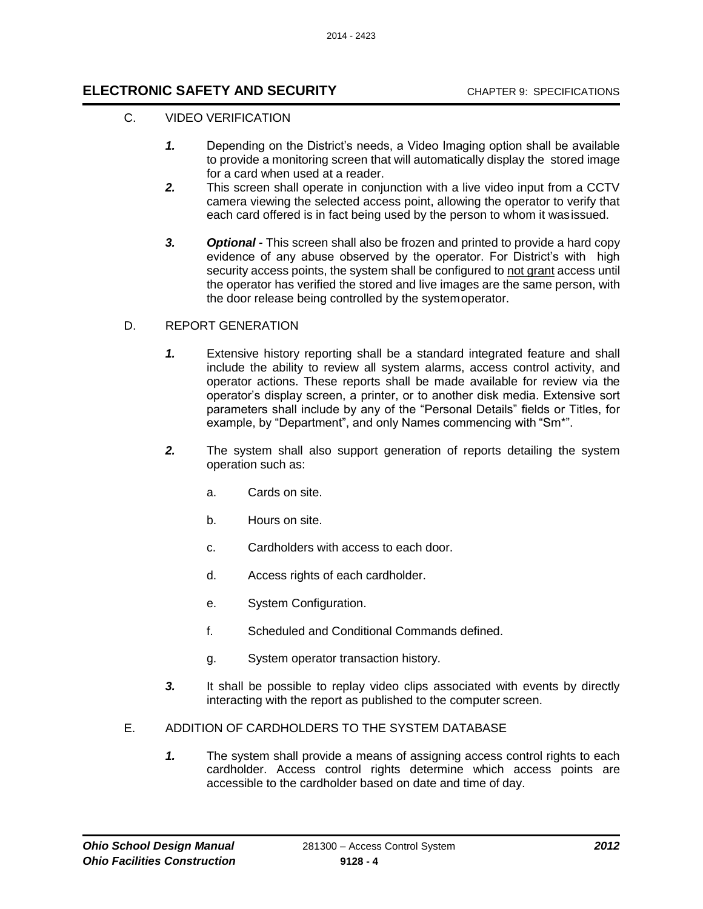C. VIDEO VERIFICATION

***1.*** Depending on the District's needs, a Video Imaging option shall be available to provide a monitoring screen that will automatically display the stored image for a card when used at a reader.

***2.*** This screen shall operate in conjunction with a live video input from a CCTV camera viewing the selected access point, allowing the operator to verify that each card offered is in fact being used by the person to whom it was issued.

***3.*** ***Optional -*** This screen shall also be frozen and printed to provide a hard copy evidence of any abuse observed by the operator. For District's with high security access points, the system shall be configured to <u>not grant</u> access until the operator has verified the stored and live images are the same person, with the door release being controlled by the system operator.

D. REPORT GENERATION

***1.*** Extensive history reporting shall be a standard integrated feature and shall include the ability to review all system alarms, access control activity, and operator actions. These reports shall be made available for review via the operator's display screen, a printer, or to another disk media. Extensive sort parameters shall include by any of the "Personal Details" fields or Titles, for example, by "Department", and only Names commencing with "Sm*".

***2.*** The system shall also support generation of reports detailing the system operation such as:

a. Cards on site.

b. Hours on site.

c. Cardholders with access to each door.

d. Access rights of each cardholder.

e. System Configuration.

f. Scheduled and Conditional Commands defined.

g. System operator transaction history.

***3.*** It shall be possible to replay video clips associated with events by directly interacting with the report as published to the computer screen.

E. ADDITION OF CARDHOLDERS TO THE SYSTEM DATABASE

***1.*** The system shall provide a means of assigning access control rights to each cardholder. Access control rights determine which access points are accessible to the cardholder based on date and time of day.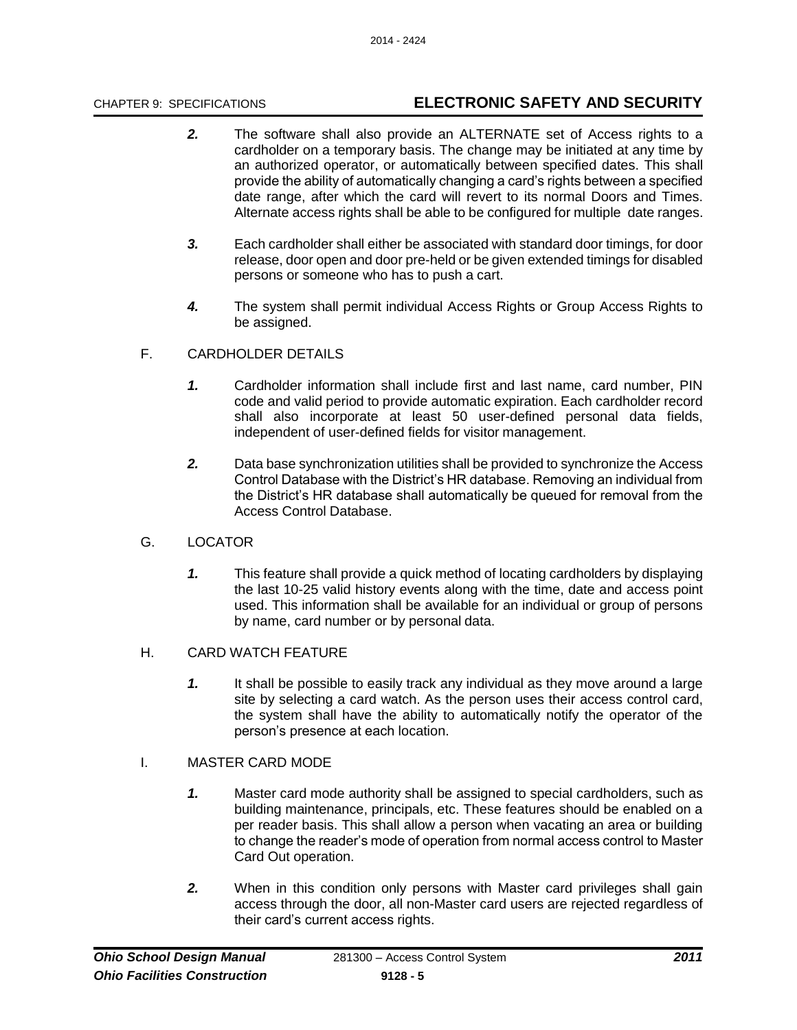2. The software shall also provide an ALTERNATE set of Access rights to a cardholder on a temporary basis. The change may be initiated at any time by an authorized operator, or automatically between specified dates. This shall provide the ability of automatically changing a card's rights between a specified date range, after which the card will revert to its normal Doors and Times. Alternate access rights shall be able to be configured for multiple date ranges.

3. Each cardholder shall either be associated with standard door timings, for door release, door open and door pre-held or be given extended timings for disabled persons or someone who has to push a cart.

4. The system shall permit individual Access Rights or Group Access Rights to be assigned.

F. CARDHOLDER DETAILS

1. Cardholder information shall include first and last name, card number, PIN code and valid period to provide automatic expiration. Each cardholder record shall also incorporate at least 50 user-defined personal data fields, independent of user-defined fields for visitor management.

2. Data base synchronization utilities shall be provided to synchronize the Access Control Database with the District's HR database. Removing an individual from the District's HR database shall automatically be queued for removal from the Access Control Database.

G. LOCATOR

1. This feature shall provide a quick method of locating cardholders by displaying the last 10-25 valid history events along with the time, date and access point used. This information shall be available for an individual or group of persons by name, card number or by personal data.

H. CARD WATCH FEATURE

1. It shall be possible to easily track any individual as they move around a large site by selecting a card watch. As the person uses their access control card, the system shall have the ability to automatically notify the operator of the person's presence at each location.

I. MASTER CARD MODE

1. Master card mode authority shall be assigned to special cardholders, such as building maintenance, principals, etc. These features should be enabled on a per reader basis. This shall allow a person when vacating an area or building to change the reader's mode of operation from normal access control to Master Card Out operation.

2. When in this condition only persons with Master card privileges shall gain access through the door, all non-Master card users are rejected regardless of their card's current access rights.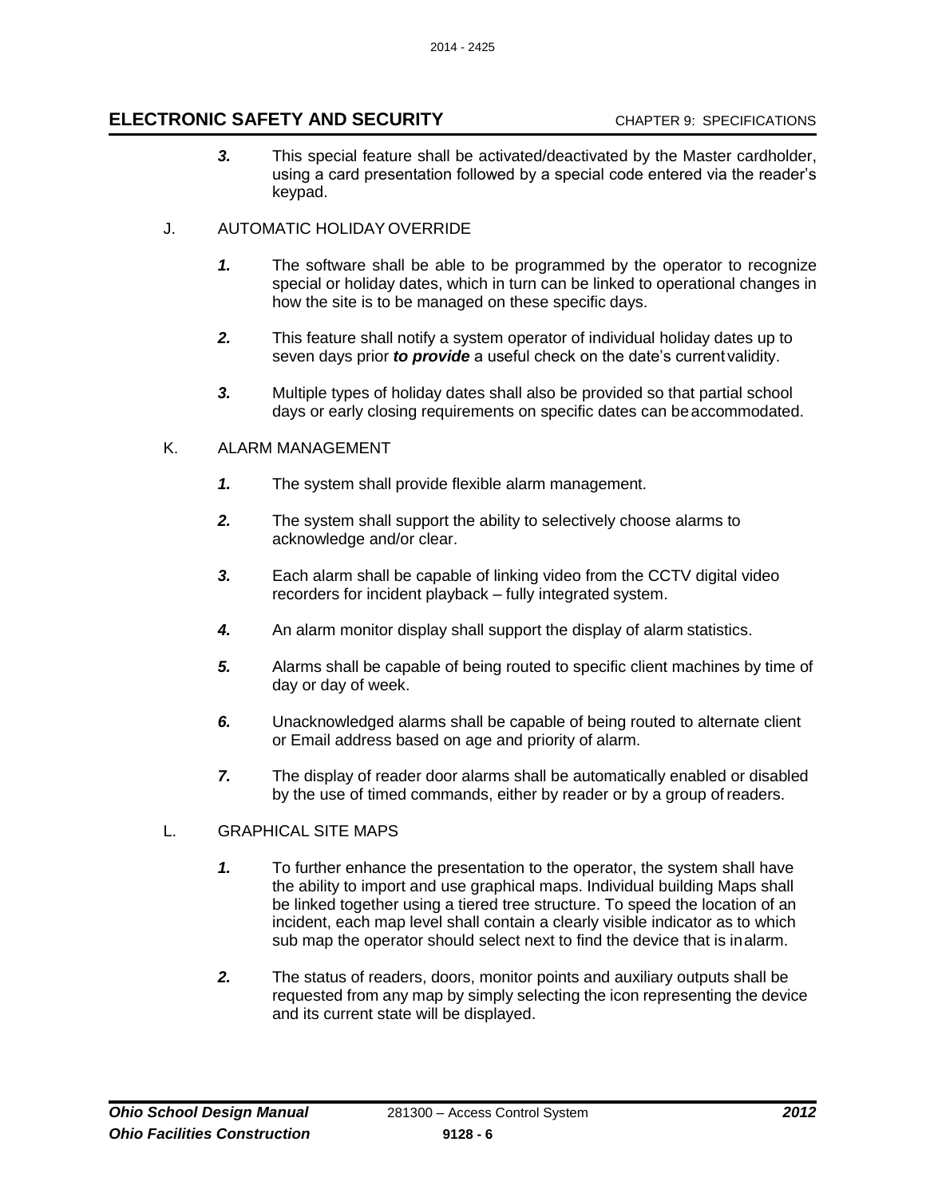*3.* This special feature shall be activated/deactivated by the Master cardholder, using a card presentation followed by a special code entered via the reader's keypad.

J. AUTOMATIC HOLIDAY OVERRIDE

*1.* The software shall be able to be programmed by the operator to recognize special or holiday dates, which in turn can be linked to operational changes in how the site is to be managed on these specific days.

*2.* This feature shall notify a system operator of individual holiday dates up to seven days prior ***to provide*** a useful check on the date's current validity.

*3.* Multiple types of holiday dates shall also be provided so that partial school days or early closing requirements on specific dates can be accommodated.

K. ALARM MANAGEMENT

*1.* The system shall provide flexible alarm management.

*2.* The system shall support the ability to selectively choose alarms to acknowledge and/or clear.

*3.* Each alarm shall be capable of linking video from the CCTV digital video recorders for incident playback – fully integrated system.

*4.* An alarm monitor display shall support the display of alarm statistics.

*5.* Alarms shall be capable of being routed to specific client machines by time of day or day of week.

*6.* Unacknowledged alarms shall be capable of being routed to alternate client or Email address based on age and priority of alarm.

*7.* The display of reader door alarms shall be automatically enabled or disabled by the use of timed commands, either by reader or by a group of readers.

L. GRAPHICAL SITE MAPS

*1.* To further enhance the presentation to the operator, the system shall have the ability to import and use graphical maps. Individual building Maps shall be linked together using a tiered tree structure. To speed the location of an incident, each map level shall contain a clearly visible indicator as to which sub map the operator should select next to find the device that is in alarm.

*2.* The status of readers, doors, monitor points and auxiliary outputs shall be requested from any map by simply selecting the icon representing the device and its current state will be displayed.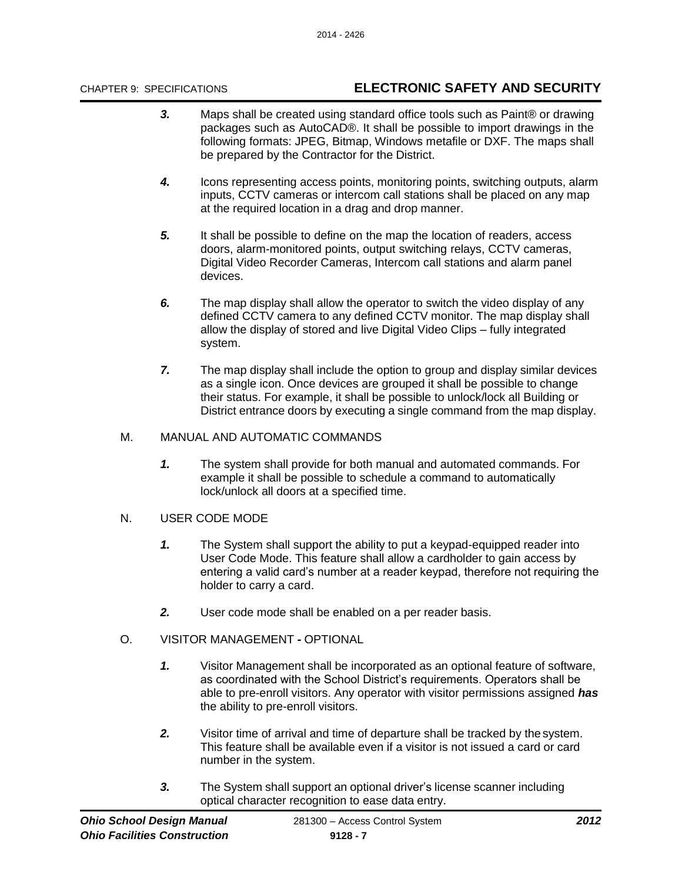***3.*** Maps shall be created using standard office tools such as Paint® or drawing packages such as AutoCAD®. It shall be possible to import drawings in the following formats: JPEG, Bitmap, Windows metafile or DXF. The maps shall be prepared by the Contractor for the District.

***4.*** Icons representing access points, monitoring points, switching outputs, alarm inputs, CCTV cameras or intercom call stations shall be placed on any map at the required location in a drag and drop manner.

***5.*** It shall be possible to define on the map the location of readers, access doors, alarm-monitored points, output switching relays, CCTV cameras, Digital Video Recorder Cameras, Intercom call stations and alarm panel devices.

***6.*** The map display shall allow the operator to switch the video display of any defined CCTV camera to any defined CCTV monitor. The map display shall allow the display of stored and live Digital Video Clips – fully integrated system.

***7.*** The map display shall include the option to group and display similar devices as a single icon. Once devices are grouped it shall be possible to change their status. For example, it shall be possible to unlock/lock all Building or District entrance doors by executing a single command from the map display.

M. MANUAL AND AUTOMATIC COMMANDS

***1.*** The system shall provide for both manual and automated commands. For example it shall be possible to schedule a command to automatically lock/unlock all doors at a specified time.

N. USER CODE MODE

***1.*** The System shall support the ability to put a keypad-equipped reader into User Code Mode. This feature shall allow a cardholder to gain access by entering a valid card's number at a reader keypad, therefore not requiring the holder to carry a card.

***2.*** User code mode shall be enabled on a per reader basis.

O. VISITOR MANAGEMENT **-** OPTIONAL

***1.*** Visitor Management shall be incorporated as an optional feature of software, as coordinated with the School District's requirements. Operators shall be able to pre-enroll visitors. Any operator with visitor permissions assigned ***has*** the ability to pre-enroll visitors.

***2.*** Visitor time of arrival and time of departure shall be tracked by the system. This feature shall be available even if a visitor is not issued a card or card number in the system.

***3.*** The System shall support an optional driver's license scanner including optical character recognition to ease data entry.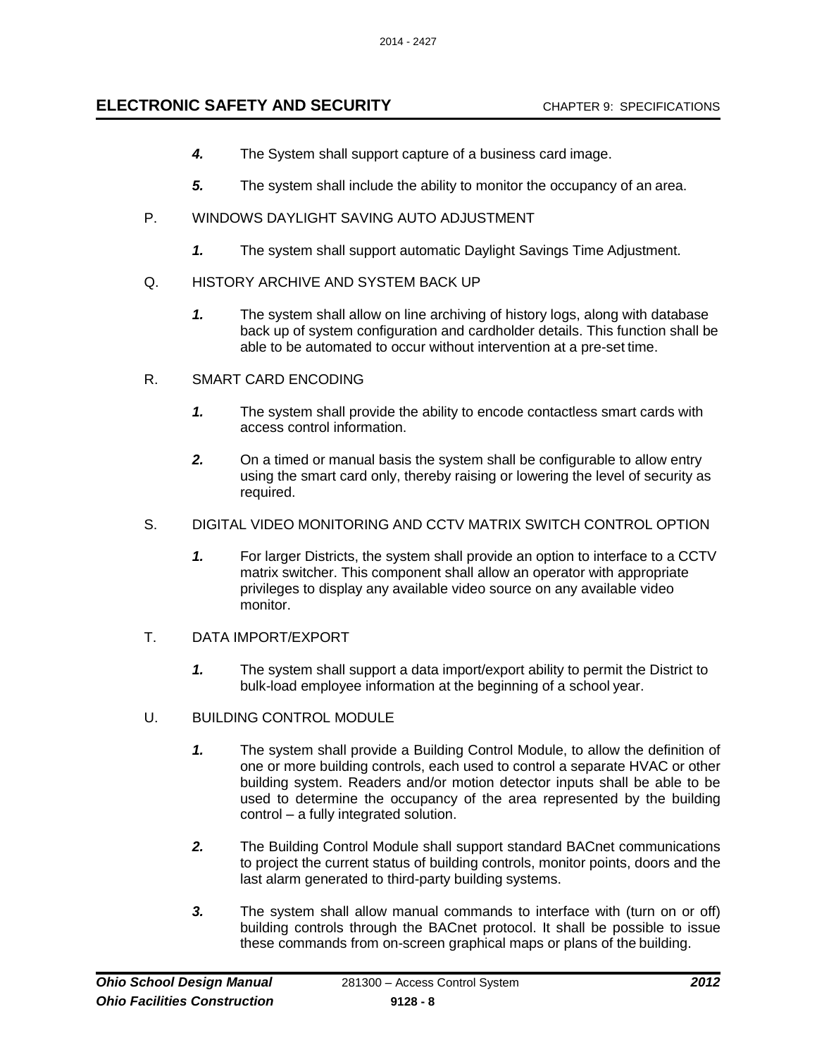4. The System shall support capture of a business card image.

5. The system shall include the ability to monitor the occupancy of an area.

P. WINDOWS DAYLIGHT SAVING AUTO ADJUSTMENT

1. The system shall support automatic Daylight Savings Time Adjustment.

Q. HISTORY ARCHIVE AND SYSTEM BACK UP

1. The system shall allow on line archiving of history logs, along with database back up of system configuration and cardholder details. This function shall be able to be automated to occur without intervention at a pre-set time.

R. SMART CARD ENCODING

1. The system shall provide the ability to encode contactless smart cards with access control information.

2. On a timed or manual basis the system shall be configurable to allow entry using the smart card only, thereby raising or lowering the level of security as required.

S. DIGITAL VIDEO MONITORING AND CCTV MATRIX SWITCH CONTROL OPTION

1. For larger Districts, the system shall provide an option to interface to a CCTV matrix switcher. This component shall allow an operator with appropriate privileges to display any available video source on any available video monitor.

T. DATA IMPORT/EXPORT

1. The system shall support a data import/export ability to permit the District to bulk-load employee information at the beginning of a school year.

U. BUILDING CONTROL MODULE

1. The system shall provide a Building Control Module, to allow the definition of one or more building controls, each used to control a separate HVAC or other building system. Readers and/or motion detector inputs shall be able to be used to determine the occupancy of the area represented by the building control – a fully integrated solution.

2. The Building Control Module shall support standard BACnet communications to project the current status of building controls, monitor points, doors and the last alarm generated to third-party building systems.

3. The system shall allow manual commands to interface with (turn on or off) building controls through the BACnet protocol. It shall be possible to issue these commands from on-screen graphical maps or plans of the building.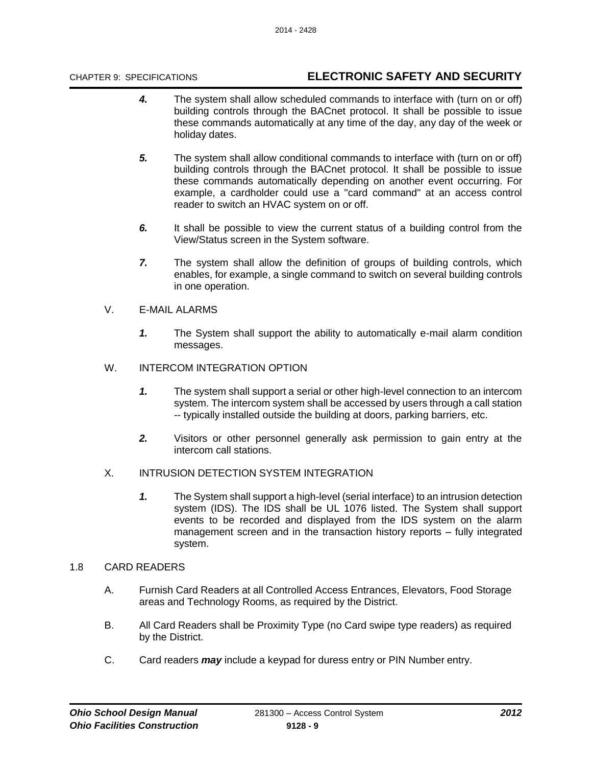*4.* The system shall allow scheduled commands to interface with (turn on or off) building controls through the BACnet protocol. It shall be possible to issue these commands automatically at any time of the day, any day of the week or holiday dates.

*5.* The system shall allow conditional commands to interface with (turn on or off) building controls through the BACnet protocol. It shall be possible to issue these commands automatically depending on another event occurring. For example, a cardholder could use a "card command" at an access control reader to switch an HVAC system on or off.

*6.* It shall be possible to view the current status of a building control from the View/Status screen in the System software.

*7.* The system shall allow the definition of groups of building controls, which enables, for example, a single command to switch on several building controls in one operation.

V. E-MAIL ALARMS

*1.* The System shall support the ability to automatically e-mail alarm condition messages.

W. INTERCOM INTEGRATION OPTION

*1.* The system shall support a serial or other high-level connection to an intercom system. The intercom system shall be accessed by users through a call station -- typically installed outside the building at doors, parking barriers, etc.

*2.* Visitors or other personnel generally ask permission to gain entry at the intercom call stations.

X. INTRUSION DETECTION SYSTEM INTEGRATION

*1.* The System shall support a high-level (serial interface) to an intrusion detection system (IDS). The IDS shall be UL 1076 listed. The System shall support events to be recorded and displayed from the IDS system on the alarm management screen and in the transaction history reports – fully integrated system.

1.8 CARD READERS

A. Furnish Card Readers at all Controlled Access Entrances, Elevators, Food Storage areas and Technology Rooms, as required by the District.

B. All Card Readers shall be Proximity Type (no Card swipe type readers) as required by the District.

C. Card readers ***may*** include a keypad for duress entry or PIN Number entry.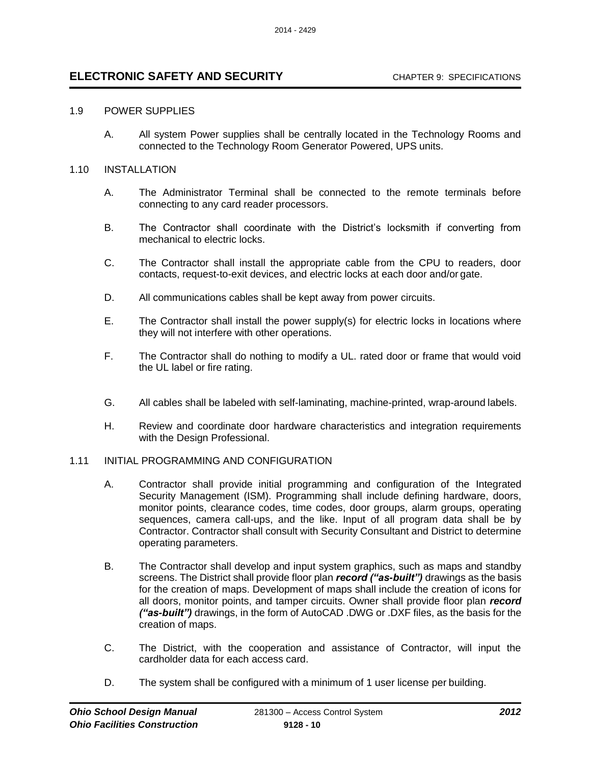1.9 POWER SUPPLIES

A. All system Power supplies shall be centrally located in the Technology Rooms and connected to the Technology Room Generator Powered, UPS units.

1.10 INSTALLATION

A. The Administrator Terminal shall be connected to the remote terminals before connecting to any card reader processors.

B. The Contractor shall coordinate with the District's locksmith if converting from mechanical to electric locks.

C. The Contractor shall install the appropriate cable from the CPU to readers, door contacts, request-to-exit devices, and electric locks at each door and/or gate.

D. All communications cables shall be kept away from power circuits.

E. The Contractor shall install the power supply(s) for electric locks in locations where they will not interfere with other operations.

F. The Contractor shall do nothing to modify a UL. rated door or frame that would void the UL label or fire rating.

G. All cables shall be labeled with self-laminating, machine-printed, wrap-around labels.

H. Review and coordinate door hardware characteristics and integration requirements with the Design Professional.

1.11 INITIAL PROGRAMMING AND CONFIGURATION

A. Contractor shall provide initial programming and configuration of the Integrated Security Management (ISM). Programming shall include defining hardware, doors, monitor points, clearance codes, time codes, door groups, alarm groups, operating sequences, camera call-ups, and the like. Input of all program data shall be by Contractor. Contractor shall consult with Security Consultant and District to determine operating parameters.

B. The Contractor shall develop and input system graphics, such as maps and standby screens. The District shall provide floor plan ***record ("as-built")*** drawings as the basis for the creation of maps. Development of maps shall include the creation of icons for all doors, monitor points, and tamper circuits. Owner shall provide floor plan ***record ("as-built")*** drawings, in the form of AutoCAD .DWG or .DXF files, as the basis for the creation of maps.

C. The District, with the cooperation and assistance of Contractor, will input the cardholder data for each access card.

D. The system shall be configured with a minimum of 1 user license per building.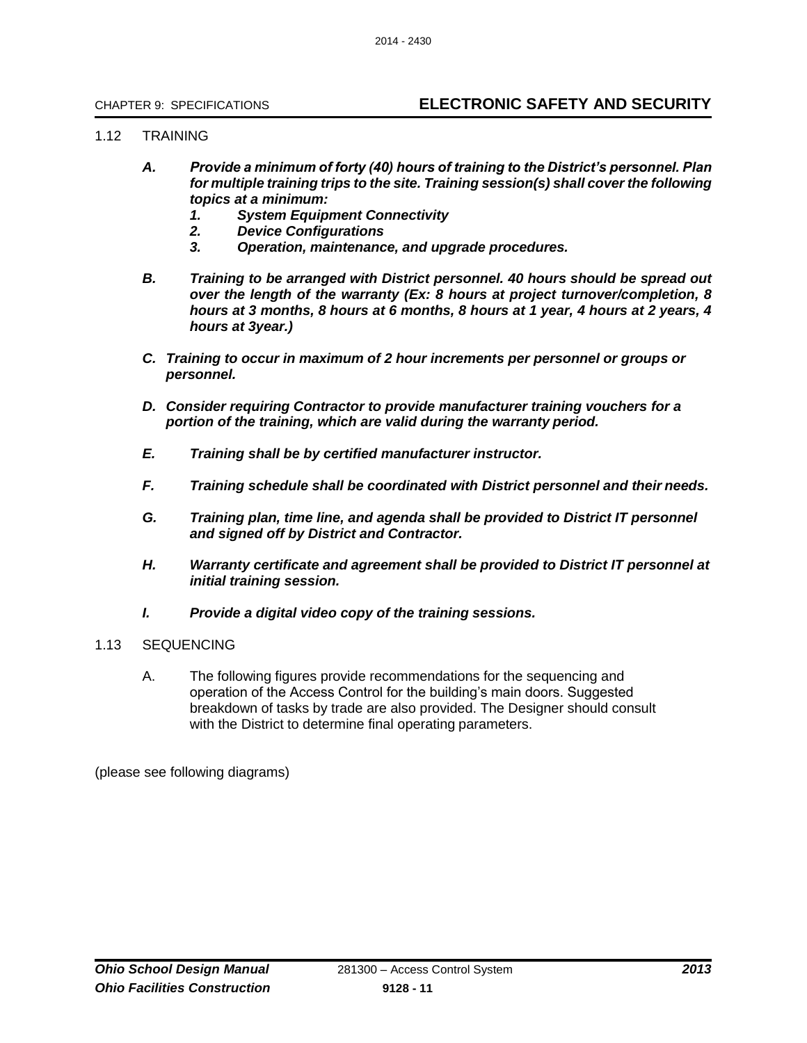1.12 TRAINING

*A. Provide a minimum of forty (40) hours of training to the District's personnel. Plan for multiple training trips to the site. Training session(s) shall cover the following topics at a minimum:*
   *1. System Equipment Connectivity*
   *2. Device Configurations*
   *3. Operation, maintenance, and upgrade procedures.*

*B. Training to be arranged with District personnel. 40 hours should be spread out over the length of the warranty (Ex: 8 hours at project turnover/completion, 8 hours at 3 months, 8 hours at 6 months, 8 hours at 1 year, 4 hours at 2 years, 4 hours at 3year.)*

*C. Training to occur in maximum of 2 hour increments per personnel or groups or personnel.*

*D. Consider requiring Contractor to provide manufacturer training vouchers for a portion of the training, which are valid during the warranty period.*

*E. Training shall be by certified manufacturer instructor.*

*F. Training schedule shall be coordinated with District personnel and their needs.*

*G. Training plan, time line, and agenda shall be provided to District IT personnel and signed off by District and Contractor.*

*H. Warranty certificate and agreement shall be provided to District IT personnel at initial training session.*

*I. Provide a digital video copy of the training sessions.*

1.13 SEQUENCING

A. The following figures provide recommendations for the sequencing and operation of the Access Control for the building's main doors. Suggested breakdown of tasks by trade are also provided. The Designer should consult with the District to determine final operating parameters.

(please see following diagrams)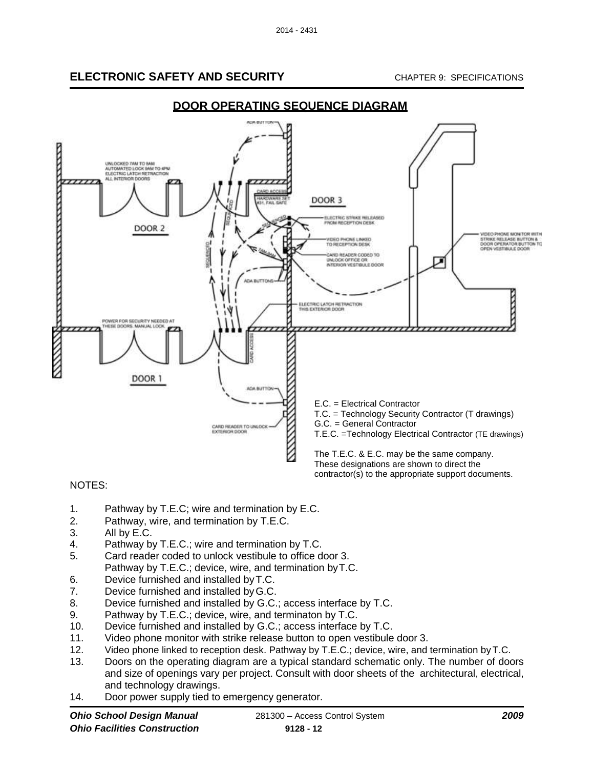## ELECTRONIC SAFETY AND SECURITY

CHAPTER 9: SPECIFICATIONS

### DOOR OPERATING SEQUENCE DIAGRAM

UNLOCKED 7AM TO 9AM
AUTOMATED LOCK 9AM TO 4PM
ELECTRIC LATCH RETRACTION
ALL INTERIOR DOORS

ADA BUTTON

CARD ACCESS
HARDWARE SET #31, FAIL SAFE

DOOR 3

DOOR 2

ELECTRIC STRIKE RELEASED FROM RECEPTION DESK

VIDEO PHONE LINKED TO RECEPTION DESK

CARD READER CODED TO UNLOCK OFFICE OR INTERIOR VESTIBULE DOOR

VIDEO PHONE MONITOR WITH STRIKE RELEASE BUTTON & DOOR OPERATOR BUTTON TO OPEN VESTIBULE DOOR

ADA BUTTONS

ELECTRIC LATCH RETRACTION THIS EXTERIOR DOOR

POWER FOR SECURITY NEEDED AT THESE DOORS. MANUAL LOCK.

CARD ACCESS

DOOR 1

ADA BUTTON

CARD READER TO UNLOCK EXTERIOR DOOR

E.C. = Electrical Contractor
T.C. = Technology Security Contractor (T drawings)
G.C. = General Contractor
T.E.C. =Technology Electrical Contractor (TE drawings)

The T.E.C. & E.C. may be the same company. These designations are shown to direct the contractor(s) to the appropriate support documents.

NOTES:

1. Pathway by T.E.C; wire and termination by E.C.
2. Pathway, wire, and termination by T.E.C.
3. All by E.C.
4. Pathway by T.E.C.; wire and termination by T.C.
5. Card reader coded to unlock vestibule to office door 3. Pathway by T.E.C.; device, wire, and termination by T.C.
6. Device furnished and installed by T.C.
7. Device furnished and installed by G.C.
8. Device furnished and installed by G.C.; access interface by T.C.
9. Pathway by T.E.C.; device, wire, and terminaton by T.C.
10. Device furnished and installed by G.C.; access interface by T.C.
11. Video phone monitor with strike release button to open vestibule door 3.
12. Video phone linked to reception desk. Pathway by T.E.C.; device, wire, and termination by T.C.
13. Doors on the operating diagram are a typical standard schematic only. The number of doors and size of openings vary per project. Consult with door sheets of the architectural, electrical, and technology drawings.
14. Door power supply tied to emergency generator.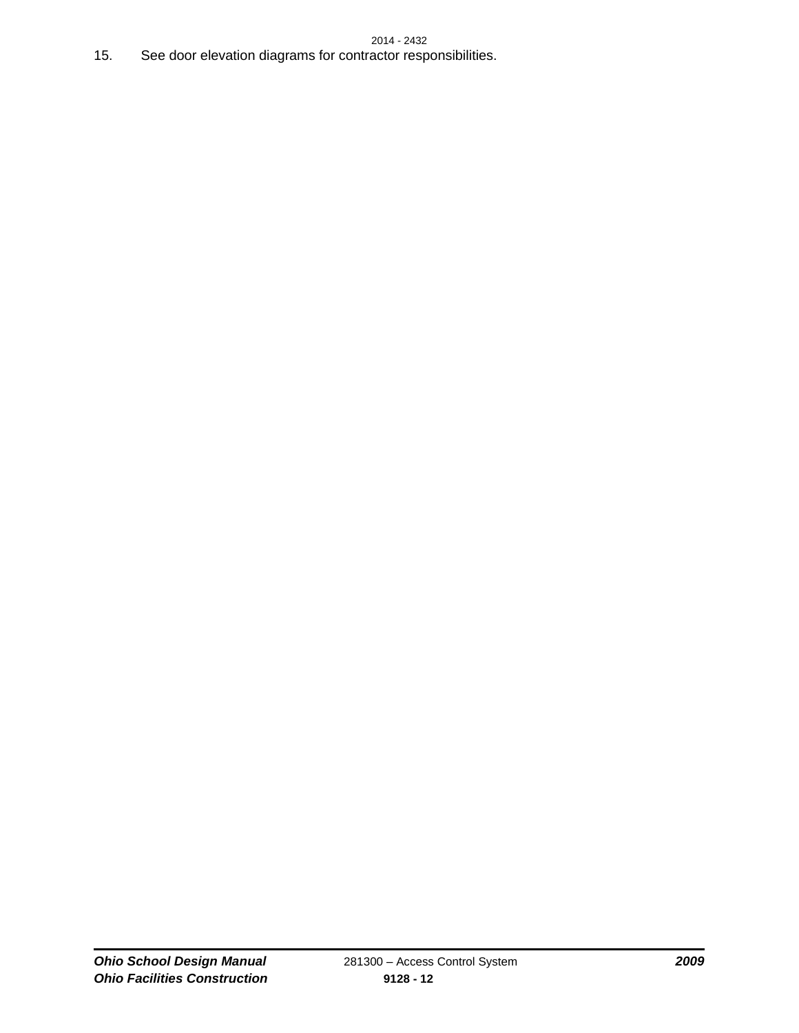15. See door elevation diagrams for contractor responsibilities.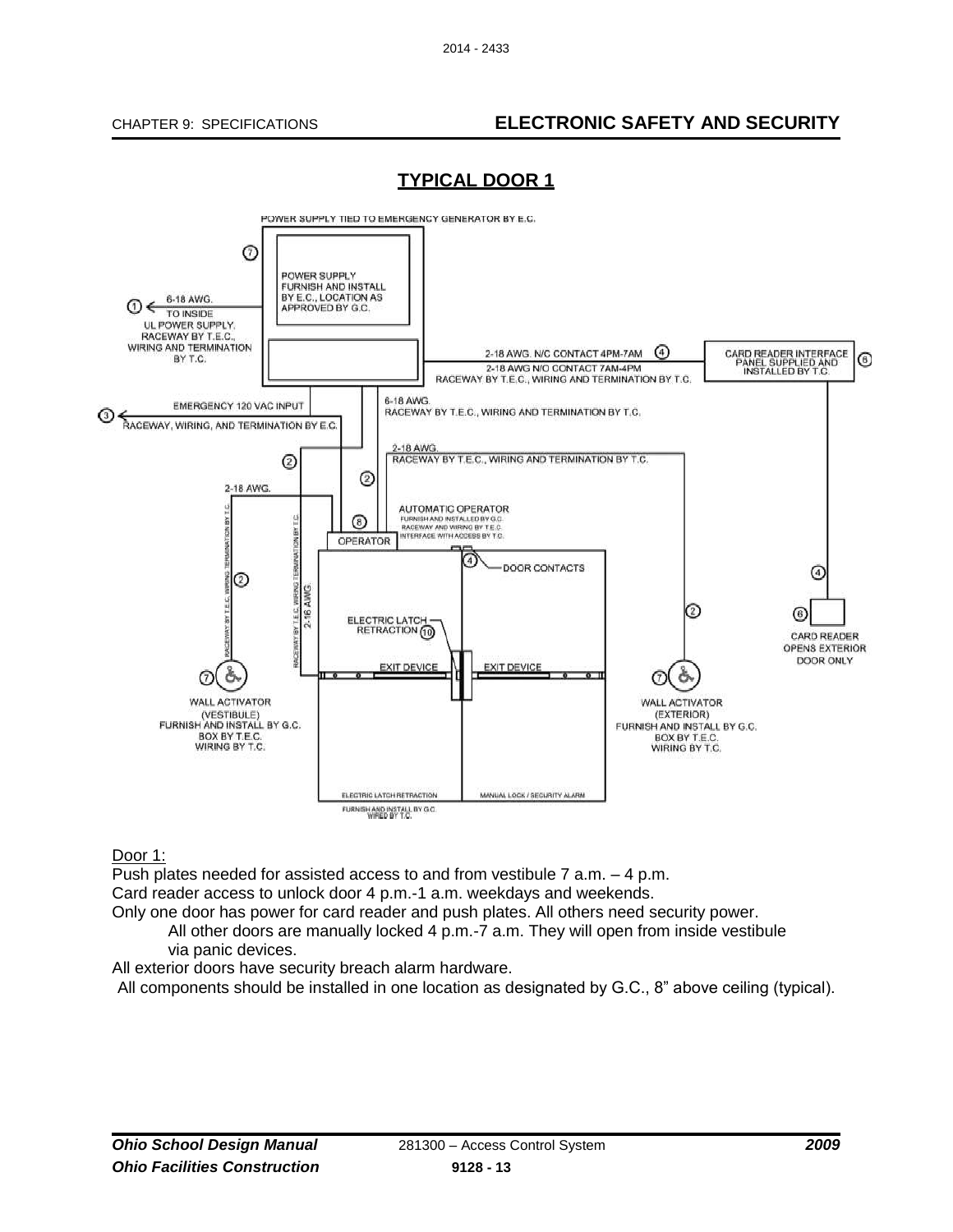## TYPICAL DOOR 1

POWER SUPPLY TIED TO EMERGENCY GENERATOR BY E.C.

POWER SUPPLY FURNISH AND INSTALL BY E.C., LOCATION AS APPROVED BY G.C.

① 6-18 AWG. TO INSIDE UL POWER SUPPLY. RACEWAY BY T.E.C., WIRING AND TERMINATION BY T.C.

④ 2-18 AWG. N/C CONTACT 4PM-7AM
2-18 AWG N/O CONTACT 7AM-4PM
RACEWAY BY T.E.C., WIRING AND TERMINATION BY T.C.

⑥ CARD READER INTERFACE PANEL SUPPLIED AND INSTALLED BY T.C.

③ EMERGENCY 120 VAC INPUT
RACEWAY, WIRING, AND TERMINATION BY E.C.

6-18 AWG. RACEWAY BY T.E.C., WIRING AND TERMINATION BY T.C.

② 2-18 AWG. RACEWAY BY T.E.C., WIRING AND TERMINATION BY T.C.

AUTOMATIC OPERATOR FURNISH AND INSTALLED BY G.C. RACEWAY AND WIRING BY T.E.C. INTERFACE WITH ACCESS BY T.C.

⑧ OPERATOR

④ DOOR CONTACTS

ELECTRIC LATCH RETRACTION ⑩

EXIT DEVICE

⑥ CARD READER OPENS EXTERIOR DOOR ONLY

⑦ WALL ACTIVATOR (VESTIBULE) FURNISH AND INSTALL BY G.C. BOX BY T.E.C. WIRING BY T.C.

⑦ WALL ACTIVATOR (EXTERIOR) FURNISH AND INSTALL BY G.C. BOX BY T.E.C. WIRING BY T.C.

ELECTRIC LATCH RETRACTION FURNISH AND INSTALL BY G.C. WIRED BY T.C.

MANUAL LOCK / SECURITY ALARM

Door 1:

Push plates needed for assisted access to and from vestibule 7 a.m. – 4 p.m.

Card reader access to unlock door 4 p.m.-1 a.m. weekdays and weekends.

Only one door has power for card reader and push plates. All others need security power.

All other doors are manually locked 4 p.m.-7 a.m. They will open from inside vestibule via panic devices.

All exterior doors have security breach alarm hardware.

All components should be installed in one location as designated by G.C., 8" above ceiling (typical).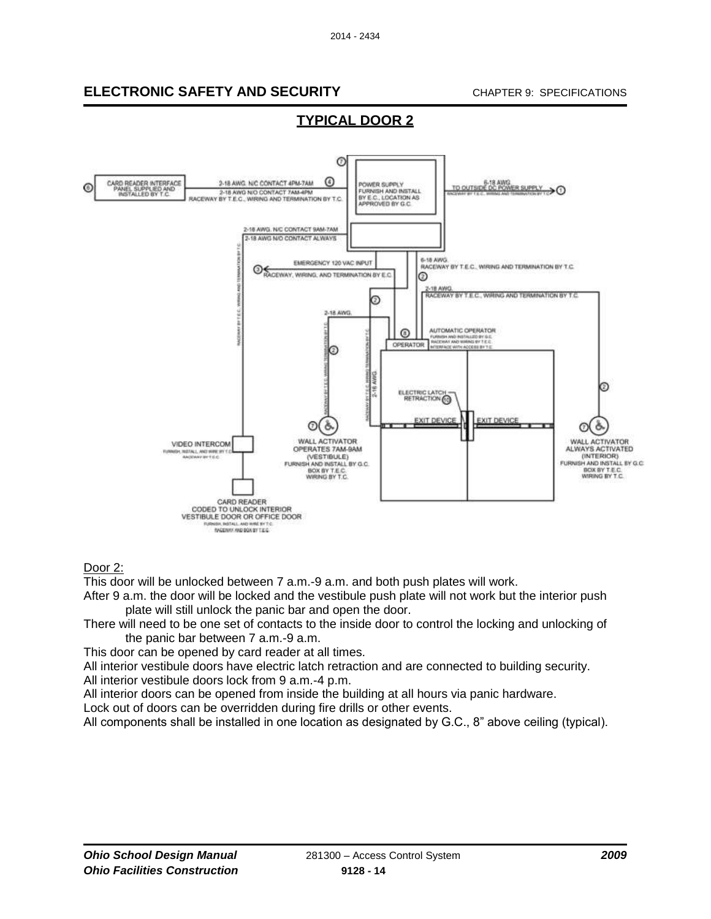## ELECTRONIC SAFETY AND SECURITY

### TYPICAL DOOR 2

CARD READER INTERFACE PANEL SUPPLIED AND INSTALLED BY T.C.

2-18 AWG. N/C CONTACT 4PM-7AM

2-18 AWG N/O CONTACT 7AM-4PM

RACEWAY BY T.E.C., WIRING AND TERMINATION BY T.C.

POWER SUPPLY FURNISH AND INSTALL BY E.C., LOCATION AS APPROVED BY G.C.

6-18 AWG. TO OUTSIDE DC POWER SUPPLY

RACEWAY BY T.E.C., WIRING AND TERMINATION BY T.C.

2-18 AWG. N/C CONTACT 9AM-7AM

2-18 AWG N/O CONTACT ALWAYS

EMERGENCY 120 VAC INPUT

RACEWAY, WIRING, AND TERMINATION BY E.C.

6-18 AWG. RACEWAY BY T.E.C., WIRING AND TERMINATION BY T.C.

2-18 AWG. RACEWAY BY T.E.C., WIRING AND TERMINATION BY T.C.

2-18 AWG.

2-16 AWG

OPERATOR

AUTOMATIC OPERATOR FURNISH AND INSTALLED BY G.C. RACEWAY AND WIRING BY T.E.C. INTERFACE WITH ACCESS BY T.C.

ELECTRIC LATCH RETRACTION

EXIT DEVICE

EXIT DEVICE

VIDEO INTERCOM FURNISH, INSTALL, AND WIRE BY T.C. RACEWAY BY T.E.C.

WALL ACTIVATOR OPERATES 7AM-9AM (VESTIBULE) FURNISH AND INSTALL BY G.C. BOX BY T.E.C. WIRING BY T.C.

WALL ACTIVATOR ALWAYS ACTIVATED (INTERIOR) FURNISH AND INSTALL BY G.C. BOX BY T.E.C. WIRING BY T.C.

CARD READER CODED TO UNLOCK INTERIOR VESTIBULE DOOR OR OFFICE DOOR FURNISH, INSTALL, AND WIRE BY T.C. RACEWAY AND BOX BY T.E.C.

Door 2:

This door will be unlocked between 7 a.m.-9 a.m. and both push plates will work.

After 9 a.m. the door will be locked and the vestibule push plate will not work but the interior push plate will still unlock the panic bar and open the door.

There will need to be one set of contacts to the inside door to control the locking and unlocking of the panic bar between 7 a.m.-9 a.m.

This door can be opened by card reader at all times.

All interior vestibule doors have electric latch retraction and are connected to building security.

All interior vestibule doors lock from 9 a.m.-4 p.m.

All interior doors can be opened from inside the building at all hours via panic hardware.

Lock out of doors can be overridden during fire drills or other events.

All components shall be installed in one location as designated by G.C., 8" above ceiling (typical).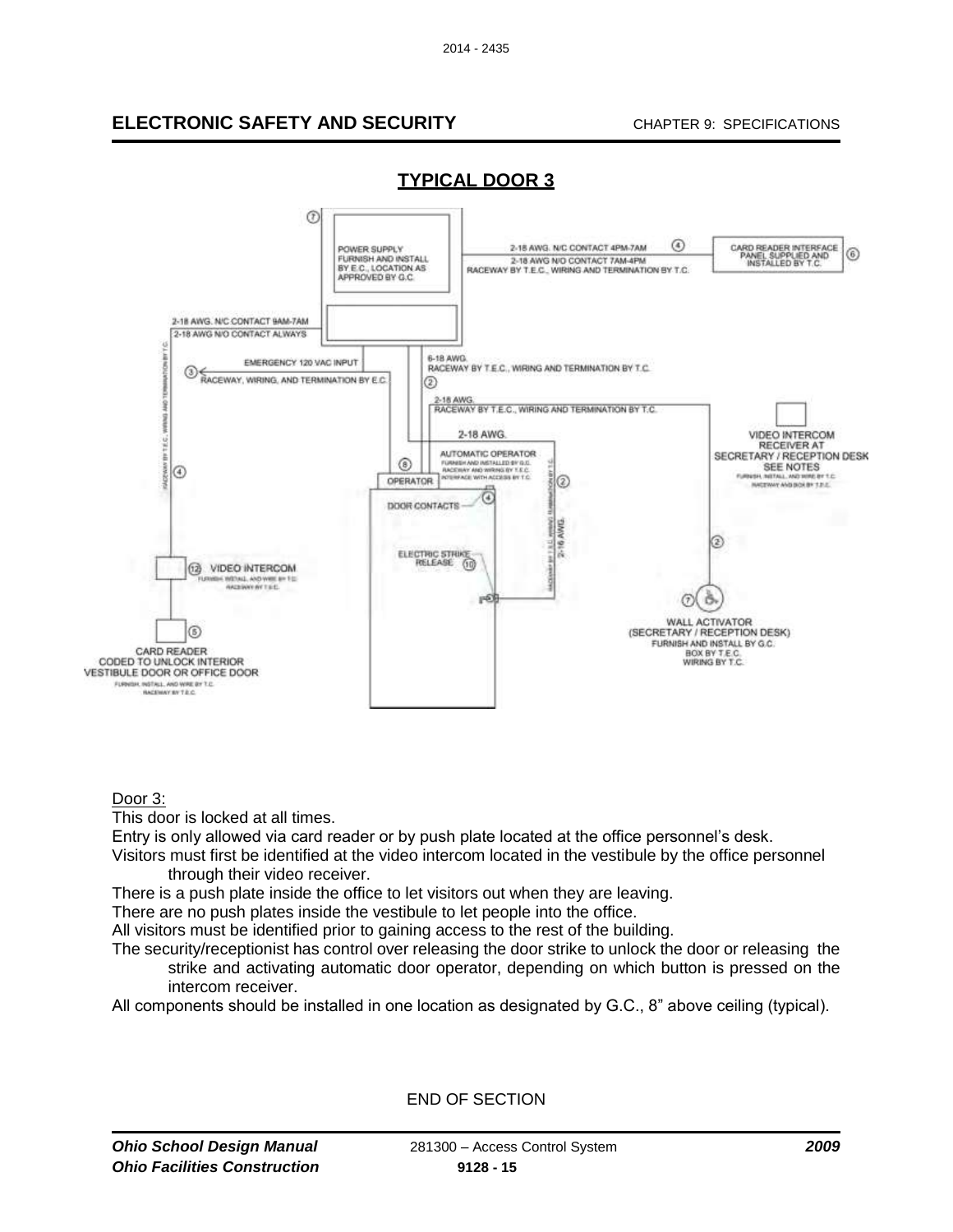## TYPICAL DOOR 3

POWER SUPPLY
FURNISH AND INSTALL
BY E.C., LOCATION AS
APPROVED BY G.C.

2-18 AWG. N/C CONTACT 4PM-7AM
2-18 AWG N/O CONTACT 7AM-4PM
RACEWAY BY T.E.C., WIRING AND TERMINATION BY T.C.

CARD READER INTERFACE
PANEL SUPPLIED AND
INSTALLED BY T.C.

2-18 AWG. N/C CONTACT 9AM-7AM
2-18 AWG N/O CONTACT ALWAYS

EMERGENCY 120 VAC INPUT
RACEWAY, WIRING, AND TERMINATION BY E.C.

6-18 AWG.
RACEWAY BY T.E.C., WIRING AND TERMINATION BY T.C.

2-18 AWG.
RACEWAY BY T.E.C., WIRING AND TERMINATION BY T.C.

2-18 AWG.

AUTOMATIC OPERATOR
FURNISH AND INSTALLED BY G.C.
RACEWAY AND WIRING BY T.E.C.
INTERFACE WITH ACCESS BY T.C.

OPERATOR

DOOR CONTACTS

ELECTRIC STRIKE RELEASE

2-16 AWG.

VIDEO INTERCOM
RECEIVER AT
SECRETARY / RECEPTION DESK
SEE NOTES
FURNISH, INSTALL, AND WIRE BY T.C.
RACEWAY AND BOX BY T.E.C.

VIDEO INTERCOM
FURNISH, INSTALL, AND WIRE BY T.C.
RACEWAY BY T.E.C.

CARD READER
CODED TO UNLOCK INTERIOR
VESTIBULE DOOR OR OFFICE DOOR
FURNISH, INSTALL, AND WIRE BY T.C.
RACEWAY BY T.E.C.

WALL ACTIVATOR
(SECRETARY / RECEPTION DESK)
FURNISH AND INSTALL BY G.C.
BOX BY T.E.C.
WIRING BY T.C.

Door 3:

This door is locked at all times.

Entry is only allowed via card reader or by push plate located at the office personnel's desk.

Visitors must first be identified at the video intercom located in the vestibule by the office personnel through their video receiver.

There is a push plate inside the office to let visitors out when they are leaving.

There are no push plates inside the vestibule to let people into the office.

All visitors must be identified prior to gaining access to the rest of the building.

The security/receptionist has control over releasing the door strike to unlock the door or releasing the strike and activating automatic door operator, depending on which button is pressed on the intercom receiver.

All components should be installed in one location as designated by G.C., 8" above ceiling (typical).

END OF SECTION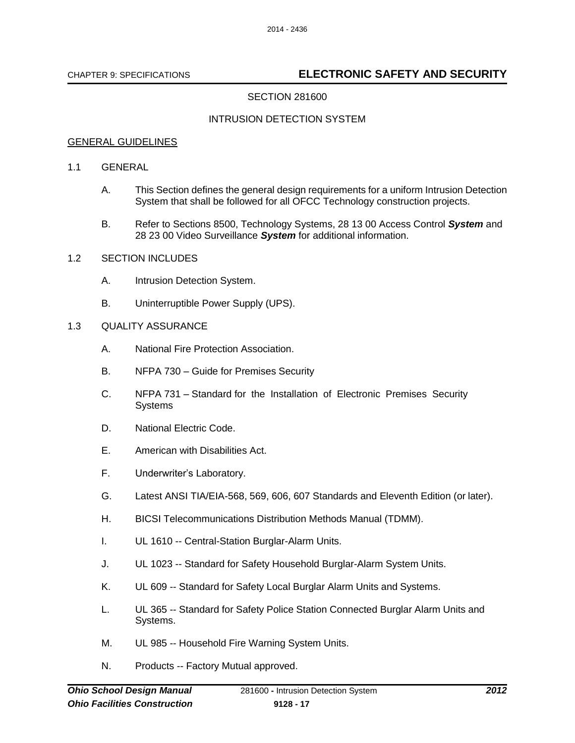CHAPTER 9: SPECIFICATIONS **ELECTRONIC SAFETY AND SECURITY**

SECTION 281600

INTRUSION DETECTION SYSTEM

GENERAL GUIDELINES

1.1 GENERAL

A. This Section defines the general design requirements for a uniform Intrusion Detection System that shall be followed for all OFCC Technology construction projects.

B. Refer to Sections 8500, Technology Systems, 28 13 00 Access Control ***System*** and 28 23 00 Video Surveillance ***System*** for additional information.

1.2 SECTION INCLUDES

A. Intrusion Detection System.

B. Uninterruptible Power Supply (UPS).

1.3 QUALITY ASSURANCE

A. National Fire Protection Association.

B. NFPA 730 – Guide for Premises Security

C. NFPA 731 – Standard for the Installation of Electronic Premises Security Systems

D. National Electric Code.

E. American with Disabilities Act.

F. Underwriter's Laboratory.

G. Latest ANSI TIA/EIA-568, 569, 606, 607 Standards and Eleventh Edition (or later).

H. BICSI Telecommunications Distribution Methods Manual (TDMM).

I. UL 1610 -- Central-Station Burglar-Alarm Units.

J. UL 1023 -- Standard for Safety Household Burglar-Alarm System Units.

K. UL 609 -- Standard for Safety Local Burglar Alarm Units and Systems.

L. UL 365 -- Standard for Safety Police Station Connected Burglar Alarm Units and Systems.

M. UL 985 -- Household Fire Warning System Units.

N. Products -- Factory Mutual approved.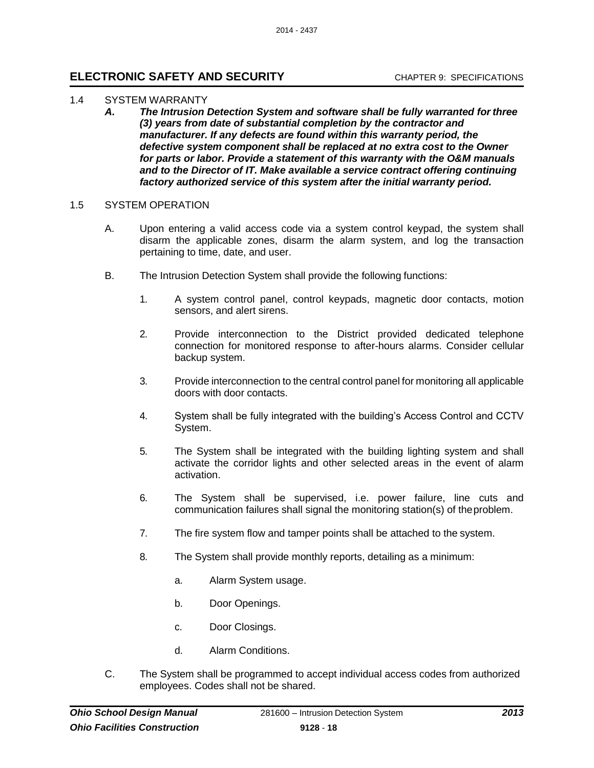1.4 SYSTEM WARRANTY

***A. The Intrusion Detection System and software shall be fully warranted for three (3) years from date of substantial completion by the contractor and manufacturer. If any defects are found within this warranty period, the defective system component shall be replaced at no extra cost to the Owner for parts or labor. Provide a statement of this warranty with the O&M manuals and to the Director of IT. Make available a service contract offering continuing factory authorized service of this system after the initial warranty period.***

1.5 SYSTEM OPERATION

A. Upon entering a valid access code via a system control keypad, the system shall disarm the applicable zones, disarm the alarm system, and log the transaction pertaining to time, date, and user.

B. The Intrusion Detection System shall provide the following functions:

1. A system control panel, control keypads, magnetic door contacts, motion sensors, and alert sirens.

2. Provide interconnection to the District provided dedicated telephone connection for monitored response to after-hours alarms. Consider cellular backup system.

3. Provide interconnection to the central control panel for monitoring all applicable doors with door contacts.

4. System shall be fully integrated with the building's Access Control and CCTV System.

5. The System shall be integrated with the building lighting system and shall activate the corridor lights and other selected areas in the event of alarm activation.

6. The System shall be supervised, i.e. power failure, line cuts and communication failures shall signal the monitoring station(s) of the problem.

7. The fire system flow and tamper points shall be attached to the system.

8. The System shall provide monthly reports, detailing as a minimum:

   a. Alarm System usage.

   b. Door Openings.

   c. Door Closings.

   d. Alarm Conditions.

C. The System shall be programmed to accept individual access codes from authorized employees. Codes shall not be shared.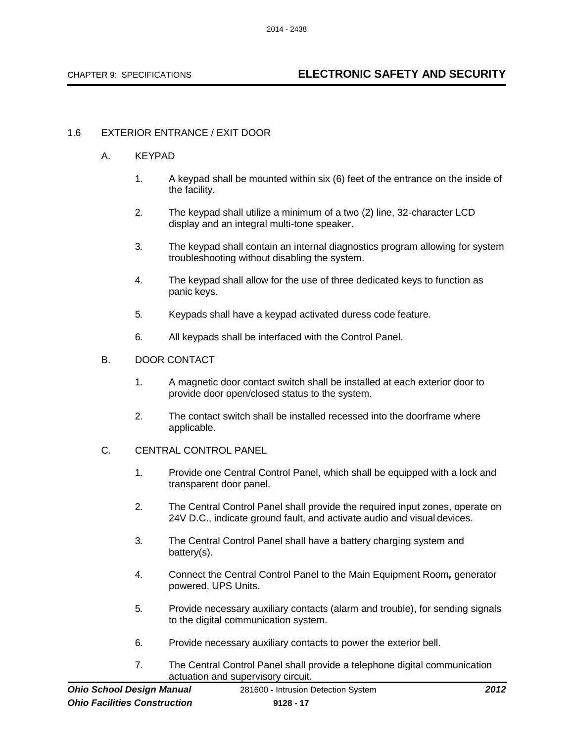## 1.6 EXTERIOR ENTRANCE / EXIT DOOR

### A. KEYPAD

1. A keypad shall be mounted within six (6) feet of the entrance on the inside of the facility.

2. The keypad shall utilize a minimum of a two (2) line, 32-character LCD display and an integral multi-tone speaker.

3. The keypad shall contain an internal diagnostics program allowing for system troubleshooting without disabling the system.

4. The keypad shall allow for the use of three dedicated keys to function as panic keys.

5. Keypads shall have a keypad activated duress code feature.

6. All keypads shall be interfaced with the Control Panel.

### B. DOOR CONTACT

1. A magnetic door contact switch shall be installed at each exterior door to provide door open/closed status to the system.

2. The contact switch shall be installed recessed into the doorframe where applicable.

### C. CENTRAL CONTROL PANEL

1. Provide one Central Control Panel, which shall be equipped with a lock and transparent door panel.

2. The Central Control Panel shall provide the required input zones, operate on 24V D.C., indicate ground fault, and activate audio and visual devices.

3. The Central Control Panel shall have a battery charging system and battery(s).

4. Connect the Central Control Panel to the Main Equipment Room*,* generator powered, UPS Units.

5. Provide necessary auxiliary contacts (alarm and trouble), for sending signals to the digital communication system.

6. Provide necessary auxiliary contacts to power the exterior bell.

7. The Central Control Panel shall provide a telephone digital communication actuation and supervisory circuit.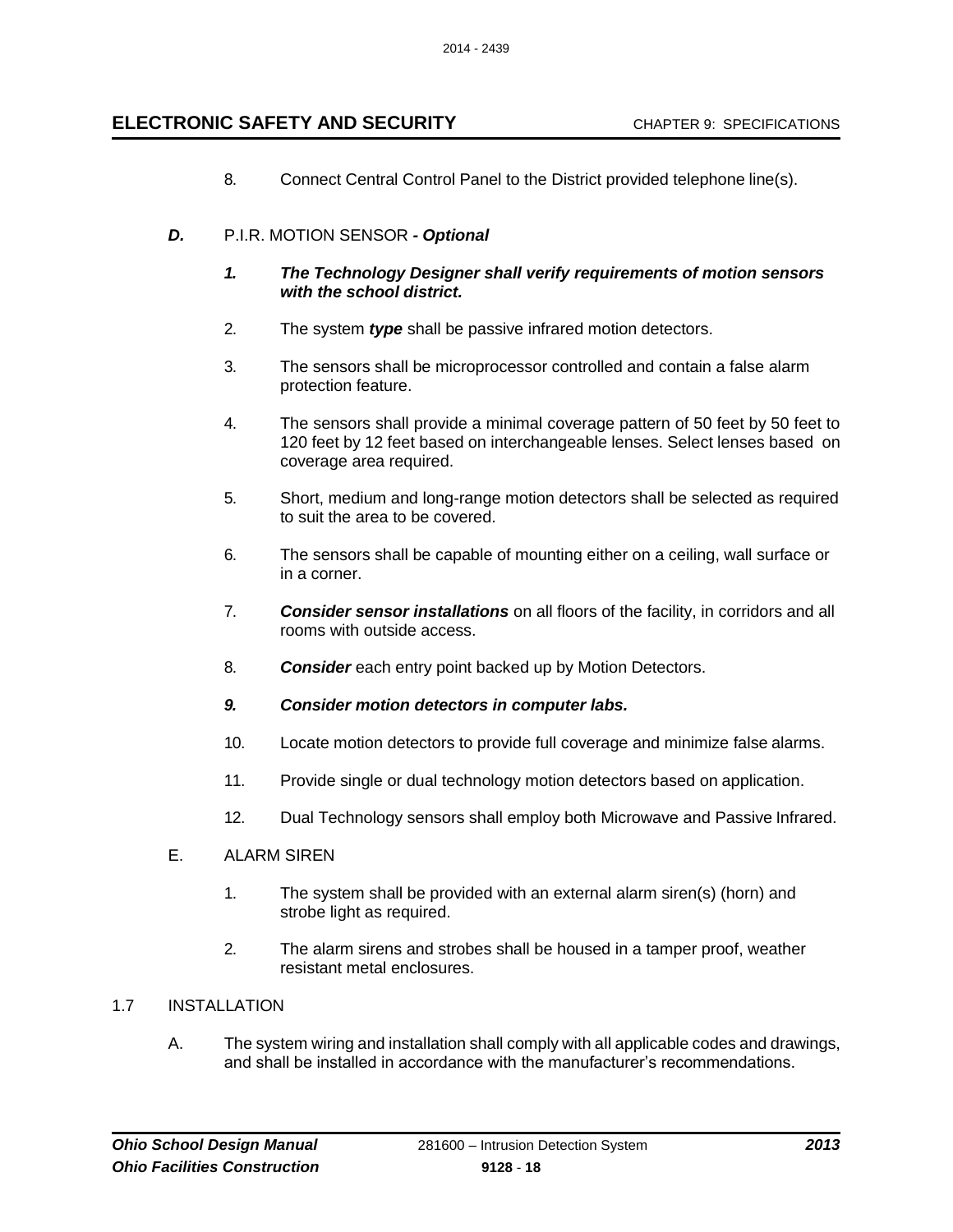8. Connect Central Control Panel to the District provided telephone line(s).

***D.*** P.I.R. MOTION SENSOR ***- Optional***

***1. The Technology Designer shall verify requirements of motion sensors with the school district.***

2. The system ***type*** shall be passive infrared motion detectors.

3. The sensors shall be microprocessor controlled and contain a false alarm protection feature.

4. The sensors shall provide a minimal coverage pattern of 50 feet by 50 feet to 120 feet by 12 feet based on interchangeable lenses. Select lenses based on coverage area required.

5. Short, medium and long-range motion detectors shall be selected as required to suit the area to be covered.

6. The sensors shall be capable of mounting either on a ceiling, wall surface or in a corner.

7. ***Consider sensor installations*** on all floors of the facility, in corridors and all rooms with outside access.

8. ***Consider*** each entry point backed up by Motion Detectors.

***9. Consider motion detectors in computer labs.***

10. Locate motion detectors to provide full coverage and minimize false alarms.

11. Provide single or dual technology motion detectors based on application.

12. Dual Technology sensors shall employ both Microwave and Passive Infrared.

E. ALARM SIREN

1. The system shall be provided with an external alarm siren(s) (horn) and strobe light as required.

2. The alarm sirens and strobes shall be housed in a tamper proof, weather resistant metal enclosures.

1.7 INSTALLATION

A. The system wiring and installation shall comply with all applicable codes and drawings, and shall be installed in accordance with the manufacturer's recommendations.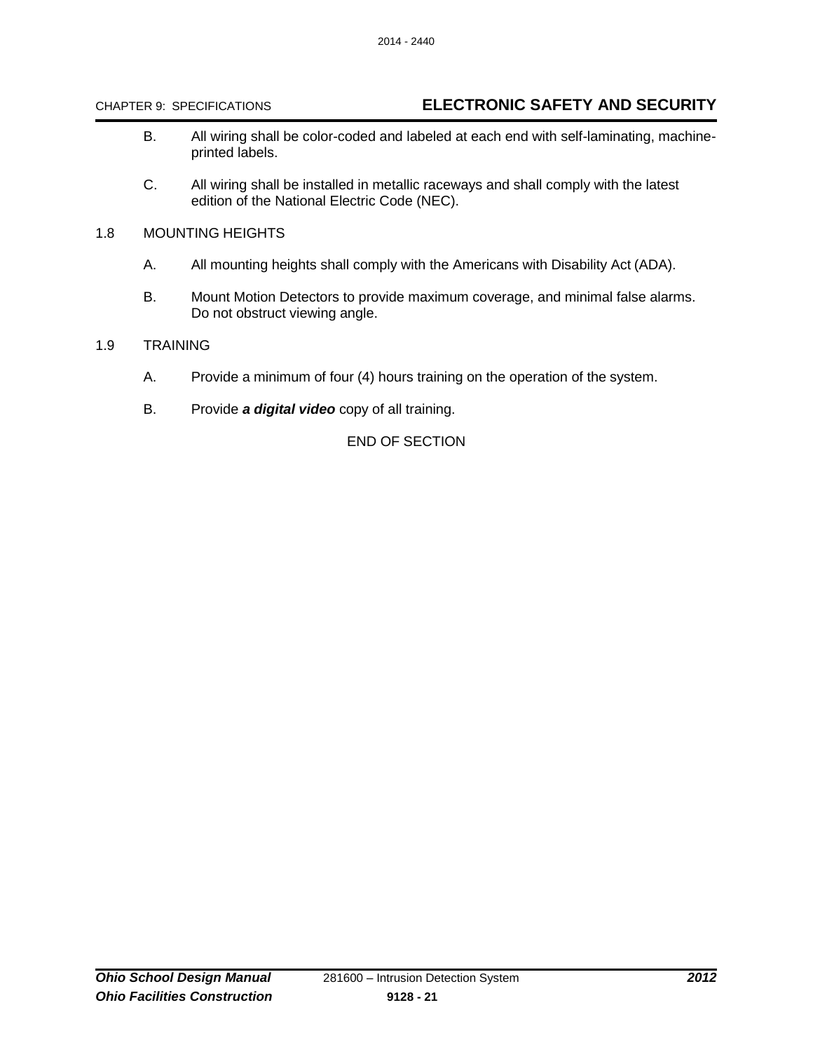B. All wiring shall be color-coded and labeled at each end with self-laminating, machine-printed labels.

C. All wiring shall be installed in metallic raceways and shall comply with the latest edition of the National Electric Code (NEC).

1.8 MOUNTING HEIGHTS

A. All mounting heights shall comply with the Americans with Disability Act (ADA).

B. Mount Motion Detectors to provide maximum coverage, and minimal false alarms. Do not obstruct viewing angle.

1.9 TRAINING

A. Provide a minimum of four (4) hours training on the operation of the system.

B. Provide ***a digital video*** copy of all training.

END OF SECTION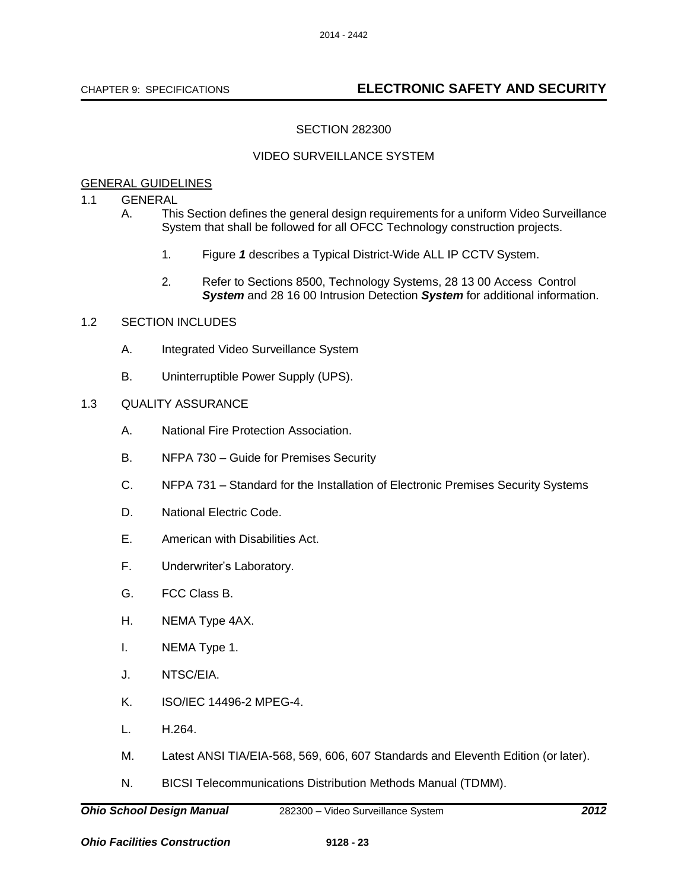# SECTION 282300

## VIDEO SURVEILLANCE SYSTEM

GENERAL GUIDELINES

1.1 GENERAL

A. This Section defines the general design requirements for a uniform Video Surveillance System that shall be followed for all OFCC Technology construction projects.

1. Figure ***1*** describes a Typical District-Wide ALL IP CCTV System.

2. Refer to Sections 8500, Technology Systems, 28 13 00 Access Control ***System*** and 28 16 00 Intrusion Detection ***System*** for additional information.

1.2 SECTION INCLUDES

A. Integrated Video Surveillance System

B. Uninterruptible Power Supply (UPS).

1.3 QUALITY ASSURANCE

A. National Fire Protection Association.

B. NFPA 730 – Guide for Premises Security

C. NFPA 731 – Standard for the Installation of Electronic Premises Security Systems

D. National Electric Code.

E. American with Disabilities Act.

F. Underwriter's Laboratory.

G. FCC Class B.

H. NEMA Type 4AX.

I. NEMA Type 1.

J. NTSC/EIA.

K. ISO/IEC 14496-2 MPEG-4.

L. H.264.

M. Latest ANSI TIA/EIA-568, 569, 606, 607 Standards and Eleventh Edition (or later).

N. BICSI Telecommunications Distribution Methods Manual (TDMM).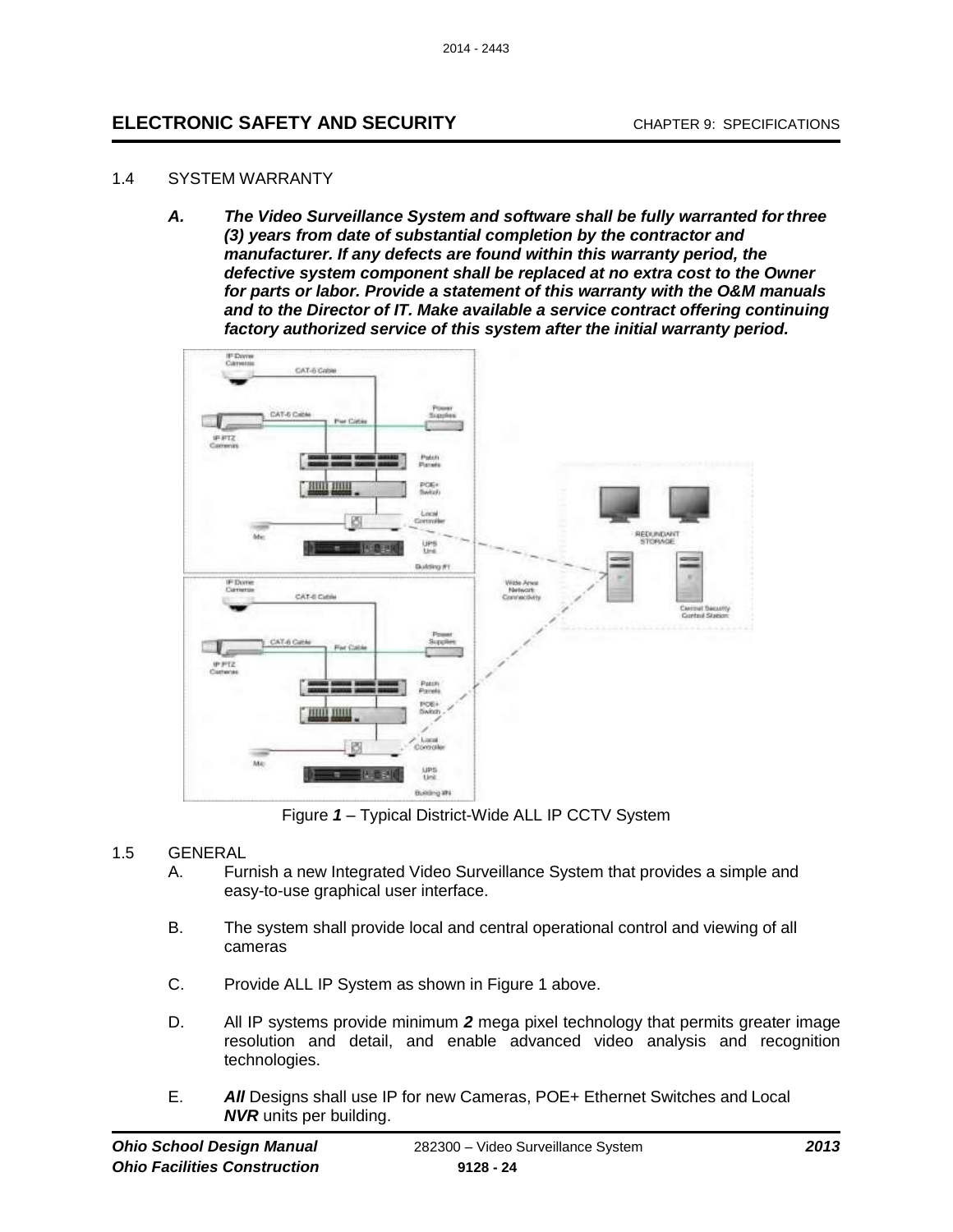### 1.4 SYSTEM WARRANTY

A. ***The Video Surveillance System and software shall be fully warranted for three (3) years from date of substantial completion by the contractor and manufacturer. If any defects are found within this warranty period, the defective system component shall be replaced at no extra cost to the Owner for parts or labor. Provide a statement of this warranty with the O&M manuals and to the Director of IT. Make available a service contract offering continuing factory authorized service of this system after the initial warranty period.***

Figure ***1*** – Typical District-Wide ALL IP CCTV System

### 1.5 GENERAL

A. Furnish a new Integrated Video Surveillance System that provides a simple and easy-to-use graphical user interface.

B. The system shall provide local and central operational control and viewing of all cameras

C. Provide ALL IP System as shown in Figure 1 above.

D. All IP systems provide minimum ***2*** mega pixel technology that permits greater image resolution and detail, and enable advanced video analysis and recognition technologies.

E. ***All*** Designs shall use IP for new Cameras, POE+ Ethernet Switches and Local ***NVR*** units per building.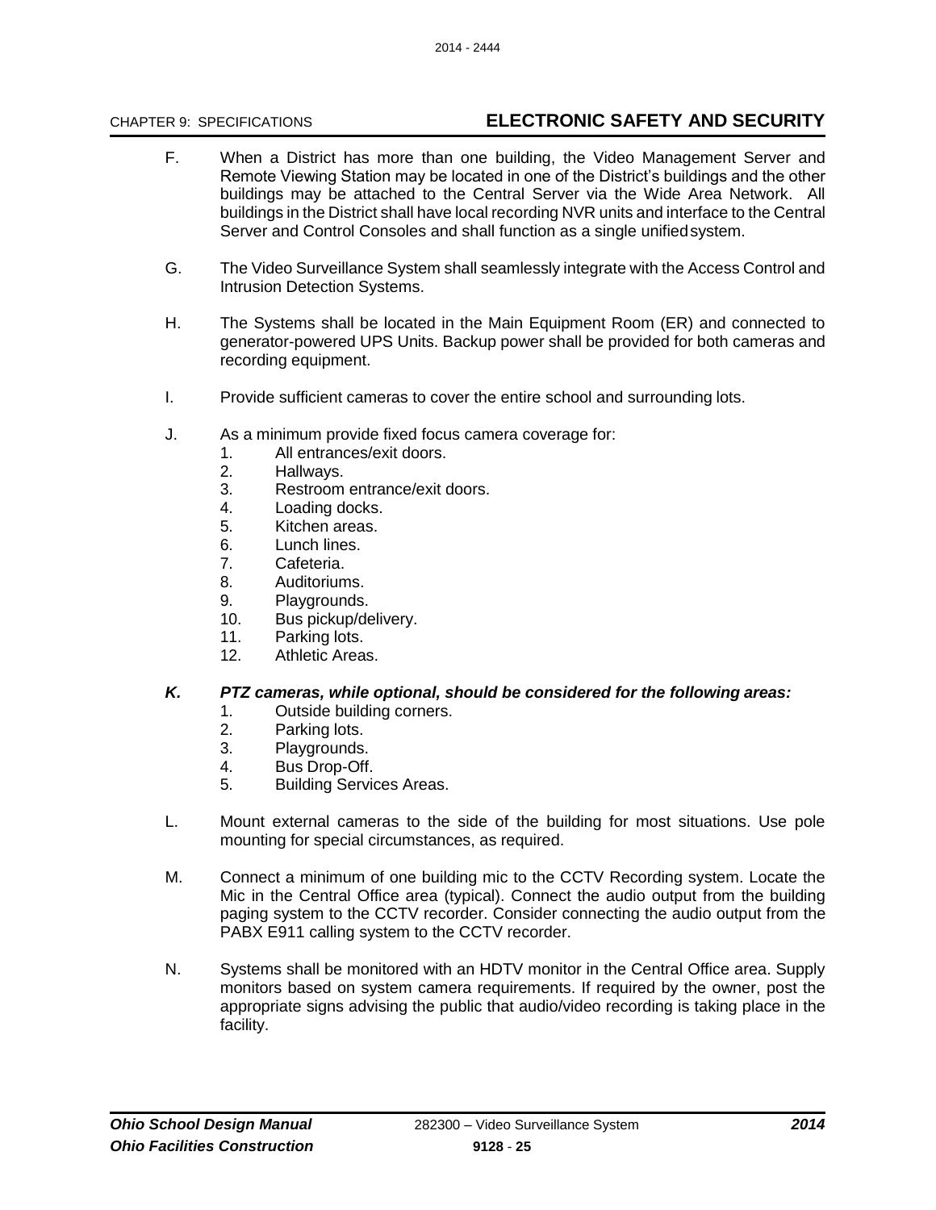F. When a District has more than one building, the Video Management Server and Remote Viewing Station may be located in one of the District's buildings and the other buildings may be attached to the Central Server via the Wide Area Network. All buildings in the District shall have local recording NVR units and interface to the Central Server and Control Consoles and shall function as a single unified system.

G. The Video Surveillance System shall seamlessly integrate with the Access Control and Intrusion Detection Systems.

H. The Systems shall be located in the Main Equipment Room (ER) and connected to generator-powered UPS Units. Backup power shall be provided for both cameras and recording equipment.

I. Provide sufficient cameras to cover the entire school and surrounding lots.

J. As a minimum provide fixed focus camera coverage for:
   1. All entrances/exit doors.
   2. Hallways.
   3. Restroom entrance/exit doors.
   4. Loading docks.
   5. Kitchen areas.
   6. Lunch lines.
   7. Cafeteria.
   8. Auditoriums.
   9. Playgrounds.
   10. Bus pickup/delivery.
   11. Parking lots.
   12. Athletic Areas.

***K. PTZ cameras, while optional, should be considered for the following areas:***
   1. Outside building corners.
   2. Parking lots.
   3. Playgrounds.
   4. Bus Drop-Off.
   5. Building Services Areas.

L. Mount external cameras to the side of the building for most situations. Use pole mounting for special circumstances, as required.

M. Connect a minimum of one building mic to the CCTV Recording system. Locate the Mic in the Central Office area (typical). Connect the audio output from the building paging system to the CCTV recorder. Consider connecting the audio output from the PABX E911 calling system to the CCTV recorder.

N. Systems shall be monitored with an HDTV monitor in the Central Office area. Supply monitors based on system camera requirements. If required by the owner, post the appropriate signs advising the public that audio/video recording is taking place in the facility.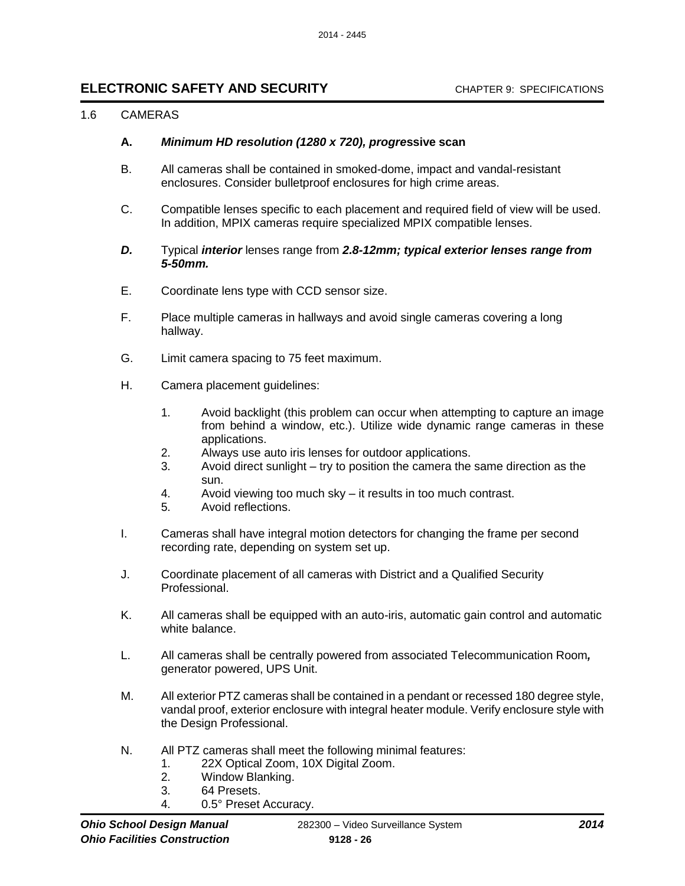## 1.6 CAMERAS

**A.** ***Minimum HD resolution (1280 x 720), progre*****ssive scan**

B. All cameras shall be contained in smoked-dome, impact and vandal-resistant enclosures. Consider bulletproof enclosures for high crime areas.

C. Compatible lenses specific to each placement and required field of view will be used. In addition, MPIX cameras require specialized MPIX compatible lenses.

***D.*** Typical ***interior*** lenses range from ***2.8-12mm; typical exterior lenses range from 5-50mm.***

E. Coordinate lens type with CCD sensor size.

F. Place multiple cameras in hallways and avoid single cameras covering a long hallway.

G. Limit camera spacing to 75 feet maximum.

H. Camera placement guidelines:

1. Avoid backlight (this problem can occur when attempting to capture an image from behind a window, etc.). Utilize wide dynamic range cameras in these applications.
2. Always use auto iris lenses for outdoor applications.
3. Avoid direct sunlight – try to position the camera the same direction as the sun.
4. Avoid viewing too much sky – it results in too much contrast.
5. Avoid reflections.

I. Cameras shall have integral motion detectors for changing the frame per second recording rate, depending on system set up.

J. Coordinate placement of all cameras with District and a Qualified Security Professional.

K. All cameras shall be equipped with an auto-iris, automatic gain control and automatic white balance.

L. All cameras shall be centrally powered from associated Telecommunication Room***,*** generator powered, UPS Unit.

M. All exterior PTZ cameras shall be contained in a pendant or recessed 180 degree style, vandal proof, exterior enclosure with integral heater module. Verify enclosure style with the Design Professional.

N. All PTZ cameras shall meet the following minimal features:

1. 22X Optical Zoom, 10X Digital Zoom.
2. Window Blanking.
3. 64 Presets.
4. 0.5° Preset Accuracy.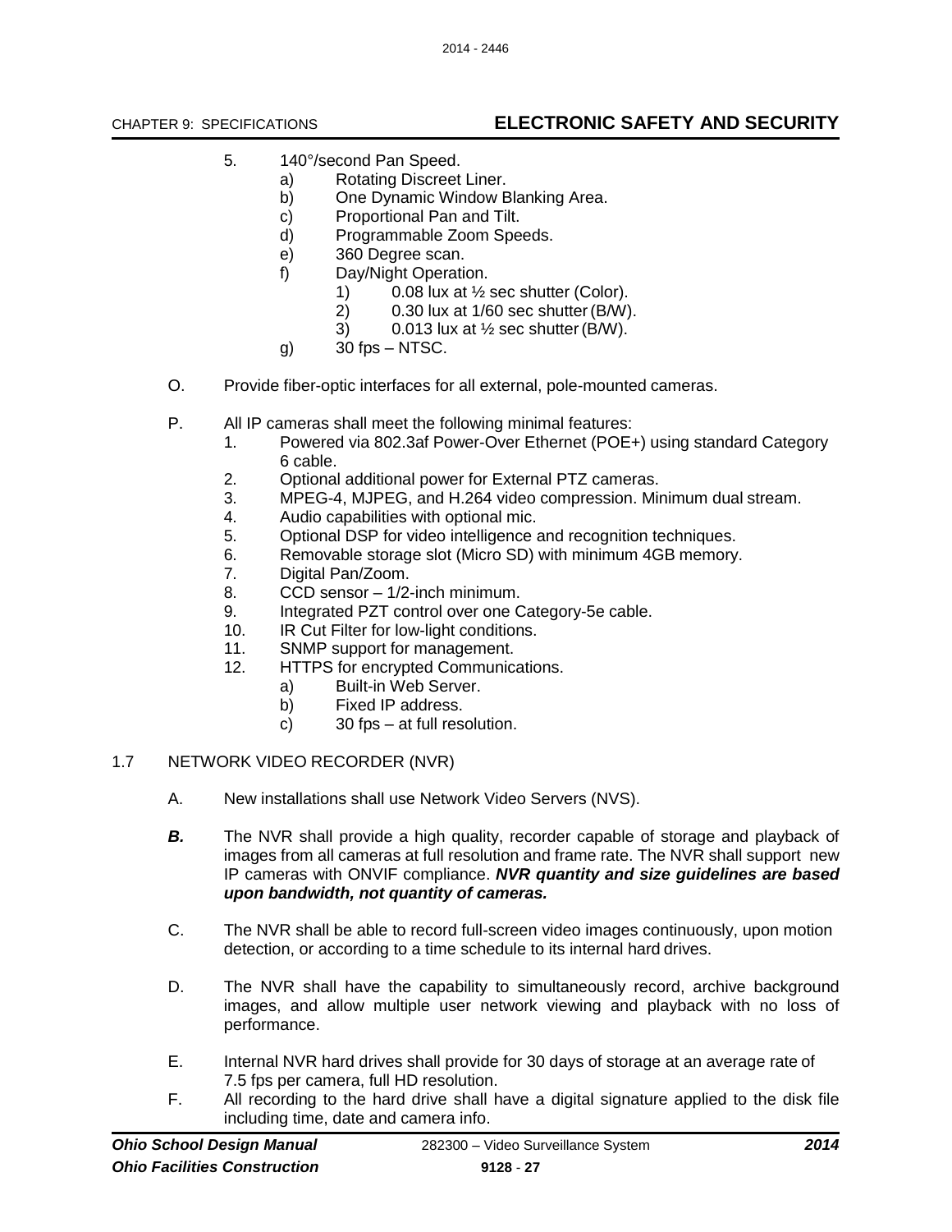5. 140°/second Pan Speed.
   a) Rotating Discreet Liner.
   b) One Dynamic Window Blanking Area.
   c) Proportional Pan and Tilt.
   d) Programmable Zoom Speeds.
   e) 360 Degree scan.
   f) Day/Night Operation.
      1) 0.08 lux at ½ sec shutter (Color).
      2) 0.30 lux at 1/60 sec shutter (B/W).
      3) 0.013 lux at ½ sec shutter (B/W).
   g) 30 fps – NTSC.

O. Provide fiber-optic interfaces for all external, pole-mounted cameras.

P. All IP cameras shall meet the following minimal features:
   1. Powered via 802.3af Power-Over Ethernet (POE+) using standard Category 6 cable.
   2. Optional additional power for External PTZ cameras.
   3. MPEG-4, MJPEG, and H.264 video compression. Minimum dual stream.
   4. Audio capabilities with optional mic.
   5. Optional DSP for video intelligence and recognition techniques.
   6. Removable storage slot (Micro SD) with minimum 4GB memory.
   7. Digital Pan/Zoom.
   8. CCD sensor – 1/2-inch minimum.
   9. Integrated PZT control over one Category-5e cable.
   10. IR Cut Filter for low-light conditions.
   11. SNMP support for management.
   12. HTTPS for encrypted Communications.
       a) Built-in Web Server.
       b) Fixed IP address.
       c) 30 fps – at full resolution.

## 1.7 NETWORK VIDEO RECORDER (NVR)

A. New installations shall use Network Video Servers (NVS).

***B.*** The NVR shall provide a high quality, recorder capable of storage and playback of images from all cameras at full resolution and frame rate. The NVR shall support new IP cameras with ONVIF compliance. ***NVR quantity and size guidelines are based upon bandwidth, not quantity of cameras.***

C. The NVR shall be able to record full-screen video images continuously, upon motion detection, or according to a time schedule to its internal hard drives.

D. The NVR shall have the capability to simultaneously record, archive background images, and allow multiple user network viewing and playback with no loss of performance.

E. Internal NVR hard drives shall provide for 30 days of storage at an average rate of 7.5 fps per camera, full HD resolution.

F. All recording to the hard drive shall have a digital signature applied to the disk file including time, date and camera info.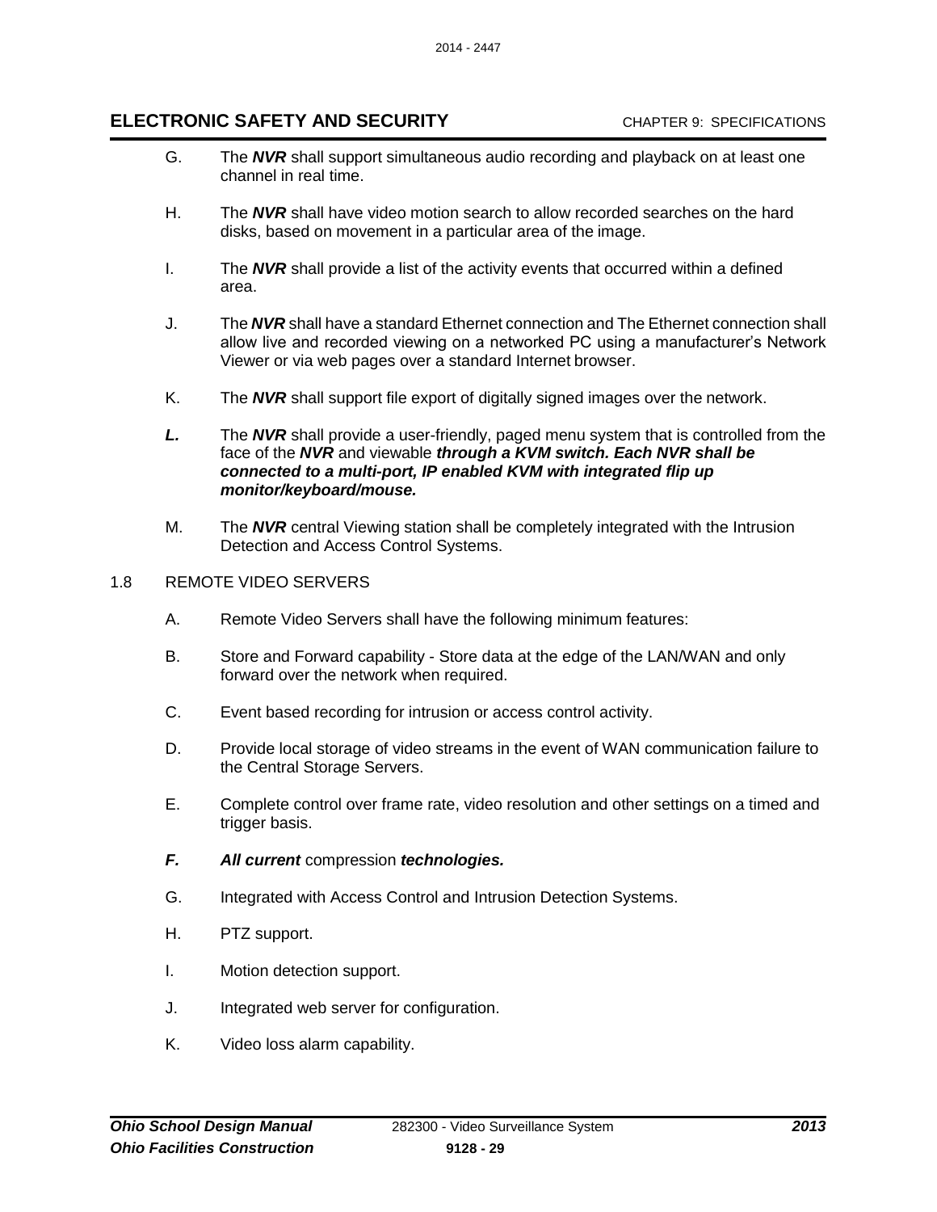G. The ***NVR*** shall support simultaneous audio recording and playback on at least one channel in real time.

H. The ***NVR*** shall have video motion search to allow recorded searches on the hard disks, based on movement in a particular area of the image.

I. The ***NVR*** shall provide a list of the activity events that occurred within a defined area.

J. The ***NVR*** shall have a standard Ethernet connection and The Ethernet connection shall allow live and recorded viewing on a networked PC using a manufacturer's Network Viewer or via web pages over a standard Internet browser.

K. The ***NVR*** shall support file export of digitally signed images over the network.

***L.*** The ***NVR*** shall provide a user-friendly, paged menu system that is controlled from the face of the ***NVR*** and viewable ***through a KVM switch. Each NVR shall be connected to a multi-port, IP enabled KVM with integrated flip up monitor/keyboard/mouse.***

M. The ***NVR*** central Viewing station shall be completely integrated with the Intrusion Detection and Access Control Systems.

## 1.8 REMOTE VIDEO SERVERS

A. Remote Video Servers shall have the following minimum features:

B. Store and Forward capability - Store data at the edge of the LAN/WAN and only forward over the network when required.

C. Event based recording for intrusion or access control activity.

D. Provide local storage of video streams in the event of WAN communication failure to the Central Storage Servers.

E. Complete control over frame rate, video resolution and other settings on a timed and trigger basis.

***F.*** ***All current*** compression ***technologies.***

G. Integrated with Access Control and Intrusion Detection Systems.

H. PTZ support.

I. Motion detection support.

J. Integrated web server for configuration.

K. Video loss alarm capability.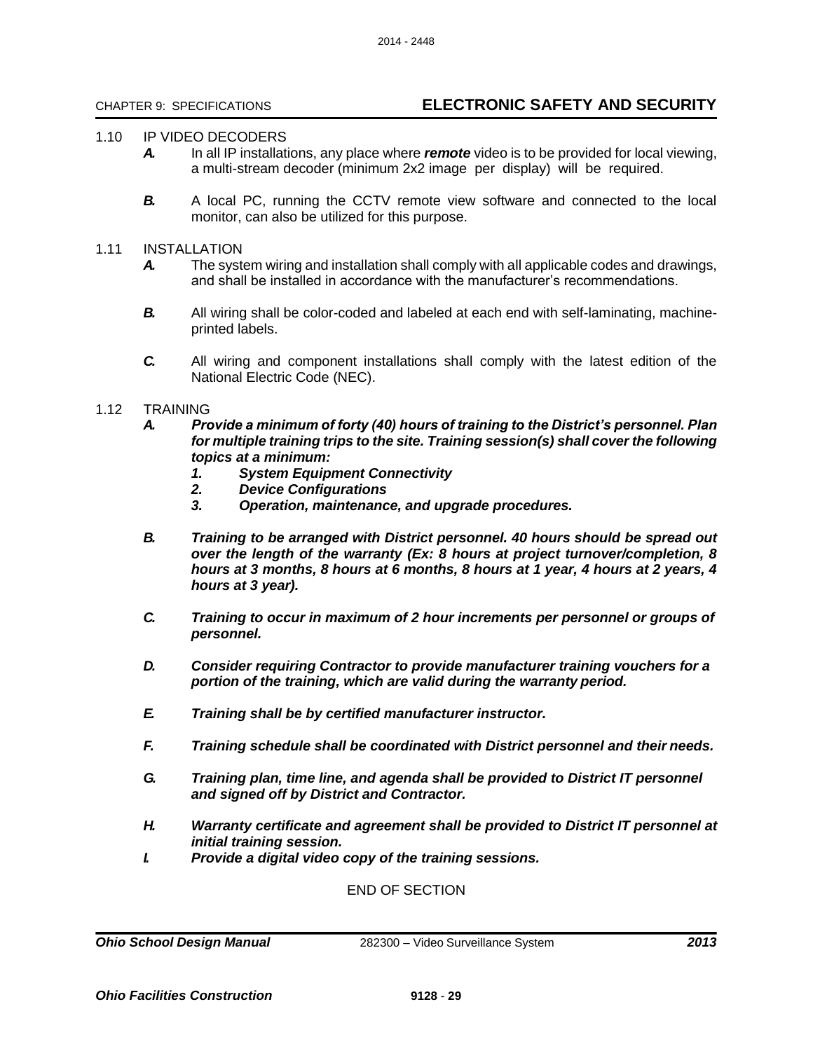## 1.10 IP VIDEO DECODERS

*A.* In all IP installations, any place where ***remote*** video is to be provided for local viewing, a multi-stream decoder (minimum 2x2 image per display) will be required.

*B.* A local PC, running the CCTV remote view software and connected to the local monitor, can also be utilized for this purpose.

## 1.11 INSTALLATION

*A.* The system wiring and installation shall comply with all applicable codes and drawings, and shall be installed in accordance with the manufacturer's recommendations.

*B.* All wiring shall be color-coded and labeled at each end with self-laminating, machine-printed labels.

*C.* All wiring and component installations shall comply with the latest edition of the National Electric Code (NEC).

## 1.12 TRAINING

***A. Provide a minimum of forty (40) hours of training to the District's personnel. Plan for multiple training trips to the site. Training session(s) shall cover the following topics at a minimum:***

1. ***System Equipment Connectivity***
2. ***Device Configurations***
3. ***Operation, maintenance, and upgrade procedures.***

***B. Training to be arranged with District personnel. 40 hours should be spread out over the length of the warranty (Ex: 8 hours at project turnover/completion, 8 hours at 3 months, 8 hours at 6 months, 8 hours at 1 year, 4 hours at 2 years, 4 hours at 3 year).***

***C. Training to occur in maximum of 2 hour increments per personnel or groups of personnel.***

***D. Consider requiring Contractor to provide manufacturer training vouchers for a portion of the training, which are valid during the warranty period.***

***E. Training shall be by certified manufacturer instructor.***

***F. Training schedule shall be coordinated with District personnel and their needs.***

***G. Training plan, time line, and agenda shall be provided to District IT personnel and signed off by District and Contractor.***

***H. Warranty certificate and agreement shall be provided to District IT personnel at initial training session.***

***I. Provide a digital video copy of the training sessions.***

END OF SECTION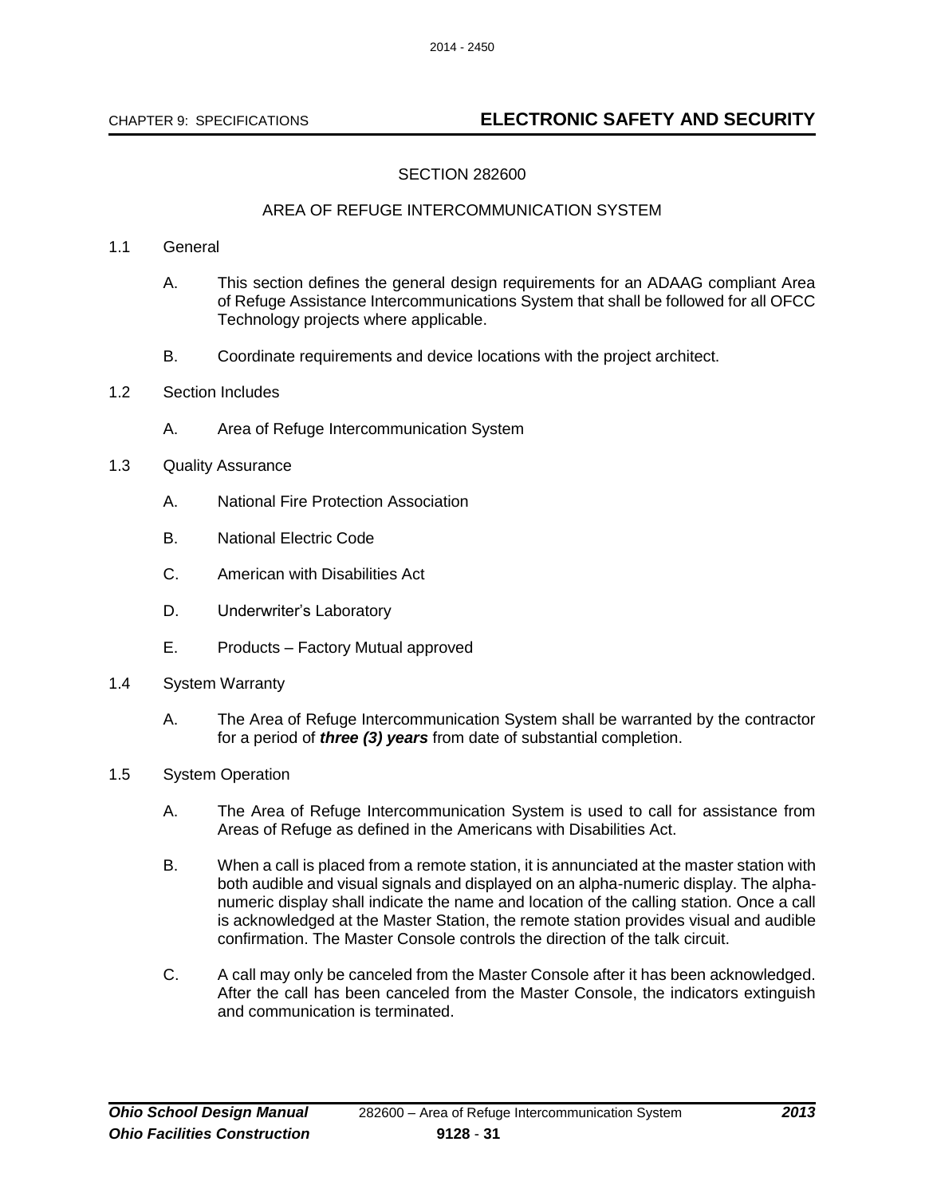## SECTION 282600

## AREA OF REFUGE INTERCOMMUNICATION SYSTEM

1.1 General

A. This section defines the general design requirements for an ADAAG compliant Area of Refuge Assistance Intercommunications System that shall be followed for all OFCC Technology projects where applicable.

B. Coordinate requirements and device locations with the project architect.

1.2 Section Includes

A. Area of Refuge Intercommunication System

1.3 Quality Assurance

A. National Fire Protection Association

B. National Electric Code

C. American with Disabilities Act

D. Underwriter's Laboratory

E. Products – Factory Mutual approved

1.4 System Warranty

A. The Area of Refuge Intercommunication System shall be warranted by the contractor for a period of ***three (3) years*** from date of substantial completion.

1.5 System Operation

A. The Area of Refuge Intercommunication System is used to call for assistance from Areas of Refuge as defined in the Americans with Disabilities Act.

B. When a call is placed from a remote station, it is annunciated at the master station with both audible and visual signals and displayed on an alpha-numeric display. The alpha-numeric display shall indicate the name and location of the calling station. Once a call is acknowledged at the Master Station, the remote station provides visual and audible confirmation. The Master Console controls the direction of the talk circuit.

C. A call may only be canceled from the Master Console after it has been acknowledged. After the call has been canceled from the Master Console, the indicators extinguish and communication is terminated.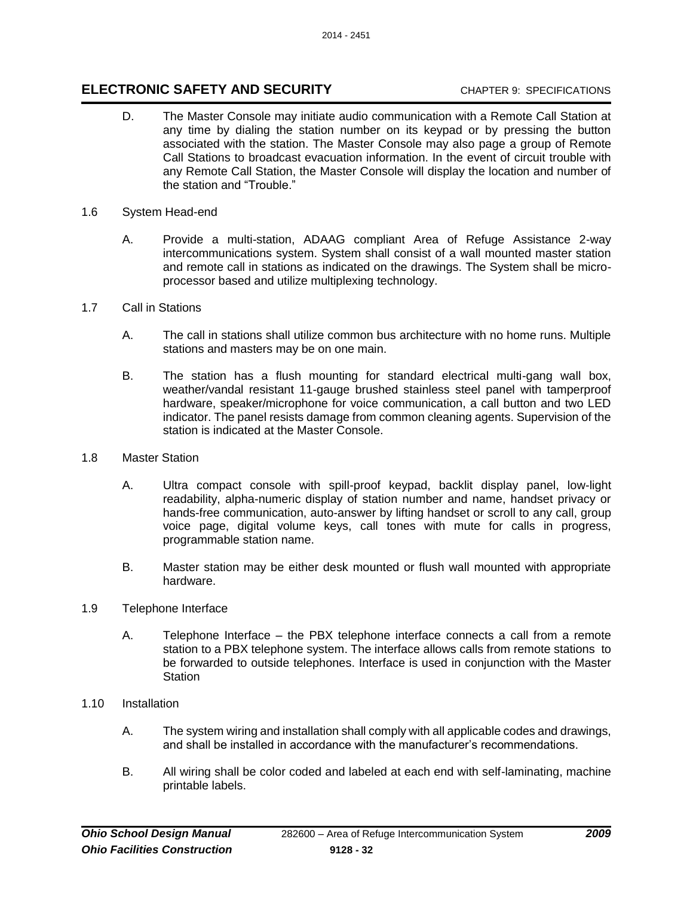D. The Master Console may initiate audio communication with a Remote Call Station at any time by dialing the station number on its keypad or by pressing the button associated with the station. The Master Console may also page a group of Remote Call Stations to broadcast evacuation information. In the event of circuit trouble with any Remote Call Station, the Master Console will display the location and number of the station and "Trouble."

1.6 System Head-end

A. Provide a multi-station, ADAAG compliant Area of Refuge Assistance 2-way intercommunications system. System shall consist of a wall mounted master station and remote call in stations as indicated on the drawings. The System shall be micro-processor based and utilize multiplexing technology.

1.7 Call in Stations

A. The call in stations shall utilize common bus architecture with no home runs. Multiple stations and masters may be on one main.

B. The station has a flush mounting for standard electrical multi-gang wall box, weather/vandal resistant 11-gauge brushed stainless steel panel with tamperproof hardware, speaker/microphone for voice communication, a call button and two LED indicator. The panel resists damage from common cleaning agents. Supervision of the station is indicated at the Master Console.

1.8 Master Station

A. Ultra compact console with spill-proof keypad, backlit display panel, low-light readability, alpha-numeric display of station number and name, handset privacy or hands-free communication, auto-answer by lifting handset or scroll to any call, group voice page, digital volume keys, call tones with mute for calls in progress, programmable station name.

B. Master station may be either desk mounted or flush wall mounted with appropriate hardware.

1.9 Telephone Interface

A. Telephone Interface – the PBX telephone interface connects a call from a remote station to a PBX telephone system. The interface allows calls from remote stations to be forwarded to outside telephones. Interface is used in conjunction with the Master Station

1.10 Installation

A. The system wiring and installation shall comply with all applicable codes and drawings, and shall be installed in accordance with the manufacturer's recommendations.

B. All wiring shall be color coded and labeled at each end with self-laminating, machine printable labels.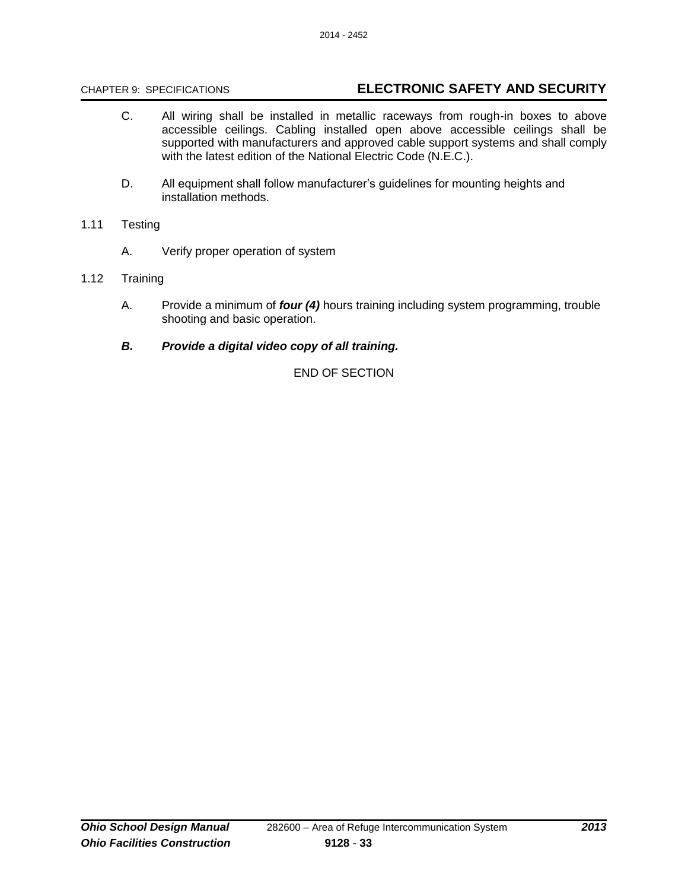C. All wiring shall be installed in metallic raceways from rough-in boxes to above accessible ceilings. Cabling installed open above accessible ceilings shall be supported with manufacturers and approved cable support systems and shall comply with the latest edition of the National Electric Code (N.E.C.).

D. All equipment shall follow manufacturer's guidelines for mounting heights and installation methods.

1.11 Testing

A. Verify proper operation of system

1.12 Training

A. Provide a minimum of ***four (4)*** hours training including system programming, trouble shooting and basic operation.

***B. Provide a digital video copy of all training.***

END OF SECTION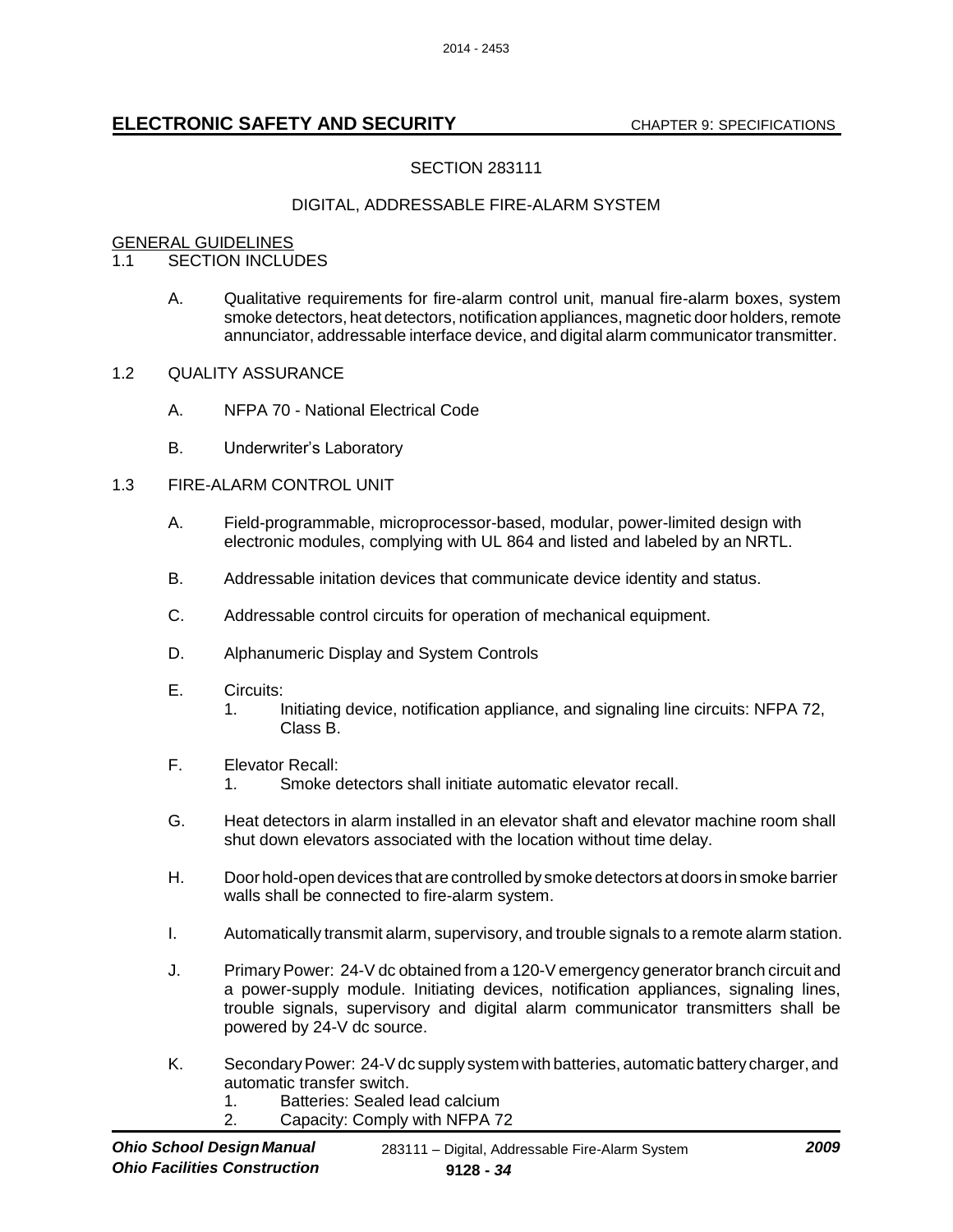## SECTION 283111

## DIGITAL, ADDRESSABLE FIRE-ALARM SYSTEM

GENERAL GUIDELINES

1.1 SECTION INCLUDES

A. Qualitative requirements for fire-alarm control unit, manual fire-alarm boxes, system smoke detectors, heat detectors, notification appliances, magnetic door holders, remote annunciator, addressable interface device, and digital alarm communicator transmitter.

1.2 QUALITY ASSURANCE

A. NFPA 70 - National Electrical Code

B. Underwriter's Laboratory

1.3 FIRE-ALARM CONTROL UNIT

A. Field-programmable, microprocessor-based, modular, power-limited design with electronic modules, complying with UL 864 and listed and labeled by an NRTL.

B. Addressable initation devices that communicate device identity and status.

C. Addressable control circuits for operation of mechanical equipment.

D. Alphanumeric Display and System Controls

E. Circuits:

1. Initiating device, notification appliance, and signaling line circuits: NFPA 72, Class B.

F. Elevator Recall:

1. Smoke detectors shall initiate automatic elevator recall.

G. Heat detectors in alarm installed in an elevator shaft and elevator machine room shall shut down elevators associated with the location without time delay.

H. Door hold-open devices that are controlled by smoke detectors at doors in smoke barrier walls shall be connected to fire-alarm system.

I. Automatically transmit alarm, supervisory, and trouble signals to a remote alarm station.

J. Primary Power: 24-V dc obtained from a 120-V emergency generator branch circuit and a power-supply module. Initiating devices, notification appliances, signaling lines, trouble signals, supervisory and digital alarm communicator transmitters shall be powered by 24-V dc source.

K. Secondary Power: 24-V dc supply system with batteries, automatic battery charger, and automatic transfer switch.

1. Batteries: Sealed lead calcium
2. Capacity: Comply with NFPA 72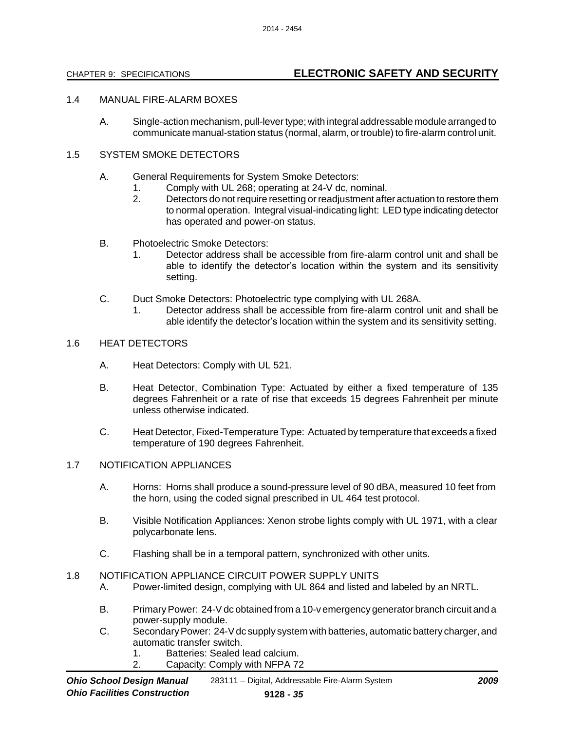### 1.4 MANUAL FIRE-ALARM BOXES

A. Single-action mechanism, pull-lever type; with integral addressable module arranged to communicate manual-station status (normal, alarm, or trouble) to fire-alarm control unit.

### 1.5 SYSTEM SMOKE DETECTORS

A. General Requirements for System Smoke Detectors:
   1. Comply with UL 268; operating at 24-V dc, nominal.
   2. Detectors do not require resetting or readjustment after actuation to restore them to normal operation. Integral visual-indicating light: LED type indicating detector has operated and power-on status.

B. Photoelectric Smoke Detectors:
   1. Detector address shall be accessible from fire-alarm control unit and shall be able to identify the detector's location within the system and its sensitivity setting.

C. Duct Smoke Detectors: Photoelectric type complying with UL 268A.
   1. Detector address shall be accessible from fire-alarm control unit and shall be able identify the detector's location within the system and its sensitivity setting.

### 1.6 HEAT DETECTORS

A. Heat Detectors: Comply with UL 521.

B. Heat Detector, Combination Type: Actuated by either a fixed temperature of 135 degrees Fahrenheit or a rate of rise that exceeds 15 degrees Fahrenheit per minute unless otherwise indicated.

C. Heat Detector, Fixed-Temperature Type: Actuated by temperature that exceeds a fixed temperature of 190 degrees Fahrenheit.

### 1.7 NOTIFICATION APPLIANCES

A. Horns: Horns shall produce a sound-pressure level of 90 dBA, measured 10 feet from the horn, using the coded signal prescribed in UL 464 test protocol.

B. Visible Notification Appliances: Xenon strobe lights comply with UL 1971, with a clear polycarbonate lens.

C. Flashing shall be in a temporal pattern, synchronized with other units.

### 1.8 NOTIFICATION APPLIANCE CIRCUIT POWER SUPPLY UNITS

A. Power-limited design, complying with UL 864 and listed and labeled by an NRTL.

B. Primary Power: 24-V dc obtained from a 10-v emergency generator branch circuit and a power-supply module.

C. Secondary Power: 24-V dc supply system with batteries, automatic battery charger, and automatic transfer switch.
   1. Batteries: Sealed lead calcium.
   2. Capacity: Comply with NFPA 72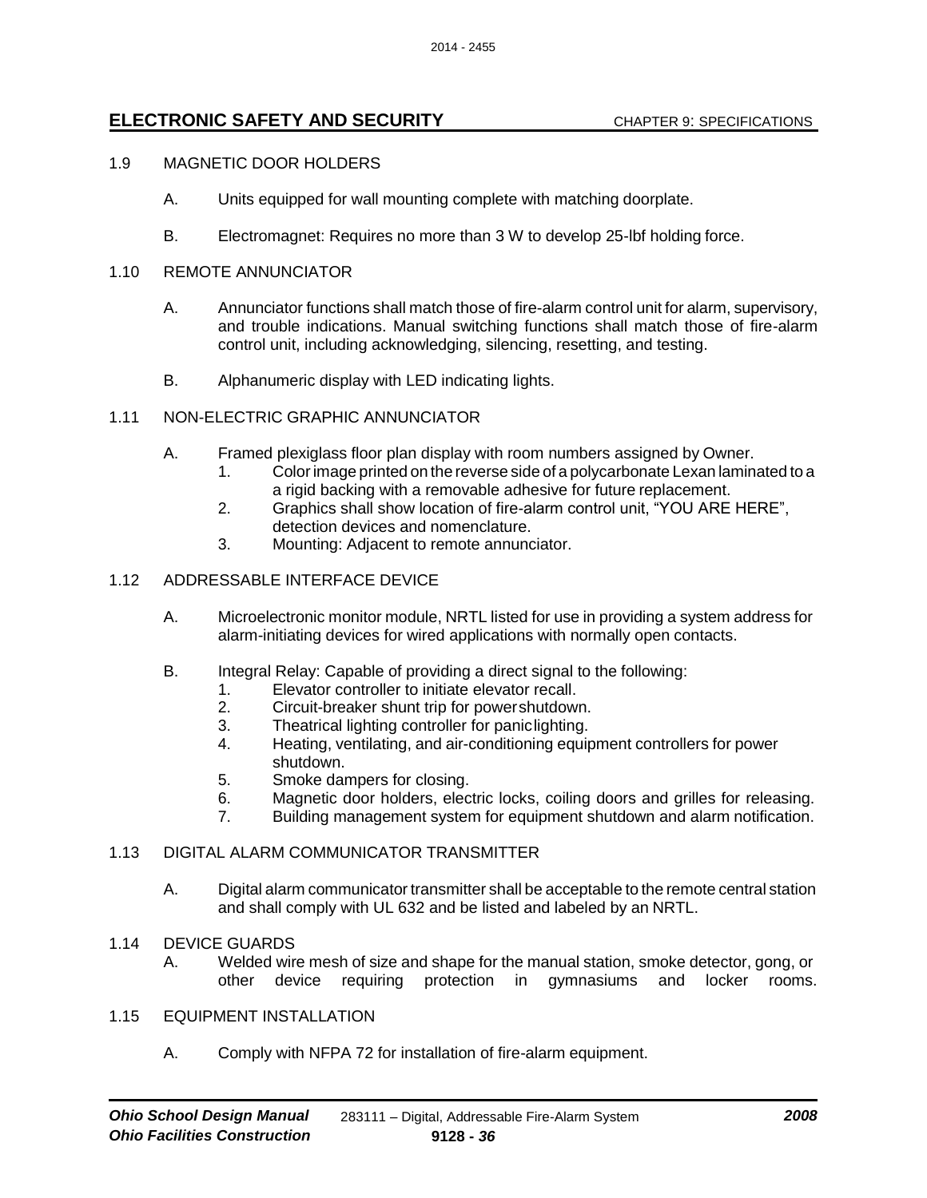1.9 MAGNETIC DOOR HOLDERS

A. Units equipped for wall mounting complete with matching doorplate.

B. Electromagnet: Requires no more than 3 W to develop 25-lbf holding force.

1.10 REMOTE ANNUNCIATOR

A. Annunciator functions shall match those of fire-alarm control unit for alarm, supervisory, and trouble indications. Manual switching functions shall match those of fire-alarm control unit, including acknowledging, silencing, resetting, and testing.

B. Alphanumeric display with LED indicating lights.

1.11 NON-ELECTRIC GRAPHIC ANNUNCIATOR

A. Framed plexiglass floor plan display with room numbers assigned by Owner.
   1. Color image printed on the reverse side of a polycarbonate Lexan laminated to a a rigid backing with a removable adhesive for future replacement.
   2. Graphics shall show location of fire-alarm control unit, "YOU ARE HERE", detection devices and nomenclature.
   3. Mounting: Adjacent to remote annunciator.

1.12 ADDRESSABLE INTERFACE DEVICE

A. Microelectronic monitor module, NRTL listed for use in providing a system address for alarm-initiating devices for wired applications with normally open contacts.

B. Integral Relay: Capable of providing a direct signal to the following:
   1. Elevator controller to initiate elevator recall.
   2. Circuit-breaker shunt trip for powershutdown.
   3. Theatrical lighting controller for paniclighting.
   4. Heating, ventilating, and air-conditioning equipment controllers for power shutdown.
   5. Smoke dampers for closing.
   6. Magnetic door holders, electric locks, coiling doors and grilles for releasing.
   7. Building management system for equipment shutdown and alarm notification.

1.13 DIGITAL ALARM COMMUNICATOR TRANSMITTER

A. Digital alarm communicator transmitter shall be acceptable to the remote central station and shall comply with UL 632 and be listed and labeled by an NRTL.

1.14 DEVICE GUARDS

A. Welded wire mesh of size and shape for the manual station, smoke detector, gong, or other device requiring protection in gymnasiums and locker rooms.

1.15 EQUIPMENT INSTALLATION

A. Comply with NFPA 72 for installation of fire-alarm equipment.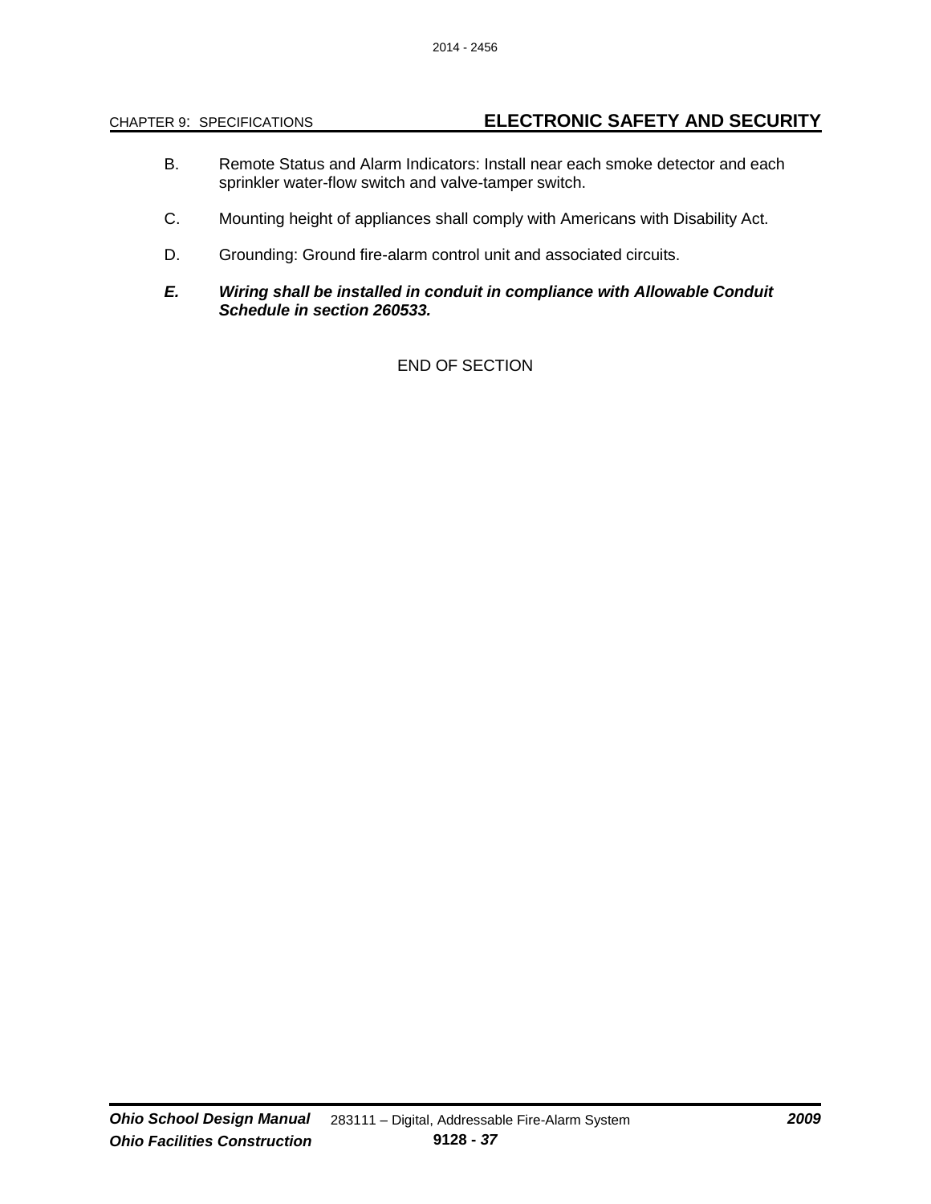B. Remote Status and Alarm Indicators: Install near each smoke detector and each sprinkler water-flow switch and valve-tamper switch.

C. Mounting height of appliances shall comply with Americans with Disability Act.

D. Grounding: Ground fire-alarm control unit and associated circuits.

***E. Wiring shall be installed in conduit in compliance with Allowable Conduit Schedule in section 260533.***

END OF SECTION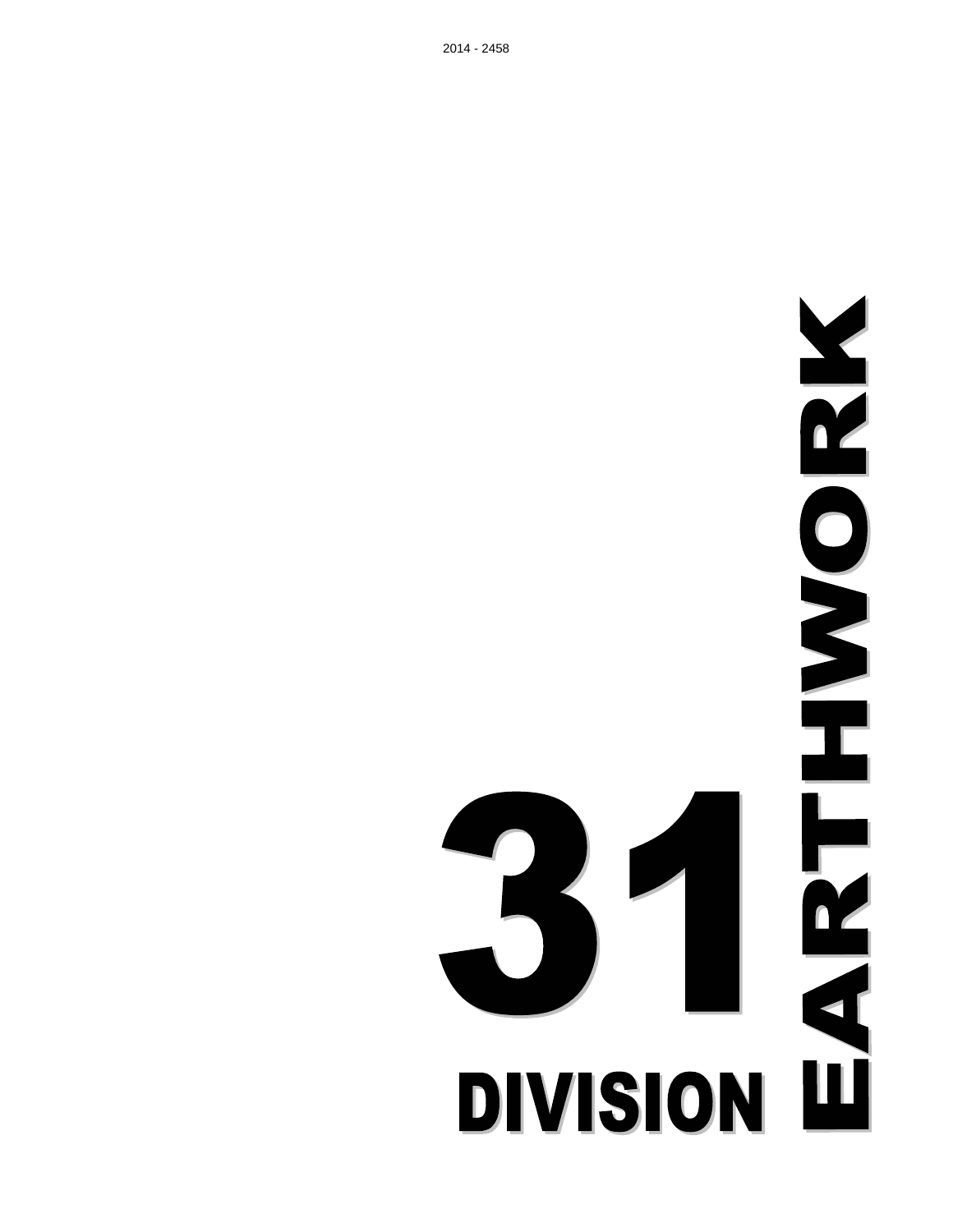# DIVISION 31

# EARTHWORK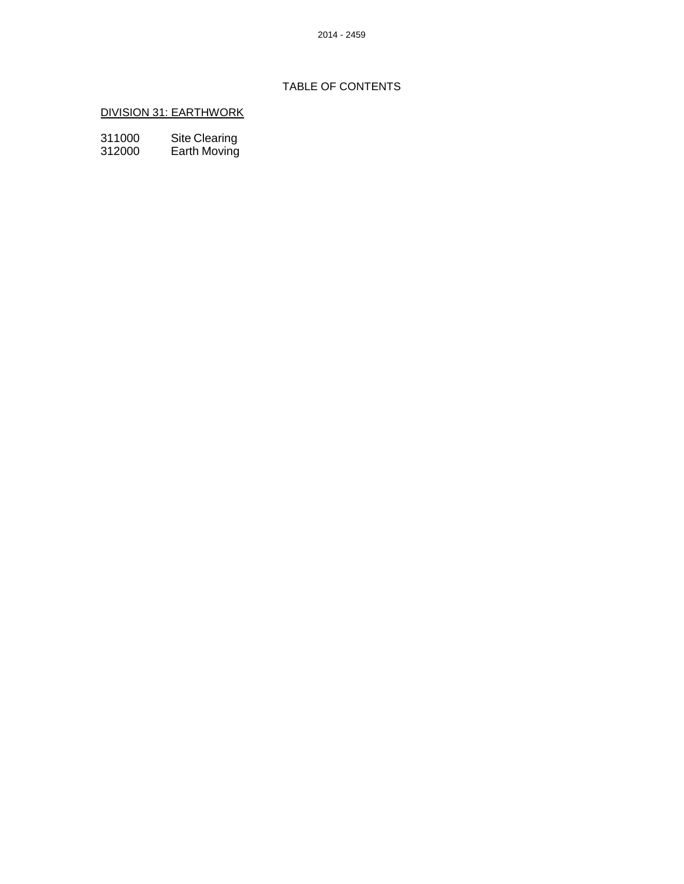# TABLE OF CONTENTS

## DIVISION 31: EARTHWORK

| | |
|---|---|
| 311000 | Site Clearing |
| 312000 | Earth Moving |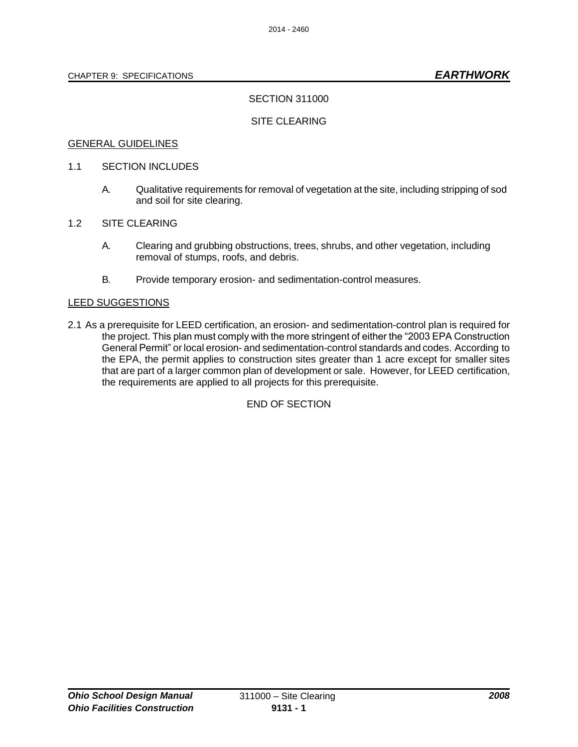# SECTION 311000

## SITE CLEARING

GENERAL GUIDELINES

1.1 SECTION INCLUDES

A. Qualitative requirements for removal of vegetation at the site, including stripping of sod and soil for site clearing.

1.2 SITE CLEARING

A. Clearing and grubbing obstructions, trees, shrubs, and other vegetation, including removal of stumps, roofs, and debris.

B. Provide temporary erosion- and sedimentation-control measures.

LEED SUGGESTIONS

2.1 As a prerequisite for LEED certification, an erosion- and sedimentation-control plan is required for the project. This plan must comply with the more stringent of either the “2003 EPA Construction General Permit” or local erosion- and sedimentation-control standards and codes. According to the EPA, the permit applies to construction sites greater than 1 acre except for smaller sites that are part of a larger common plan of development or sale. However, for LEED certification, the requirements are applied to all projects for this prerequisite.

END OF SECTION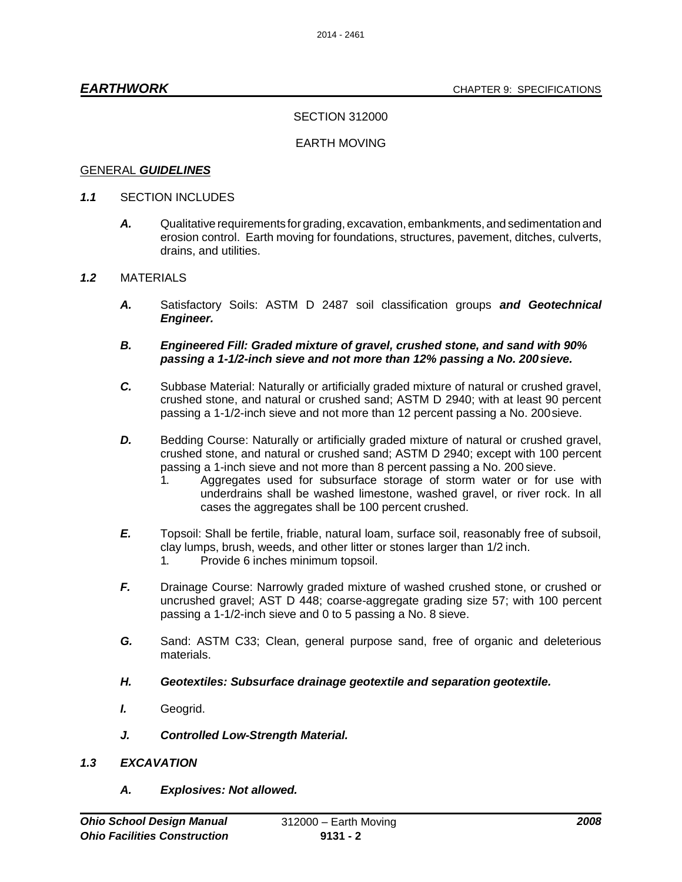SECTION 312000

EARTH MOVING

GENERAL ***GUIDELINES***

***1.1*** SECTION INCLUDES

***A.*** Qualitative requirements for grading, excavation, embankments, and sedimentation and erosion control. Earth moving for foundations, structures, pavement, ditches, culverts, drains, and utilities.

***1.2*** MATERIALS

***A.*** Satisfactory Soils: ASTM D 2487 soil classification groups ***and Geotechnical Engineer.***

***B. Engineered Fill: Graded mixture of gravel, crushed stone, and sand with 90% passing a 1-1/2-inch sieve and not more than 12% passing a No. 200 sieve.***

***C.*** Subbase Material: Naturally or artificially graded mixture of natural or crushed gravel, crushed stone, and natural or crushed sand; ASTM D 2940; with at least 90 percent passing a 1-1/2-inch sieve and not more than 12 percent passing a No. 200 sieve.

***D.*** Bedding Course: Naturally or artificially graded mixture of natural or crushed gravel, crushed stone, and natural or crushed sand; ASTM D 2940; except with 100 percent passing a 1-inch sieve and not more than 8 percent passing a No. 200 sieve.

1. Aggregates used for subsurface storage of storm water or for use with underdrains shall be washed limestone, washed gravel, or river rock. In all cases the aggregates shall be 100 percent crushed.

***E.*** Topsoil: Shall be fertile, friable, natural loam, surface soil, reasonably free of subsoil, clay lumps, brush, weeds, and other litter or stones larger than 1/2 inch.

1. Provide 6 inches minimum topsoil.

***F.*** Drainage Course: Narrowly graded mixture of washed crushed stone, or crushed or uncrushed gravel; AST D 448; coarse-aggregate grading size 57; with 100 percent passing a 1-1/2-inch sieve and 0 to 5 passing a No. 8 sieve.

***G.*** Sand: ASTM C33; Clean, general purpose sand, free of organic and deleterious materials.

***H. Geotextiles: Subsurface drainage geotextile and separation geotextile.***

***I.*** Geogrid.

***J. Controlled Low-Strength Material.***

***1.3 EXCAVATION***

***A. Explosives: Not allowed.***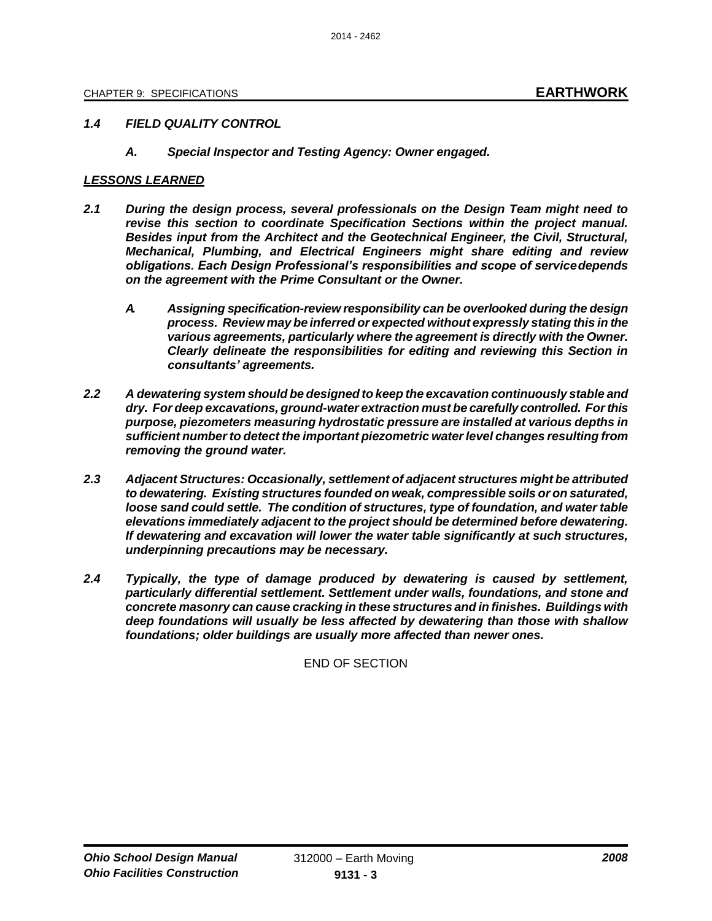*1.4 FIELD QUALITY CONTROL*

*A. Special Inspector and Testing Agency: Owner engaged.*

***LESSONS LEARNED***

***2.1 During the design process, several professionals on the Design Team might need to revise this section to coordinate Specification Sections within the project manual. Besides input from the Architect and the Geotechnical Engineer, the Civil, Structural, Mechanical, Plumbing, and Electrical Engineers might share editing and review obligations. Each Design Professional's responsibilities and scope of service depends on the agreement with the Prime Consultant or the Owner.***

***A. Assigning specification-review responsibility can be overlooked during the design process. Review may be inferred or expected without expressly stating this in the various agreements, particularly where the agreement is directly with the Owner. Clearly delineate the responsibilities for editing and reviewing this Section in consultants' agreements.***

***2.2 A dewatering system should be designed to keep the excavation continuously stable and dry. For deep excavations, ground-water extraction must be carefully controlled. For this purpose, piezometers measuring hydrostatic pressure are installed at various depths in sufficient number to detect the important piezometric water level changes resulting from removing the ground water.***

***2.3 Adjacent Structures: Occasionally, settlement of adjacent structures might be attributed to dewatering. Existing structures founded on weak, compressible soils or on saturated, loose sand could settle. The condition of structures, type of foundation, and water table elevations immediately adjacent to the project should be determined before dewatering. If dewatering and excavation will lower the water table significantly at such structures, underpinning precautions may be necessary.***

***2.4 Typically, the type of damage produced by dewatering is caused by settlement, particularly differential settlement. Settlement under walls, foundations, and stone and concrete masonry can cause cracking in these structures and in finishes. Buildings with deep foundations will usually be less affected by dewatering than those with shallow foundations; older buildings are usually more affected than newer ones.***

END OF SECTION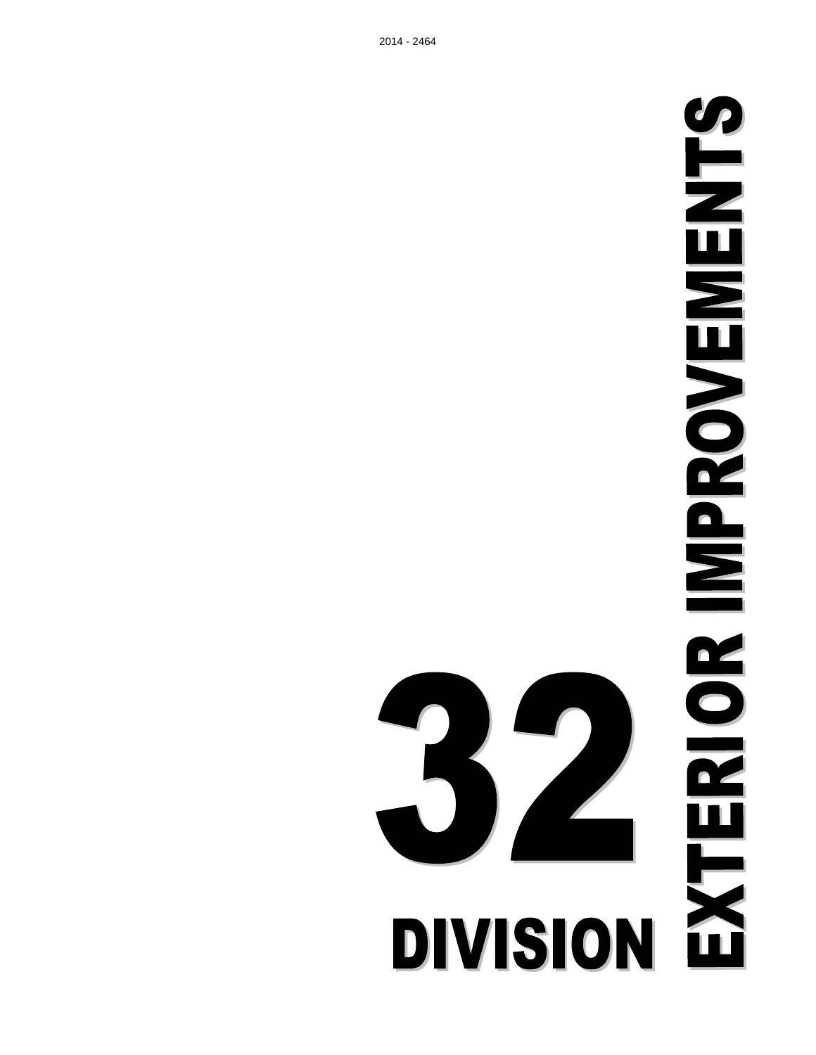# DIVISION 32

# EXTERIOR IMPROVEMENTS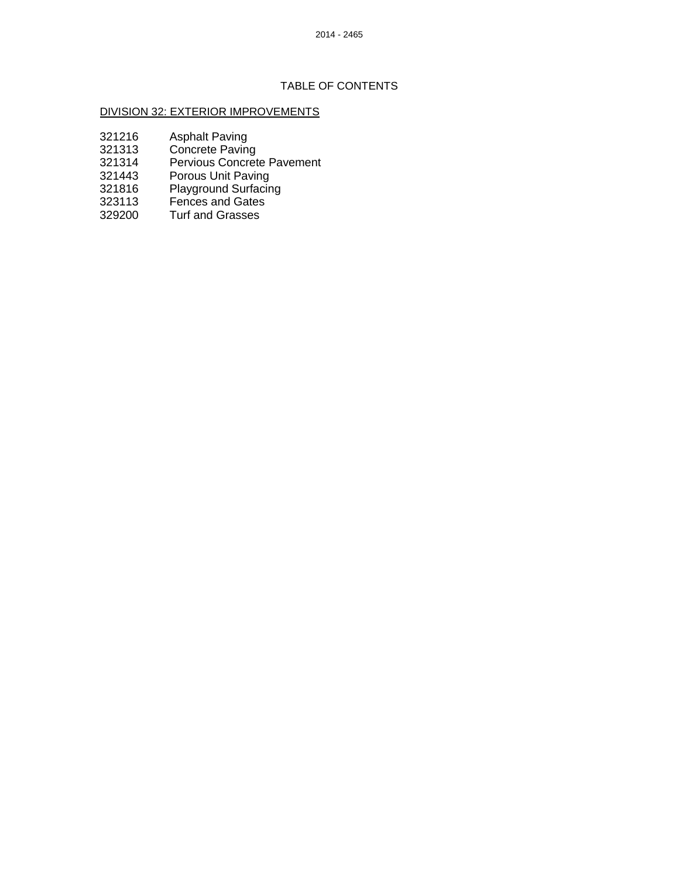# TABLE OF CONTENTS

## DIVISION 32: EXTERIOR IMPROVEMENTS

321216 Asphalt Paving
321313 Concrete Paving
321314 Pervious Concrete Pavement
321443 Porous Unit Paving
321816 Playground Surfacing
323113 Fences and Gates
329200 Turf and Grasses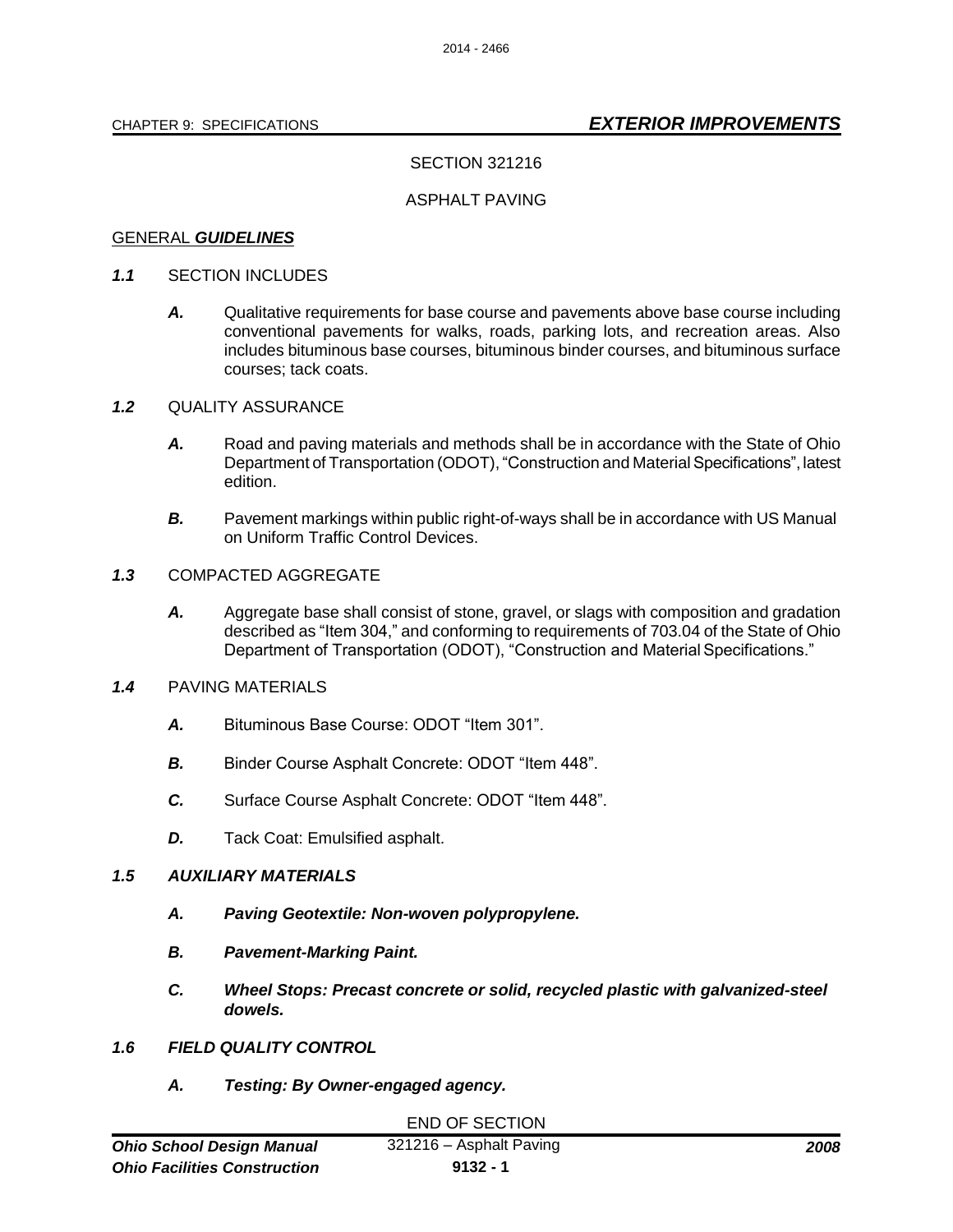# SECTION 321216

## ASPHALT PAVING

GENERAL ***GUIDELINES***

***1.1*** SECTION INCLUDES

***A.*** Qualitative requirements for base course and pavements above base course including conventional pavements for walks, roads, parking lots, and recreation areas. Also includes bituminous base courses, bituminous binder courses, and bituminous surface courses; tack coats.

***1.2*** QUALITY ASSURANCE

***A.*** Road and paving materials and methods shall be in accordance with the State of Ohio Department of Transportation (ODOT), "Construction and Material Specifications", latest edition.

***B.*** Pavement markings within public right-of-ways shall be in accordance with US Manual on Uniform Traffic Control Devices.

***1.3*** COMPACTED AGGREGATE

***A.*** Aggregate base shall consist of stone, gravel, or slags with composition and gradation described as "Item 304," and conforming to requirements of 703.04 of the State of Ohio Department of Transportation (ODOT), "Construction and Material Specifications."

***1.4*** PAVING MATERIALS

***A.*** Bituminous Base Course: ODOT "Item 301".

***B.*** Binder Course Asphalt Concrete: ODOT "Item 448".

***C.*** Surface Course Asphalt Concrete: ODOT "Item 448".

***D.*** Tack Coat: Emulsified asphalt.

***1.5 AUXILIARY MATERIALS***

***A. Paving Geotextile: Non-woven polypropylene.***

***B. Pavement-Marking Paint.***

***C. Wheel Stops: Precast concrete or solid, recycled plastic with galvanized-steel dowels.***

***1.6 FIELD QUALITY CONTROL***

***A. Testing: By Owner-engaged agency.***

END OF SECTION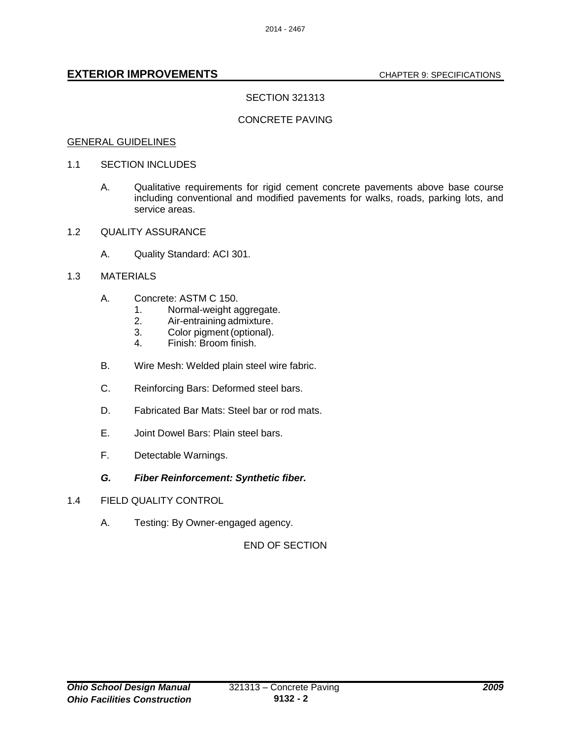# SECTION 321313

## CONCRETE PAVING

GENERAL GUIDELINES

1.1 SECTION INCLUDES

A. Qualitative requirements for rigid cement concrete pavements above base course including conventional and modified pavements for walks, roads, parking lots, and service areas.

1.2 QUALITY ASSURANCE

A. Quality Standard: ACI 301.

1.3 MATERIALS

A. Concrete: ASTM C 150.
   1. Normal-weight aggregate.
   2. Air-entraining admixture.
   3. Color pigment (optional).
   4. Finish: Broom finish.

B. Wire Mesh: Welded plain steel wire fabric.

C. Reinforcing Bars: Deformed steel bars.

D. Fabricated Bar Mats: Steel bar or rod mats.

E. Joint Dowel Bars: Plain steel bars.

F. Detectable Warnings.

***G. Fiber Reinforcement: Synthetic fiber.***

1.4 FIELD QUALITY CONTROL

A. Testing: By Owner-engaged agency.

END OF SECTION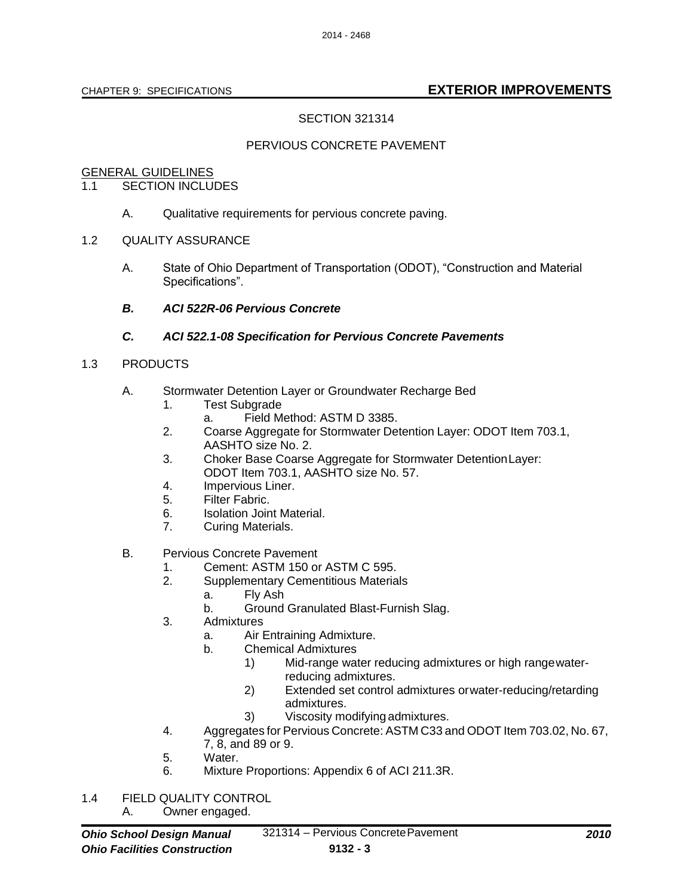CHAPTER 9: SPECIFICATIONS **EXTERIOR IMPROVEMENTS**

# SECTION 321314

## PERVIOUS CONCRETE PAVEMENT

GENERAL GUIDELINES

1.1 SECTION INCLUDES

A. Qualitative requirements for pervious concrete paving.

1.2 QUALITY ASSURANCE

A. State of Ohio Department of Transportation (ODOT), “Construction and Material Specifications”.

***B. ACI 522R-06 Pervious Concrete***

***C. ACI 522.1-08 Specification for Pervious Concrete Pavements***

1.3 PRODUCTS

A. Stormwater Detention Layer or Groundwater Recharge Bed
   1. Test Subgrade
      a. Field Method: ASTM D 3385.
   2. Coarse Aggregate for Stormwater Detention Layer: ODOT Item 703.1, AASHTO size No. 2.
   3. Choker Base Coarse Aggregate for Stormwater Detention Layer: ODOT Item 703.1, AASHTO size No. 57.
   4. Impervious Liner.
   5. Filter Fabric.
   6. Isolation Joint Material.
   7. Curing Materials.

B. Pervious Concrete Pavement
   1. Cement: ASTM 150 or ASTM C 595.
   2. Supplementary Cementitious Materials
      a. Fly Ash
      b. Ground Granulated Blast-Furnish Slag.
   3. Admixtures
      a. Air Entraining Admixture.
      b. Chemical Admixtures
         1) Mid-range water reducing admixtures or high range water-reducing admixtures.
         2) Extended set control admixtures or water-reducing/retarding admixtures.
         3) Viscosity modifying admixtures.
   4. Aggregates for Pervious Concrete: ASTM C33 and ODOT Item 703.02, No. 67, 7, 8, and 89 or 9.
   5. Water.
   6. Mixture Proportions: Appendix 6 of ACI 211.3R.

1.4 FIELD QUALITY CONTROL

A. Owner engaged.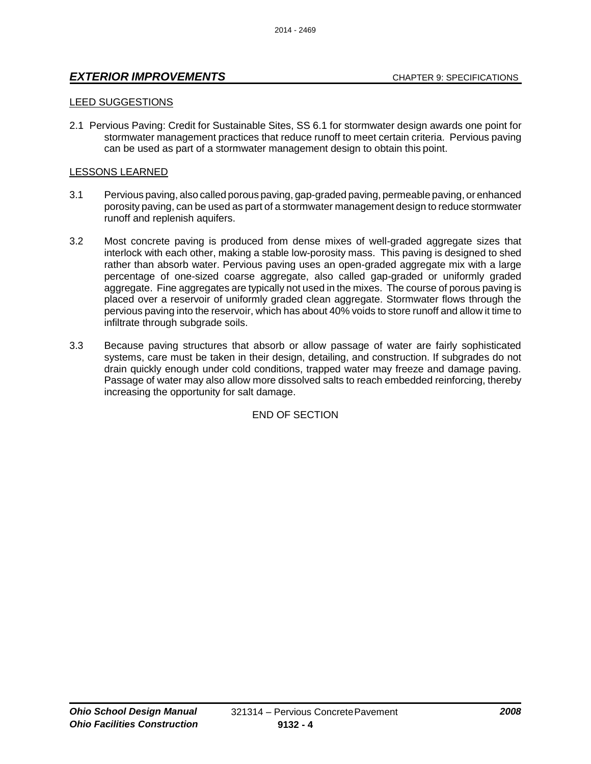## LEED SUGGESTIONS

2.1 Pervious Paving: Credit for Sustainable Sites, SS 6.1 for stormwater design awards one point for stormwater management practices that reduce runoff to meet certain criteria. Pervious paving can be used as part of a stormwater management design to obtain this point.

## LESSONS LEARNED

3.1 Pervious paving, also called porous paving, gap-graded paving, permeable paving, or enhanced porosity paving, can be used as part of a stormwater management design to reduce stormwater runoff and replenish aquifers.

3.2 Most concrete paving is produced from dense mixes of well-graded aggregate sizes that interlock with each other, making a stable low-porosity mass. This paving is designed to shed rather than absorb water. Pervious paving uses an open-graded aggregate mix with a large percentage of one-sized coarse aggregate, also called gap-graded or uniformly graded aggregate. Fine aggregates are typically not used in the mixes. The course of porous paving is placed over a reservoir of uniformly graded clean aggregate. Stormwater flows through the pervious paving into the reservoir, which has about 40% voids to store runoff and allow it time to infiltrate through subgrade soils.

3.3 Because paving structures that absorb or allow passage of water are fairly sophisticated systems, care must be taken in their design, detailing, and construction. If subgrades do not drain quickly enough under cold conditions, trapped water may freeze and damage paving. Passage of water may also allow more dissolved salts to reach embedded reinforcing, thereby increasing the opportunity for salt damage.

END OF SECTION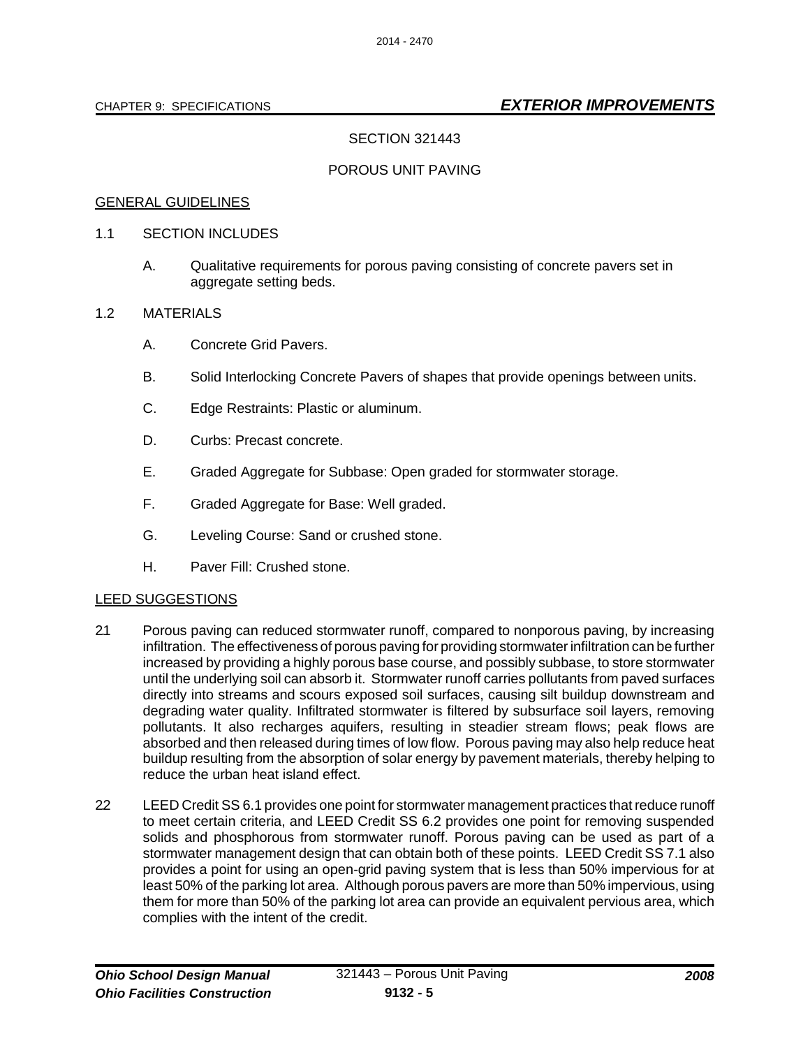SECTION 321443

PORTIOUS UNIT PAVING

## SECTION 321443

## POROUS UNIT PAVING

GENERAL GUIDELINES

1.1 SECTION INCLUDES

A. Qualitative requirements for porous paving consisting of concrete pavers set in aggregate setting beds.

1.2 MATERIALS

A. Concrete Grid Pavers.

B. Solid Interlocking Concrete Pavers of shapes that provide openings between units.

C. Edge Restraints: Plastic or aluminum.

D. Curbs: Precast concrete.

E. Graded Aggregate for Subbase: Open graded for stormwater storage.

F. Graded Aggregate for Base: Well graded.

G. Leveling Course: Sand or crushed stone.

H. Paver Fill: Crushed stone.

LEED SUGGESTIONS

21 Porous paving can reduced stormwater runoff, compared to nonporous paving, by increasing infiltration. The effectiveness of porous paving for providing stormwater infiltration can be further increased by providing a highly porous base course, and possibly subbase, to store stormwater until the underlying soil can absorb it. Stormwater runoff carries pollutants from paved surfaces directly into streams and scours exposed soil surfaces, causing silt buildup downstream and degrading water quality. Infiltrated stormwater is filtered by subsurface soil layers, removing pollutants. It also recharges aquifers, resulting in steadier stream flows; peak flows are absorbed and then released during times of low flow. Porous paving may also help reduce heat buildup resulting from the absorption of solar energy by pavement materials, thereby helping to reduce the urban heat island effect.

22 LEED Credit SS 6.1 provides one point for stormwater management practices that reduce runoff to meet certain criteria, and LEED Credit SS 6.2 provides one point for removing suspended solids and phosphorous from stormwater runoff. Porous paving can be used as part of a stormwater management design that can obtain both of these points. LEED Credit SS 7.1 also provides a point for using an open-grid paving system that is less than 50% impervious for at least 50% of the parking lot area. Although porous pavers are more than 50% impervious, using them for more than 50% of the parking lot area can provide an equivalent pervious area, which complies with the intent of the credit.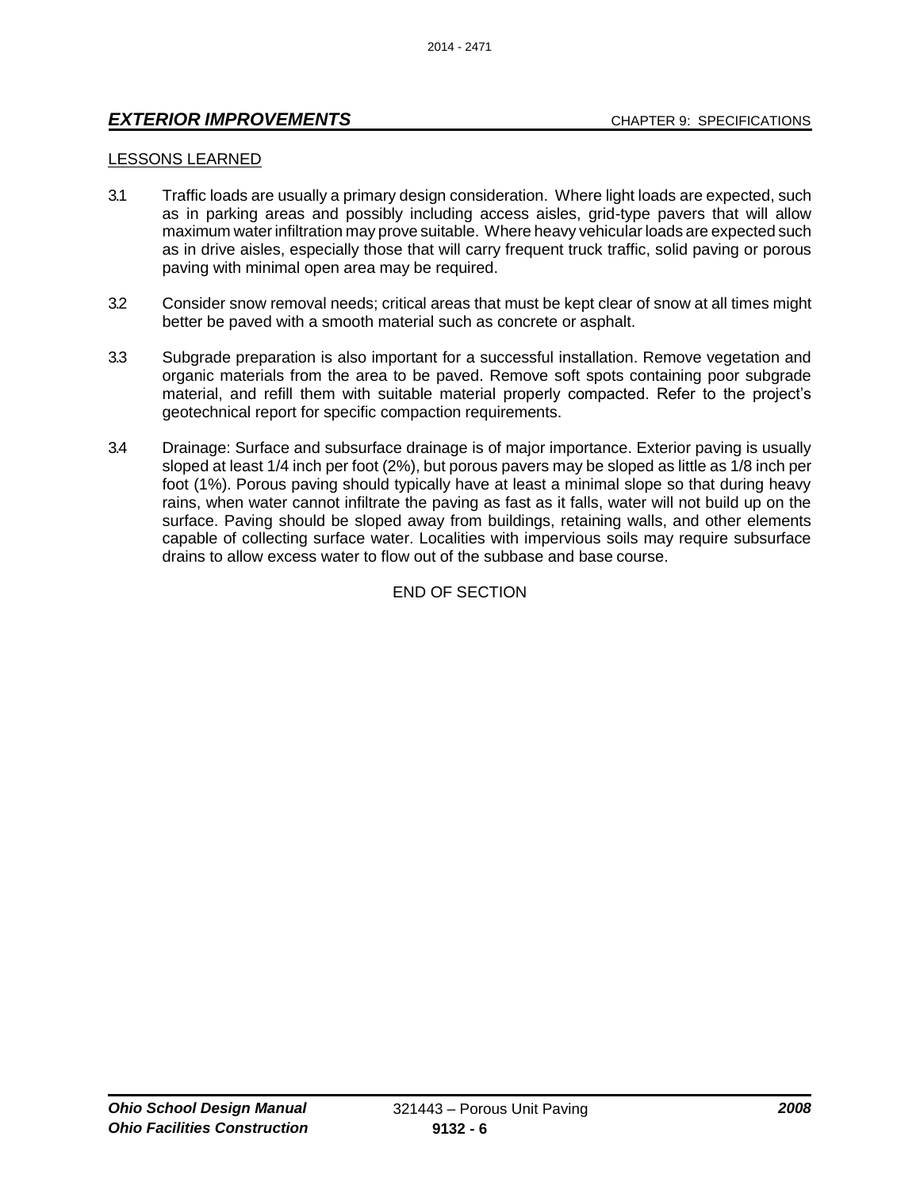LESSONS LEARNED

3.1 Traffic loads are usually a primary design consideration. Where light loads are expected, such as in parking areas and possibly including access aisles, grid-type pavers that will allow maximum water infiltration may prove suitable. Where heavy vehicular loads are expected such as in drive aisles, especially those that will carry frequent truck traffic, solid paving or porous paving with minimal open area may be required.

3.2 Consider snow removal needs; critical areas that must be kept clear of snow at all times might better be paved with a smooth material such as concrete or asphalt.

3.3 Subgrade preparation is also important for a successful installation. Remove vegetation and organic materials from the area to be paved. Remove soft spots containing poor subgrade material, and refill them with suitable material properly compacted. Refer to the project's geotechnical report for specific compaction requirements.

3.4 Drainage: Surface and subsurface drainage is of major importance. Exterior paving is usually sloped at least 1/4 inch per foot (2%), but porous pavers may be sloped as little as 1/8 inch per foot (1%). Porous paving should typically have at least a minimal slope so that during heavy rains, when water cannot infiltrate the paving as fast as it falls, water will not build up on the surface. Paving should be sloped away from buildings, retaining walls, and other elements capable of collecting surface water. Localities with impervious soils may require subsurface drains to allow excess water to flow out of the subbase and base course.

END OF SECTION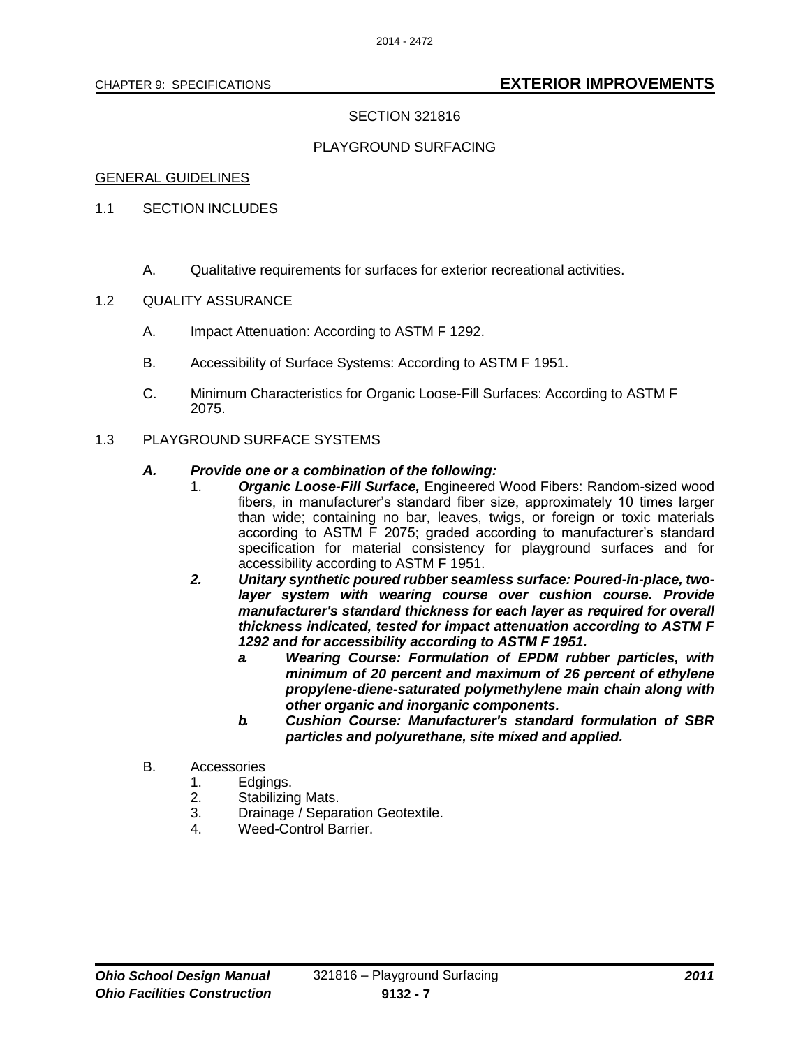CHAPTER 9: SPECIFICATIONS **EXTERIOR IMPROVEMENTS**

SECTION 321816

PLAYGROUND SURFACING

GENERAL GUIDELINES

1.1 SECTION INCLUDES

A. Qualitative requirements for surfaces for exterior recreational activities.

1.2 QUALITY ASSURANCE

A. Impact Attenuation: According to ASTM F 1292.

B. Accessibility of Surface Systems: According to ASTM F 1951.

C. Minimum Characteristics for Organic Loose-Fill Surfaces: According to ASTM F 2075.

1.3 PLAYGROUND SURFACE SYSTEMS

***A. Provide one or a combination of the following:***

1. ***Organic Loose-Fill Surface,*** Engineered Wood Fibers: Random-sized wood fibers, in manufacturer's standard fiber size, approximately 10 times larger than wide; containing no bar, leaves, twigs, or foreign or toxic materials according to ASTM F 2075; graded according to manufacturer's standard specification for material consistency for playground surfaces and for accessibility according to ASTM F 1951.
2. ***Unitary synthetic poured rubber seamless surface: Poured-in-place, two-layer system with wearing course over cushion course. Provide manufacturer's standard thickness for each layer as required for overall thickness indicated, tested for impact attenuation according to ASTM F 1292 and for accessibility according to ASTM F 1951.***
   a. ***Wearing Course: Formulation of EPDM rubber particles, with minimum of 20 percent and maximum of 26 percent of ethylene propylene-diene-saturated polymethylene main chain along with other organic and inorganic components.***
   b. ***Cushion Course: Manufacturer's standard formulation of SBR particles and polyurethane, site mixed and applied.***

B. Accessories

1. Edgings.
2. Stabilizing Mats.
3. Drainage / Separation Geotextile.
4. Weed-Control Barrier.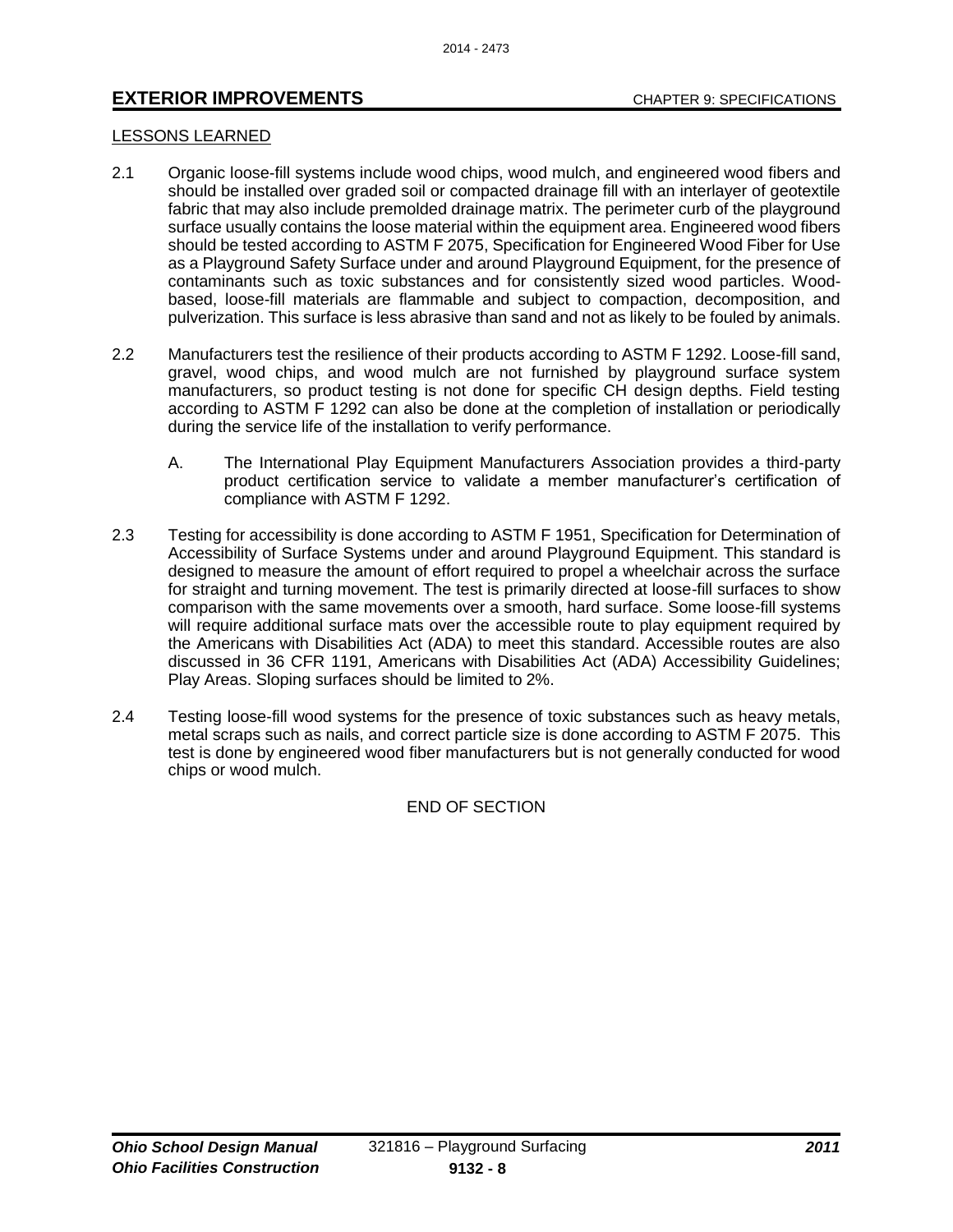LESSONS LEARNED

2.1 Organic loose-fill systems include wood chips, wood mulch, and engineered wood fibers and should be installed over graded soil or compacted drainage fill with an interlayer of geotextile fabric that may also include premolded drainage matrix. The perimeter curb of the playground surface usually contains the loose material within the equipment area. Engineered wood fibers should be tested according to ASTM F 2075, Specification for Engineered Wood Fiber for Use as a Playground Safety Surface under and around Playground Equipment, for the presence of contaminants such as toxic substances and for consistently sized wood particles. Wood-based, loose-fill materials are flammable and subject to compaction, decomposition, and pulverization. This surface is less abrasive than sand and not as likely to be fouled by animals.

2.2 Manufacturers test the resilience of their products according to ASTM F 1292. Loose-fill sand, gravel, wood chips, and wood mulch are not furnished by playground surface system manufacturers, so product testing is not done for specific CH design depths. Field testing according to ASTM F 1292 can also be done at the completion of installation or periodically during the service life of the installation to verify performance.

   A. The International Play Equipment Manufacturers Association provides a third-party product certification service to validate a member manufacturer's certification of compliance with ASTM F 1292.

2.3 Testing for accessibility is done according to ASTM F 1951, Specification for Determination of Accessibility of Surface Systems under and around Playground Equipment. This standard is designed to measure the amount of effort required to propel a wheelchair across the surface for straight and turning movement. The test is primarily directed at loose-fill surfaces to show comparison with the same movements over a smooth, hard surface. Some loose-fill systems will require additional surface mats over the accessible route to play equipment required by the Americans with Disabilities Act (ADA) to meet this standard. Accessible routes are also discussed in 36 CFR 1191, Americans with Disabilities Act (ADA) Accessibility Guidelines; Play Areas. Sloping surfaces should be limited to 2%.

2.4 Testing loose-fill wood systems for the presence of toxic substances such as heavy metals, metal scraps such as nails, and correct particle size is done according to ASTM F 2075. This test is done by engineered wood fiber manufacturers but is not generally conducted for wood chips or wood mulch.

END OF SECTION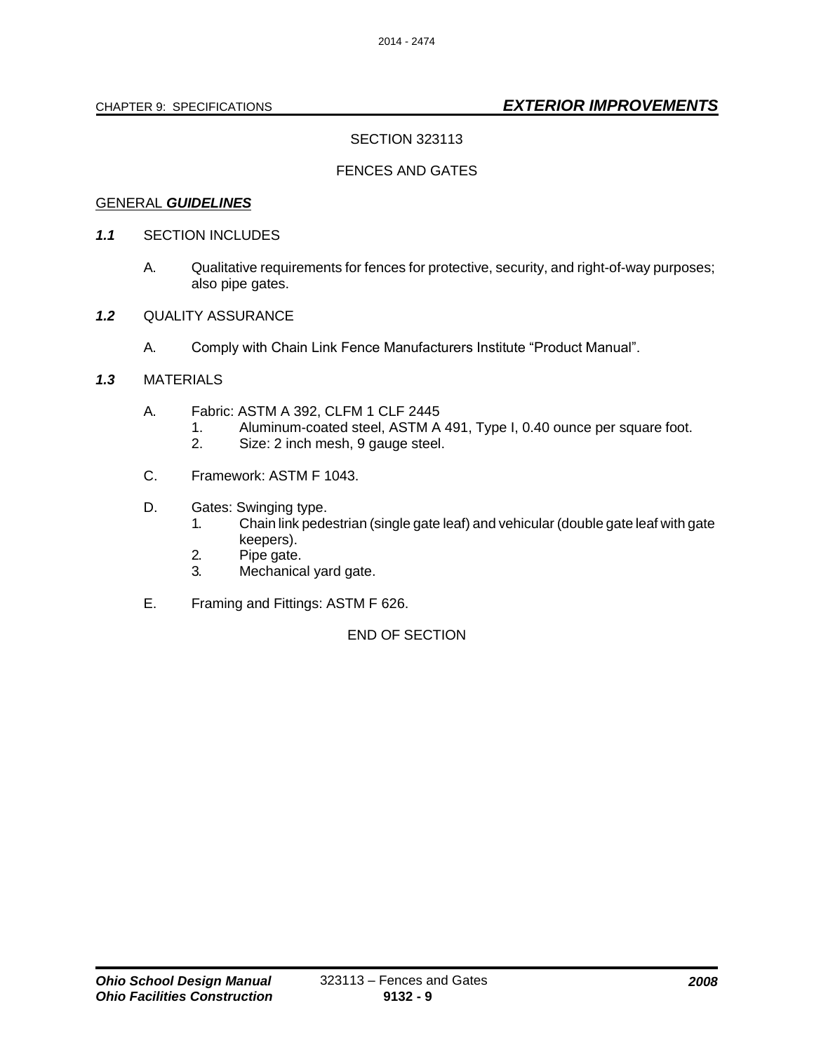CHAPTER 9: SPECIFICATIONS ***EXTERIOR IMPROVEMENTS***

SECTION 323113

FENCES AND GATES

GENERAL ***GUIDELINES***

***1.1*** SECTION INCLUDES

A. Qualitative requirements for fences for protective, security, and right-of-way purposes; also pipe gates.

***1.2*** QUALITY ASSURANCE

A. Comply with Chain Link Fence Manufacturers Institute “Product Manual”.

***1.3*** MATERIALS

A. Fabric: ASTM A 392, CLFM 1 CLF 2445
   1. Aluminum-coated steel, ASTM A 491, Type I, 0.40 ounce per square foot.
   2. Size: 2 inch mesh, 9 gauge steel.

C. Framework: ASTM F 1043.

D. Gates: Swinging type.
   1. Chain link pedestrian (single gate leaf) and vehicular (double gate leaf with gate keepers).
   2. Pipe gate.
   3. Mechanical yard gate.

E. Framing and Fittings: ASTM F 626.

END OF SECTION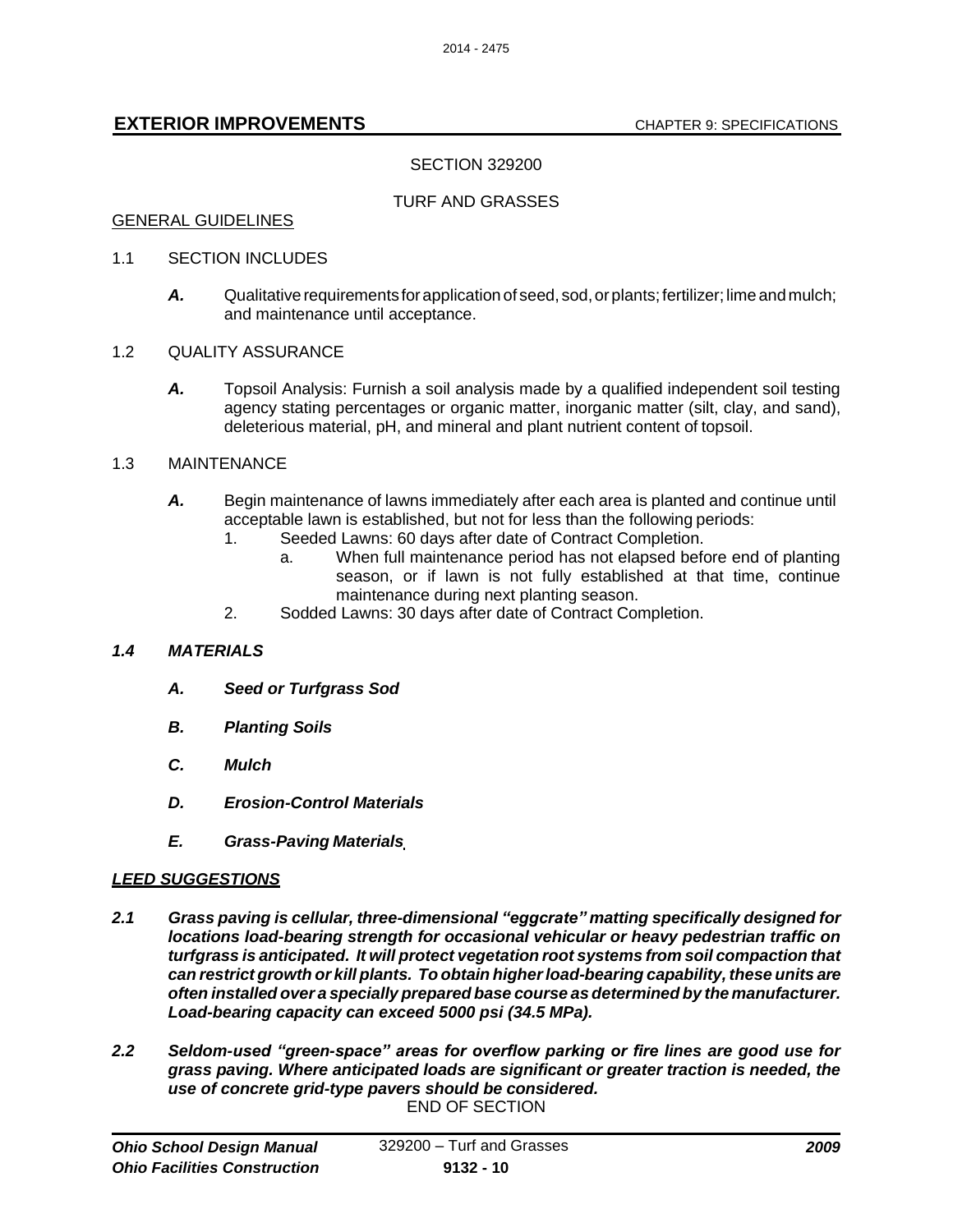SECTION 329200

TURF AND GRASSES

GENERAL GUIDELINES

1.1 SECTION INCLUDES

- ***A.*** Qualitative requirements for application of seed, sod, or plants; fertilizer; lime and mulch; and maintenance until acceptance.

1.2 QUALITY ASSURANCE

- ***A.*** Topsoil Analysis: Furnish a soil analysis made by a qualified independent soil testing agency stating percentages or organic matter, inorganic matter (silt, clay, and sand), deleterious material, pH, and mineral and plant nutrient content of topsoil.

1.3 MAINTENANCE

- ***A.*** Begin maintenance of lawns immediately after each area is planted and continue until acceptable lawn is established, but not for less than the following periods:
  1. Seeded Lawns: 60 days after date of Contract Completion.
     a. When full maintenance period has not elapsed before end of planting season, or if lawn is not fully established at that time, continue maintenance during next planting season.
  2. Sodded Lawns: 30 days after date of Contract Completion.

***1.4 MATERIALS***

- ***A. Seed or Turfgrass Sod***
- ***B. Planting Soils***
- ***C. Mulch***
- ***D. Erosion-Control Materials***
- ***E. Grass-Paving Materials***

***LEED SUGGESTIONS***

***2.1 Grass paving is cellular, three-dimensional "eggcrate" matting specifically designed for locations load-bearing strength for occasional vehicular or heavy pedestrian traffic on turfgrass is anticipated. It will protect vegetation root systems from soil compaction that can restrict growth or kill plants. To obtain higher load-bearing capability, these units are often installed over a specially prepared base course as determined by the manufacturer. Load-bearing capacity can exceed 5000 psi (34.5 MPa).***

***2.2 Seldom-used "green-space" areas for overflow parking or fire lines are good use for grass paving. Where anticipated loads are significant or greater traction is needed, the use of concrete grid-type pavers should be considered.***

END OF SECTION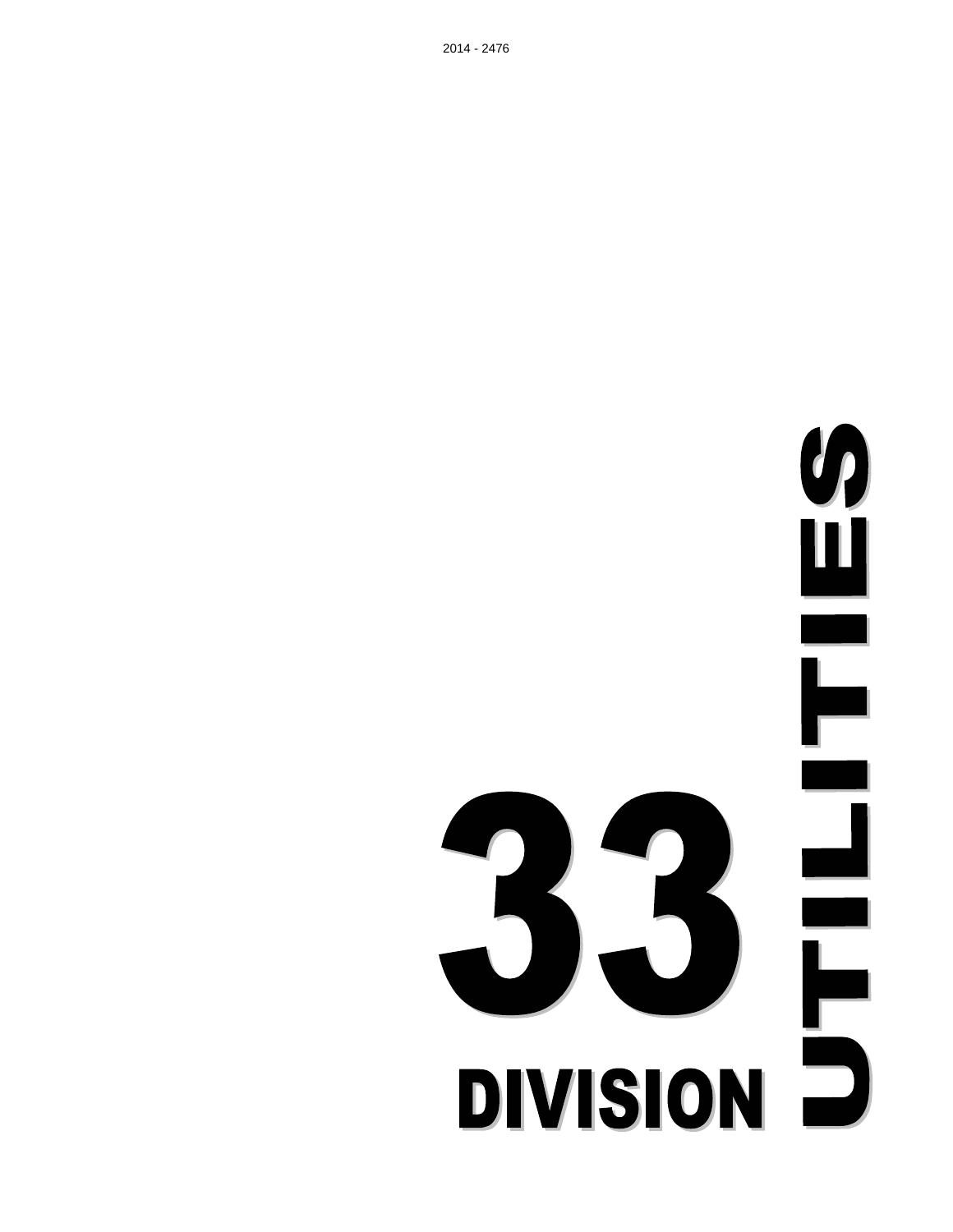# DIVISION 33 UTILITIES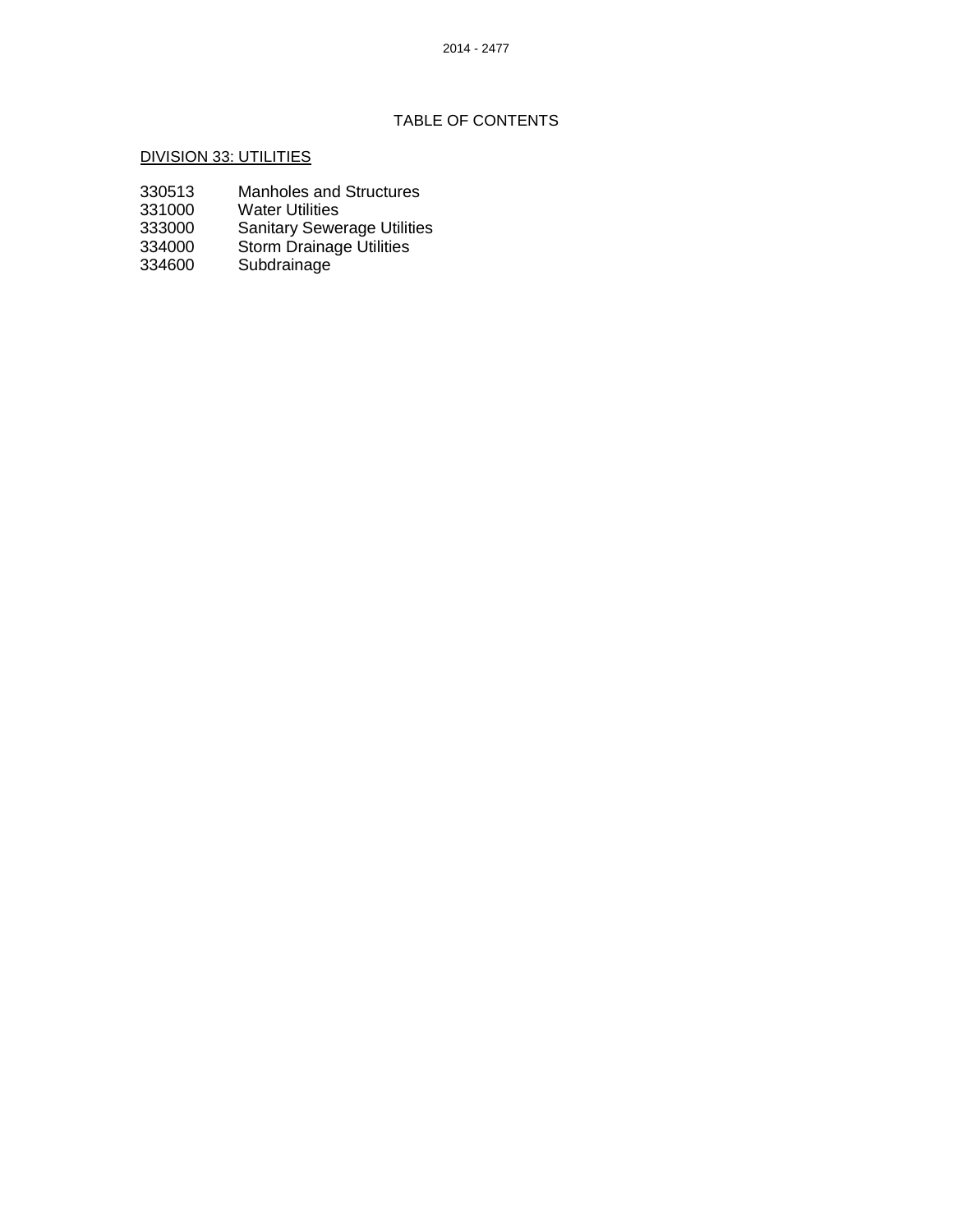# TABLE OF CONTENTS

## DIVISION 33: UTILITIES

330513 Manholes and Structures
331000 Water Utilities
333000 Sanitary Sewerage Utilities
334000 Storm Drainage Utilities
334600 Subdrainage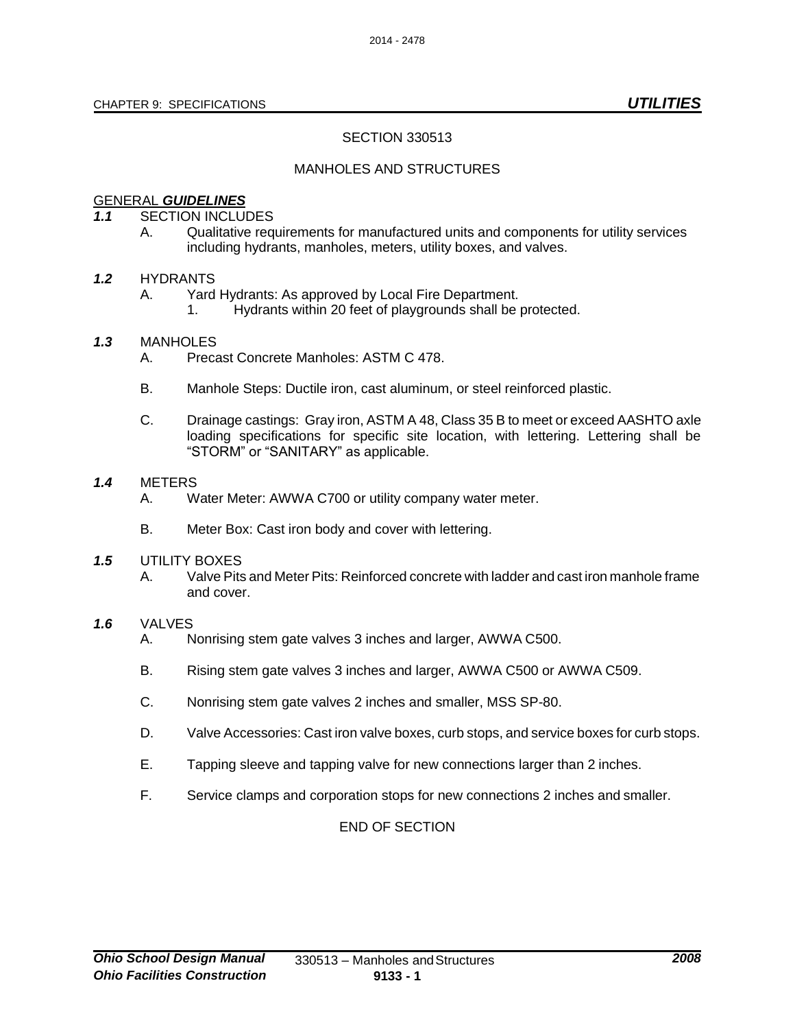# SECTION 330513

## MANHOLES AND STRUCTURES

GENERAL ***GUIDELINES***

***1.1*** SECTION INCLUDES

A. Qualitative requirements for manufactured units and components for utility services including hydrants, manholes, meters, utility boxes, and valves.

***1.2*** HYDRANTS

A. Yard Hydrants: As approved by Local Fire Department.
   1. Hydrants within 20 feet of playgrounds shall be protected.

***1.3*** MANHOLES

A. Precast Concrete Manholes: ASTM C 478.

B. Manhole Steps: Ductile iron, cast aluminum, or steel reinforced plastic.

C. Drainage castings: Gray iron, ASTM A 48, Class 35 B to meet or exceed AASHTO axle loading specifications for specific site location, with lettering. Lettering shall be "STORM" or "SANITARY" as applicable.

***1.4*** METERS

A. Water Meter: AWWA C700 or utility company water meter.

B. Meter Box: Cast iron body and cover with lettering.

***1.5*** UTILITY BOXES

A. Valve Pits and Meter Pits: Reinforced concrete with ladder and cast iron manhole frame and cover.

***1.6*** VALVES

A. Nonrising stem gate valves 3 inches and larger, AWWA C500.

B. Rising stem gate valves 3 inches and larger, AWWA C500 or AWWA C509.

C. Nonrising stem gate valves 2 inches and smaller, MSS SP-80.

D. Valve Accessories: Cast iron valve boxes, curb stops, and service boxes for curb stops.

E. Tapping sleeve and tapping valve for new connections larger than 2 inches.

F. Service clamps and corporation stops for new connections 2 inches and smaller.

END OF SECTION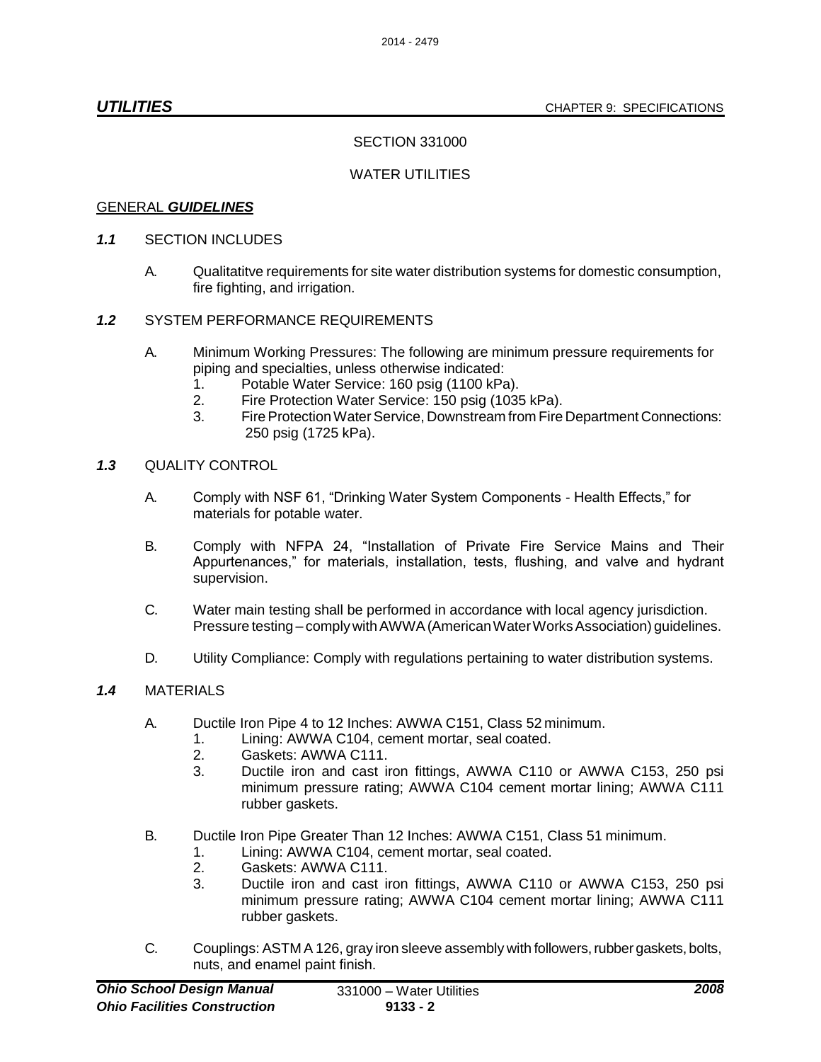SECTION 331000

WATER UTILITIES

GENERAL ***GUIDELINES***

***1.1*** SECTION INCLUDES

A. Qualitatitve requirements for site water distribution systems for domestic consumption, fire fighting, and irrigation.

***1.2*** SYSTEM PERFORMANCE REQUIREMENTS

A. Minimum Working Pressures: The following are minimum pressure requirements for piping and specialties, unless otherwise indicated:
   1. Potable Water Service: 160 psig (1100 kPa).
   2. Fire Protection Water Service: 150 psig (1035 kPa).
   3. Fire Protection Water Service, Downstream from Fire Department Connections: 250 psig (1725 kPa).

***1.3*** QUALITY CONTROL

A. Comply with NSF 61, "Drinking Water System Components - Health Effects," for materials for potable water.

B. Comply with NFPA 24, "Installation of Private Fire Service Mains and Their Appurtenances," for materials, installation, tests, flushing, and valve and hydrant supervision.

C. Water main testing shall be performed in accordance with local agency jurisdiction. Pressure testing – comply with AWWA (American Water Works Association) guidelines.

D. Utility Compliance: Comply with regulations pertaining to water distribution systems.

***1.4*** MATERIALS

A. Ductile Iron Pipe 4 to 12 Inches: AWWA C151, Class 52 minimum.
   1. Lining: AWWA C104, cement mortar, seal coated.
   2. Gaskets: AWWA C111.
   3. Ductile iron and cast iron fittings, AWWA C110 or AWWA C153, 250 psi minimum pressure rating; AWWA C104 cement mortar lining; AWWA C111 rubber gaskets.

B. Ductile Iron Pipe Greater Than 12 Inches: AWWA C151, Class 51 minimum.
   1. Lining: AWWA C104, cement mortar, seal coated.
   2. Gaskets: AWWA C111.
   3. Ductile iron and cast iron fittings, AWWA C110 or AWWA C153, 250 psi minimum pressure rating; AWWA C104 cement mortar lining; AWWA C111 rubber gaskets.

C. Couplings: ASTM A 126, gray iron sleeve assembly with followers, rubber gaskets, bolts, nuts, and enamel paint finish.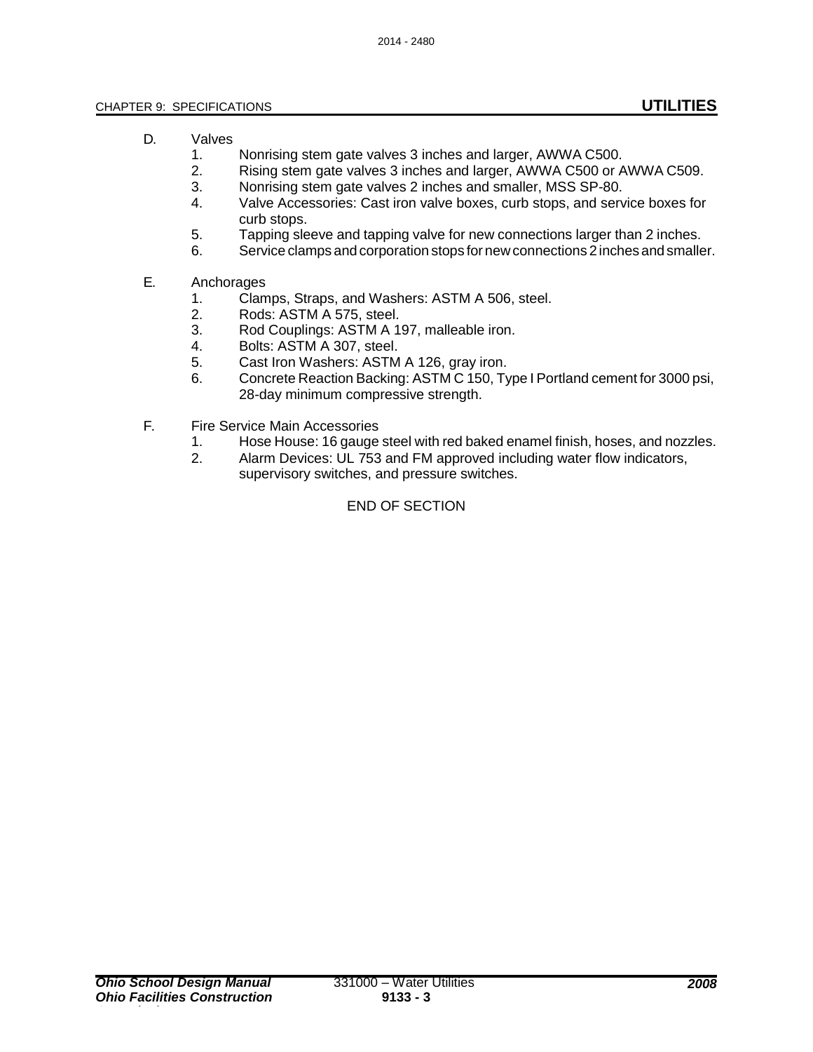D. Valves
   1. Nonrising stem gate valves 3 inches and larger, AWWA C500.
   2. Rising stem gate valves 3 inches and larger, AWWA C500 or AWWA C509.
   3. Nonrising stem gate valves 2 inches and smaller, MSS SP-80.
   4. Valve Accessories: Cast iron valve boxes, curb stops, and service boxes for curb stops.
   5. Tapping sleeve and tapping valve for new connections larger than 2 inches.
   6. Service clamps and corporation stops for new connections 2 inches and smaller.

E. Anchorages
   1. Clamps, Straps, and Washers: ASTM A 506, steel.
   2. Rods: ASTM A 575, steel.
   3. Rod Couplings: ASTM A 197, malleable iron.
   4. Bolts: ASTM A 307, steel.
   5. Cast Iron Washers: ASTM A 126, gray iron.
   6. Concrete Reaction Backing: ASTM C 150, Type I Portland cement for 3000 psi, 28-day minimum compressive strength.

F. Fire Service Main Accessories
   1. Hose House: 16 gauge steel with red baked enamel finish, hoses, and nozzles.
   2. Alarm Devices: UL 753 and FM approved including water flow indicators, supervisory switches, and pressure switches.

END OF SECTION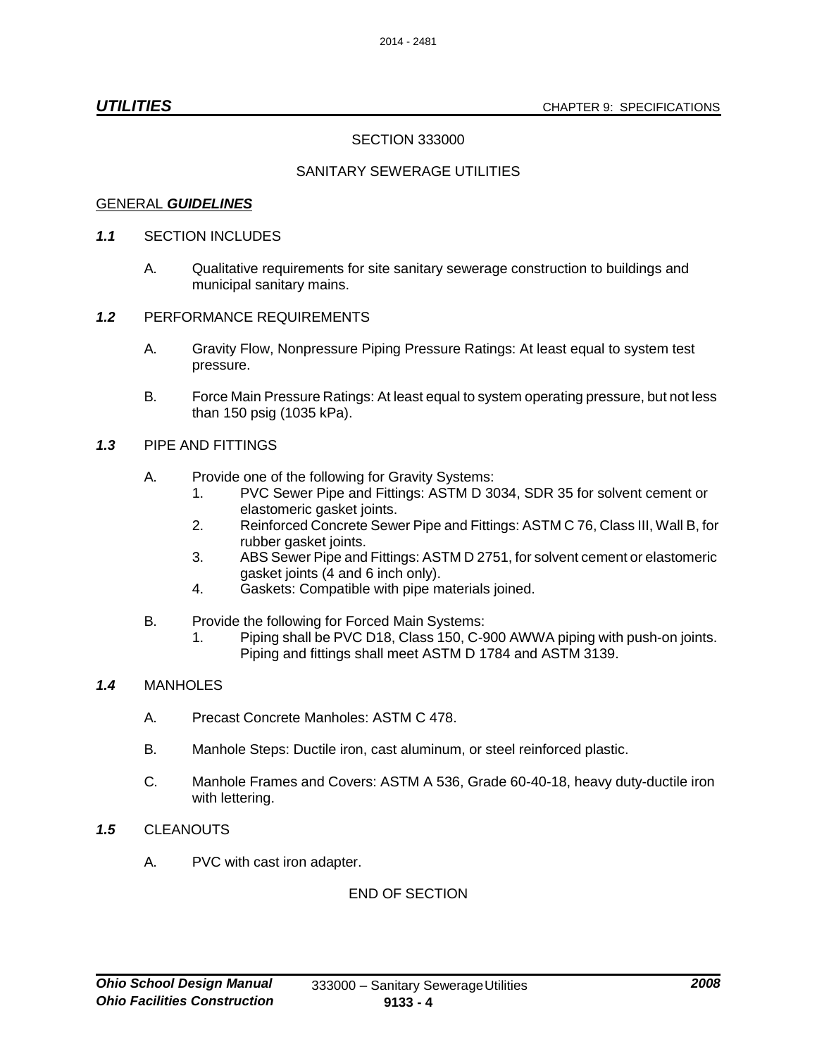## SECTION 333000

## SANITARY SEWERAGE UTILITIES

GENERAL ***GUIDELINES***

***1.1*** SECTION INCLUDES

A. Qualitative requirements for site sanitary sewerage construction to buildings and municipal sanitary mains.

***1.2*** PERFORMANCE REQUIREMENTS

A. Gravity Flow, Nonpressure Piping Pressure Ratings: At least equal to system test pressure.

B. Force Main Pressure Ratings: At least equal to system operating pressure, but not less than 150 psig (1035 kPa).

***1.3*** PIPE AND FITTINGS

A. Provide one of the following for Gravity Systems:
   1. PVC Sewer Pipe and Fittings: ASTM D 3034, SDR 35 for solvent cement or elastomeric gasket joints.
   2. Reinforced Concrete Sewer Pipe and Fittings: ASTM C 76, Class III, Wall B, for rubber gasket joints.
   3. ABS Sewer Pipe and Fittings: ASTM D 2751, for solvent cement or elastomeric gasket joints (4 and 6 inch only).
   4. Gaskets: Compatible with pipe materials joined.

B. Provide the following for Forced Main Systems:
   1. Piping shall be PVC D18, Class 150, C-900 AWWA piping with push-on joints. Piping and fittings shall meet ASTM D 1784 and ASTM 3139.

***1.4*** MANHOLES

A. Precast Concrete Manholes: ASTM C 478.

B. Manhole Steps: Ductile iron, cast aluminum, or steel reinforced plastic.

C. Manhole Frames and Covers: ASTM A 536, Grade 60-40-18, heavy duty-ductile iron with lettering.

***1.5*** CLEANOUTS

A. PVC with cast iron adapter.

END OF SECTION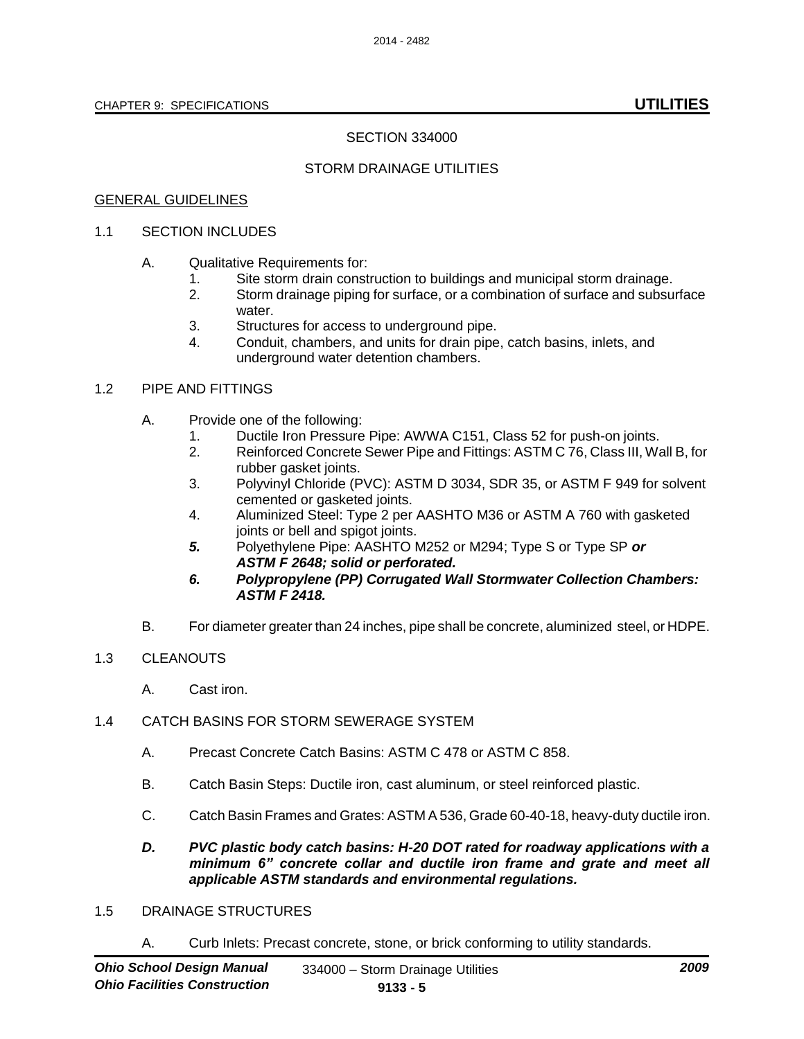SECTION 334000

STORM DRAINAGE UTILITIES

GENERAL GUIDELINES

1.1 SECTION INCLUDES

A. Qualitative Requirements for:
   1. Site storm drain construction to buildings and municipal storm drainage.
   2. Storm drainage piping for surface, or a combination of surface and subsurface water.
   3. Structures for access to underground pipe.
   4. Conduit, chambers, and units for drain pipe, catch basins, inlets, and underground water detention chambers.

1.2 PIPE AND FITTINGS

A. Provide one of the following:
   1. Ductile Iron Pressure Pipe: AWWA C151, Class 52 for push-on joints.
   2. Reinforced Concrete Sewer Pipe and Fittings: ASTM C 76, Class III, Wall B, for rubber gasket joints.
   3. Polyvinyl Chloride (PVC): ASTM D 3034, SDR 35, or ASTM F 949 for solvent cemented or gasketed joints.
   4. Aluminized Steel: Type 2 per AASHTO M36 or ASTM A 760 with gasketed joints or bell and spigot joints.
   ***5.*** Polyethylene Pipe: AASHTO M252 or M294; Type S or Type SP ***or ASTM F 2648; solid or perforated.***
   ***6. Polypropylene (PP) Corrugated Wall Stormwater Collection Chambers: ASTM F 2418.***

B. For diameter greater than 24 inches, pipe shall be concrete, aluminized steel, or HDPE.

1.3 CLEANOUTS

A. Cast iron.

1.4 CATCH BASINS FOR STORM SEWERAGE SYSTEM

A. Precast Concrete Catch Basins: ASTM C 478 or ASTM C 858.

B. Catch Basin Steps: Ductile iron, cast aluminum, or steel reinforced plastic.

C. Catch Basin Frames and Grates: ASTM A 536, Grade 60-40-18, heavy-duty ductile iron.

***D. PVC plastic body catch basins: H-20 DOT rated for roadway applications with a minimum 6" concrete collar and ductile iron frame and grate and meet all applicable ASTM standards and environmental regulations.***

1.5 DRAINAGE STRUCTURES

A. Curb Inlets: Precast concrete, stone, or brick conforming to utility standards.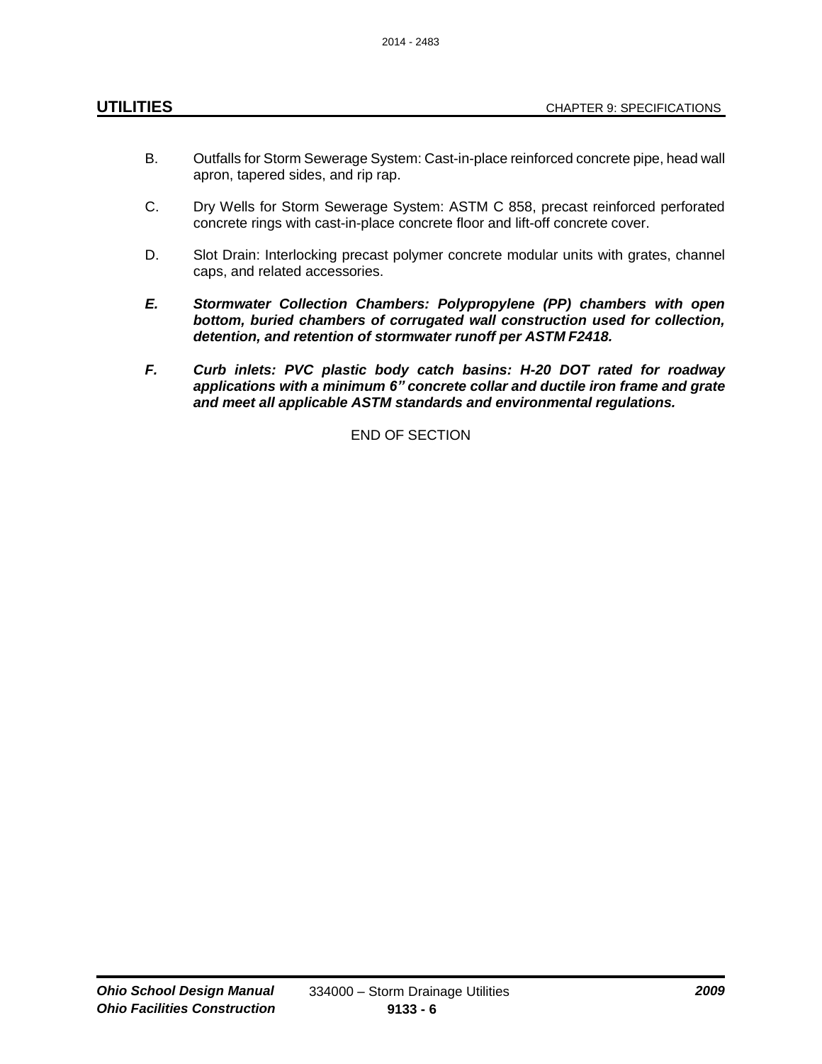B. Outfalls for Storm Sewerage System: Cast-in-place reinforced concrete pipe, head wall apron, tapered sides, and rip rap.

C. Dry Wells for Storm Sewerage System: ASTM C 858, precast reinforced perforated concrete rings with cast-in-place concrete floor and lift-off concrete cover.

D. Slot Drain: Interlocking precast polymer concrete modular units with grates, channel caps, and related accessories.

***E. Stormwater Collection Chambers: Polypropylene (PP) chambers with open bottom, buried chambers of corrugated wall construction used for collection, detention, and retention of stormwater runoff per ASTM F2418.***

***F. Curb inlets: PVC plastic body catch basins: H-20 DOT rated for roadway applications with a minimum 6" concrete collar and ductile iron frame and grate and meet all applicable ASTM standards and environmental regulations.***

END OF SECTION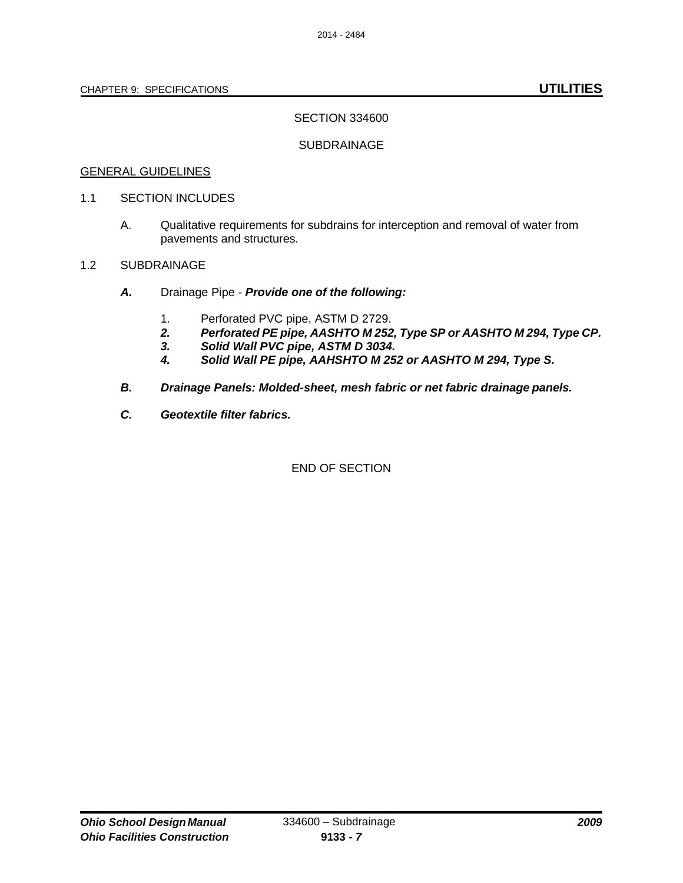SECTION 334600

SUBDRAINAGE

GENERAL GUIDELINES

1.1 SECTION INCLUDES

A. Qualitative requirements for subdrains for interception and removal of water from pavements and structures.

1.2 SUBDRAINAGE

***A.*** Drainage Pipe - ***Provide one of the following:***

1. Perforated PVC pipe, ASTM D 2729.
2. ***Perforated PE pipe, AASHTO M 252, Type SP or AASHTO M 294, Type CP.***
3. ***Solid Wall PVC pipe, ASTM D 3034.***
4. ***Solid Wall PE pipe, AAHSHTO M 252 or AASHTO M 294, Type S.***

***B. Drainage Panels: Molded-sheet, mesh fabric or net fabric drainage panels.***

***C. Geotextile filter fabrics.***

END OF SECTION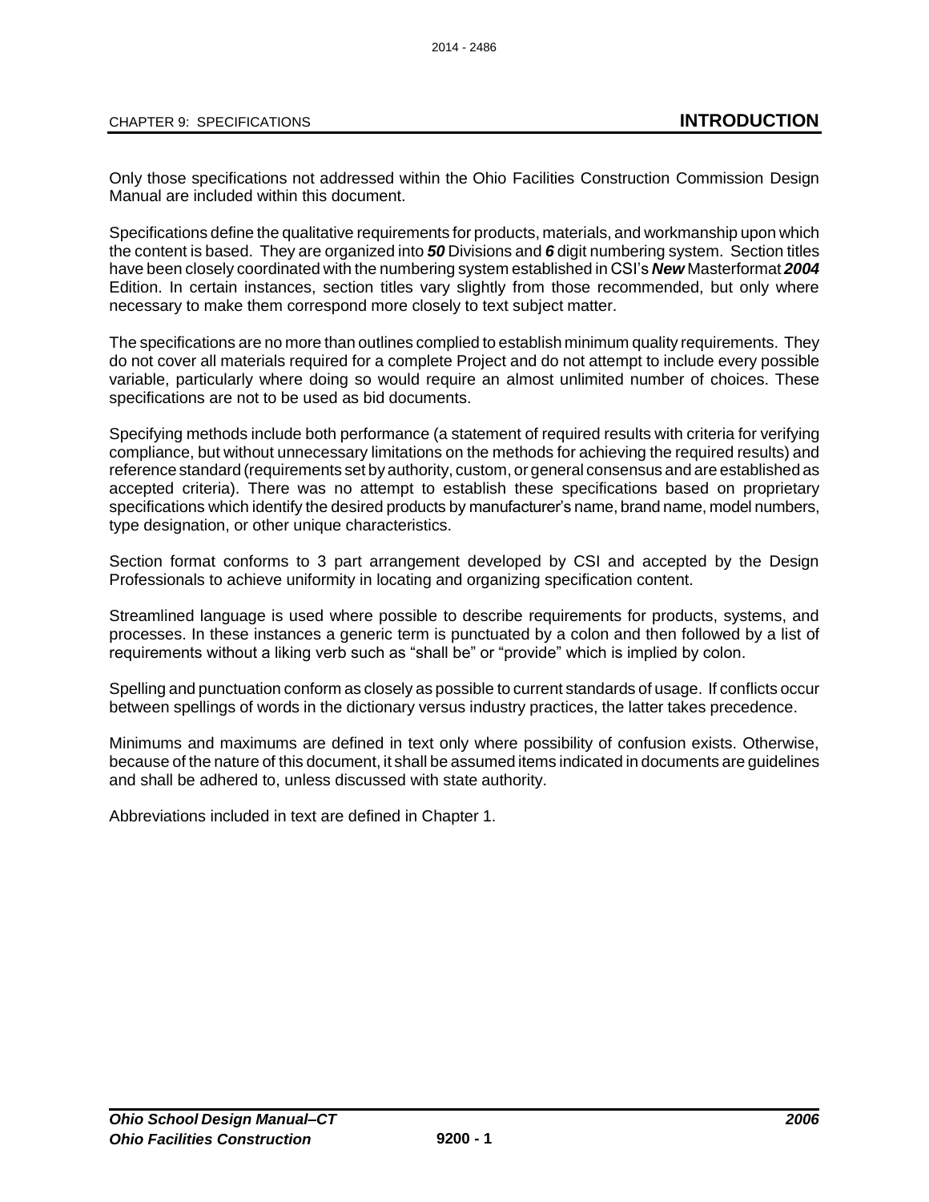## INTRODUCTION

Only those specifications not addressed within the Ohio Facilities Construction Commission Design Manual are included within this document.

Specifications define the qualitative requirements for products, materials, and workmanship upon which the content is based. They are organized into ***50*** Divisions and ***6*** digit numbering system. Section titles have been closely coordinated with the numbering system established in CSI's ***New*** Masterformat ***2004*** Edition. In certain instances, section titles vary slightly from those recommended, but only where necessary to make them correspond more closely to text subject matter.

The specifications are no more than outlines complied to establish minimum quality requirements. They do not cover all materials required for a complete Project and do not attempt to include every possible variable, particularly where doing so would require an almost unlimited number of choices. These specifications are not to be used as bid documents.

Specifying methods include both performance (a statement of required results with criteria for verifying compliance, but without unnecessary limitations on the methods for achieving the required results) and reference standard (requirements set by authority, custom, or general consensus and are established as accepted criteria). There was no attempt to establish these specifications based on proprietary specifications which identify the desired products by manufacturer's name, brand name, model numbers, type designation, or other unique characteristics.

Section format conforms to 3 part arrangement developed by CSI and accepted by the Design Professionals to achieve uniformity in locating and organizing specification content.

Streamlined language is used where possible to describe requirements for products, systems, and processes. In these instances a generic term is punctuated by a colon and then followed by a list of requirements without a liking verb such as "shall be" or "provide" which is implied by colon.

Spelling and punctuation conform as closely as possible to current standards of usage. If conflicts occur between spellings of words in the dictionary versus industry practices, the latter takes precedence.

Minimums and maximums are defined in text only where possibility of confusion exists. Otherwise, because of the nature of this document, it shall be assumed items indicated in documents are guidelines and shall be adhered to, unless discussed with state authority.

Abbreviations included in text are defined in Chapter 1.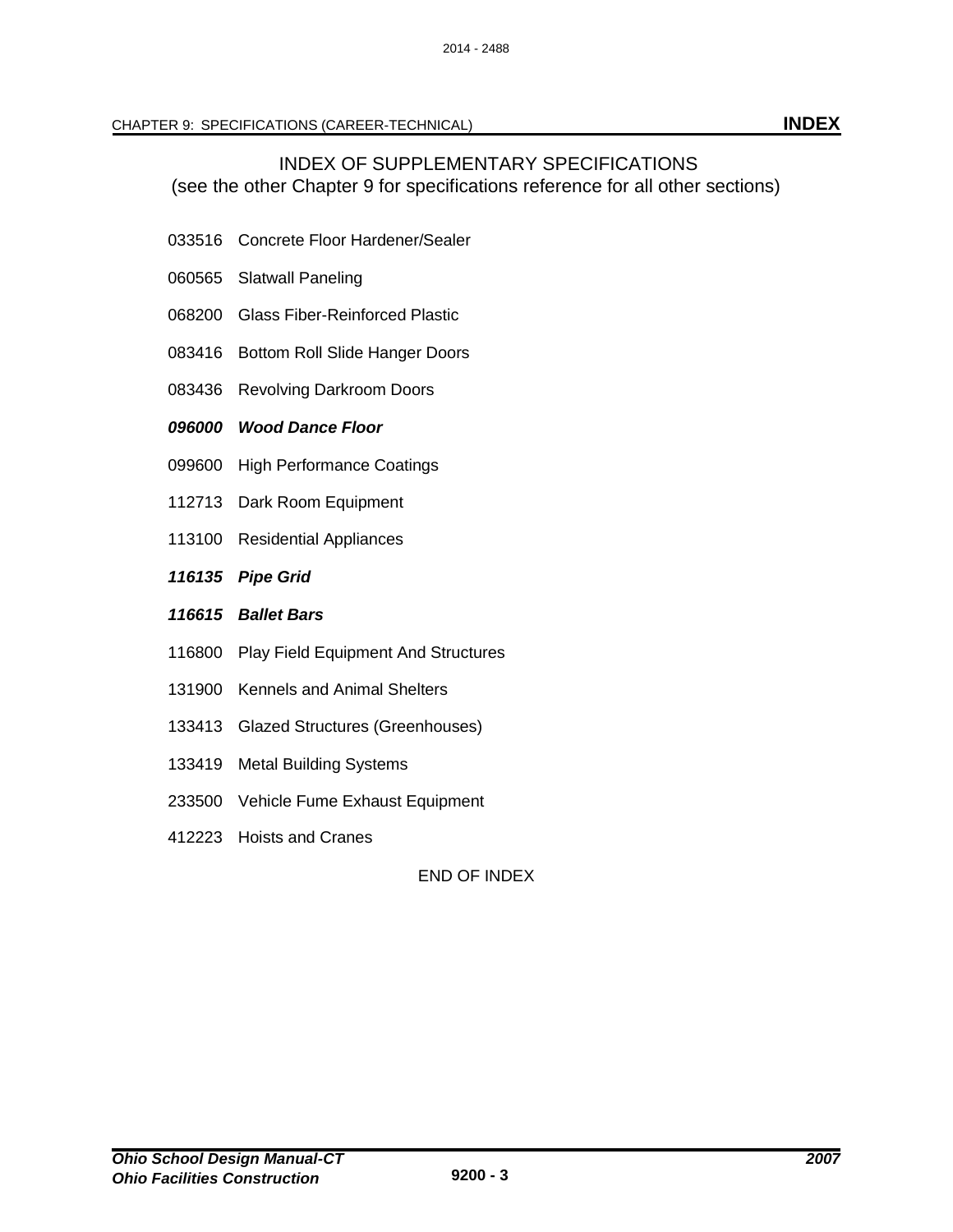# INDEX OF SUPPLEMENTARY SPECIFICATIONS

(see the other Chapter 9 for specifications reference for all other sections)

033516 Concrete Floor Hardener/Sealer

060565 Slatwall Paneling

068200 Glass Fiber-Reinforced Plastic

083416 Bottom Roll Slide Hanger Doors

083436 Revolving Darkroom Doors

***096000 Wood Dance Floor***

099600 High Performance Coatings

112713 Dark Room Equipment

113100 Residential Appliances

***116135 Pipe Grid***

***116615 Ballet Bars***

116800 Play Field Equipment And Structures

131900 Kennels and Animal Shelters

133413 Glazed Structures (Greenhouses)

133419 Metal Building Systems

233500 Vehicle Fume Exhaust Equipment

412223 Hoists and Cranes

END OF INDEX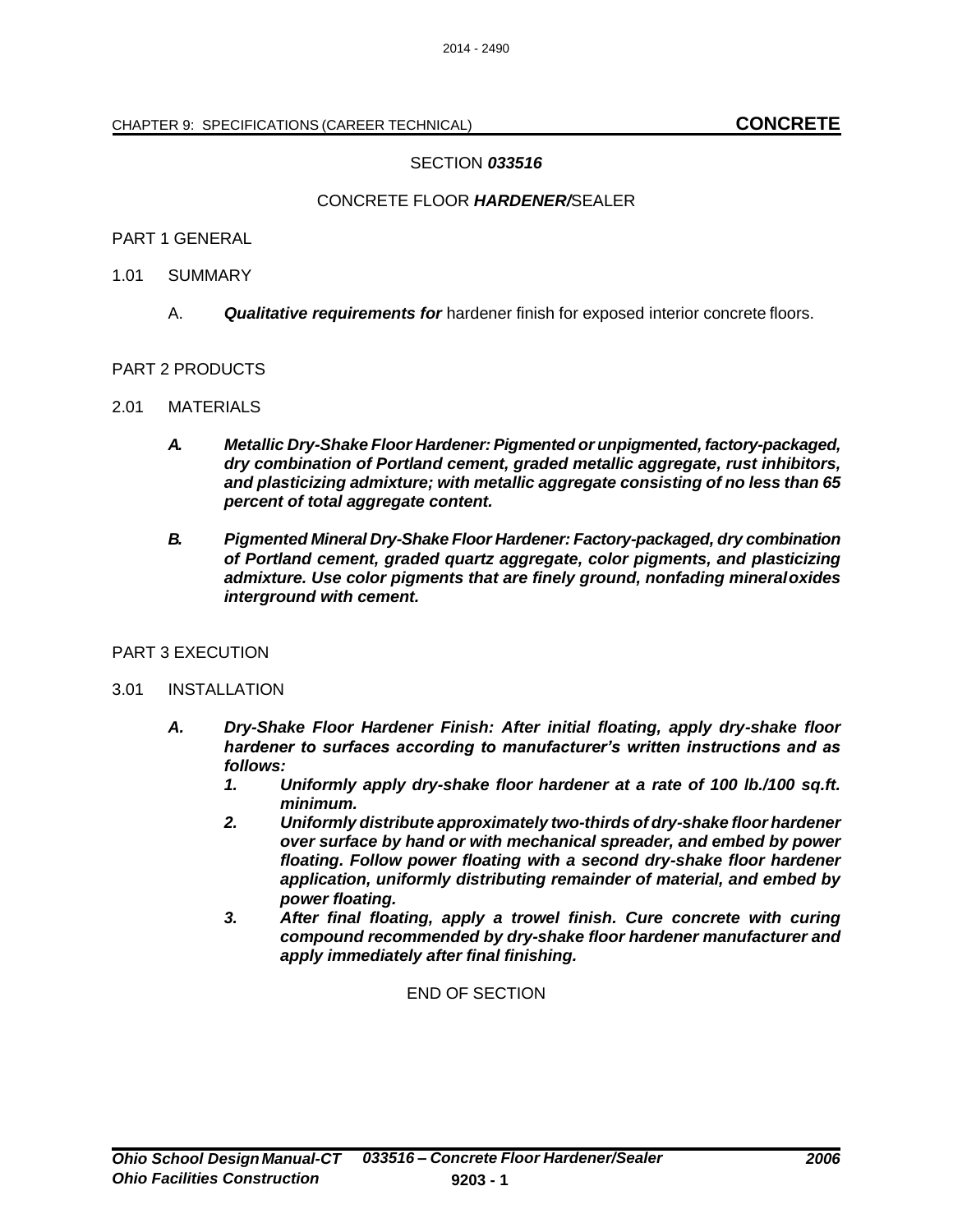SECTION ***033516***

CONCRETE FLOOR ***HARDENER/***SEALER

PART 1 GENERAL

1.01 SUMMARY

A. ***Qualitative requirements for*** hardener finish for exposed interior concrete floors.

PART 2 PRODUCTS

2.01 MATERIALS

***A. Metallic Dry-Shake Floor Hardener: Pigmented or unpigmented, factory-packaged, dry combination of Portland cement, graded metallic aggregate, rust inhibitors, and plasticizing admixture; with metallic aggregate consisting of no less than 65 percent of total aggregate content.***

***B. Pigmented Mineral Dry-Shake Floor Hardener: Factory-packaged, dry combination of Portland cement, graded quartz aggregate, color pigments, and plasticizing admixture. Use color pigments that are finely ground, nonfading mineral oxides interground with cement.***

PART 3 EXECUTION

3.01 INSTALLATION

***A. Dry-Shake Floor Hardener Finish: After initial floating, apply dry-shake floor hardener to surfaces according to manufacturer's written instructions and as follows:***

***1. Uniformly apply dry-shake floor hardener at a rate of 100 lb./100 sq.ft. minimum.***

***2. Uniformly distribute approximately two-thirds of dry-shake floor hardener over surface by hand or with mechanical spreader, and embed by power floating. Follow power floating with a second dry-shake floor hardener application, uniformly distributing remainder of material, and embed by power floating.***

***3. After final floating, apply a trowel finish. Cure concrete with curing compound recommended by dry-shake floor hardener manufacturer and apply immediately after final finishing.***

END OF SECTION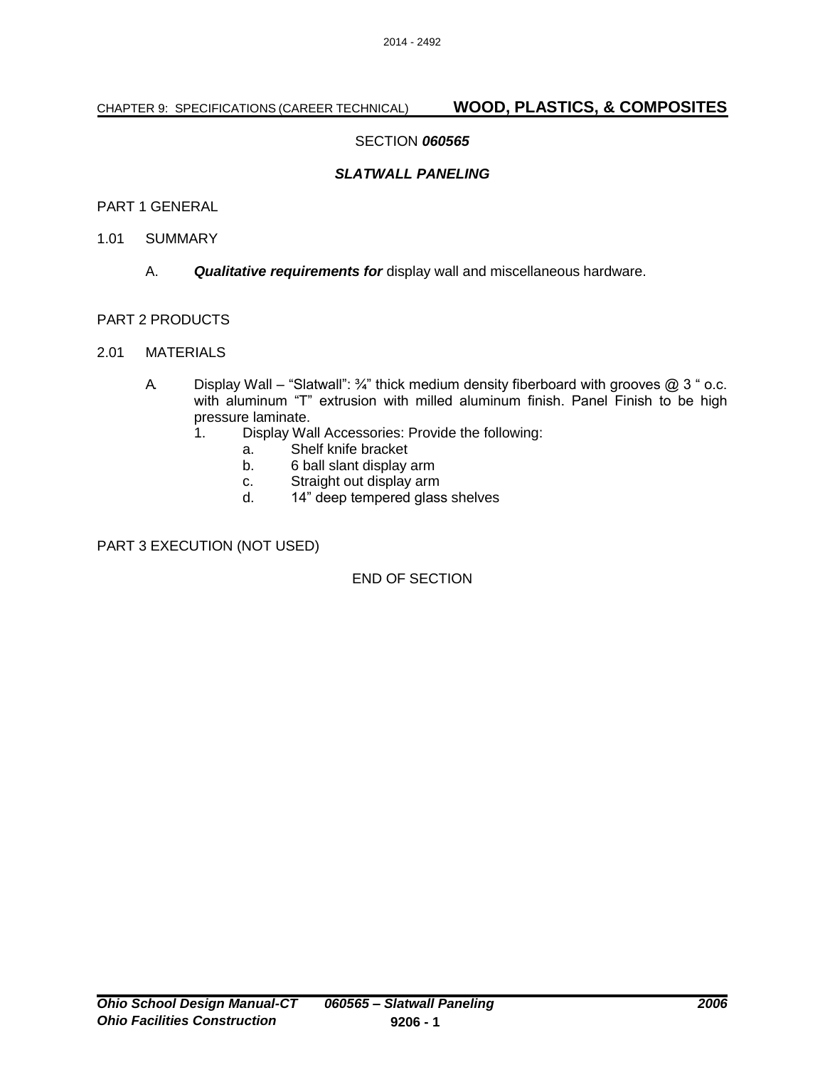## SECTION *060565*

## *SLATWALL PANELING*

PART 1 GENERAL

1.01 SUMMARY

A. ***Qualitative requirements for*** display wall and miscellaneous hardware.

PART 2 PRODUCTS

2.01 MATERIALS

A. Display Wall – “Slatwall”: ¾” thick medium density fiberboard with grooves @ 3 “ o.c. with aluminum “T” extrusion with milled aluminum finish. Panel Finish to be high pressure laminate.

1. Display Wall Accessories: Provide the following:
    a. Shelf knife bracket
    b. 6 ball slant display arm
    c. Straight out display arm
    d. 14” deep tempered glass shelves

PART 3 EXECUTION (NOT USED)

END OF SECTION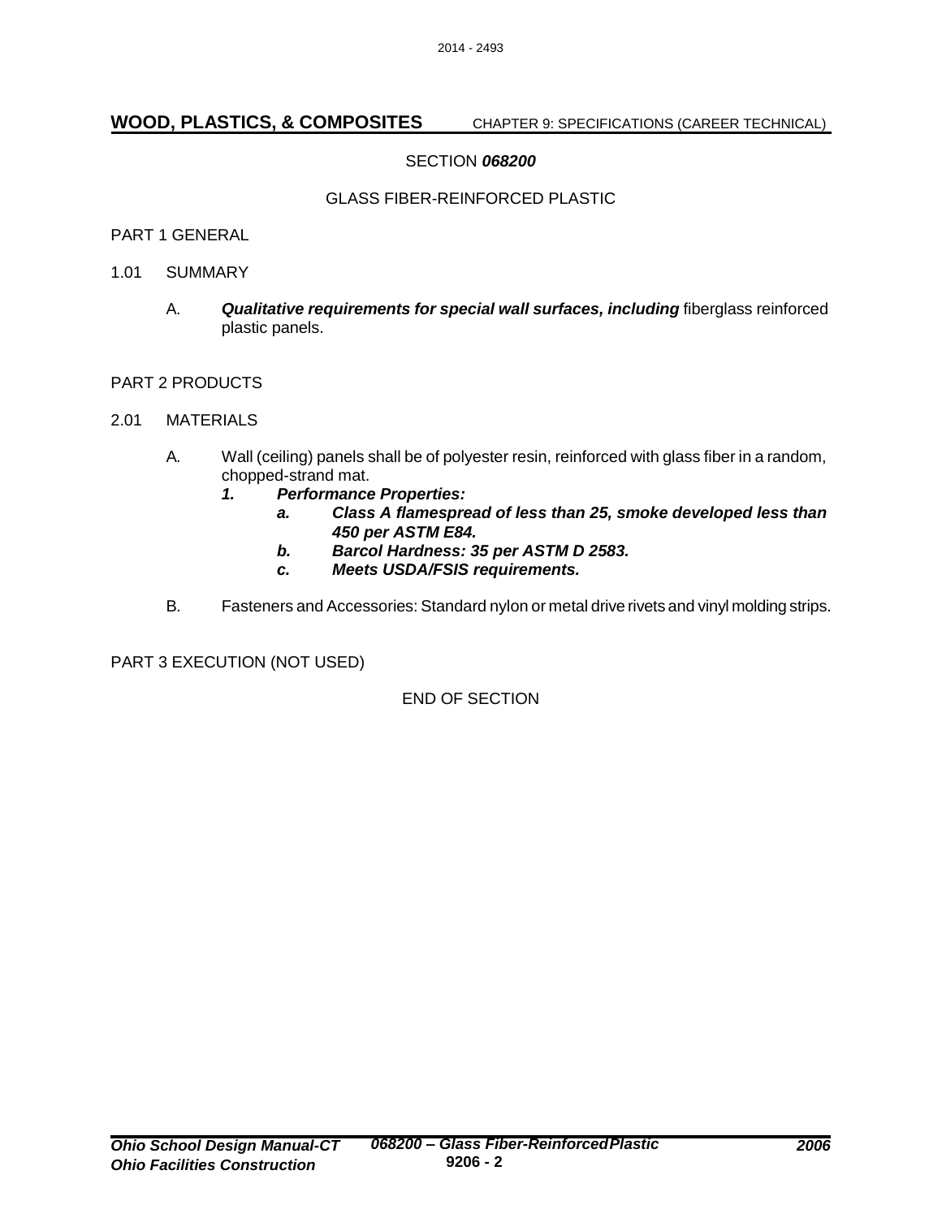SECTION ***068200***

GLASS FIBER-REINFORCED PLASTIC

PART 1 GENERAL

1.01 SUMMARY

A. ***Qualitative requirements for special wall surfaces, including*** fiberglass reinforced plastic panels.

PART 2 PRODUCTS

2.01 MATERIALS

A. Wall (ceiling) panels shall be of polyester resin, reinforced with glass fiber in a random, chopped-strand mat.

   ***1. Performance Properties:***

   ***a. Class A flamespread of less than 25, smoke developed less than 450 per ASTM E84.***

   ***b. Barcol Hardness: 35 per ASTM D 2583.***

   ***c. Meets USDA/FSIS requirements.***

B. Fasteners and Accessories: Standard nylon or metal drive rivets and vinyl molding strips.

PART 3 EXECUTION (NOT USED)

END OF SECTION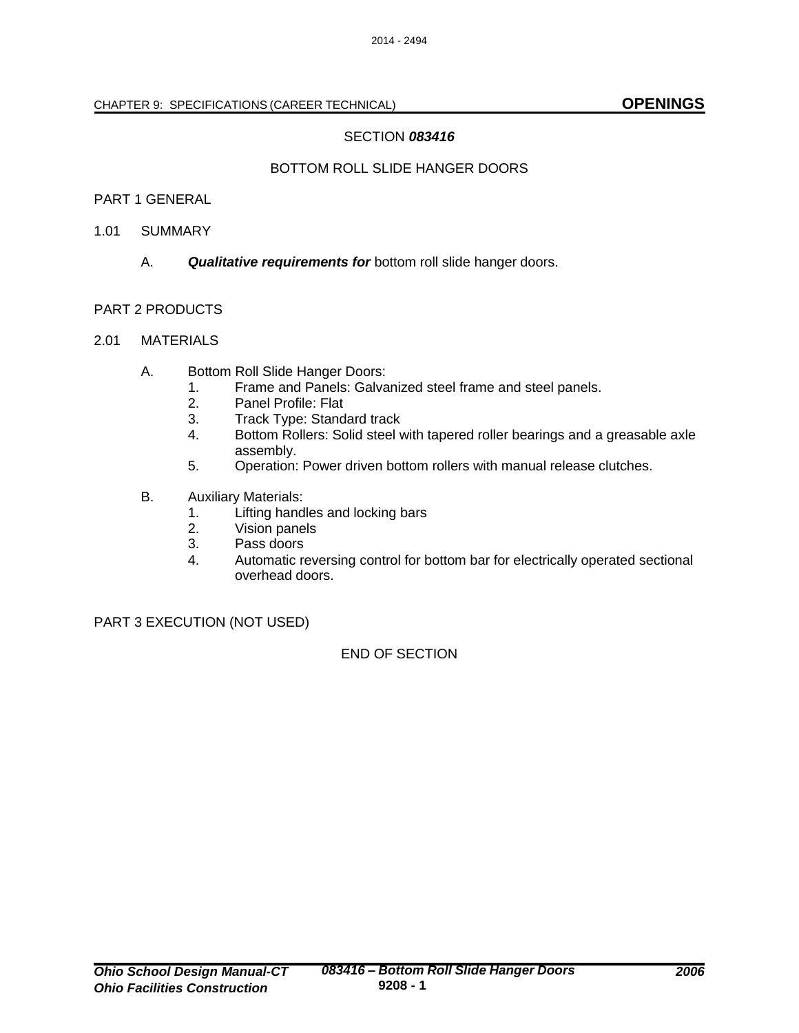## SECTION ***083416***

## BOTTOM ROLL SLIDE HANGER DOORS

### PART 1 GENERAL

1.01 SUMMARY

A. ***Qualitative requirements for*** bottom roll slide hanger doors.

### PART 2 PRODUCTS

2.01 MATERIALS

A. Bottom Roll Slide Hanger Doors:
  1. Frame and Panels: Galvanized steel frame and steel panels.
  2. Panel Profile: Flat
  3. Track Type: Standard track
  4. Bottom Rollers: Solid steel with tapered roller bearings and a greasable axle assembly.
  5. Operation: Power driven bottom rollers with manual release clutches.

B. Auxiliary Materials:
  1. Lifting handles and locking bars
  2. Vision panels
  3. Pass doors
  4. Automatic reversing control for bottom bar for electrically operated sectional overhead doors.

### PART 3 EXECUTION (NOT USED)

END OF SECTION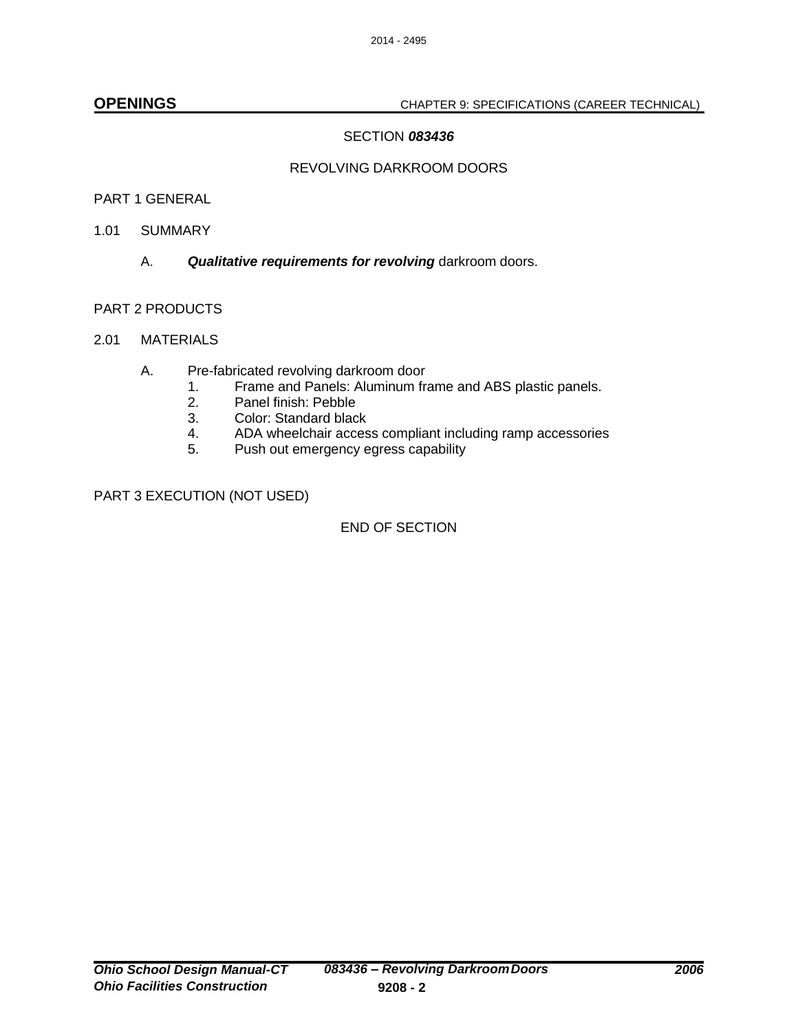SECTION ***083436***

REVOLVING DARKROOM DOORS

PART 1 GENERAL

1.01 SUMMARY

A. ***Qualitative requirements for revolving*** darkroom doors.

PART 2 PRODUCTS

2.01 MATERIALS

A. Pre-fabricated revolving darkroom door
   1. Frame and Panels: Aluminum frame and ABS plastic panels.
   2. Panel finish: Pebble
   3. Color: Standard black
   4. ADA wheelchair access compliant including ramp accessories
   5. Push out emergency egress capability

PART 3 EXECUTION (NOT USED)

END OF SECTION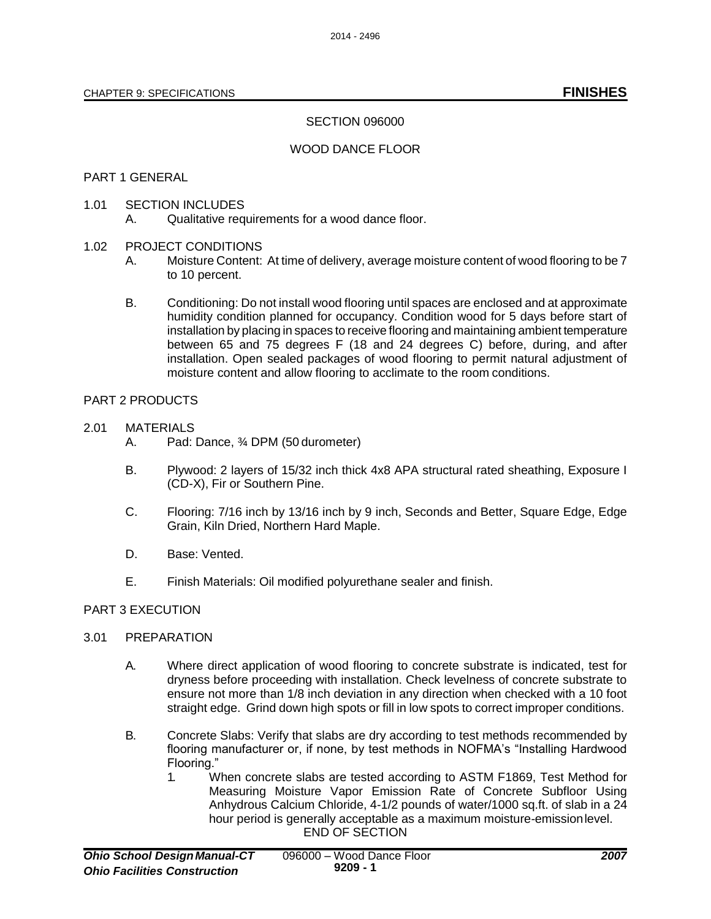# SECTION 096000

## WOOD DANCE FLOOR

### PART 1 GENERAL

1.01 SECTION INCLUDES

A. Qualitative requirements for a wood dance floor.

1.02 PROJECT CONDITIONS

A. Moisture Content: At time of delivery, average moisture content of wood flooring to be 7 to 10 percent.

B. Conditioning: Do not install wood flooring until spaces are enclosed and at approximate humidity condition planned for occupancy. Condition wood for 5 days before start of installation by placing in spaces to receive flooring and maintaining ambient temperature between 65 and 75 degrees F (18 and 24 degrees C) before, during, and after installation. Open sealed packages of wood flooring to permit natural adjustment of moisture content and allow flooring to acclimate to the room conditions.

### PART 2 PRODUCTS

2.01 MATERIALS

A. Pad: Dance, ¾ DPM (50 durometer)

B. Plywood: 2 layers of 15/32 inch thick 4x8 APA structural rated sheathing, Exposure I (CD-X), Fir or Southern Pine.

C. Flooring: 7/16 inch by 13/16 inch by 9 inch, Seconds and Better, Square Edge, Edge Grain, Kiln Dried, Northern Hard Maple.

D. Base: Vented.

E. Finish Materials: Oil modified polyurethane sealer and finish.

### PART 3 EXECUTION

3.01 PREPARATION

A. Where direct application of wood flooring to concrete substrate is indicated, test for dryness before proceeding with installation. Check levelness of concrete substrate to ensure not more than 1/8 inch deviation in any direction when checked with a 10 foot straight edge. Grind down high spots or fill in low spots to correct improper conditions.

B. Concrete Slabs: Verify that slabs are dry according to test methods recommended by flooring manufacturer or, if none, by test methods in NOFMA's "Installing Hardwood Flooring."

1. When concrete slabs are tested according to ASTM F1869, Test Method for Measuring Moisture Vapor Emission Rate of Concrete Subfloor Using Anhydrous Calcium Chloride, 4-1/2 pounds of water/1000 sq.ft. of slab in a 24 hour period is generally acceptable as a maximum moisture-emission level.

END OF SECTION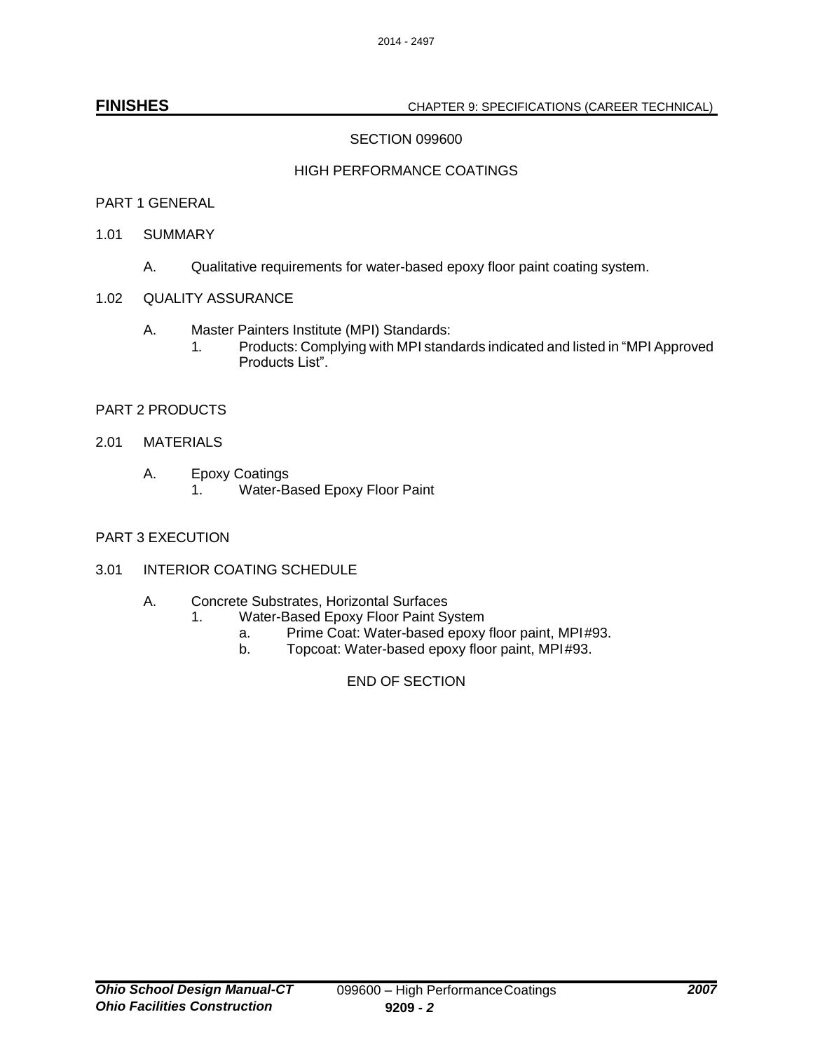# SECTION 099600

## HIGH PERFORMANCE COATINGS

PART 1 GENERAL

1.01 SUMMARY

A. Qualitative requirements for water-based epoxy floor paint coating system.

1.02 QUALITY ASSURANCE

A. Master Painters Institute (MPI) Standards:
   1. Products: Complying with MPI standards indicated and listed in "MPI Approved Products List".

PART 2 PRODUCTS

2.01 MATERIALS

A. Epoxy Coatings
   1. Water-Based Epoxy Floor Paint

PART 3 EXECUTION

3.01 INTERIOR COATING SCHEDULE

A. Concrete Substrates, Horizontal Surfaces
   1. Water-Based Epoxy Floor Paint System
      a. Prime Coat: Water-based epoxy floor paint, MPI#93.
      b. Topcoat: Water-based epoxy floor paint, MPI#93.

END OF SECTION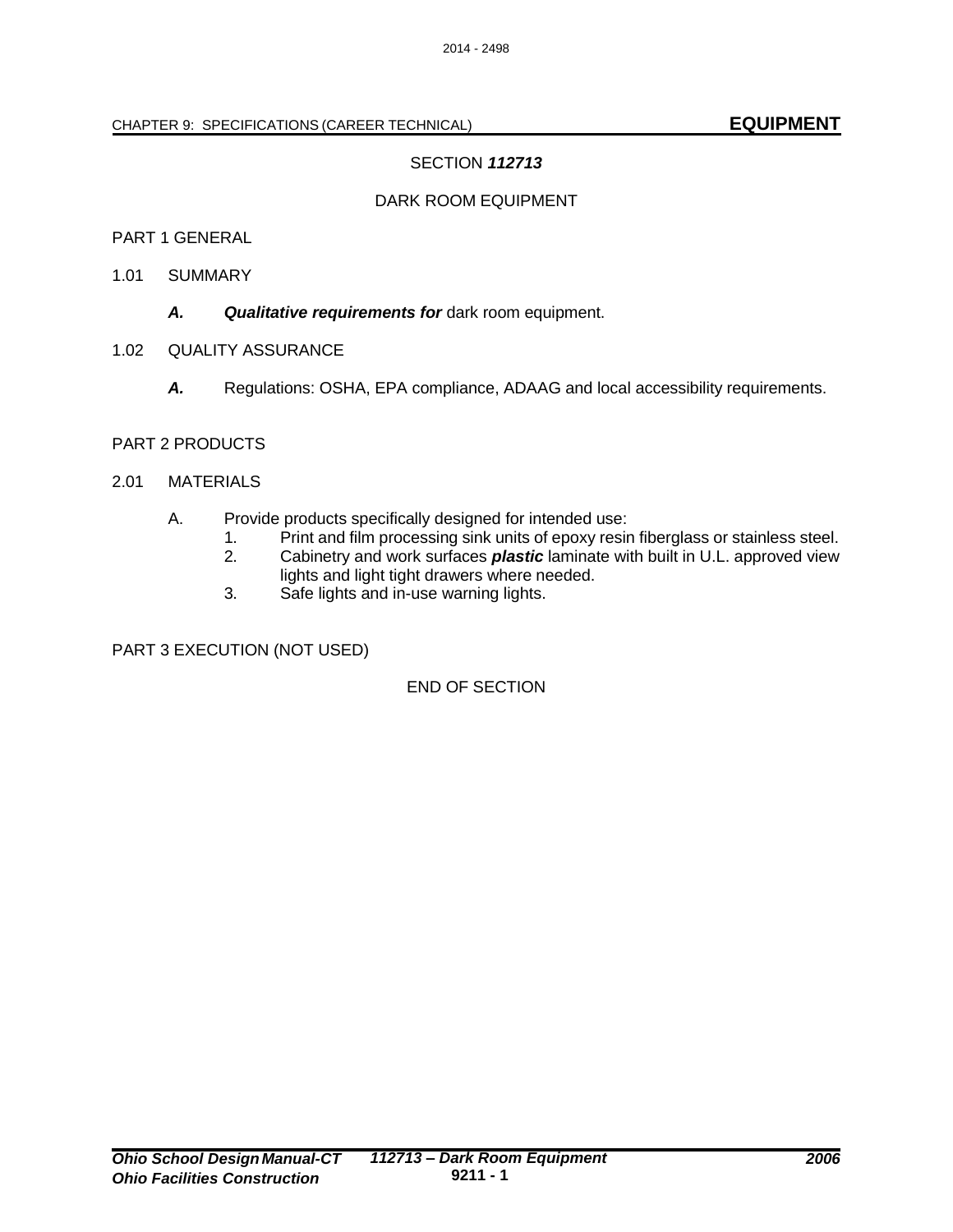SECTION ***112713***

DARK ROOM EQUIPMENT

PART 1 GENERAL

1.01 SUMMARY

***A. Qualitative requirements for*** dark room equipment.

1.02 QUALITY ASSURANCE

***A.*** Regulations: OSHA, EPA compliance, ADAAG and local accessibility requirements.

PART 2 PRODUCTS

2.01 MATERIALS

A. Provide products specifically designed for intended use:
   1. Print and film processing sink units of epoxy resin fiberglass or stainless steel.
   2. Cabinetry and work surfaces ***plastic*** laminate with built in U.L. approved view lights and light tight drawers where needed.
   3. Safe lights and in-use warning lights.

PART 3 EXECUTION (NOT USED)

END OF SECTION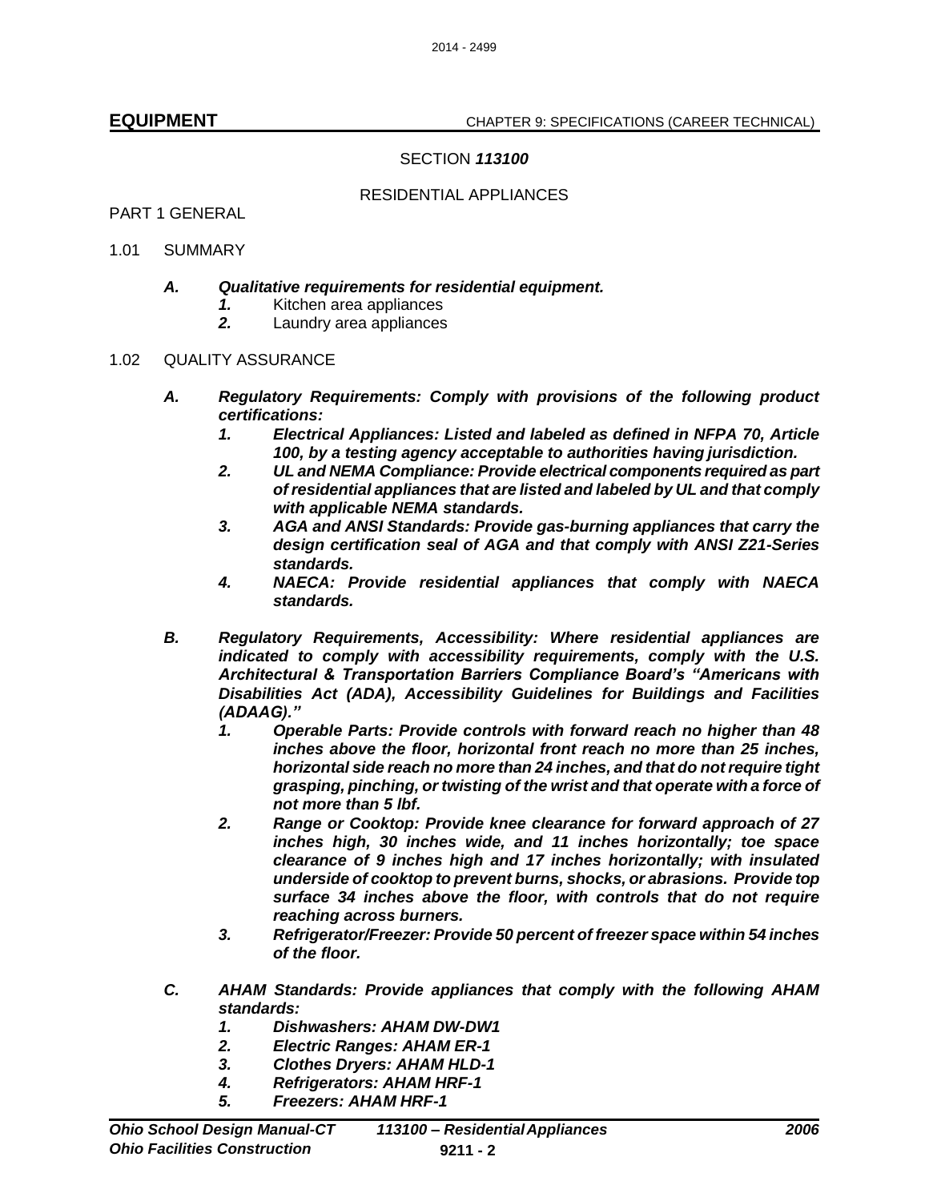SECTION ***113100***

RESIDENTIAL APPLIANCES

PART 1 GENERAL

1.01 SUMMARY

- ***A. Qualitative requirements for residential equipment.***
  - ***1.*** Kitchen area appliances
  - ***2.*** Laundry area appliances

1.02 QUALITY ASSURANCE

- ***A. Regulatory Requirements: Comply with provisions of the following product certifications:***
  - ***1. Electrical Appliances: Listed and labeled as defined in NFPA 70, Article 100, by a testing agency acceptable to authorities having jurisdiction.***
  - ***2. UL and NEMA Compliance: Provide electrical components required as part of residential appliances that are listed and labeled by UL and that comply with applicable NEMA standards.***
  - ***3. AGA and ANSI Standards: Provide gas-burning appliances that carry the design certification seal of AGA and that comply with ANSI Z21-Series standards.***
  - ***4. NAECA: Provide residential appliances that comply with NAECA standards.***

- ***B. Regulatory Requirements, Accessibility: Where residential appliances are indicated to comply with accessibility requirements, comply with the U.S. Architectural & Transportation Barriers Compliance Board's "Americans with Disabilities Act (ADA), Accessibility Guidelines for Buildings and Facilities (ADAAG)."***
  - ***1. Operable Parts: Provide controls with forward reach no higher than 48 inches above the floor, horizontal front reach no more than 25 inches, horizontal side reach no more than 24 inches, and that do not require tight grasping, pinching, or twisting of the wrist and that operate with a force of not more than 5 lbf.***
  - ***2. Range or Cooktop: Provide knee clearance for forward approach of 27 inches high, 30 inches wide, and 11 inches horizontally; toe space clearance of 9 inches high and 17 inches horizontally; with insulated underside of cooktop to prevent burns, shocks, or abrasions. Provide top surface 34 inches above the floor, with controls that do not require reaching across burners.***
  - ***3. Refrigerator/Freezer: Provide 50 percent of freezer space within 54 inches of the floor.***

- ***C. AHAM Standards: Provide appliances that comply with the following AHAM standards:***
  - ***1. Dishwashers: AHAM DW-DW1***
  - ***2. Electric Ranges: AHAM ER-1***
  - ***3. Clothes Dryers: AHAM HLD-1***
  - ***4. Refrigerators: AHAM HRF-1***
  - ***5. Freezers: AHAM HRF-1***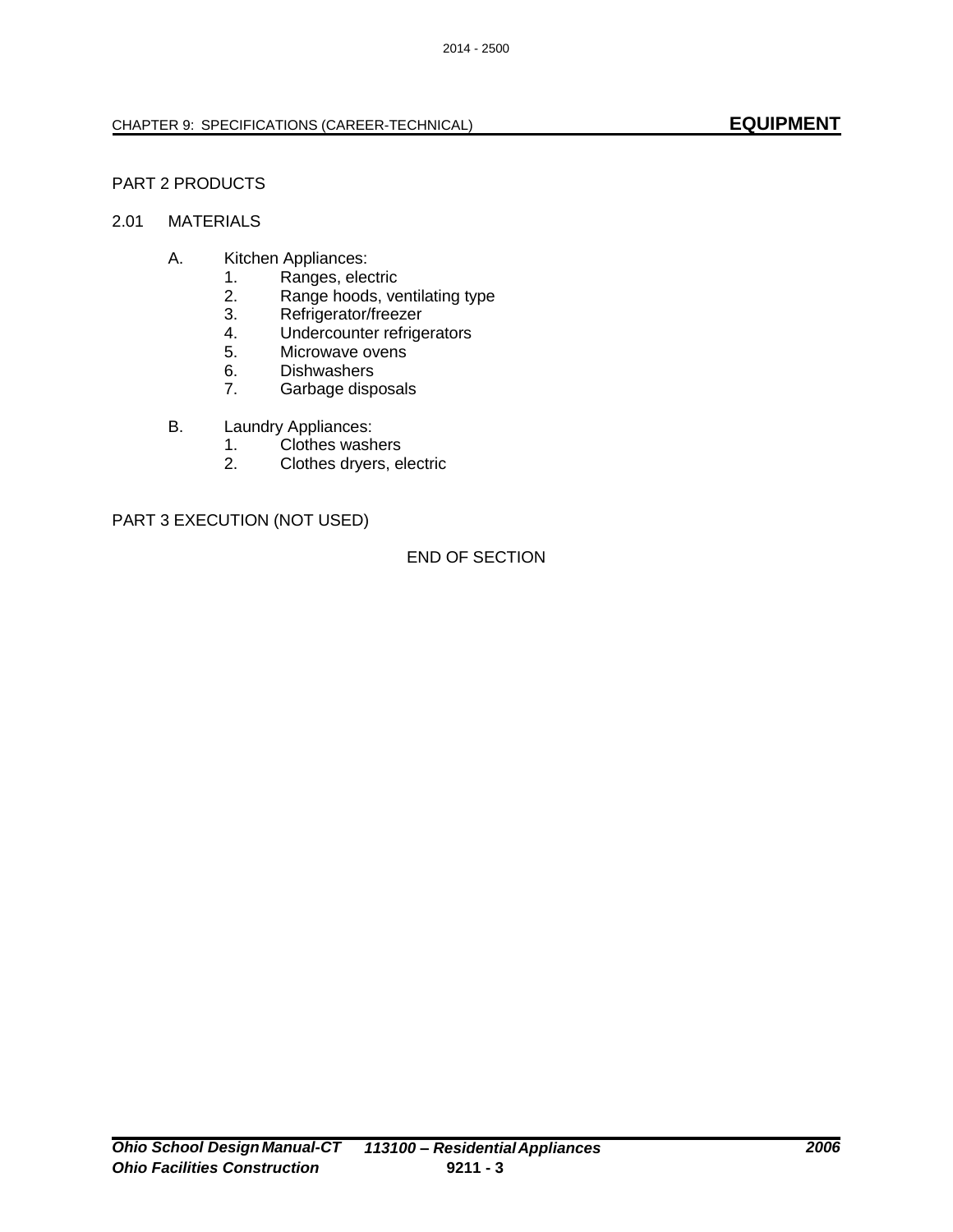PART 2 PRODUCTS

2.01 MATERIALS

A. Kitchen Appliances:
   1. Ranges, electric
   2. Range hoods, ventilating type
   3. Refrigerator/freezer
   4. Undercounter refrigerators
   5. Microwave ovens
   6. Dishwashers
   7. Garbage disposals

B. Laundry Appliances:
   1. Clothes washers
   2. Clothes dryers, electric

PART 3 EXECUTION (NOT USED)

END OF SECTION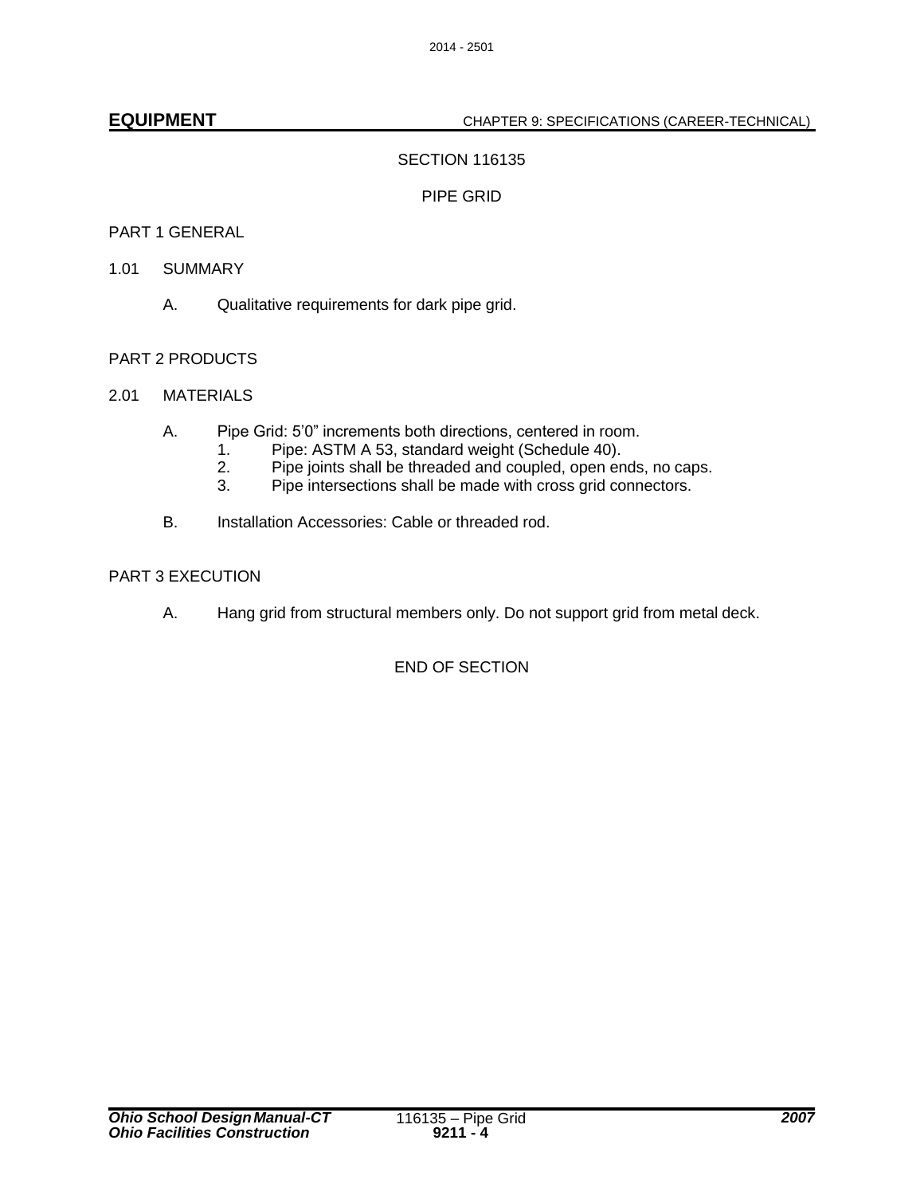# SECTION 116135

## PIPE GRID

### PART 1 GENERAL

1.01 SUMMARY

A. Qualitative requirements for dark pipe grid.

### PART 2 PRODUCTS

2.01 MATERIALS

A. Pipe Grid: 5'0" increments both directions, centered in room.
   1. Pipe: ASTM A 53, standard weight (Schedule 40).
   2. Pipe joints shall be threaded and coupled, open ends, no caps.
   3. Pipe intersections shall be made with cross grid connectors.

B. Installation Accessories: Cable or threaded rod.

### PART 3 EXECUTION

A. Hang grid from structural members only. Do not support grid from metal deck.

END OF SECTION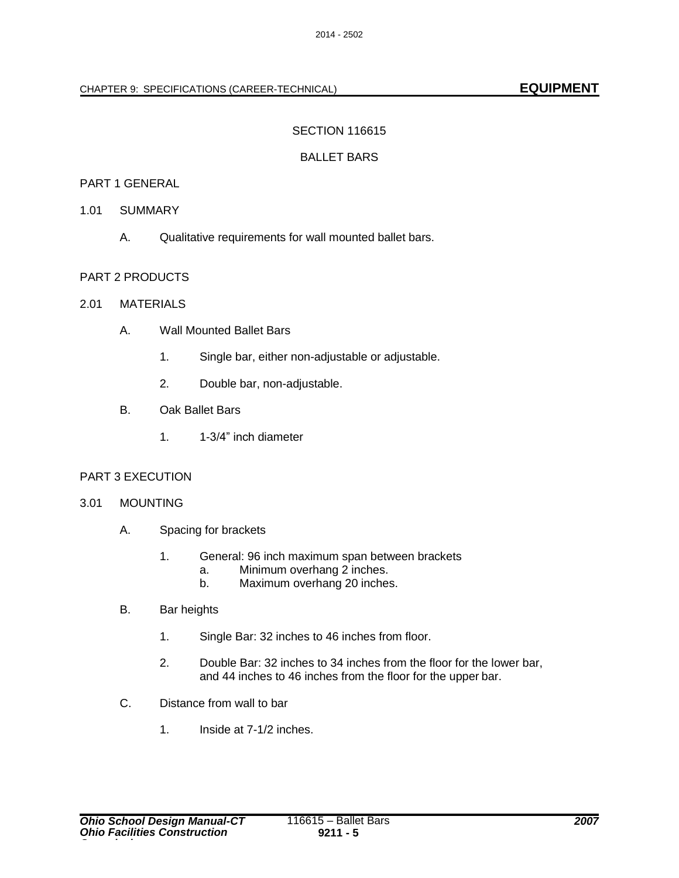## SECTION 116615

## BALLET BARS

### PART 1 GENERAL

1.01 SUMMARY

A. Qualitative requirements for wall mounted ballet bars.

### PART 2 PRODUCTS

2.01 MATERIALS

A. Wall Mounted Ballet Bars

1. Single bar, either non-adjustable or adjustable.

2. Double bar, non-adjustable.

B. Oak Ballet Bars

1. 1-3/4" inch diameter

### PART 3 EXECUTION

3.01 MOUNTING

A. Spacing for brackets

1. General: 96 inch maximum span between brackets
    a. Minimum overhang 2 inches.
    b. Maximum overhang 20 inches.

B. Bar heights

1. Single Bar: 32 inches to 46 inches from floor.

2. Double Bar: 32 inches to 34 inches from the floor for the lower bar, and 44 inches to 46 inches from the floor for the upper bar.

C. Distance from wall to bar

1. Inside at 7-1/2 inches.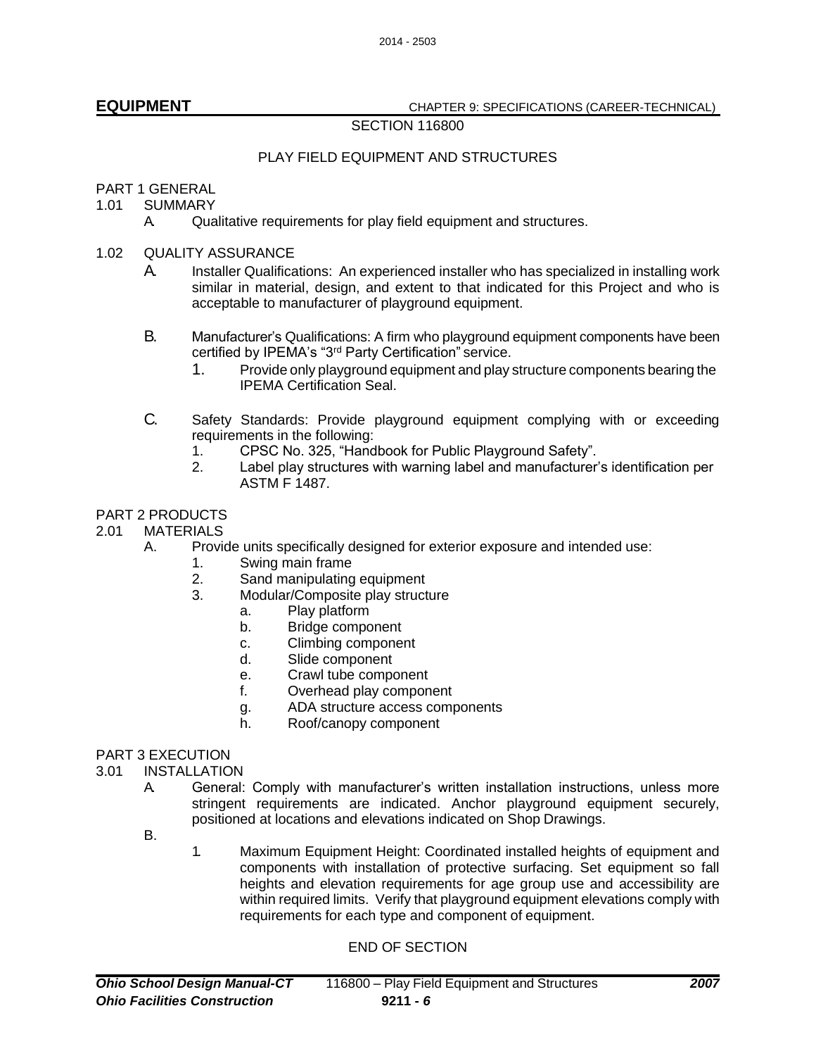SECTION 116800

PLAY FIELD EQUIPMENT AND STRUCTURES

PART 1 GENERAL

1.01 SUMMARY

A. Qualitative requirements for play field equipment and structures.

1.02 QUALITY ASSURANCE

A. Installer Qualifications: An experienced installer who has specialized in installing work similar in material, design, and extent to that indicated for this Project and who is acceptable to manufacturer of playground equipment.

B. Manufacturer's Qualifications: A firm who playground equipment components have been certified by IPEMA's "3rd Party Certification" service.

1. Provide only playground equipment and play structure components bearing the IPEMA Certification Seal.

C. Safety Standards: Provide playground equipment complying with or exceeding requirements in the following:

1. CPSC No. 325, "Handbook for Public Playground Safety".
2. Label play structures with warning label and manufacturer's identification per ASTM F 1487.

PART 2 PRODUCTS

2.01 MATERIALS

A. Provide units specifically designed for exterior exposure and intended use:

1. Swing main frame
2. Sand manipulating equipment
3. Modular/Composite play structure
   a. Play platform
   b. Bridge component
   c. Climbing component
   d. Slide component
   e. Crawl tube component
   f. Overhead play component
   g. ADA structure access components
   h. Roof/canopy component

PART 3 EXECUTION

3.01 INSTALLATION

A. General: Comply with manufacturer's written installation instructions, unless more stringent requirements are indicated. Anchor playground equipment securely, positioned at locations and elevations indicated on Shop Drawings.

B.

1. Maximum Equipment Height: Coordinated installed heights of equipment and components with installation of protective surfacing. Set equipment so fall heights and elevation requirements for age group use and accessibility are within required limits. Verify that playground equipment elevations comply with requirements for each type and component of equipment.

END OF SECTION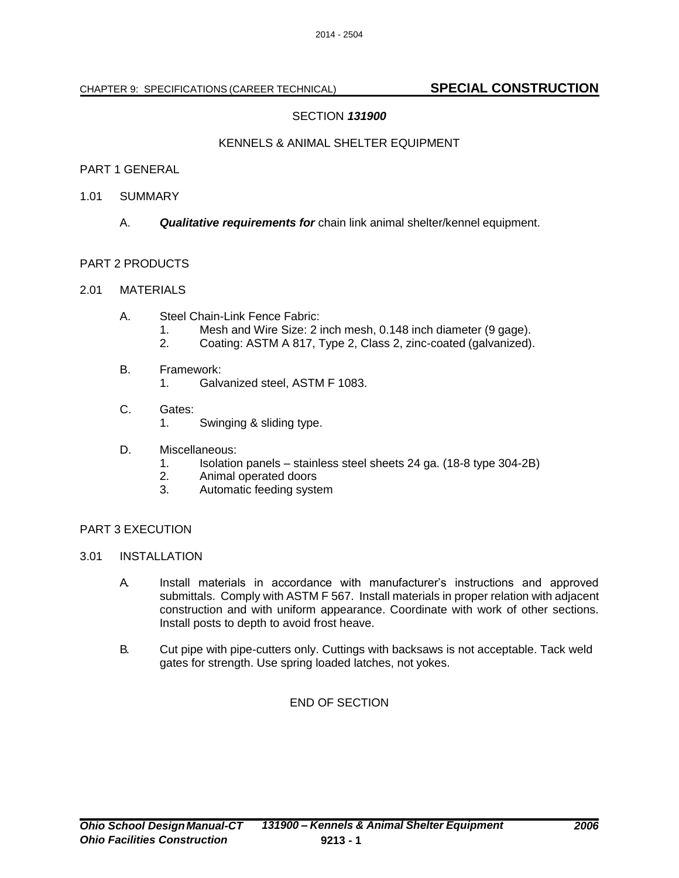## SECTION ***131900***

## KENNELS & ANIMAL SHELTER EQUIPMENT

### PART 1 GENERAL

1.01 SUMMARY

A. ***Qualitative requirements for*** chain link animal shelter/kennel equipment.

### PART 2 PRODUCTS

2.01 MATERIALS

A. Steel Chain-Link Fence Fabric:
   1. Mesh and Wire Size: 2 inch mesh, 0.148 inch diameter (9 gage).
   2. Coating: ASTM A 817, Type 2, Class 2, zinc-coated (galvanized).

B. Framework:
   1. Galvanized steel, ASTM F 1083.

C. Gates:
   1. Swinging & sliding type.

D. Miscellaneous:
   1. Isolation panels – stainless steel sheets 24 ga. (18-8 type 304-2B)
   2. Animal operated doors
   3. Automatic feeding system

### PART 3 EXECUTION

3.01 INSTALLATION

A. Install materials in accordance with manufacturer's instructions and approved submittals. Comply with ASTM F 567. Install materials in proper relation with adjacent construction and with uniform appearance. Coordinate with work of other sections. Install posts to depth to avoid frost heave.

B. Cut pipe with pipe-cutters only. Cuttings with backsaws is not acceptable. Tack weld gates for strength. Use spring loaded latches, not yokes.

END OF SECTION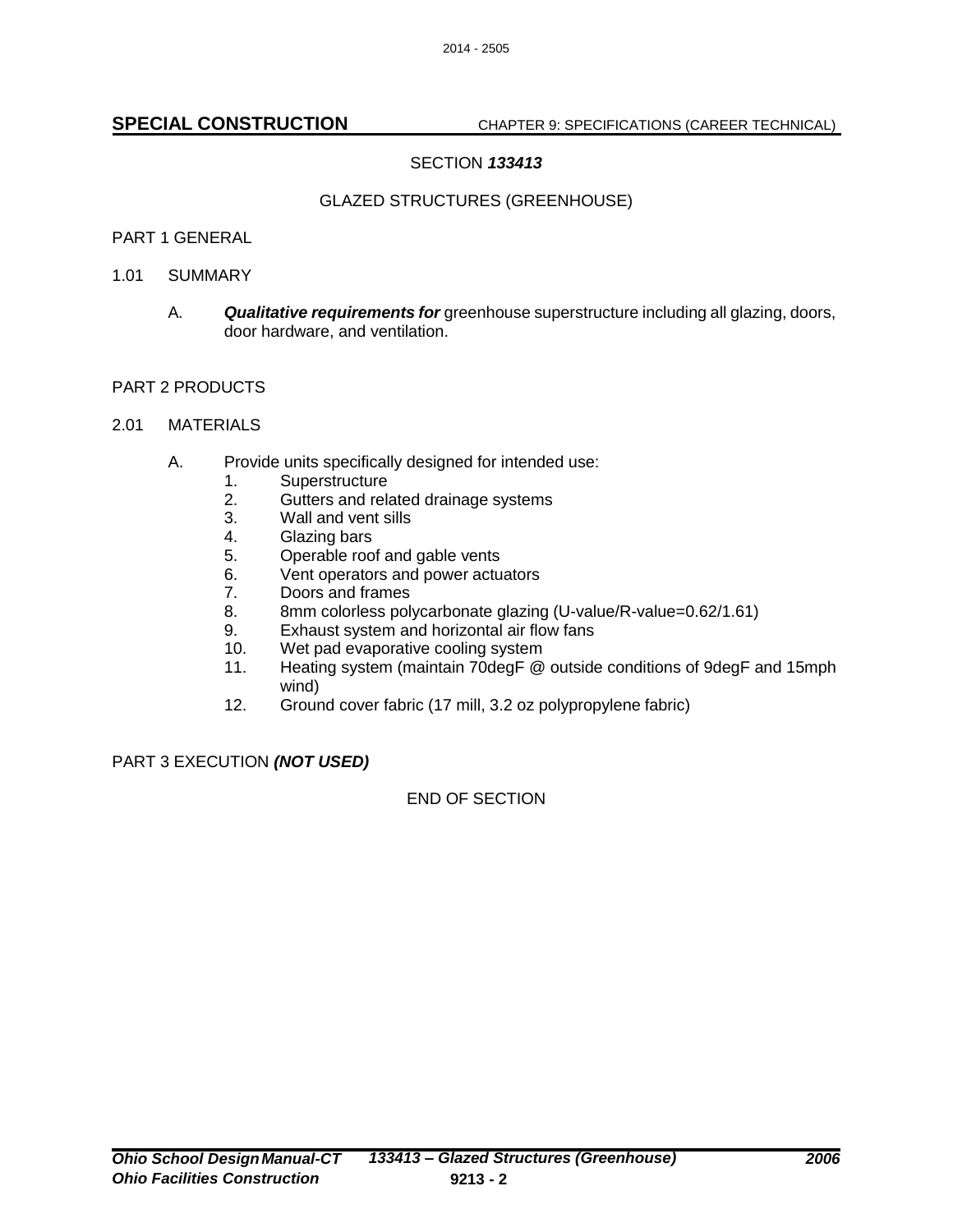## SECTION ***133413***

### GLAZED STRUCTURES (GREENHOUSE)

PART 1 GENERAL

1.01 SUMMARY

A. ***Qualitative requirements for*** greenhouse superstructure including all glazing, doors, door hardware, and ventilation.

PART 2 PRODUCTS

2.01 MATERIALS

A. Provide units specifically designed for intended use:
   1. Superstructure
   2. Gutters and related drainage systems
   3. Wall and vent sills
   4. Glazing bars
   5. Operable roof and gable vents
   6. Vent operators and power actuators
   7. Doors and frames
   8. 8mm colorless polycarbonate glazing (U-value/R-value=0.62/1.61)
   9. Exhaust system and horizontal air flow fans
   10. Wet pad evaporative cooling system
   11. Heating system (maintain 70degF @ outside conditions of 9degF and 15mph wind)
   12. Ground cover fabric (17 mill, 3.2 oz polypropylene fabric)

PART 3 EXECUTION ***(NOT USED)***

END OF SECTION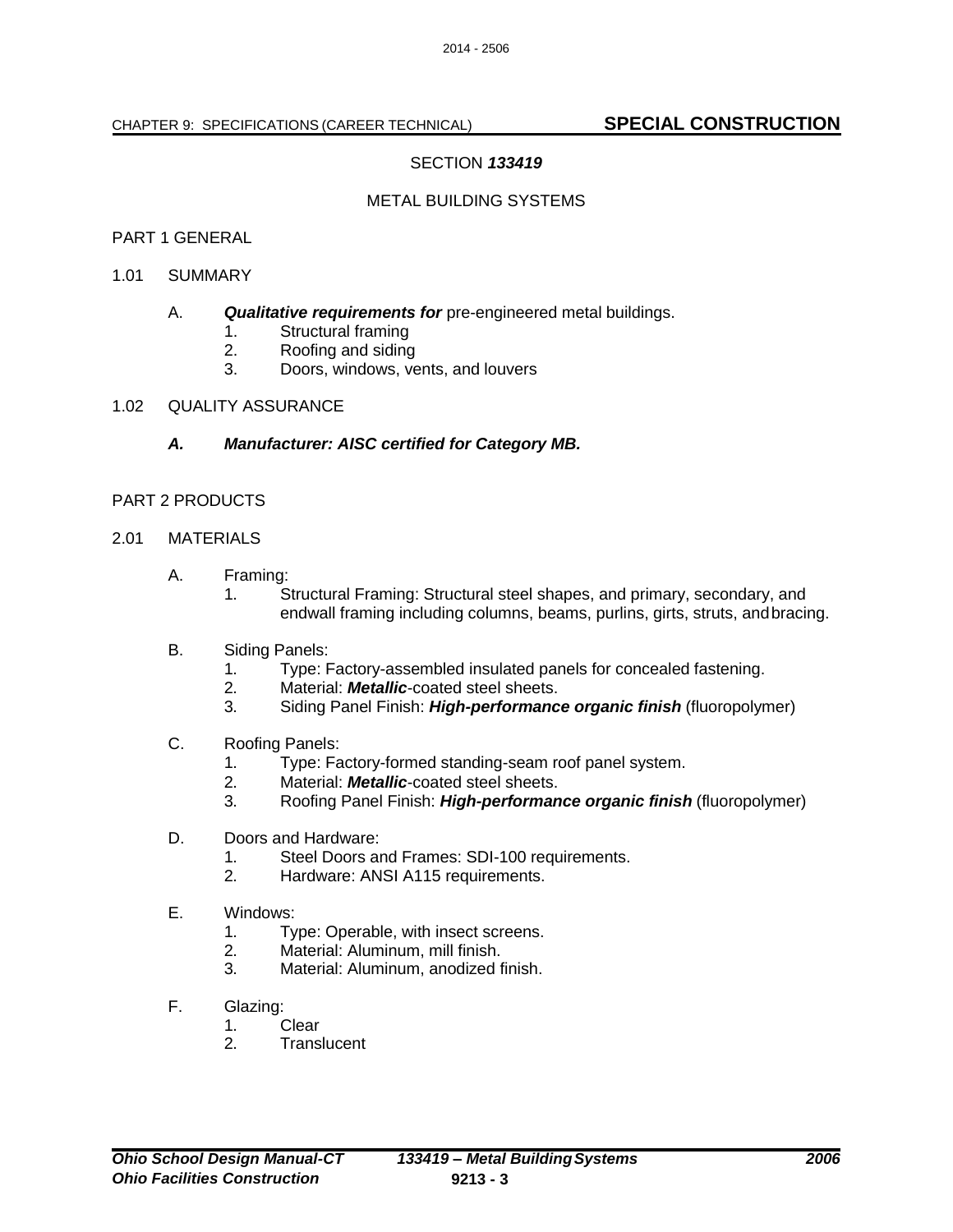## SECTION *133419*

## METAL BUILDING SYSTEMS

### PART 1 GENERAL

1.01 SUMMARY

A. ***Qualitative requirements for*** pre-engineered metal buildings.
   1. Structural framing
   2. Roofing and siding
   3. Doors, windows, vents, and louvers

1.02 QUALITY ASSURANCE

***A. Manufacturer: AISC certified for Category MB.***

### PART 2 PRODUCTS

2.01 MATERIALS

A. Framing:
   1. Structural Framing: Structural steel shapes, and primary, secondary, and endwall framing including columns, beams, purlins, girts, struts, and bracing.

B. Siding Panels:
   1. Type: Factory-assembled insulated panels for concealed fastening.
   2. Material: ***Metallic***-coated steel sheets.
   3. Siding Panel Finish: ***High-performance organic finish*** (fluoropolymer)

C. Roofing Panels:
   1. Type: Factory-formed standing-seam roof panel system.
   2. Material: ***Metallic***-coated steel sheets.
   3. Roofing Panel Finish: ***High-performance organic finish*** (fluoropolymer)

D. Doors and Hardware:
   1. Steel Doors and Frames: SDI-100 requirements.
   2. Hardware: ANSI A115 requirements.

E. Windows:
   1. Type: Operable, with insect screens.
   2. Material: Aluminum, mill finish.
   3. Material: Aluminum, anodized finish.

F. Glazing:
   1. Clear
   2. Translucent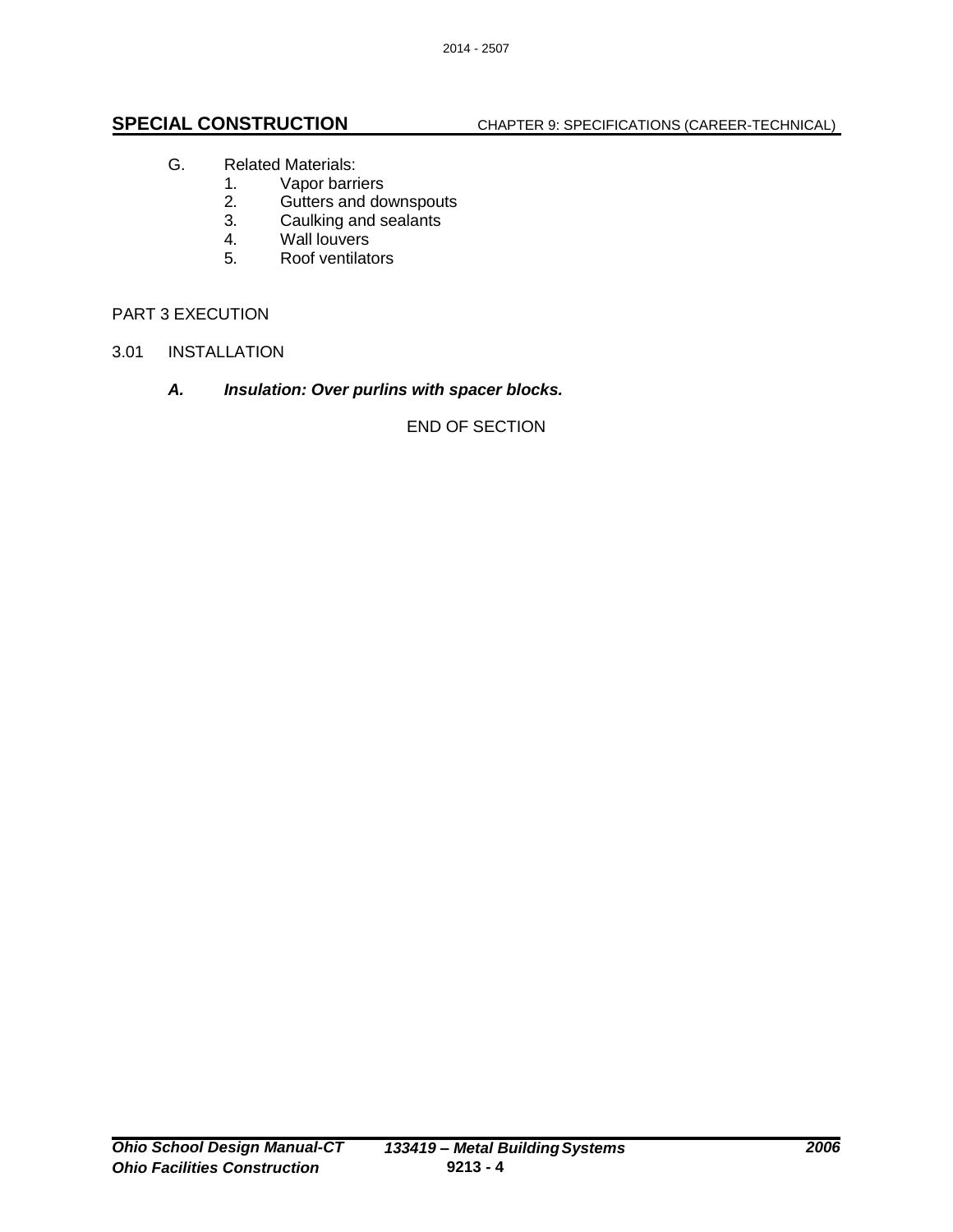G. Related Materials:
   1. Vapor barriers
   2. Gutters and downspouts
   3. Caulking and sealants
   4. Wall louvers
   5. Roof ventilators

PART 3 EXECUTION

3.01 INSTALLATION

***A. Insulation: Over purlins with spacer blocks.***

END OF SECTION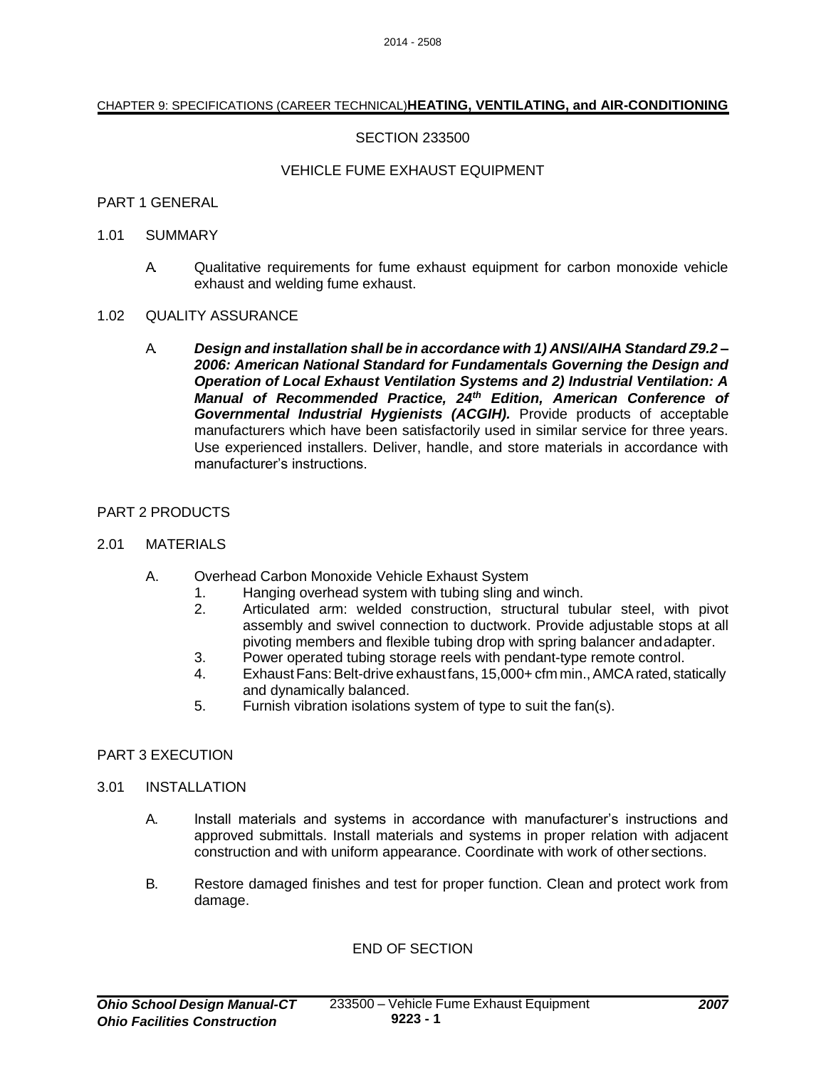# SECTION 233500

## VEHICLE FUME EXHAUST EQUIPMENT

### PART 1 GENERAL

#### 1.01 SUMMARY

A. Qualitative requirements for fume exhaust equipment for carbon monoxide vehicle exhaust and welding fume exhaust.

#### 1.02 QUALITY ASSURANCE

A. ***Design and installation shall be in accordance with 1) ANSI/AIHA Standard Z9.2 – 2006: American National Standard for Fundamentals Governing the Design and Operation of Local Exhaust Ventilation Systems and 2) Industrial Ventilation: A Manual of Recommended Practice, 24th Edition, American Conference of Governmental Industrial Hygienists (ACGIH).*** Provide products of acceptable manufacturers which have been satisfactorily used in similar service for three years. Use experienced installers. Deliver, handle, and store materials in accordance with manufacturer's instructions.

### PART 2 PRODUCTS

#### 2.01 MATERIALS

A. Overhead Carbon Monoxide Vehicle Exhaust System

1. Hanging overhead system with tubing sling and winch.
2. Articulated arm: welded construction, structural tubular steel, with pivot assembly and swivel connection to ductwork. Provide adjustable stops at all pivoting members and flexible tubing drop with spring balancer and adapter.
3. Power operated tubing storage reels with pendant-type remote control.
4. Exhaust Fans: Belt-drive exhaust fans, 15,000+ cfm min., AMCA rated, statically and dynamically balanced.
5. Furnish vibration isolations system of type to suit the fan(s).

### PART 3 EXECUTION

#### 3.01 INSTALLATION

A. Install materials and systems in accordance with manufacturer's instructions and approved submittals. Install materials and systems in proper relation with adjacent construction and with uniform appearance. Coordinate with work of other sections.

B. Restore damaged finishes and test for proper function. Clean and protect work from damage.

END OF SECTION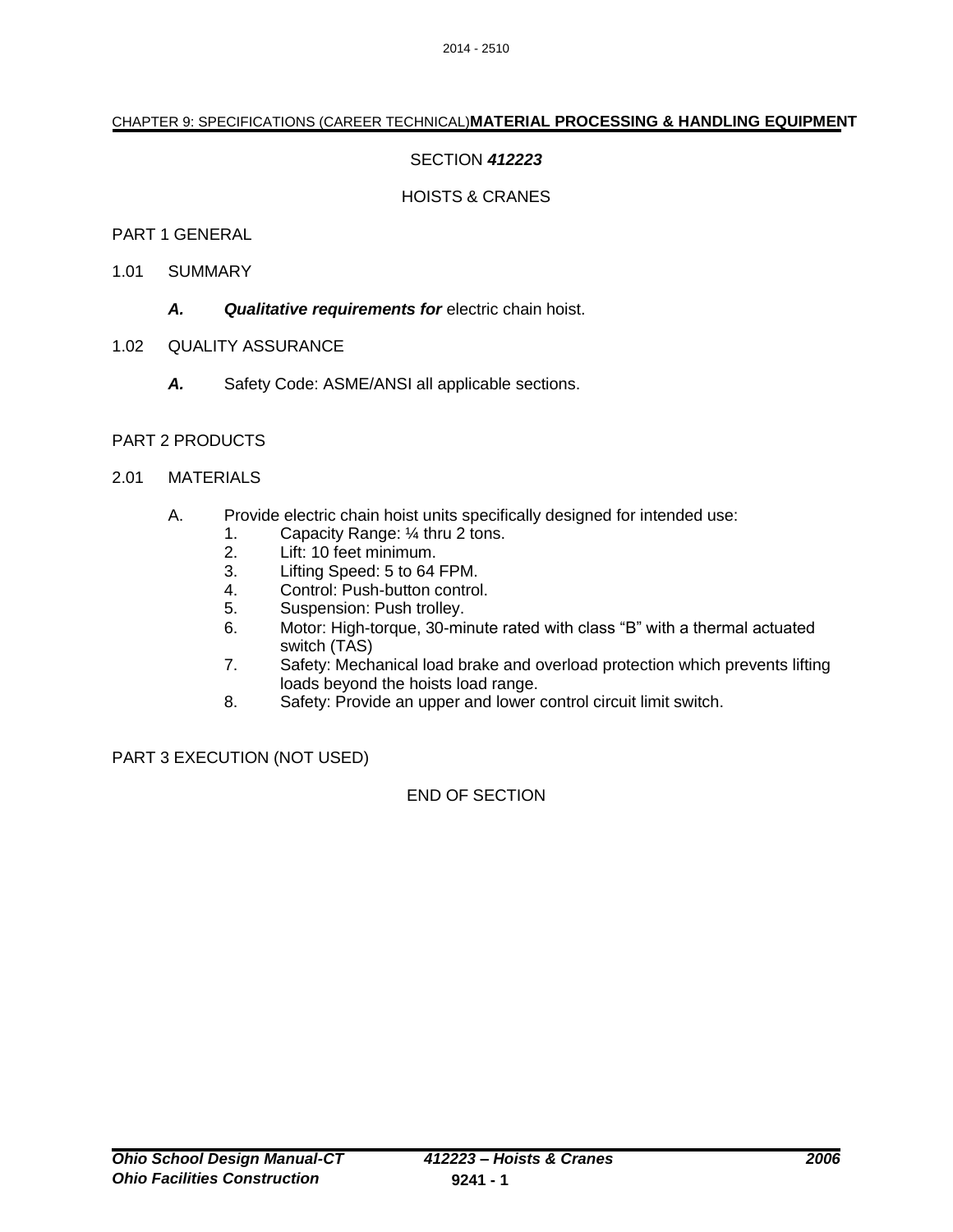CHAPTER 9: SPECIFICATIONS (CAREER TECHNICAL)**MATERIAL PROCESSING & HANDLING EQUIPMENT**

SECTION ***412223***

HOISTS & CRANES

PART 1 GENERAL

1.01 SUMMARY

***A.*** ***Qualitative requirements for*** electric chain hoist.

1.02 QUALITY ASSURANCE

***A.*** Safety Code: ASME/ANSI all applicable sections.

PART 2 PRODUCTS

2.01 MATERIALS

A. Provide electric chain hoist units specifically designed for intended use:

1. Capacity Range: ¼ thru 2 tons.
2. Lift: 10 feet minimum.
3. Lifting Speed: 5 to 64 FPM.
4. Control: Push-button control.
5. Suspension: Push trolley.
6. Motor: High-torque, 30-minute rated with class "B" with a thermal actuated switch (TAS)
7. Safety: Mechanical load brake and overload protection which prevents lifting loads beyond the hoists load range.
8. Safety: Provide an upper and lower control circuit limit switch.

PART 3 EXECUTION (NOT USED)

END OF SECTION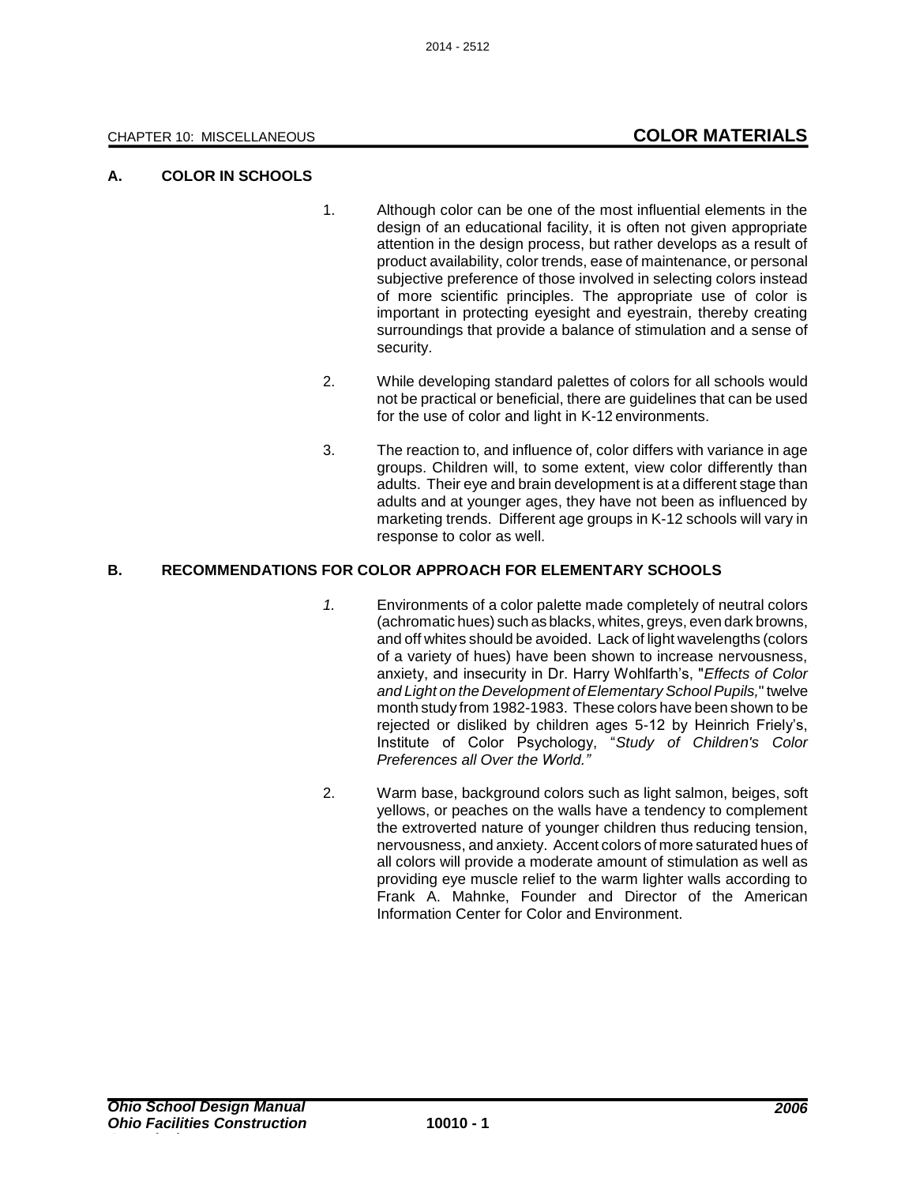## COLOR MATERIALS

### A. COLOR IN SCHOOLS

1. Although color can be one of the most influential elements in the design of an educational facility, it is often not given appropriate attention in the design process, but rather develops as a result of product availability, color trends, ease of maintenance, or personal subjective preference of those involved in selecting colors instead of more scientific principles. The appropriate use of color is important in protecting eyesight and eyestrain, thereby creating surroundings that provide a balance of stimulation and a sense of security.

2. While developing standard palettes of colors for all schools would not be practical or beneficial, there are guidelines that can be used for the use of color and light in K-12 environments.

3. The reaction to, and influence of, color differs with variance in age groups. Children will, to some extent, view color differently than adults. Their eye and brain development is at a different stage than adults and at younger ages, they have not been as influenced by marketing trends. Different age groups in K-12 schools will vary in response to color as well.

### B. RECOMMENDATIONS FOR COLOR APPROACH FOR ELEMENTARY SCHOOLS

1. Environments of a color palette made completely of neutral colors (achromatic hues) such as blacks, whites, greys, even dark browns, and off whites should be avoided. Lack of light wavelengths (colors of a variety of hues) have been shown to increase nervousness, anxiety, and insecurity in Dr. Harry Wohlfarth's, "*Effects of Color and Light on the Development of Elementary School Pupils,*" twelve month study from 1982-1983. These colors have been shown to be rejected or disliked by children ages 5-12 by Heinrich Friely's, Institute of Color Psychology, "*Study of Children's Color Preferences all Over the World.*"

2. Warm base, background colors such as light salmon, beiges, soft yellows, or peaches on the walls have a tendency to complement the extroverted nature of younger children thus reducing tension, nervousness, and anxiety. Accent colors of more saturated hues of all colors will provide a moderate amount of stimulation as well as providing eye muscle relief to the warm lighter walls according to Frank A. Mahnke, Founder and Director of the American Information Center for Color and Environment.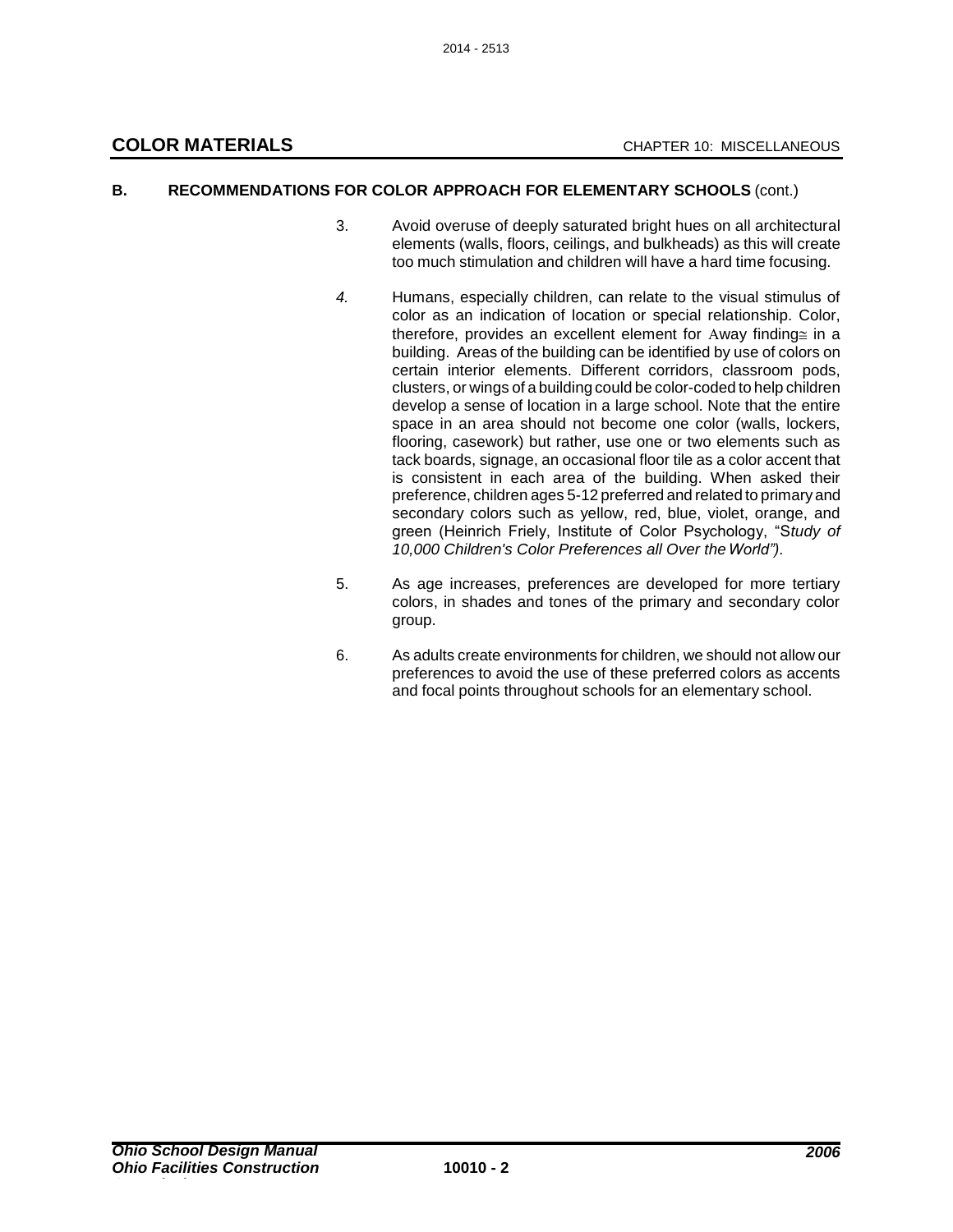## B. RECOMMENDATIONS FOR COLOR APPROACH FOR ELEMENTARY SCHOOLS (cont.)

3. Avoid overuse of deeply saturated bright hues on all architectural elements (walls, floors, ceilings, and bulkheads) as this will create too much stimulation and children will have a hard time focusing.

4. Humans, especially children, can relate to the visual stimulus of color as an indication of location or special relationship. Color, therefore, provides an excellent element for Away finding≅ in a building. Areas of the building can be identified by use of colors on certain interior elements. Different corridors, classroom pods, clusters, or wings of a building could be color-coded to help children develop a sense of location in a large school. Note that the entire space in an area should not become one color (walls, lockers, flooring, casework) but rather, use one or two elements such as tack boards, signage, an occasional floor tile as a color accent that is consistent in each area of the building. When asked their preference, children ages 5-12 preferred and related to primary and secondary colors such as yellow, red, blue, violet, orange, and green (Heinrich Friely, Institute of Color Psychology, "S*tudy of 10,000 Children's Color Preferences all Over the World")*.

5. As age increases, preferences are developed for more tertiary colors, in shades and tones of the primary and secondary color group.

6. As adults create environments for children, we should not allow our preferences to avoid the use of these preferred colors as accents and focal points throughout schools for an elementary school.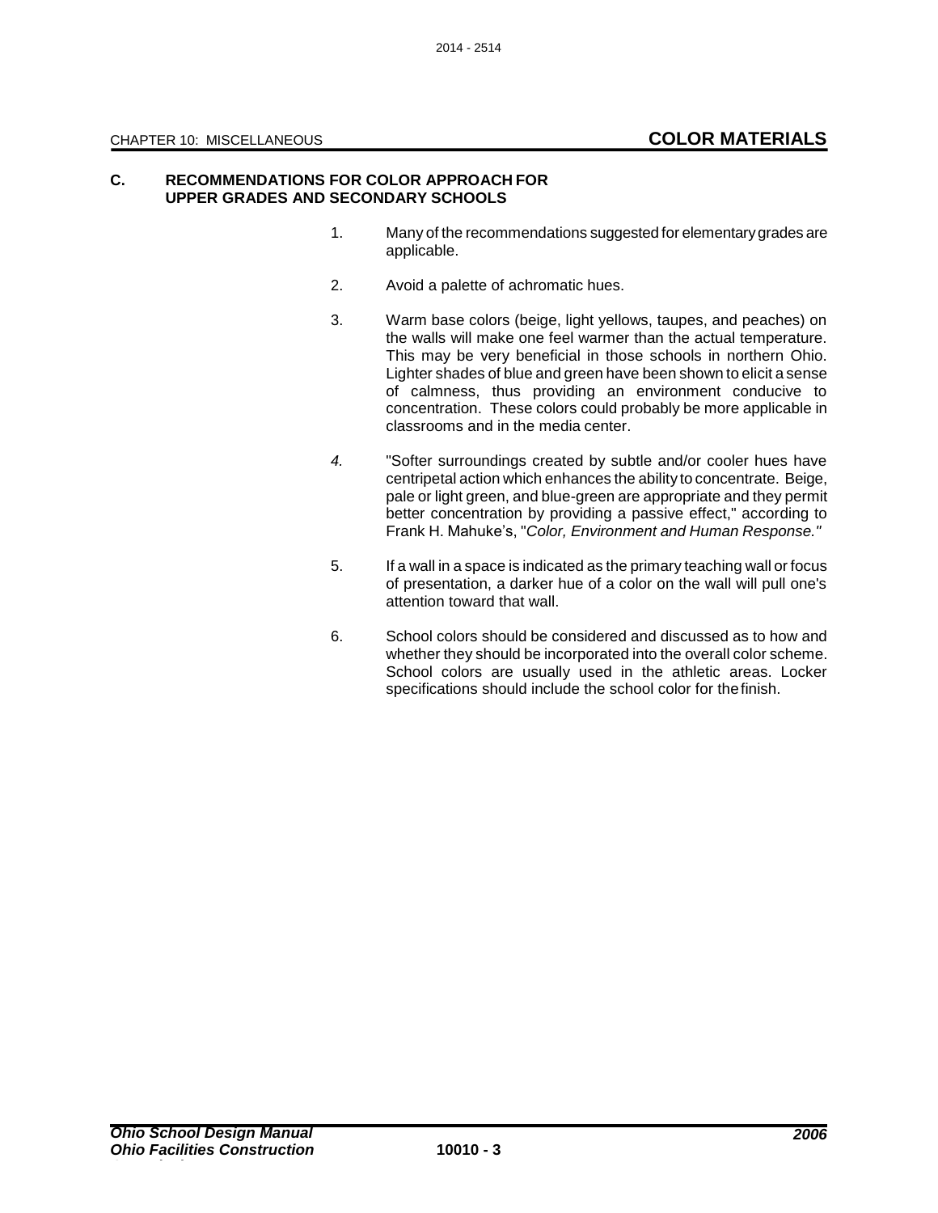## C. RECOMMENDATIONS FOR COLOR APPROACH FOR UPPER GRADES AND SECONDARY SCHOOLS

1. Many of the recommendations suggested for elementary grades are applicable.

2. Avoid a palette of achromatic hues.

3. Warm base colors (beige, light yellows, taupes, and peaches) on the walls will make one feel warmer than the actual temperature. This may be very beneficial in those schools in northern Ohio. Lighter shades of blue and green have been shown to elicit a sense of calmness, thus providing an environment conducive to concentration. These colors could probably be more applicable in classrooms and in the media center.

4. "Softer surroundings created by subtle and/or cooler hues have centripetal action which enhances the ability to concentrate. Beige, pale or light green, and blue-green are appropriate and they permit better concentration by providing a passive effect," according to Frank H. Mahuke's, "*Color, Environment and Human Response."*

5. If a wall in a space is indicated as the primary teaching wall or focus of presentation, a darker hue of a color on the wall will pull one's attention toward that wall.

6. School colors should be considered and discussed as to how and whether they should be incorporated into the overall color scheme. School colors are usually used in the athletic areas. Locker specifications should include the school color for the finish.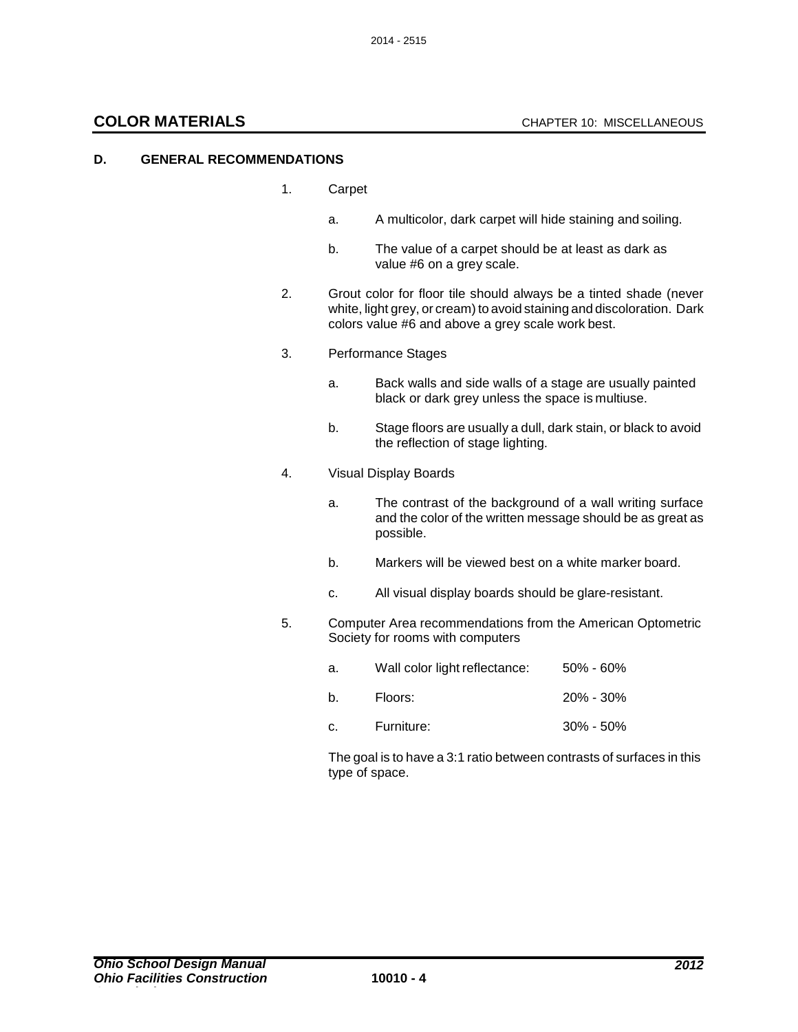## COLOR MATERIALS

### D. GENERAL RECOMMENDATIONS

1. Carpet

    a. A multicolor, dark carpet will hide staining and soiling.

    b. The value of a carpet should be at least as dark as value #6 on a grey scale.

2. Grout color for floor tile should always be a tinted shade (never white, light grey, or cream) to avoid staining and discoloration. Dark colors value #6 and above a grey scale work best.

3. Performance Stages

    a. Back walls and side walls of a stage are usually painted black or dark grey unless the space is multiuse.

    b. Stage floors are usually a dull, dark stain, or black to avoid the reflection of stage lighting.

4. Visual Display Boards

    a. The contrast of the background of a wall writing surface and the color of the written message should be as great as possible.

    b. Markers will be viewed best on a white marker board.

    c. All visual display boards should be glare-resistant.

5. Computer Area recommendations from the American Optometric Society for rooms with computers

    a. Wall color light reflectance: 50% - 60%

    b. Floors: 20% - 30%

    c. Furniture: 30% - 50%

    The goal is to have a 3:1 ratio between contrasts of surfaces in this type of space.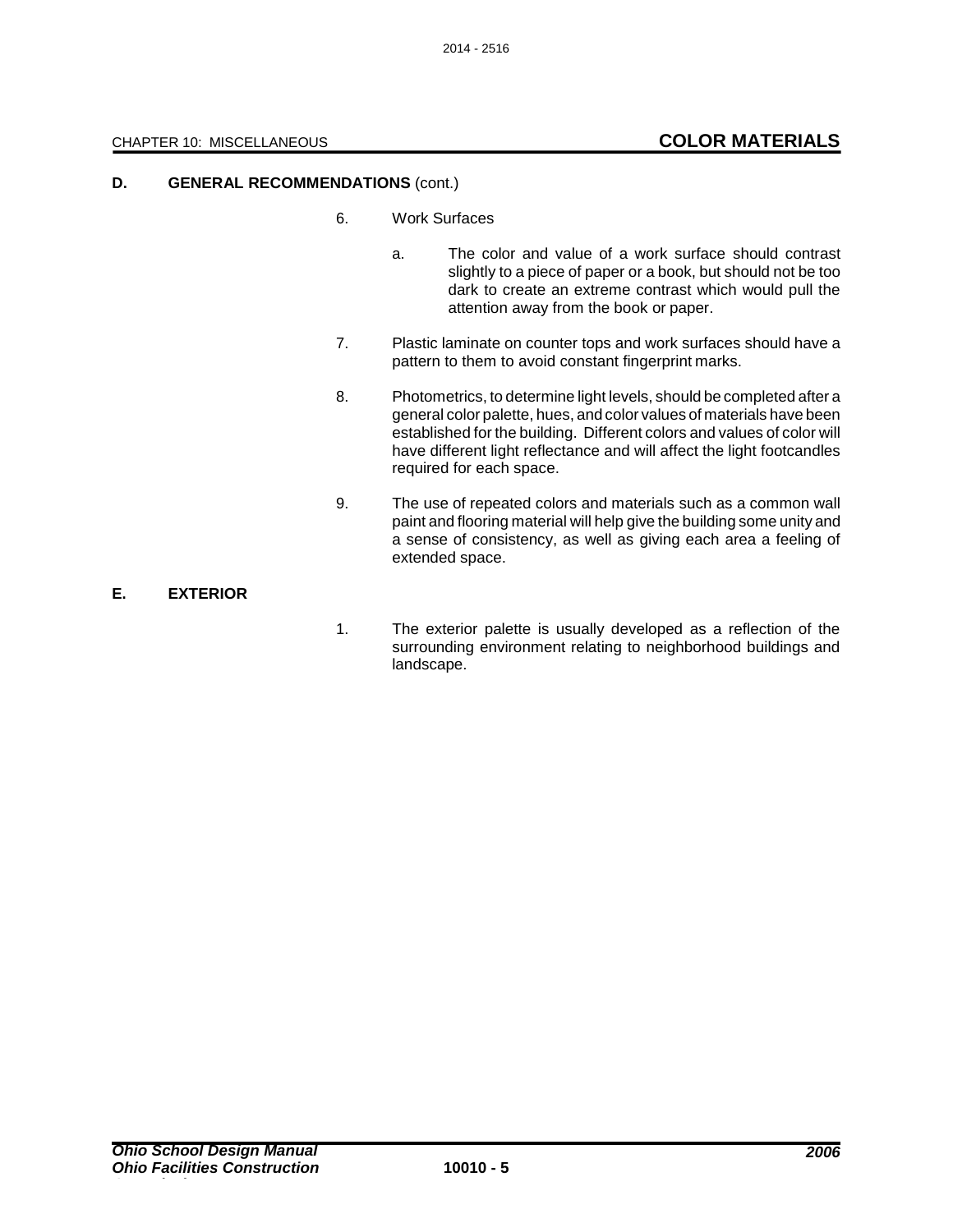## D. GENERAL RECOMMENDATIONS (cont.)

6. Work Surfaces

   a. The color and value of a work surface should contrast slightly to a piece of paper or a book, but should not be too dark to create an extreme contrast which would pull the attention away from the book or paper.

7. Plastic laminate on counter tops and work surfaces should have a pattern to them to avoid constant fingerprint marks.

8. Photometrics, to determine light levels, should be completed after a general color palette, hues, and color values of materials have been established for the building. Different colors and values of color will have different light reflectance and will affect the light footcandles required for each space.

9. The use of repeated colors and materials such as a common wall paint and flooring material will help give the building some unity and a sense of consistency, as well as giving each area a feeling of extended space.

## E. EXTERIOR

1. The exterior palette is usually developed as a reflection of the surrounding environment relating to neighborhood buildings and landscape.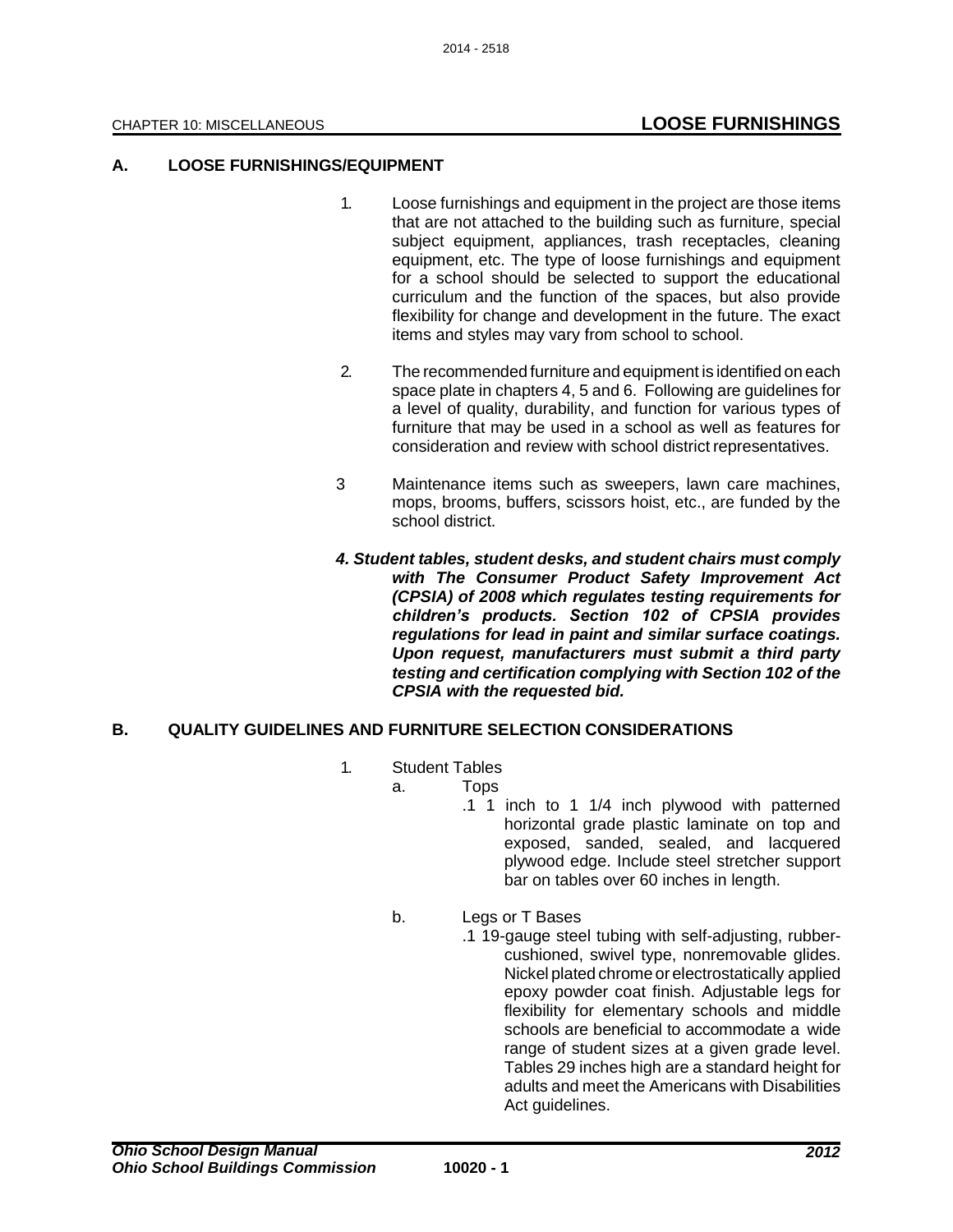## CHAPTER 10: MISCELLANEOUS — LOOSE FURNISHINGS

### A. LOOSE FURNISHINGS/EQUIPMENT

1. Loose furnishings and equipment in the project are those items that are not attached to the building such as furniture, special subject equipment, appliances, trash receptacles, cleaning equipment, etc. The type of loose furnishings and equipment for a school should be selected to support the educational curriculum and the function of the spaces, but also provide flexibility for change and development in the future. The exact items and styles may vary from school to school.

2. The recommended furniture and equipment is identified on each space plate in chapters 4, 5 and 6. Following are guidelines for a level of quality, durability, and function for various types of furniture that may be used in a school as well as features for consideration and review with school district representatives.

3 Maintenance items such as sweepers, lawn care machines, mops, brooms, buffers, scissors hoist, etc., are funded by the school district.

***4. Student tables, student desks, and student chairs must comply with The Consumer Product Safety Improvement Act (CPSIA) of 2008 which regulates testing requirements for children's products. Section 102 of CPSIA provides regulations for lead in paint and similar surface coatings. Upon request, manufacturers must submit a third party testing and certification complying with Section 102 of the CPSIA with the requested bid.***

### B. QUALITY GUIDELINES AND FURNITURE SELECTION CONSIDERATIONS

1. Student Tables
   a. Tops
      .1 1 inch to 1 1/4 inch plywood with patterned horizontal grade plastic laminate on top and exposed, sanded, sealed, and lacquered plywood edge. Include steel stretcher support bar on tables over 60 inches in length.

   b. Legs or T Bases
      .1 19-gauge steel tubing with self-adjusting, rubber-cushioned, swivel type, nonremovable glides. Nickel plated chrome or electrostatically applied epoxy powder coat finish. Adjustable legs for flexibility for elementary schools and middle schools are beneficial to accommodate a wide range of student sizes at a given grade level. Tables 29 inches high are a standard height for adults and meet the Americans with Disabilities Act guidelines.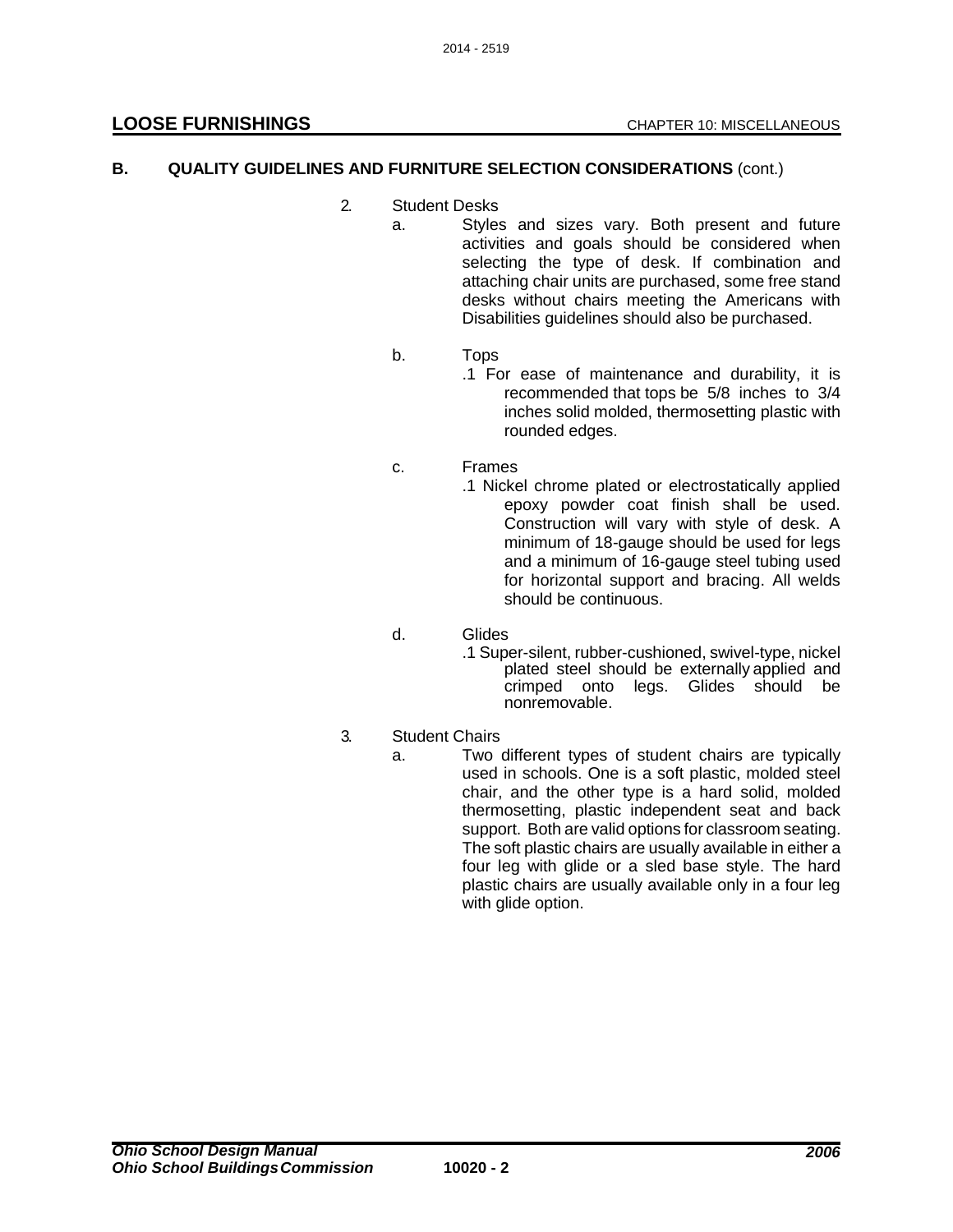## B. QUALITY GUIDELINES AND FURNITURE SELECTION CONSIDERATIONS (cont.)

2. Student Desks
   a. Styles and sizes vary. Both present and future activities and goals should be considered when selecting the type of desk. If combination and attaching chair units are purchased, some free stand desks without chairs meeting the Americans with Disabilities guidelines should also be purchased.

   b. Tops
      .1 For ease of maintenance and durability, it is recommended that tops be 5/8 inches to 3/4 inches solid molded, thermosetting plastic with rounded edges.

   c. Frames
      .1 Nickel chrome plated or electrostatically applied epoxy powder coat finish shall be used. Construction will vary with style of desk. A minimum of 18-gauge should be used for legs and a minimum of 16-gauge steel tubing used for horizontal support and bracing. All welds should be continuous.

   d. Glides
      .1 Super-silent, rubber-cushioned, swivel-type, nickel plated steel should be externally applied and crimped onto legs. Glides should be nonremovable.

3. Student Chairs
   a. Two different types of student chairs are typically used in schools. One is a soft plastic, molded steel chair, and the other type is a hard solid, molded thermosetting, plastic independent seat and back support. Both are valid options for classroom seating. The soft plastic chairs are usually available in either a four leg with glide or a sled base style. The hard plastic chairs are usually available only in a four leg with glide option.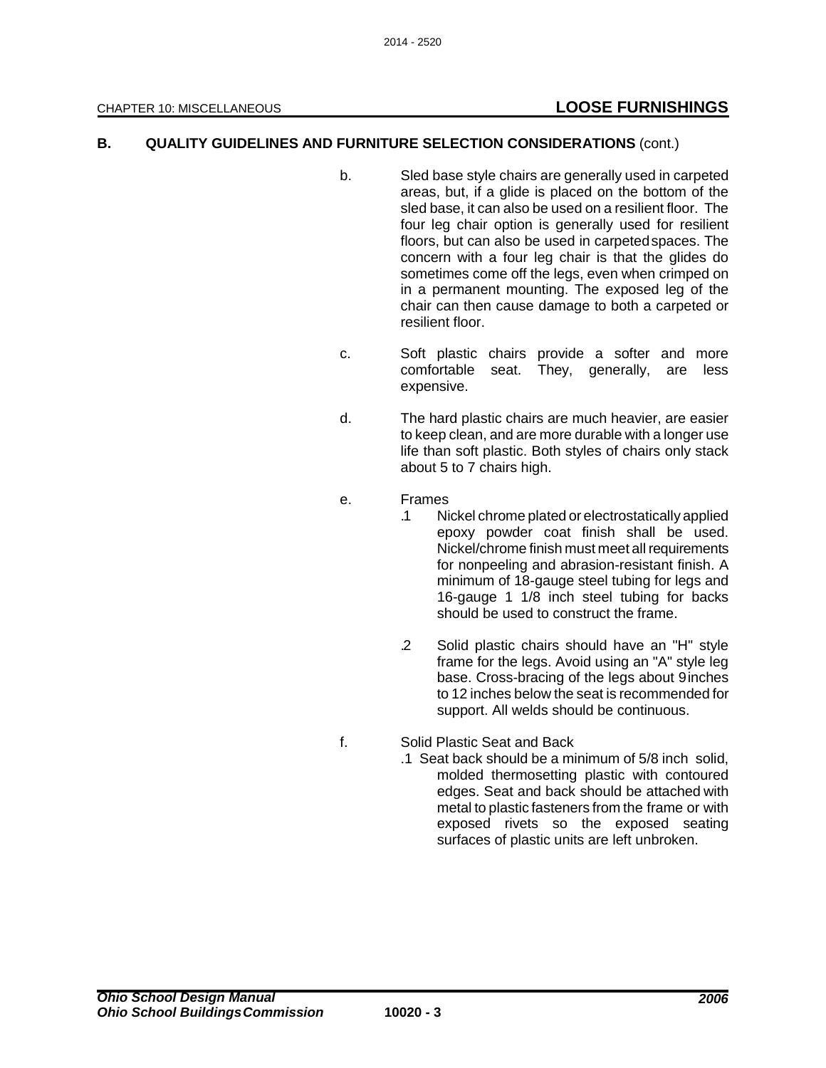## B. QUALITY GUIDELINES AND FURNITURE SELECTION CONSIDERATIONS (cont.)

b. Sled base style chairs are generally used in carpeted areas, but, if a glide is placed on the bottom of the sled base, it can also be used on a resilient floor. The four leg chair option is generally used for resilient floors, but can also be used in carpeted spaces. The concern with a four leg chair is that the glides do sometimes come off the legs, even when crimped on in a permanent mounting. The exposed leg of the chair can then cause damage to both a carpeted or resilient floor.

c. Soft plastic chairs provide a softer and more comfortable seat. They, generally, are less expensive.

d. The hard plastic chairs are much heavier, are easier to keep clean, and are more durable with a longer use life than soft plastic. Both styles of chairs only stack about 5 to 7 chairs high.

e. Frames

.1 Nickel chrome plated or electrostatically applied epoxy powder coat finish shall be used. Nickel/chrome finish must meet all requirements for nonpeeling and abrasion-resistant finish. A minimum of 18-gauge steel tubing for legs and 16-gauge 1 1/8 inch steel tubing for backs should be used to construct the frame.

.2 Solid plastic chairs should have an "H" style frame for the legs. Avoid using an "A" style leg base. Cross-bracing of the legs about 9 inches to 12 inches below the seat is recommended for support. All welds should be continuous.

f. Solid Plastic Seat and Back

.1 Seat back should be a minimum of 5/8 inch solid, molded thermosetting plastic with contoured edges. Seat and back should be attached with metal to plastic fasteners from the frame or with exposed rivets so the exposed seating surfaces of plastic units are left unbroken.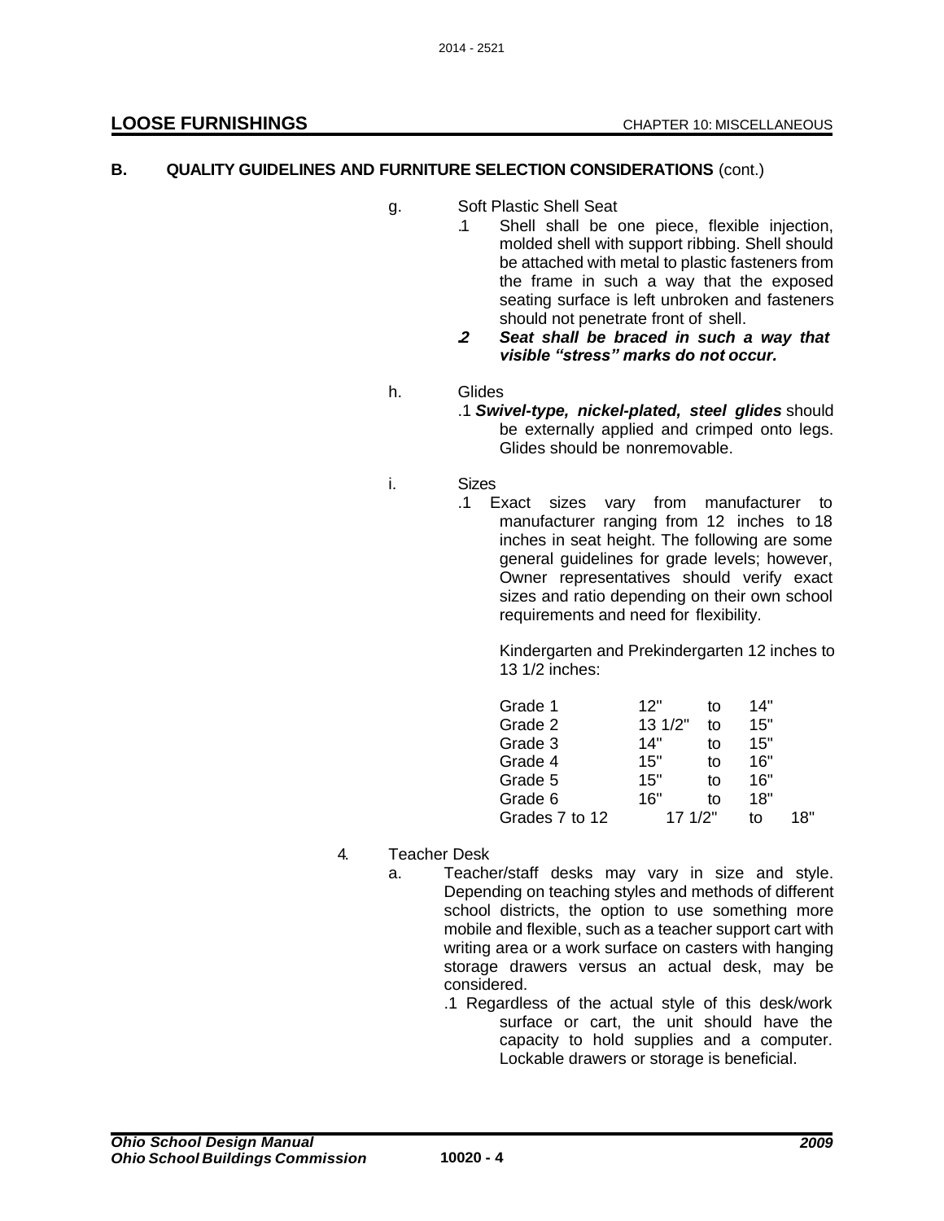**B. QUALITY GUIDELINES AND FURNITURE SELECTION CONSIDERATIONS** (cont.)

g. Soft Plastic Shell Seat

.1 Shell shall be one piece, flexible injection, molded shell with support ribbing. Shell should be attached with metal to plastic fasteners from the frame in such a way that the exposed seating surface is left unbroken and fasteners should not penetrate front of shell.

***.2 Seat shall be braced in such a way that visible "stress" marks do not occur.***

h. Glides

.1 ***Swivel-type, nickel-plated, steel glides*** should be externally applied and crimped onto legs. Glides should be nonremovable.

i. Sizes

.1 Exact sizes vary from manufacturer to manufacturer ranging from 12 inches to 18 inches in seat height. The following are some general guidelines for grade levels; however, Owner representatives should verify exact sizes and ratio depending on their own school requirements and need for flexibility.

Kindergarten and Prekindergarten 12 inches to 13 1/2 inches:

| | | | |
|---|---|---|---|
| Grade 1 | 12" | to | 14" |
| Grade 2 | 13 1/2" | to | 15" |
| Grade 3 | 14" | to | 15" |
| Grade 4 | 15" | to | 16" |
| Grade 5 | 15" | to | 16" |
| Grade 6 | 16" | to | 18" |
| Grades 7 to 12 | 17 1/2" | to | 18" |

4. Teacher Desk

a. Teacher/staff desks may vary in size and style. Depending on teaching styles and methods of different school districts, the option to use something more mobile and flexible, such as a teacher support cart with writing area or a work surface on casters with hanging storage drawers versus an actual desk, may be considered.

.1 Regardless of the actual style of this desk/work surface or cart, the unit should have the capacity to hold supplies and a computer. Lockable drawers or storage is beneficial.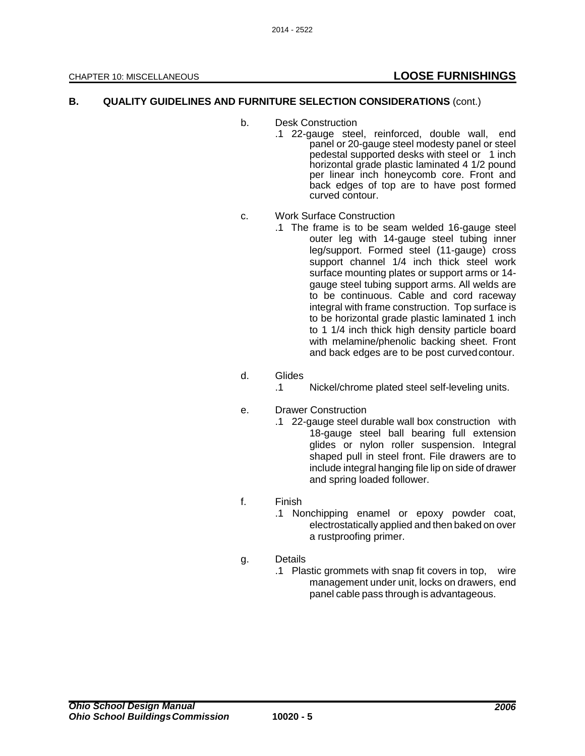## B. QUALITY GUIDELINES AND FURNITURE SELECTION CONSIDERATIONS (cont.)

b. Desk Construction

   .1 22-gauge steel, reinforced, double wall, end panel or 20-gauge steel modesty panel or steel pedestal supported desks with steel or 1 inch horizontal grade plastic laminated 4 1/2 pound per linear inch honeycomb core. Front and back edges of top are to have post formed curved contour.

c. Work Surface Construction

   .1 The frame is to be seam welded 16-gauge steel outer leg with 14-gauge steel tubing inner leg/support. Formed steel (11-gauge) cross support channel 1/4 inch thick steel work surface mounting plates or support arms or 14-gauge steel tubing support arms. All welds are to be continuous. Cable and cord raceway integral with frame construction. Top surface is to be horizontal grade plastic laminated 1 inch to 1 1/4 inch thick high density particle board with melamine/phenolic backing sheet. Front and back edges are to be post curved contour.

d. Glides

   .1 Nickel/chrome plated steel self-leveling units.

e. Drawer Construction

   .1 22-gauge steel durable wall box construction with 18-gauge steel ball bearing full extension glides or nylon roller suspension. Integral shaped pull in steel front. File drawers are to include integral hanging file lip on side of drawer and spring loaded follower.

f. Finish

   .1 Nonchipping enamel or epoxy powder coat, electrostatically applied and then baked on over a rustproofing primer.

g. Details

   .1 Plastic grommets with snap fit covers in top, wire management under unit, locks on drawers, end panel cable pass through is advantageous.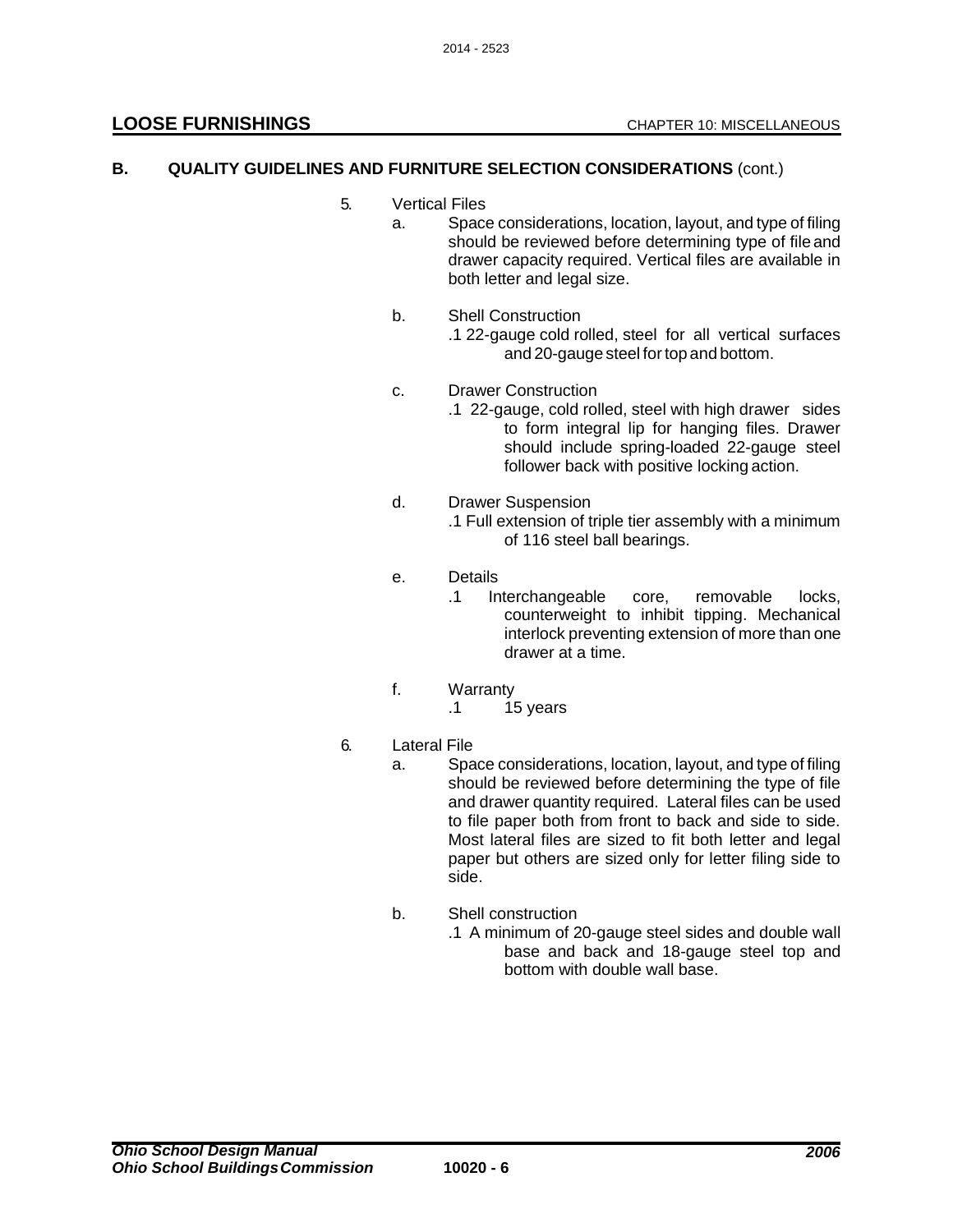**B. QUALITY GUIDELINES AND FURNITURE SELECTION CONSIDERATIONS** (cont.)

5. Vertical Files
   a. Space considerations, location, layout, and type of filing should be reviewed before determining type of file and drawer capacity required. Vertical files are available in both letter and legal size.

   b. Shell Construction
      .1 22-gauge cold rolled, steel for all vertical surfaces and 20-gauge steel for top and bottom.

   c. Drawer Construction
      .1 22-gauge, cold rolled, steel with high drawer sides to form integral lip for hanging files. Drawer should include spring-loaded 22-gauge steel follower back with positive locking action.

   d. Drawer Suspension
      .1 Full extension of triple tier assembly with a minimum of 116 steel ball bearings.

   e. Details
      .1 Interchangeable core, removable locks, counterweight to inhibit tipping. Mechanical interlock preventing extension of more than one drawer at a time.

   f. Warranty
      .1 15 years

6. Lateral File
   a. Space considerations, location, layout, and type of filing should be reviewed before determining the type of file and drawer quantity required. Lateral files can be used to file paper both from front to back and side to side. Most lateral files are sized to fit both letter and legal paper but others are sized only for letter filing side to side.

   b. Shell construction
      .1 A minimum of 20-gauge steel sides and double wall base and back and 18-gauge steel top and bottom with double wall base.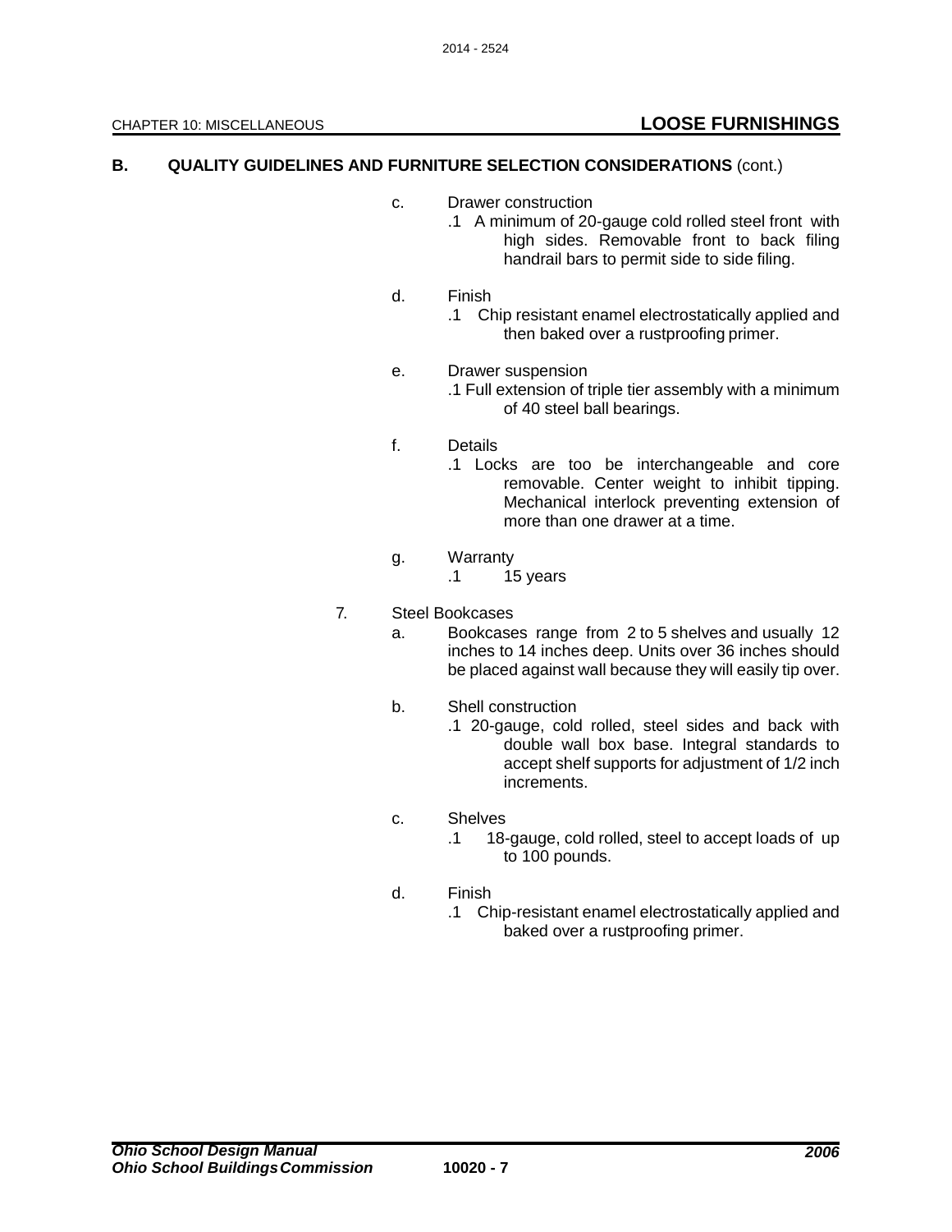## B. QUALITY GUIDELINES AND FURNITURE SELECTION CONSIDERATIONS (cont.)

c. Drawer construction
   - .1 A minimum of 20-gauge cold rolled steel front with high sides. Removable front to back filing handrail bars to permit side to side filing.

d. Finish
   - .1 Chip resistant enamel electrostatically applied and then baked over a rustproofing primer.

e. Drawer suspension
   - .1 Full extension of triple tier assembly with a minimum of 40 steel ball bearings.

f. Details
   - .1 Locks are too be interchangeable and core removable. Center weight to inhibit tipping. Mechanical interlock preventing extension of more than one drawer at a time.

g. Warranty
   - .1 15 years

7. Steel Bookcases

   a. Bookcases range from 2 to 5 shelves and usually 12 inches to 14 inches deep. Units over 36 inches should be placed against wall because they will easily tip over.

   b. Shell construction
      - .1 20-gauge, cold rolled, steel sides and back with double wall box base. Integral standards to accept shelf supports for adjustment of 1/2 inch increments.

   c. Shelves
      - .1 18-gauge, cold rolled, steel to accept loads of up to 100 pounds.

   d. Finish
      - .1 Chip-resistant enamel electrostatically applied and baked over a rustproofing primer.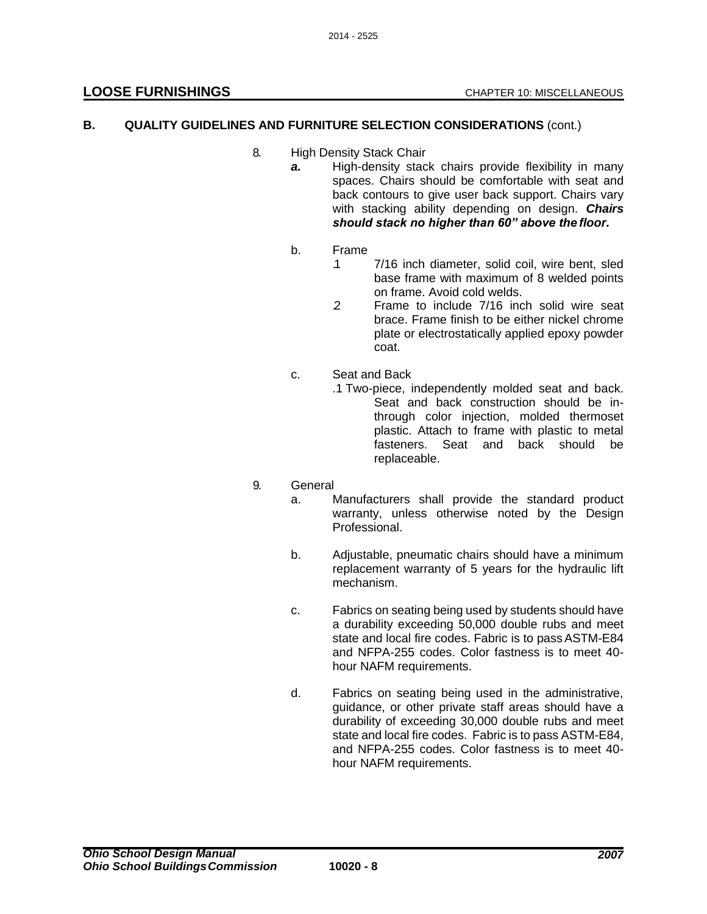## B. QUALITY GUIDELINES AND FURNITURE SELECTION CONSIDERATIONS (cont.)

8. High Density Stack Chair
   - ***a.*** High-density stack chairs provide flexibility in many spaces. Chairs should be comfortable with seat and back contours to give user back support. Chairs vary with stacking ability depending on design. ***Chairs should stack no higher than 60" above the floor.***
   - b. Frame
     - .1 7/16 inch diameter, solid coil, wire bent, sled base frame with maximum of 8 welded points on frame. Avoid cold welds.
     - .2 Frame to include 7/16 inch solid wire seat brace. Frame finish to be either nickel chrome plate or electrostatically applied epoxy powder coat.
   - c. Seat and Back
     - .1 Two-piece, independently molded seat and back. Seat and back construction should be in-through color injection, molded thermoset plastic. Attach to frame with plastic to metal fasteners. Seat and back should be replaceable.

9. General
   - a. Manufacturers shall provide the standard product warranty, unless otherwise noted by the Design Professional.
   - b. Adjustable, pneumatic chairs should have a minimum replacement warranty of 5 years for the hydraulic lift mechanism.
   - c. Fabrics on seating being used by students should have a durability exceeding 50,000 double rubs and meet state and local fire codes. Fabric is to pass ASTM-E84 and NFPA-255 codes. Color fastness is to meet 40-hour NAFM requirements.
   - d. Fabrics on seating being used in the administrative, guidance, or other private staff areas should have a durability of exceeding 30,000 double rubs and meet state and local fire codes. Fabric is to pass ASTM-E84, and NFPA-255 codes. Color fastness is to meet 40-hour NAFM requirements.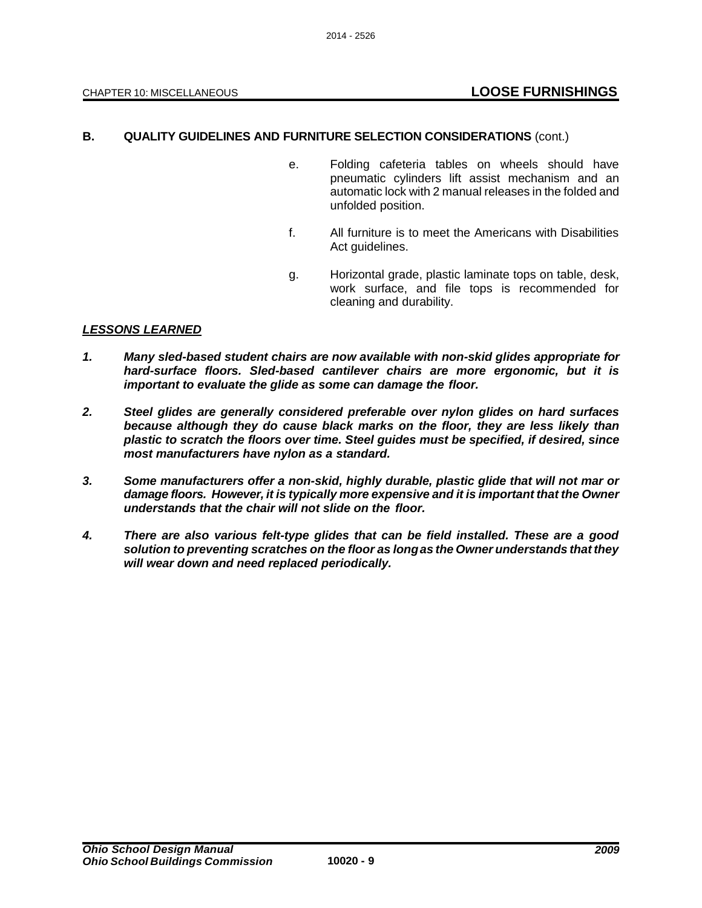**B. QUALITY GUIDELINES AND FURNITURE SELECTION CONSIDERATIONS** (cont.)

e. Folding cafeteria tables on wheels should have pneumatic cylinders lift assist mechanism and an automatic lock with 2 manual releases in the folded and unfolded position.

f. All furniture is to meet the Americans with Disabilities Act guidelines.

g. Horizontal grade, plastic laminate tops on table, desk, work surface, and file tops is recommended for cleaning and durability.

***LESSONS LEARNED***

***1. Many sled-based student chairs are now available with non-skid glides appropriate for hard-surface floors. Sled-based cantilever chairs are more ergonomic, but it is important to evaluate the glide as some can damage the floor.***

***2. Steel glides are generally considered preferable over nylon glides on hard surfaces because although they do cause black marks on the floor, they are less likely than plastic to scratch the floors over time. Steel guides must be specified, if desired, since most manufacturers have nylon as a standard.***

***3. Some manufacturers offer a non-skid, highly durable, plastic glide that will not mar or damage floors. However, it is typically more expensive and it is important that the Owner understands that the chair will not slide on the floor.***

***4. There are also various felt-type glides that can be field installed. These are a good solution to preventing scratches on the floor as long as the Owner understands that they will wear down and need replaced periodically.***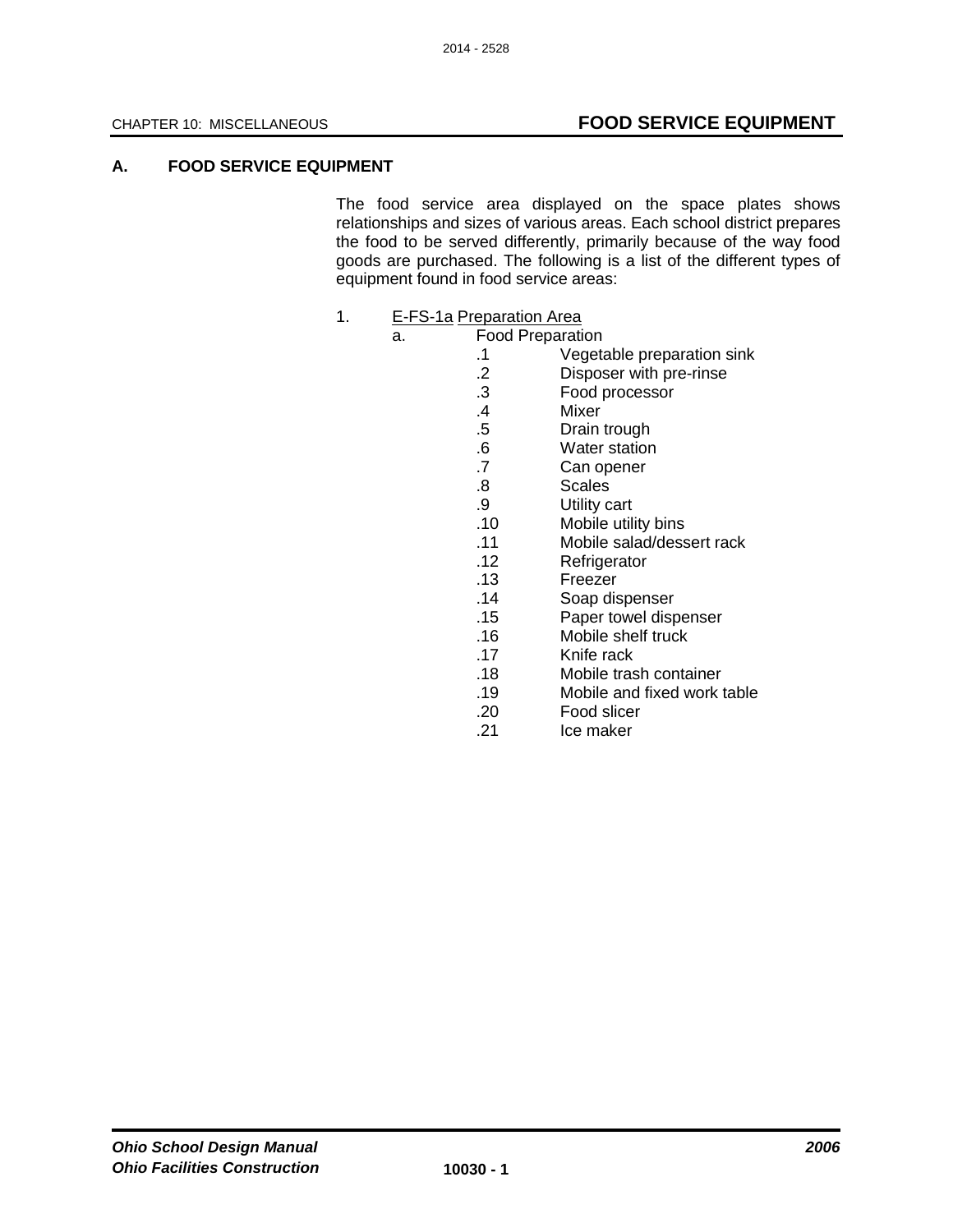## A. FOOD SERVICE EQUIPMENT

The food service area displayed on the space plates shows relationships and sizes of various areas. Each school district prepares the food to be served differently, primarily because of the way food goods are purchased. The following is a list of the different types of equipment found in food service areas:

1. E-FS-1a Preparation Area
   a. Food Preparation
      - .1 Vegetable preparation sink
      - .2 Disposer with pre-rinse
      - .3 Food processor
      - .4 Mixer
      - .5 Drain trough
      - .6 Water station
      - .7 Can opener
      - .8 Scales
      - .9 Utility cart
      - .10 Mobile utility bins
      - .11 Mobile salad/dessert rack
      - .12 Refrigerator
      - .13 Freezer
      - .14 Soap dispenser
      - .15 Paper towel dispenser
      - .16 Mobile shelf truck
      - .17 Knife rack
      - .18 Mobile trash container
      - .19 Mobile and fixed work table
      - .20 Food slicer
      - .21 Ice maker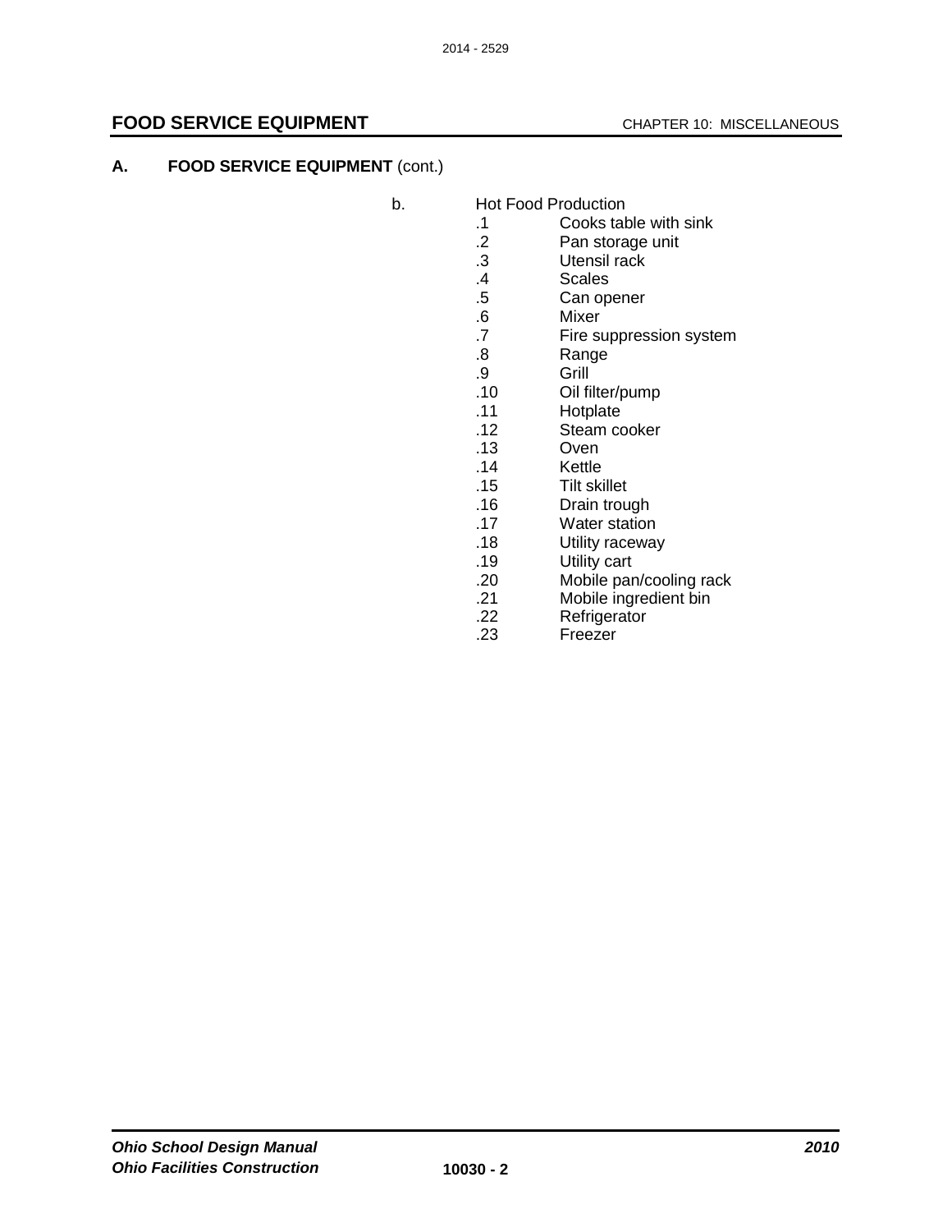## A. FOUD SERVICE EQUIPMENT (cont.)

b. Hot Food Production

.1 Cooks table with sink
.2 Pan storage unit
.3 Utensil rack
.4 Scales
.5 Can opener
.6 Mixer
.7 Fire suppression system
.8 Range
.9 Grill
.10 Oil filter/pump
.11 Hotplate
.12 Steam cooker
.13 Oven
.14 Kettle
.15 Tilt skillet
.16 Drain trough
.17 Water station
.18 Utility raceway
.19 Utility cart
.20 Mobile pan/cooling rack
.21 Mobile ingredient bin
.22 Refrigerator
.23 Freezer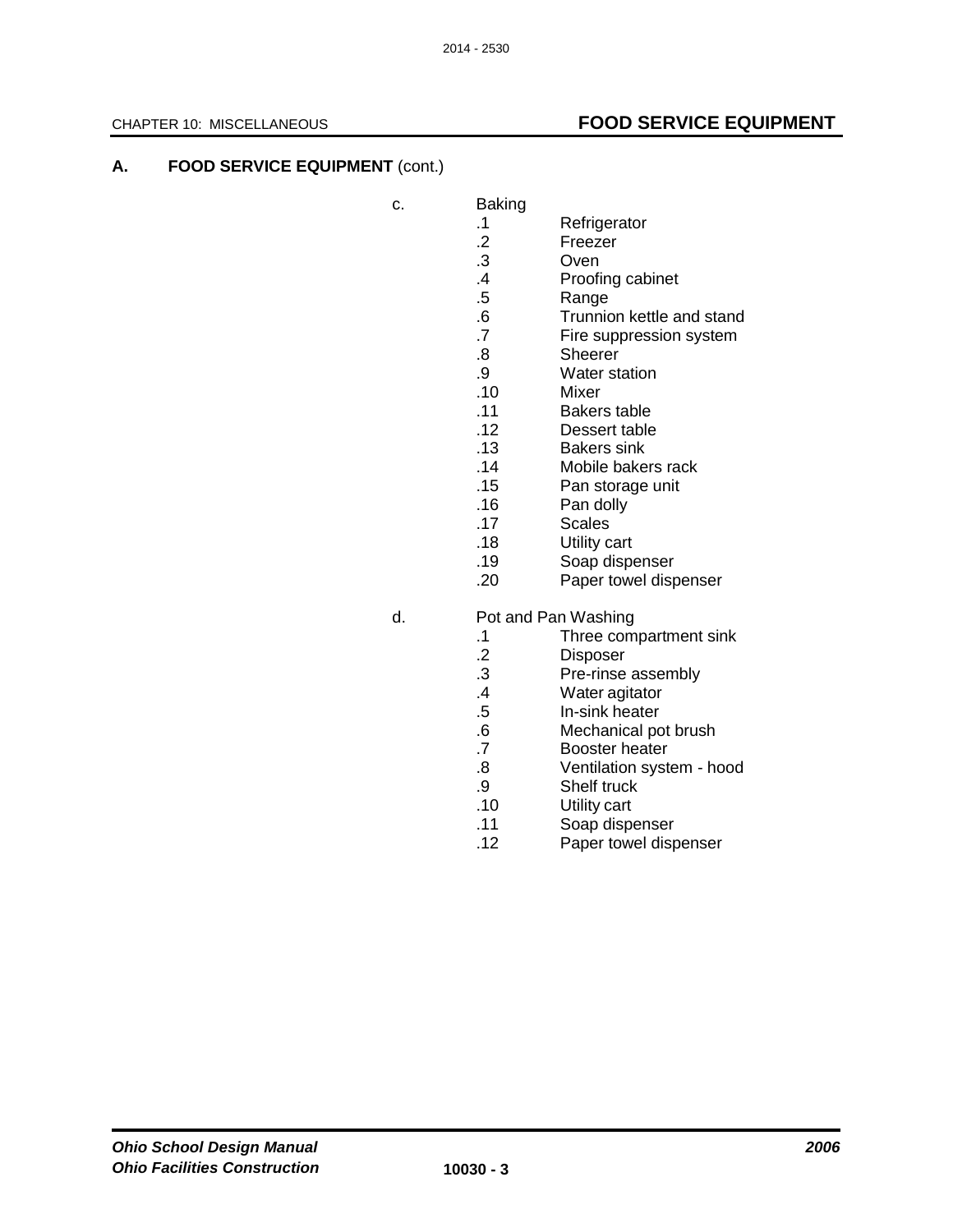## A. FOOD SERVICE EQUIPMENT (cont.)

c. Baking
- .1 Refrigerator
- .2 Freezer
- .3 Oven
- .4 Proofing cabinet
- .5 Range
- .6 Trunnion kettle and stand
- .7 Fire suppression system
- .8 Sheerer
- .9 Water station
- .10 Mixer
- .11 Bakers table
- .12 Dessert table
- .13 Bakers sink
- .14 Mobile bakers rack
- .15 Pan storage unit
- .16 Pan dolly
- .17 Scales
- .18 Utility cart
- .19 Soap dispenser
- .20 Paper towel dispenser

d. Pot and Pan Washing
- .1 Three compartment sink
- .2 Disposer
- .3 Pre-rinse assembly
- .4 Water agitator
- .5 In-sink heater
- .6 Mechanical pot brush
- .7 Booster heater
- .8 Ventilation system - hood
- .9 Shelf truck
- .10 Utility cart
- .11 Soap dispenser
- .12 Paper towel dispenser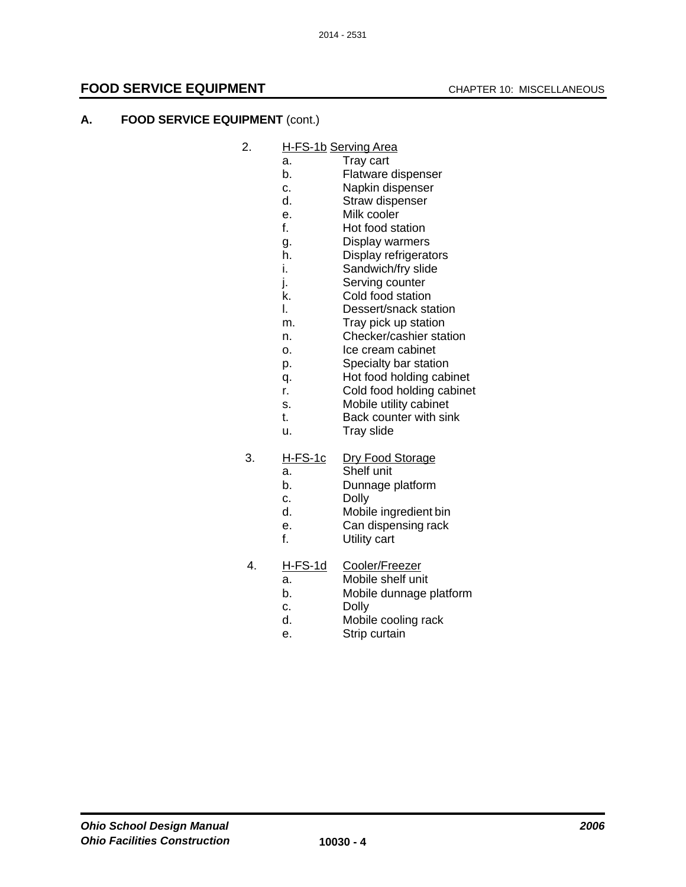## A. FOOD SERVICE EQUIPMENT (cont.)

2. H-FS-1b Serving Area
   - a. Tray cart
   - b. Flatware dispenser
   - c. Napkin dispenser
   - d. Straw dispenser
   - e. Milk cooler
   - f. Hot food station
   - g. Display warmers
   - h. Display refrigerators
   - i. Sandwich/fry slide
   - j. Serving counter
   - k. Cold food station
   - l. Dessert/snack station
   - m. Tray pick up station
   - n. Checker/cashier station
   - o. Ice cream cabinet
   - p. Specialty bar station
   - q. Hot food holding cabinet
   - r. Cold food holding cabinet
   - s. Mobile utility cabinet
   - t. Back counter with sink
   - u. Tray slide

3. H-FS-1c Dry Food Storage
   - a. Shelf unit
   - b. Dunnage platform
   - c. Dolly
   - d. Mobile ingredient bin
   - e. Can dispensing rack
   - f. Utility cart

4. H-FS-1d Cooler/Freezer
   - a. Mobile shelf unit
   - b. Mobile dunnage platform
   - c. Dolly
   - d. Mobile cooling rack
   - e. Strip curtain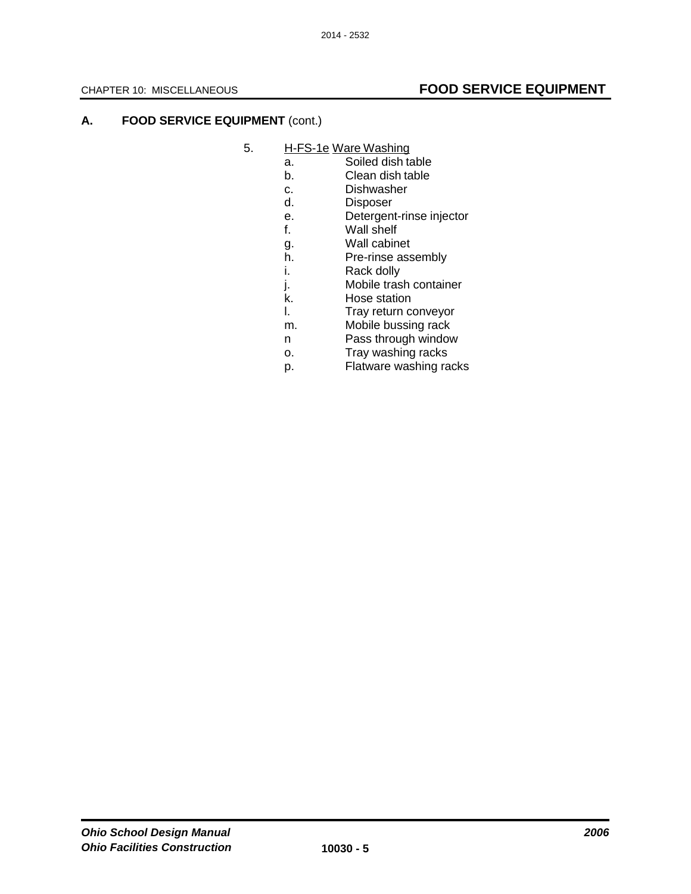## A. FOOD SERVICE EQUIPMENT (cont.)

5. H-FS-1e Ware Washing
   - a. Soiled dish table
   - b. Clean dish table
   - c. Dishwasher
   - d. Disposer
   - e. Detergent-rinse injector
   - f. Wall shelf
   - g. Wall cabinet
   - h. Pre-rinse assembly
   - i. Rack dolly
   - j. Mobile trash container
   - k. Hose station
   - l. Tray return conveyor
   - m. Mobile bussing rack
   - n Pass through window
   - o. Tray washing racks
   - p. Flatware washing racks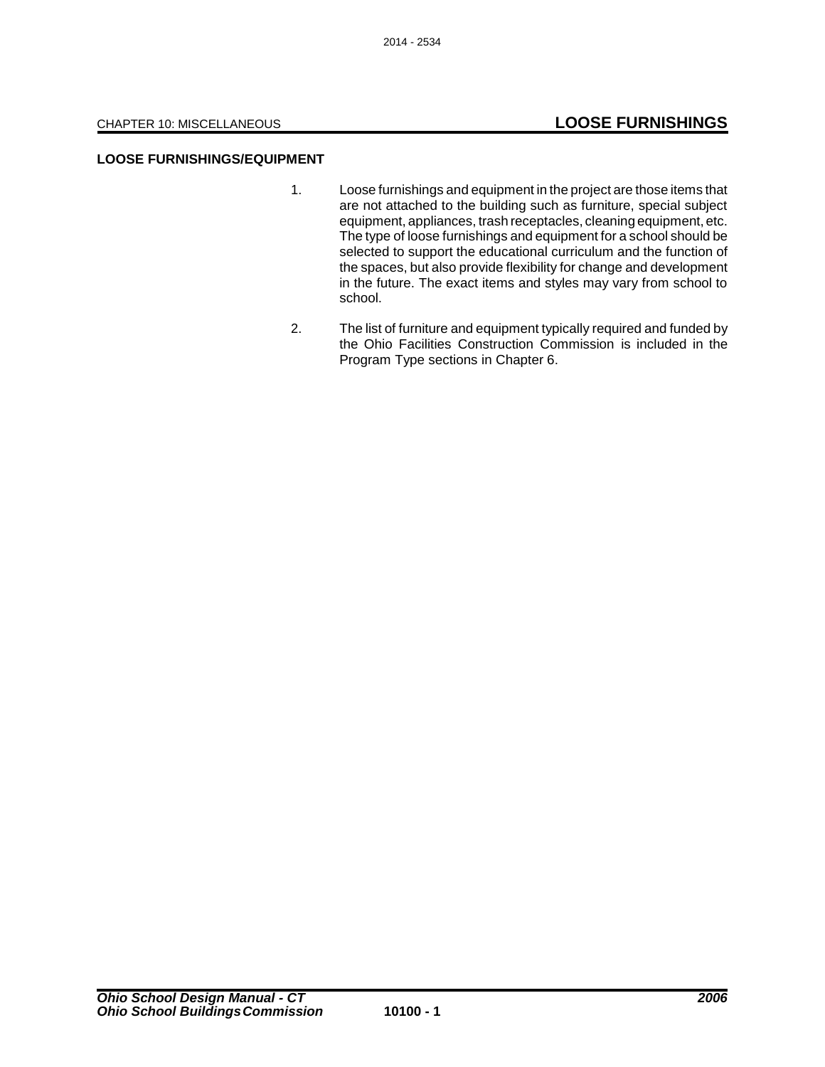## LOOSE FURNISHINGS

### LOOSE FURNISHINGS/EQUIPMENT

1. Loose furnishings and equipment in the project are those items that are not attached to the building such as furniture, special subject equipment, appliances, trash receptacles, cleaning equipment, etc. The type of loose furnishings and equipment for a school should be selected to support the educational curriculum and the function of the spaces, but also provide flexibility for change and development in the future. The exact items and styles may vary from school to school.

2. The list of furniture and equipment typically required and funded by the Ohio Facilities Construction Commission is included in the Program Type sections in Chapter 6.